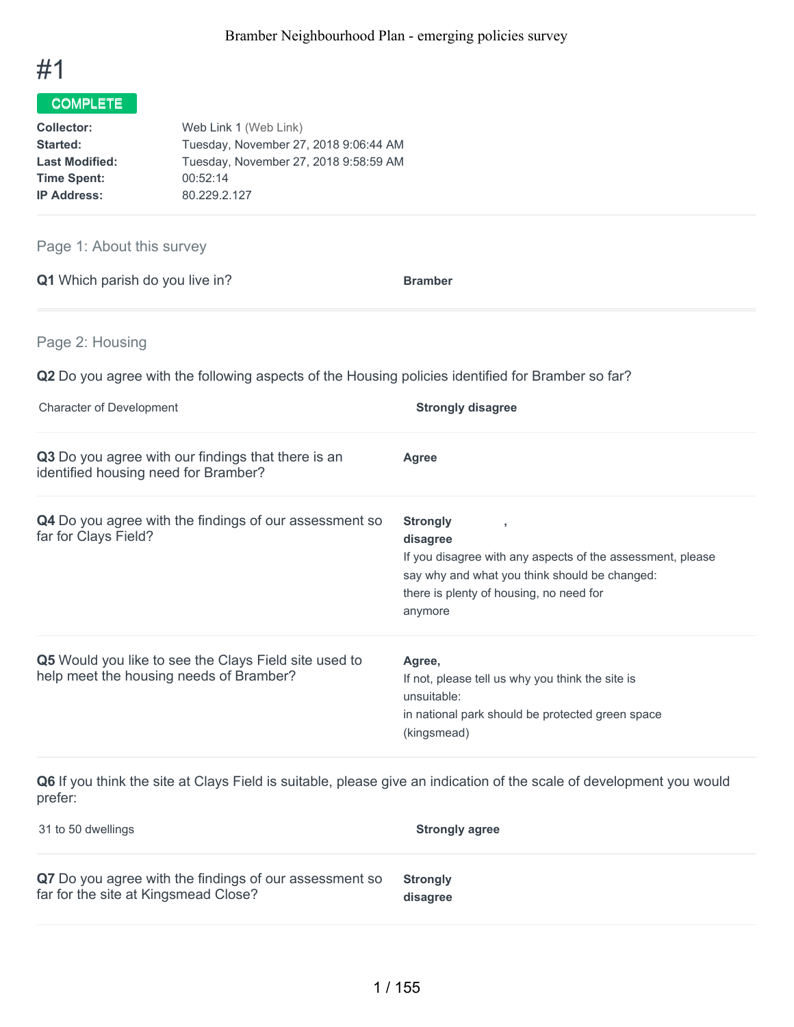# #1

**COMPLETE**

| | |
|---|---|
| **Collector:** | Web Link 1 (Web Link) |
| **Started:** | Tuesday, November 27, 2018 9:06:44 AM |
| **Last Modified:** | Tuesday, November 27, 2018 9:58:59 AM |
| **Time Spent:** | 00:52:14 |
| **IP Address:** | 80.229.2.127 |

## Page 1: About this survey

**Q1** Which parish do you live in?

**Bramber**

## Page 2: Housing

**Q2** Do you agree with the following aspects of the Housing policies identified for Bramber so far?

| | |
|---|---|
| Character of Development | **Strongly disagree** |

**Q3** Do you agree with our findings that there is an identified housing need for Bramber?

**Agree**

**Q4** Do you agree with the findings of our assessment so far for Clays Field?

**Strongly disagree ,**

If you disagree with any aspects of the assessment, please say why and what you think should be changed:
there is plenty of housing, no need for anymore

**Q5** Would you like to see the Clays Field site used to help meet the housing needs of Bramber?

**Agree,**

If not, please tell us why you think the site is unsuitable:
in national park should be protected green space (kingsmead)

**Q6** If you think the site at Clays Field is suitable, please give an indication of the scale of development you would prefer:

| | |
|---|---|
| 31 to 50 dwellings | **Strongly agree** |

**Q7** Do you agree with the findings of our assessment so far for the site at Kingsmead Close?

**Strongly disagree**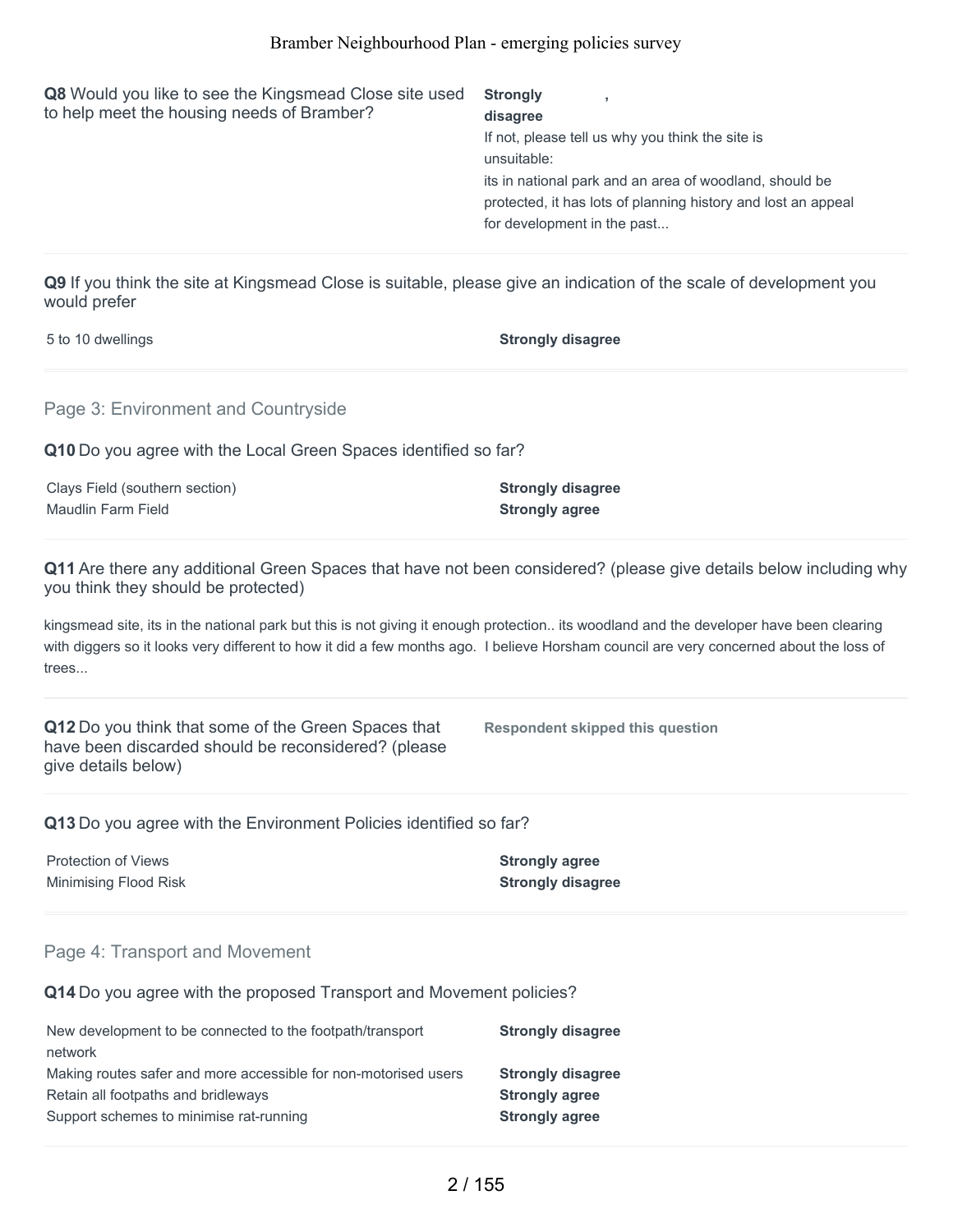**Q8** Would you like to see the Kingsmead Close site used to help meet the housing needs of Bramber?

**Strongly disagree** ,

If not, please tell us why you think the site is unsuitable:
its in national park and an area of woodland, should be protected, it has lots of planning history and lost an appeal for development in the past...

**Q9** If you think the site at Kingsmead Close is suitable, please give an indication of the scale of development you would prefer

| | |
|---|---|
| 5 to 10 dwellings | **Strongly disagree** |

## Page 3: Environment and Countryside

**Q10** Do you agree with the Local Green Spaces identified so far?

| | |
|---|---|
| Clays Field (southern section) | **Strongly disagree** |
| Maudlin Farm Field | **Strongly agree** |

**Q11** Are there any additional Green Spaces that have not been considered? (please give details below including why you think they should be protected)

kingsmead site, its in the national park but this is not giving it enough protection.. its woodland and the developer have been clearing with diggers so it looks very different to how it did a few months ago. I believe Horsham council are very concerned about the loss of trees...

**Q12** Do you think that some of the Green Spaces that have been discarded should be reconsidered? (please give details below)

**Respondent skipped this question**

**Q13** Do you agree with the Environment Policies identified so far?

| | |
|---|---|
| Protection of Views | **Strongly agree** |
| Minimising Flood Risk | **Strongly disagree** |

## Page 4: Transport and Movement

**Q14** Do you agree with the proposed Transport and Movement policies?

| | |
|---|---|
| New development to be connected to the footpath/transport network | **Strongly disagree** |
| Making routes safer and more accessible for non-motorised users | **Strongly disagree** |
| Retain all footpaths and bridleways | **Strongly agree** |
| Support schemes to minimise rat-running | **Strongly agree** |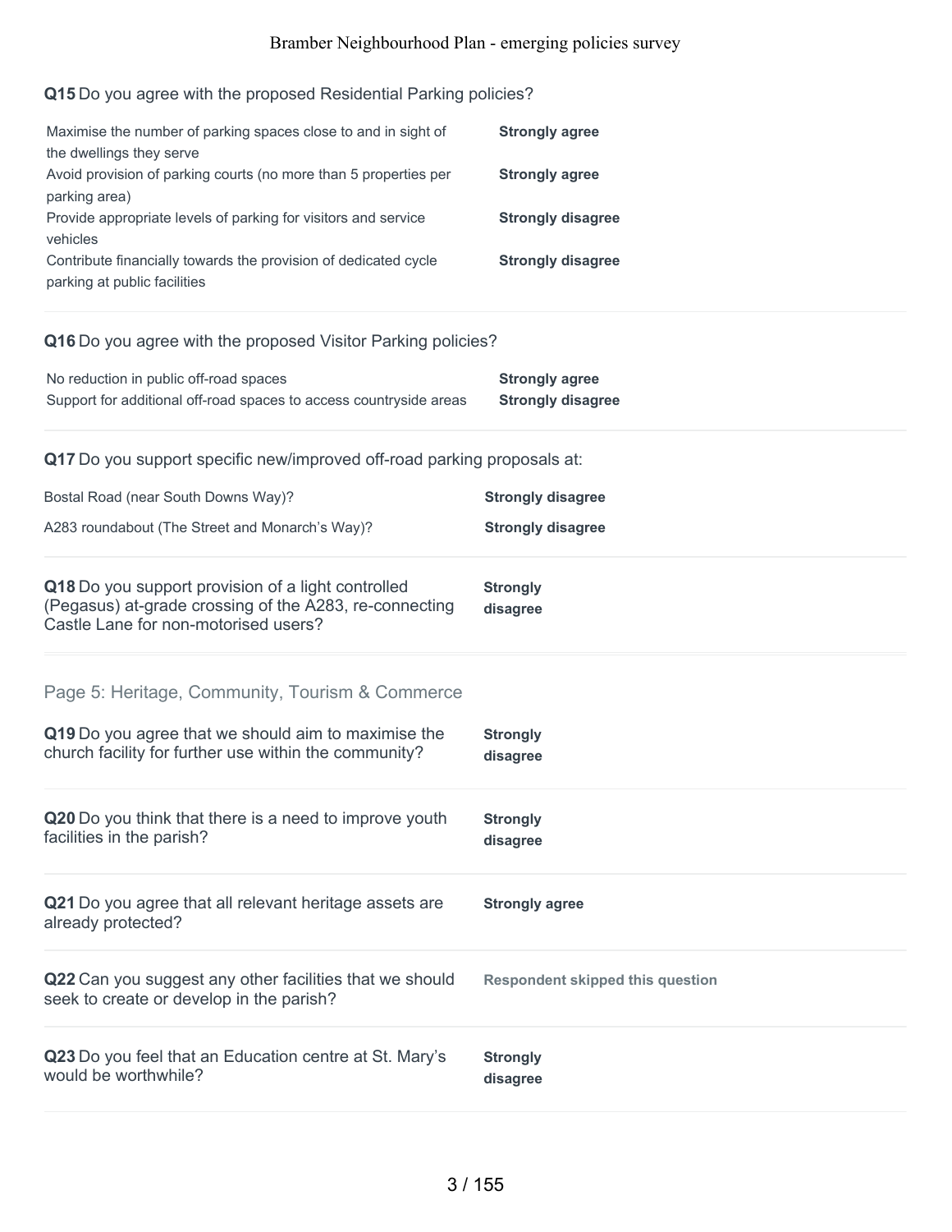**Q15** Do you agree with the proposed Residential Parking policies?

| | |
|---|---|
| Maximise the number of parking spaces close to and in sight of the dwellings they serve | **Strongly agree** |
| Avoid provision of parking courts (no more than 5 properties per parking area) | **Strongly agree** |
| Provide appropriate levels of parking for visitors and service vehicles | **Strongly disagree** |
| Contribute financially towards the provision of dedicated cycle parking at public facilities | **Strongly disagree** |

**Q16** Do you agree with the proposed Visitor Parking policies?

| | |
|---|---|
| No reduction in public off-road spaces | **Strongly agree** |
| Support for additional off-road spaces to access countryside areas | **Strongly disagree** |

**Q17** Do you support specific new/improved off-road parking proposals at:

| | |
|---|---|
| Bostal Road (near South Downs Way)? | **Strongly disagree** |
| A283 roundabout (The Street and Monarch's Way)? | **Strongly disagree** |

**Q18** Do you support provision of a light controlled (Pegasus) at-grade crossing of the A283, re-connecting Castle Lane for non-motorised users? **Strongly disagree**

## Page 5: Heritage, Community, Tourism & Commerce

**Q19** Do you agree that we should aim to maximise the church facility for further use within the community? **Strongly disagree**

**Q20** Do you think that there is a need to improve youth facilities in the parish? **Strongly disagree**

**Q21** Do you agree that all relevant heritage assets are already protected? **Strongly agree**

**Q22** Can you suggest any other facilities that we should seek to create or develop in the parish? **Respondent skipped this question**

**Q23** Do you feel that an Education centre at St. Mary's would be worthwhile? **Strongly disagree**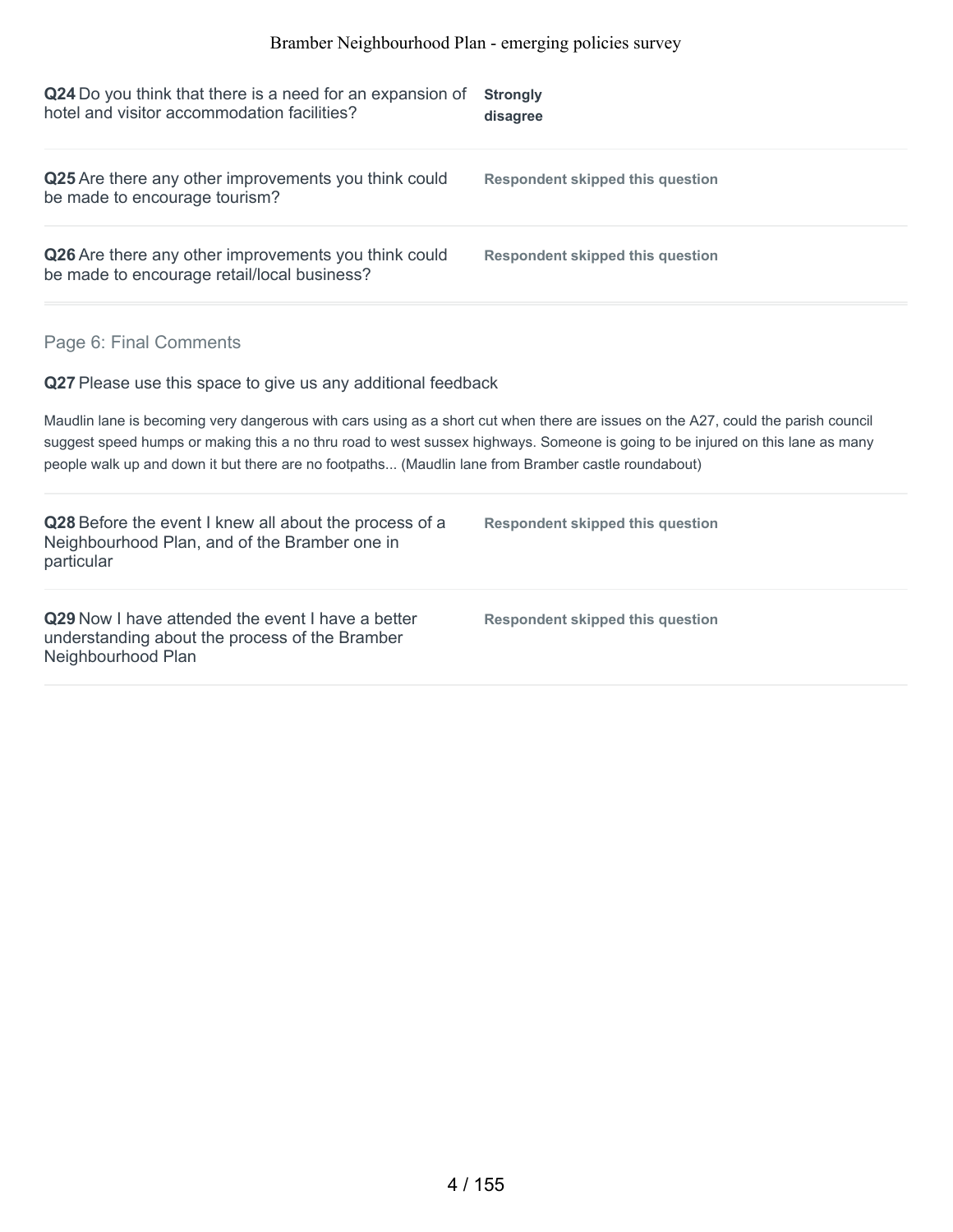**Q24** Do you think that there is a need for an expansion of hotel and visitor accommodation facilities?

**Strongly disagree**

**Q25** Are there any other improvements you think could be made to encourage tourism?

**Respondent skipped this question**

**Q26** Are there any other improvements you think could be made to encourage retail/local business?

**Respondent skipped this question**

## Page 6: Final Comments

**Q27** Please use this space to give us any additional feedback

Maudlin lane is becoming very dangerous with cars using as a short cut when there are issues on the A27, could the parish council suggest speed humps or making this a no thru road to west sussex highways. Someone is going to be injured on this lane as many people walk up and down it but there are no footpaths... (Maudlin lane from Bramber castle roundabout)

**Q28** Before the event I knew all about the process of a Neighbourhood Plan, and of the Bramber one in particular

**Respondent skipped this question**

**Q29** Now I have attended the event I have a better understanding about the process of the Bramber Neighbourhood Plan

**Respondent skipped this question**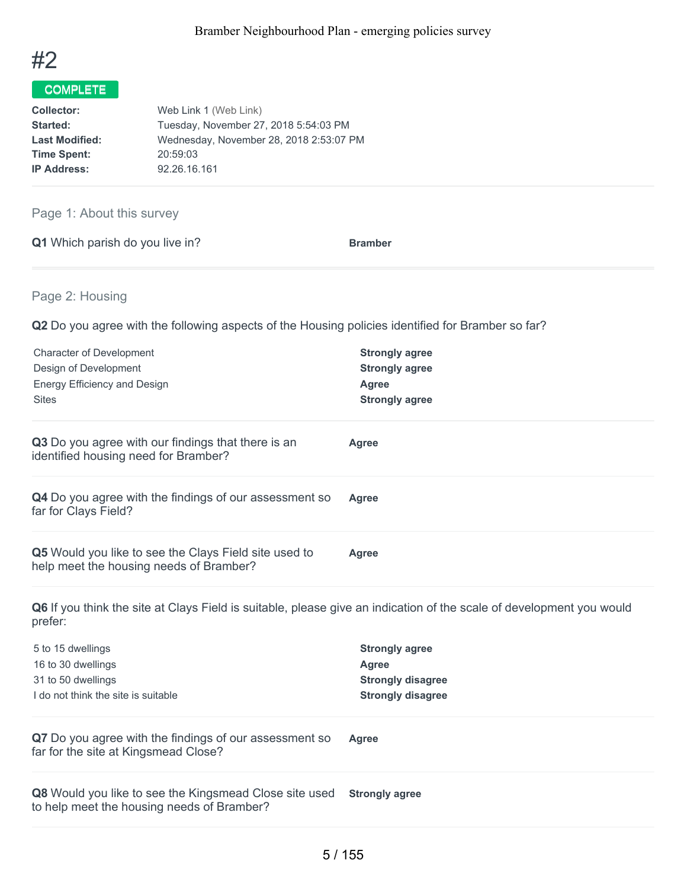# #2

**COMPLETE**

| | |
|---|---|
| **Collector:** | Web Link 1 (Web Link) |
| **Started:** | Tuesday, November 27, 2018 5:54:03 PM |
| **Last Modified:** | Wednesday, November 28, 2018 2:53:07 PM |
| **Time Spent:** | 20:59:03 |
| **IP Address:** | 92.26.16.161 |

## Page 1: About this survey

**Q1** Which parish do you live in? — **Bramber**

## Page 2: Housing

**Q2** Do you agree with the following aspects of the Housing policies identified for Bramber so far?

| | |
|---|---|
| Character of Development | **Strongly agree** |
| Design of Development | **Strongly agree** |
| Energy Efficiency and Design | **Agree** |
| Sites | **Strongly agree** |

**Q3** Do you agree with our findings that there is an identified housing need for Bramber? — **Agree**

**Q4** Do you agree with the findings of our assessment so far for Clays Field? — **Agree**

**Q5** Would you like to see the Clays Field site used to help meet the housing needs of Bramber? — **Agree**

**Q6** If you think the site at Clays Field is suitable, please give an indication of the scale of development you would prefer:

| | |
|---|---|
| 5 to 15 dwellings | **Strongly agree** |
| 16 to 30 dwellings | **Agree** |
| 31 to 50 dwellings | **Strongly disagree** |
| I do not think the site is suitable | **Strongly disagree** |

**Q7** Do you agree with the findings of our assessment so far for the site at Kingsmead Close? — **Agree**

**Q8** Would you like to see the Kingsmead Close site used to help meet the housing needs of Bramber? — **Strongly agree**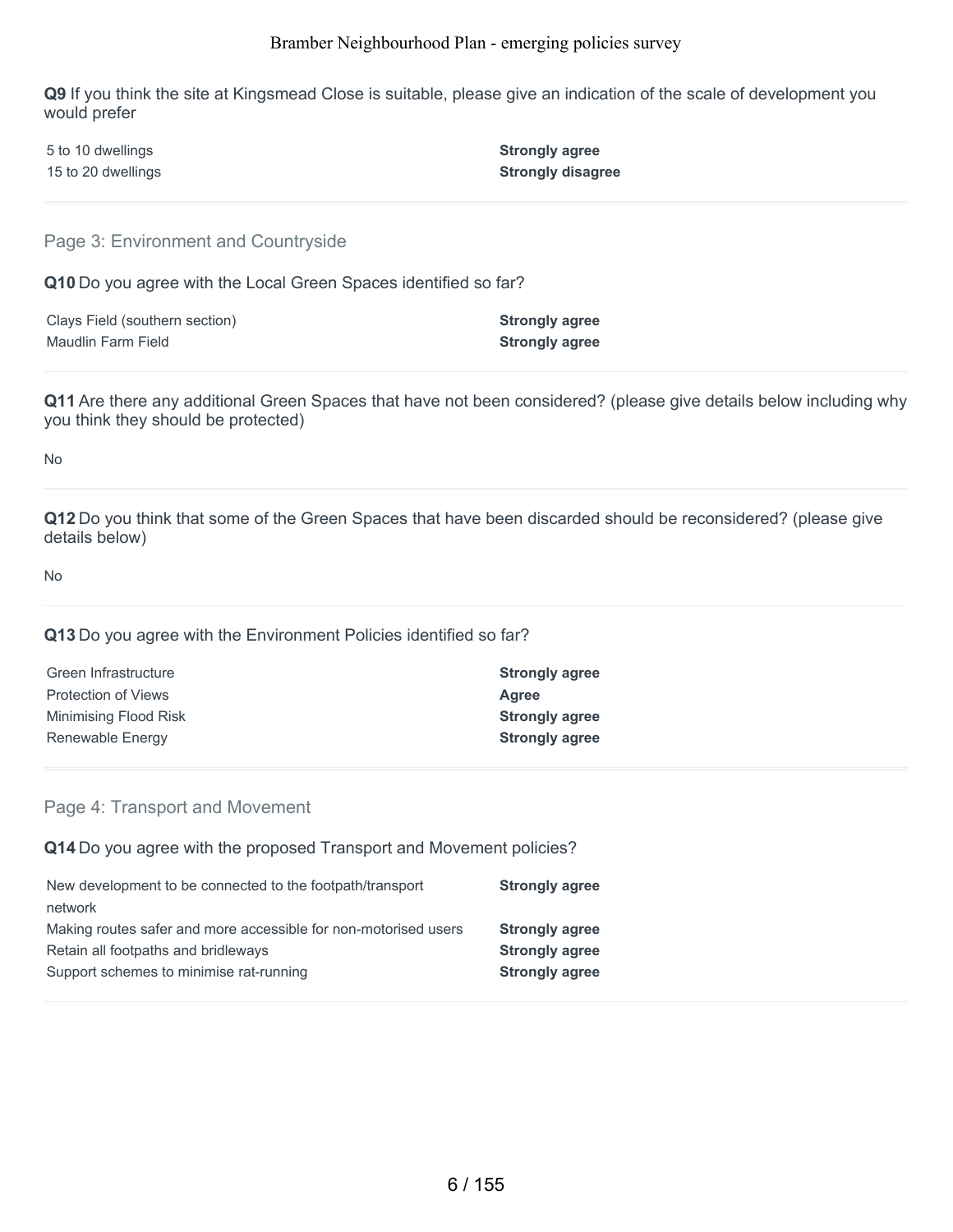**Q9** If you think the site at Kingsmead Close is suitable, please give an indication of the scale of development you would prefer

| | |
|---|---|
| 5 to 10 dwellings | **Strongly agree** |
| 15 to 20 dwellings | **Strongly disagree** |

## Page 3: Environment and Countryside

**Q10** Do you agree with the Local Green Spaces identified so far?

| | |
|---|---|
| Clays Field (southern section) | **Strongly agree** |
| Maudlin Farm Field | **Strongly agree** |

**Q11** Are there any additional Green Spaces that have not been considered? (please give details below including why you think they should be protected)

No

**Q12** Do you think that some of the Green Spaces that have been discarded should be reconsidered? (please give details below)

No

**Q13** Do you agree with the Environment Policies identified so far?

| | |
|---|---|
| Green Infrastructure | **Strongly agree** |
| Protection of Views | **Agree** |
| Minimising Flood Risk | **Strongly agree** |
| Renewable Energy | **Strongly agree** |

## Page 4: Transport and Movement

**Q14** Do you agree with the proposed Transport and Movement policies?

| | |
|---|---|
| New development to be connected to the footpath/transport network | **Strongly agree** |
| Making routes safer and more accessible for non-motorised users | **Strongly agree** |
| Retain all footpaths and bridleways | **Strongly agree** |
| Support schemes to minimise rat-running | **Strongly agree** |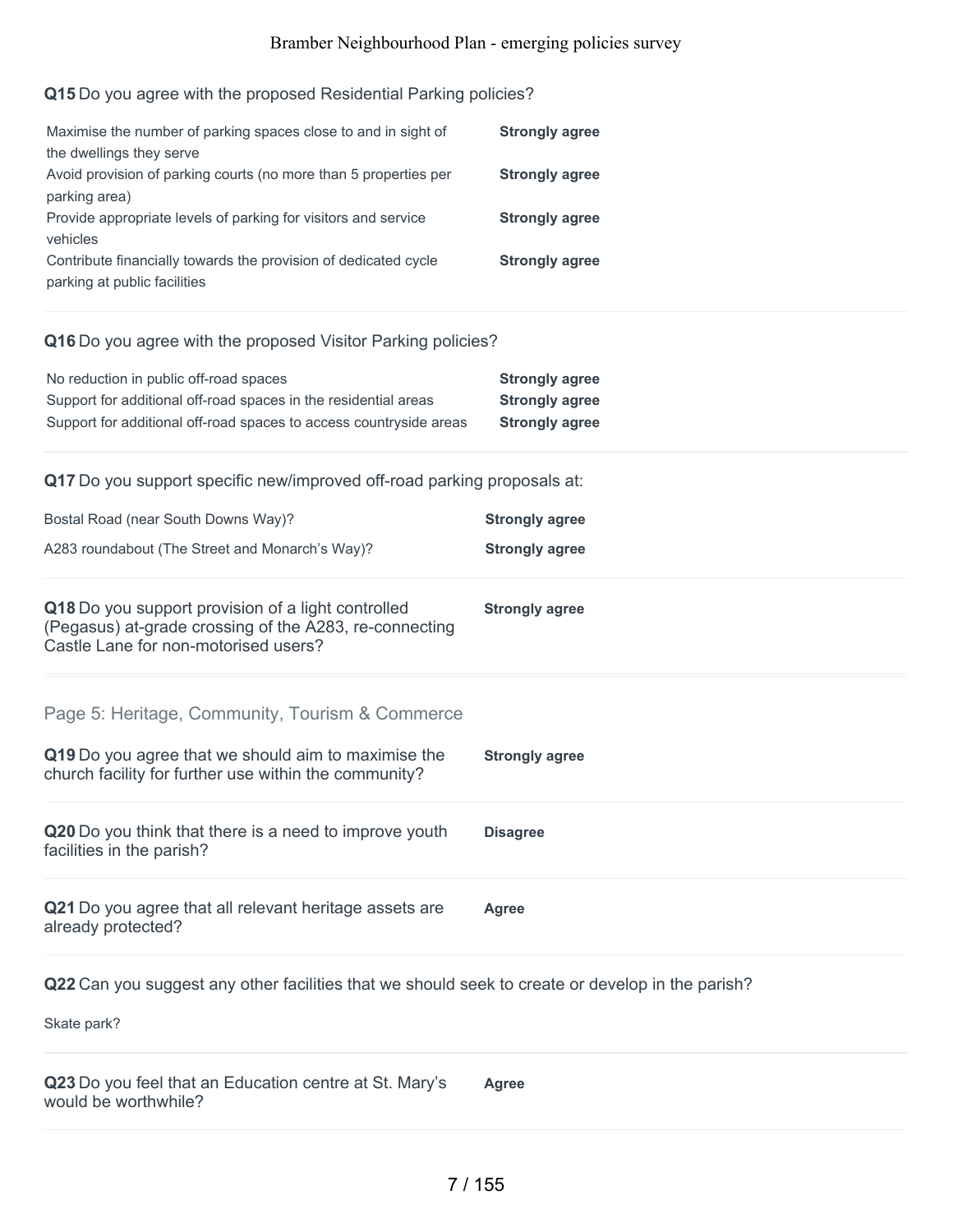**Q15** Do you agree with the proposed Residential Parking policies?

| | |
|---|---|
| Maximise the number of parking spaces close to and in sight of the dwellings they serve | **Strongly agree** |
| Avoid provision of parking courts (no more than 5 properties per parking area) | **Strongly agree** |
| Provide appropriate levels of parking for visitors and service vehicles | **Strongly agree** |
| Contribute financially towards the provision of dedicated cycle parking at public facilities | **Strongly agree** |

**Q16** Do you agree with the proposed Visitor Parking policies?

| | |
|---|---|
| No reduction in public off-road spaces | **Strongly agree** |
| Support for additional off-road spaces in the residential areas | **Strongly agree** |
| Support for additional off-road spaces to access countryside areas | **Strongly agree** |

**Q17** Do you support specific new/improved off-road parking proposals at:

| | |
|---|---|
| Bostal Road (near South Downs Way)? | **Strongly agree** |
| A283 roundabout (The Street and Monarch's Way)? | **Strongly agree** |

**Q18** Do you support provision of a light controlled (Pegasus) at-grade crossing of the A283, re-connecting Castle Lane for non-motorised users? **Strongly agree**

## Page 5: Heritage, Community, Tourism & Commerce

**Q19** Do you agree that we should aim to maximise the church facility for further use within the community? **Strongly agree**

**Q20** Do you think that there is a need to improve youth facilities in the parish? **Disagree**

**Q21** Do you agree that all relevant heritage assets are already protected? **Agree**

**Q22** Can you suggest any other facilities that we should seek to create or develop in the parish?

Skate park?

**Q23** Do you feel that an Education centre at St. Mary's would be worthwhile? **Agree**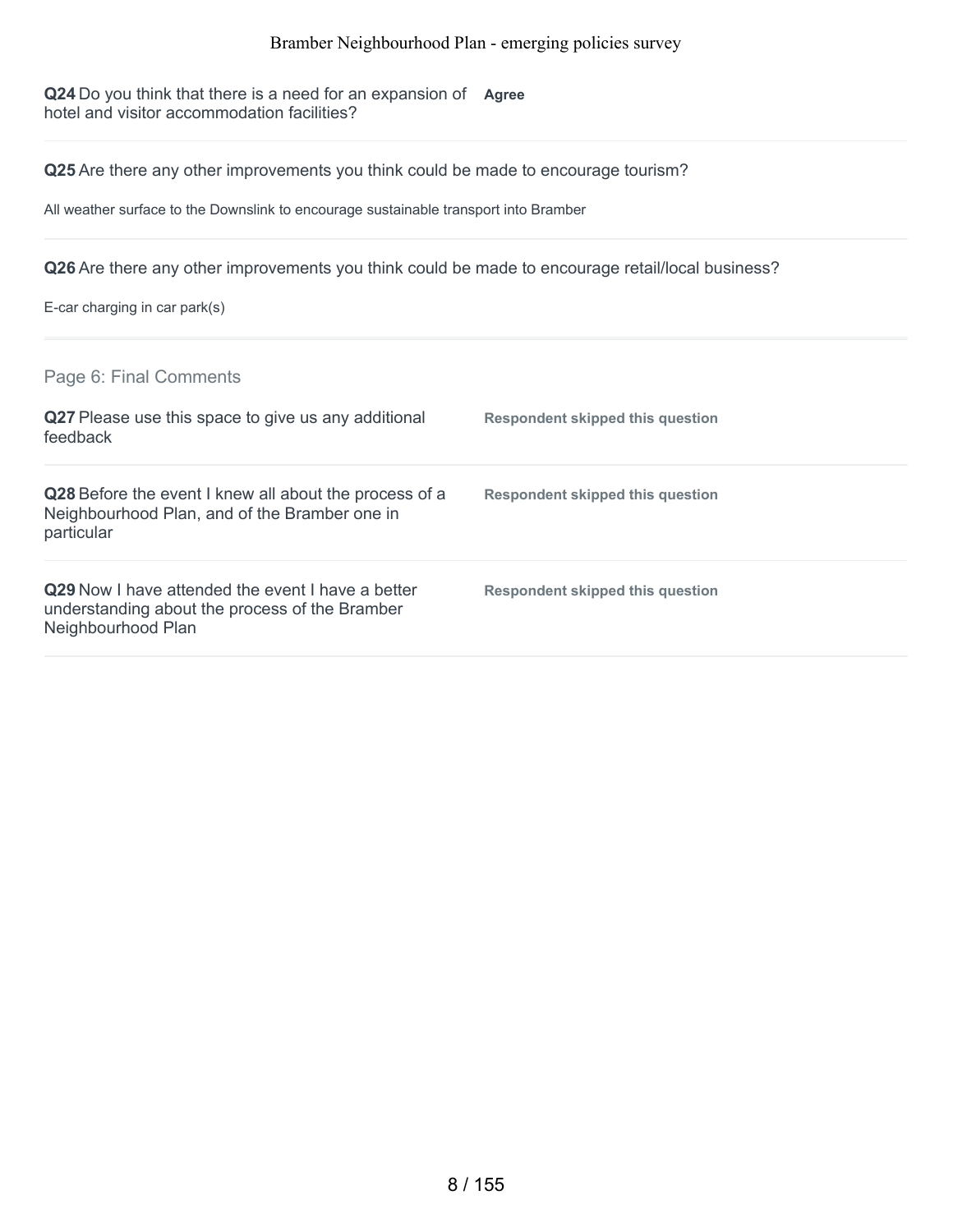**Q24** Do you think that there is a need for an expansion of hotel and visitor accommodation facilities? **Agree**

**Q25** Are there any other improvements you think could be made to encourage tourism?

All weather surface to the Downslink to encourage sustainable transport into Bramber

**Q26** Are there any other improvements you think could be made to encourage retail/local business?

E-car charging in car park(s)

## Page 6: Final Comments

**Q27** Please use this space to give us any additional feedback **Respondent skipped this question**

**Q28** Before the event I knew all about the process of a Neighbourhood Plan, and of the Bramber one in particular **Respondent skipped this question**

**Q29** Now I have attended the event I have a better understanding about the process of the Bramber Neighbourhood Plan **Respondent skipped this question**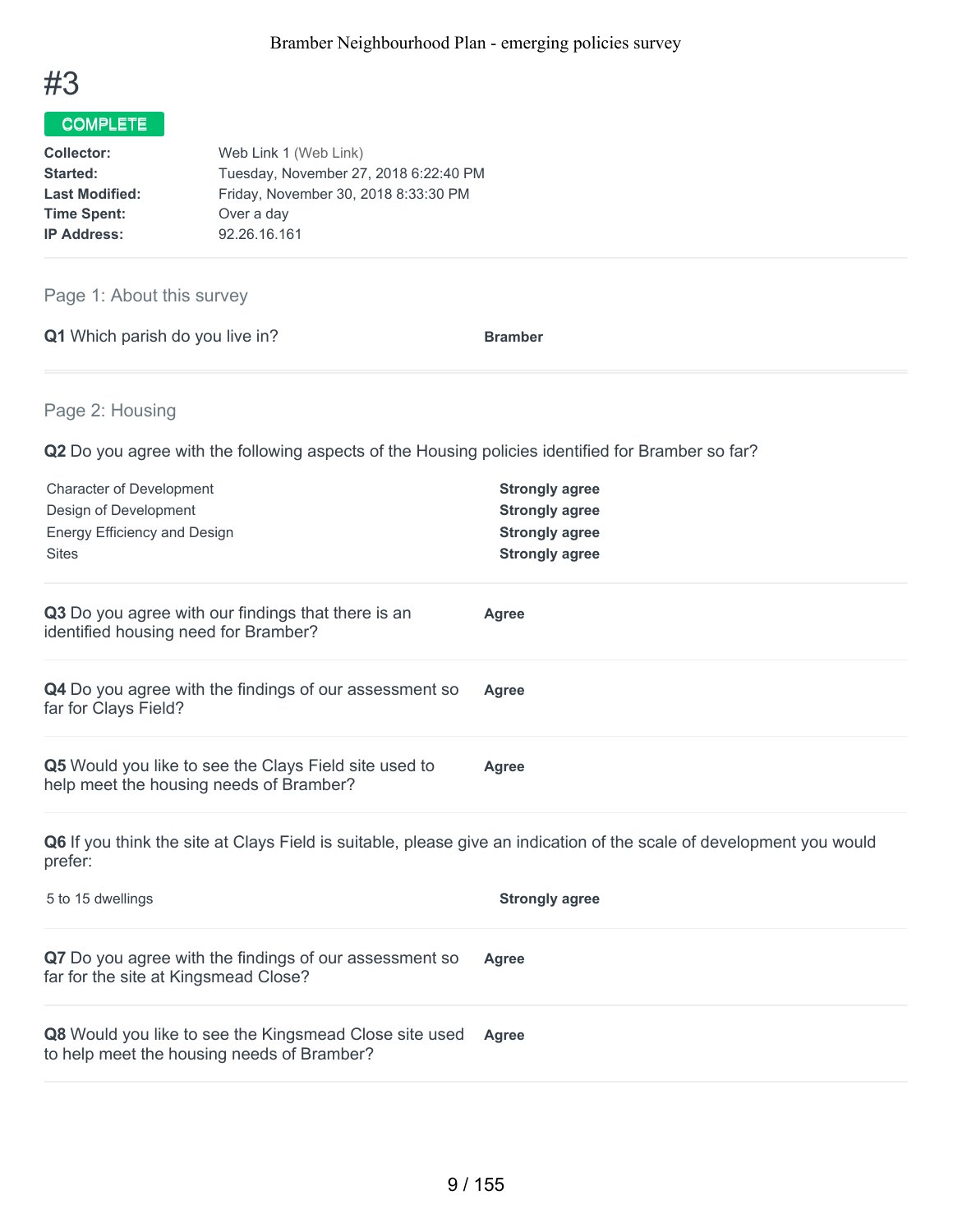# #3

**COMPLETE**

| | |
|---|---|
| **Collector:** | Web Link 1 (Web Link) |
| **Started:** | Tuesday, November 27, 2018 6:22:40 PM |
| **Last Modified:** | Friday, November 30, 2018 8:33:30 PM |
| **Time Spent:** | Over a day |
| **IP Address:** | 92.26.16.161 |

## Page 1: About this survey

**Q1** Which parish do you live in? **Bramber**

## Page 2: Housing

**Q2** Do you agree with the following aspects of the Housing policies identified for Bramber so far?

| | |
|---|---|
| Character of Development | **Strongly agree** |
| Design of Development | **Strongly agree** |
| Energy Efficiency and Design | **Strongly agree** |
| Sites | **Strongly agree** |

**Q3** Do you agree with our findings that there is an identified housing need for Bramber? **Agree**

**Q4** Do you agree with the findings of our assessment so far for Clays Field? **Agree**

**Q5** Would you like to see the Clays Field site used to help meet the housing needs of Bramber? **Agree**

**Q6** If you think the site at Clays Field is suitable, please give an indication of the scale of development you would prefer:

| | |
|---|---|
| 5 to 15 dwellings | **Strongly agree** |

**Q7** Do you agree with the findings of our assessment so far for the site at Kingsmead Close? **Agree**

**Q8** Would you like to see the Kingsmead Close site used to help meet the housing needs of Bramber? **Agree**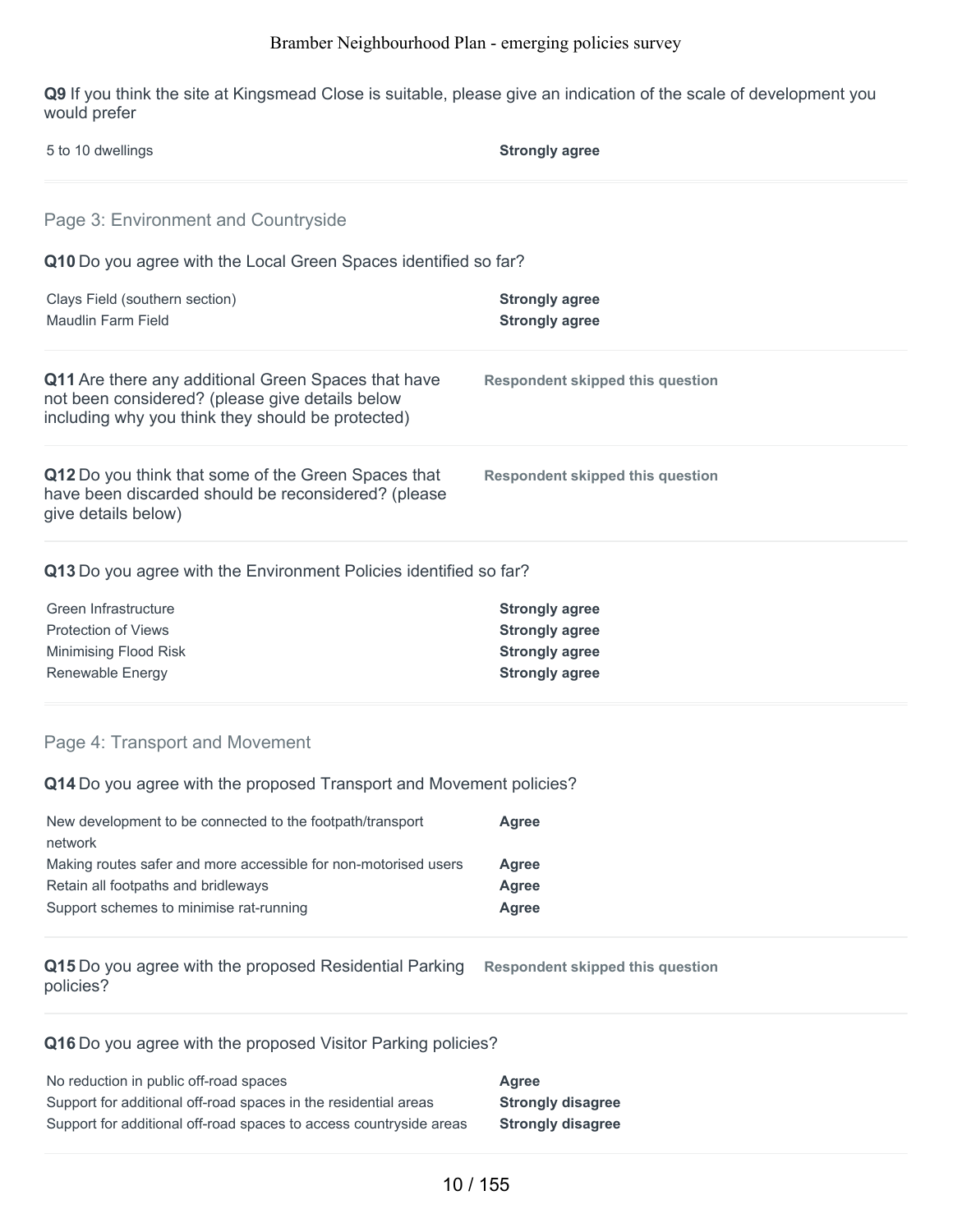**Q9** If you think the site at Kingsmead Close is suitable, please give an indication of the scale of development you would prefer

| | |
|---|---|
| 5 to 10 dwellings | **Strongly agree** |

## Page 3: Environment and Countryside

**Q10** Do you agree with the Local Green Spaces identified so far?

| | |
|---|---|
| Clays Field (southern section) | **Strongly agree** |
| Maudlin Farm Field | **Strongly agree** |

**Q11** Are there any additional Green Spaces that have not been considered? (please give details below including why you think they should be protected)

**Respondent skipped this question**

**Q12** Do you think that some of the Green Spaces that have been discarded should be reconsidered? (please give details below)

**Respondent skipped this question**

**Q13** Do you agree with the Environment Policies identified so far?

| | |
|---|---|
| Green Infrastructure | **Strongly agree** |
| Protection of Views | **Strongly agree** |
| Minimising Flood Risk | **Strongly agree** |
| Renewable Energy | **Strongly agree** |

## Page 4: Transport and Movement

**Q14** Do you agree with the proposed Transport and Movement policies?

| | |
|---|---|
| New development to be connected to the footpath/transport network | **Agree** |
| Making routes safer and more accessible for non-motorised users | **Agree** |
| Retain all footpaths and bridleways | **Agree** |
| Support schemes to minimise rat-running | **Agree** |

**Q15** Do you agree with the proposed Residential Parking policies?

**Respondent skipped this question**

**Q16** Do you agree with the proposed Visitor Parking policies?

| | |
|---|---|
| No reduction in public off-road spaces | **Agree** |
| Support for additional off-road spaces in the residential areas | **Strongly disagree** |
| Support for additional off-road spaces to access countryside areas | **Strongly disagree** |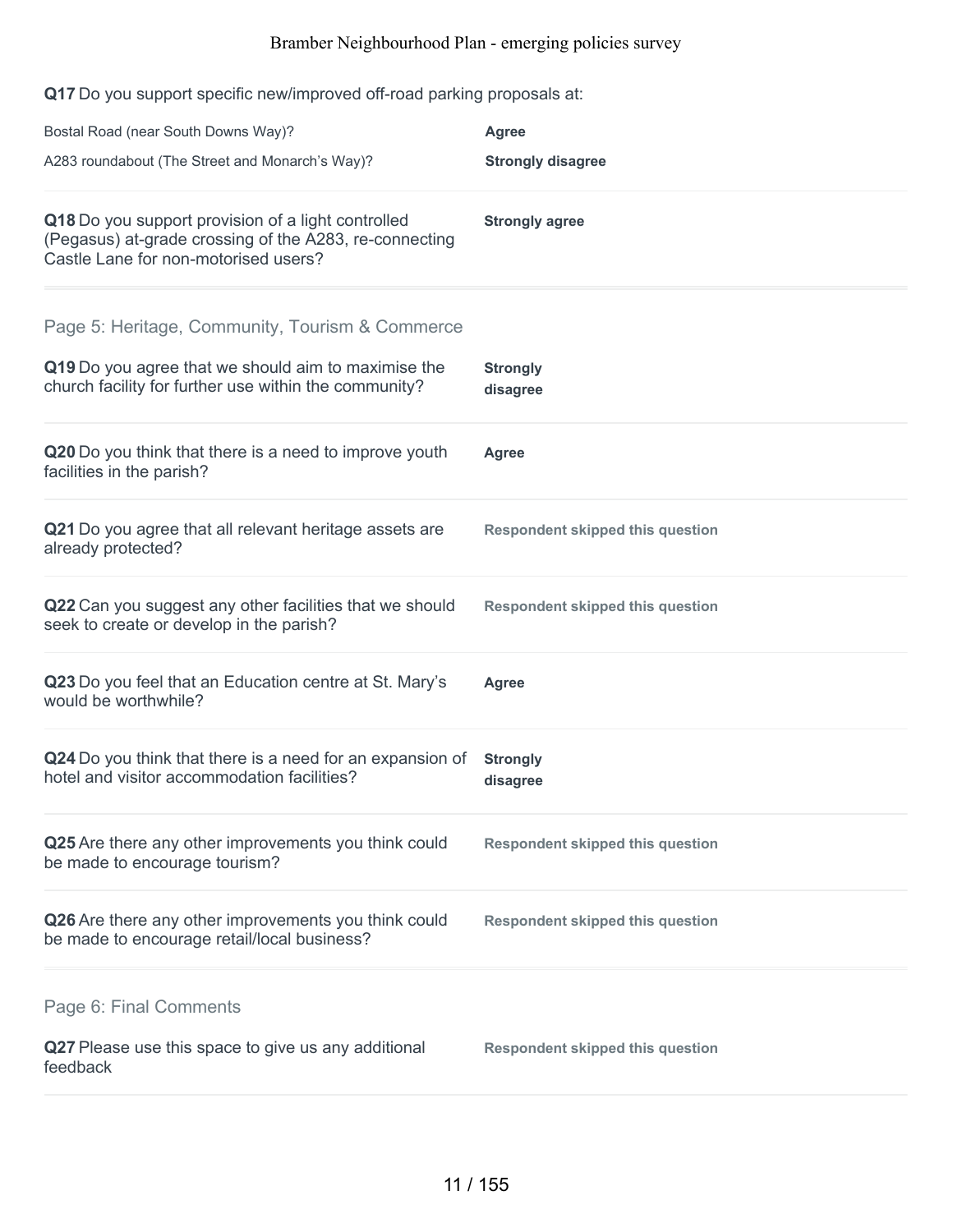**Q17** Do you support specific new/improved off-road parking proposals at:

| | |
|---|---|
| Bostal Road (near South Downs Way)? | **Agree** |
| A283 roundabout (The Street and Monarch's Way)? | **Strongly disagree** |

**Q18** Do you support provision of a light controlled (Pegasus) at-grade crossing of the A283, re-connecting Castle Lane for non-motorised users?

**Strongly agree**

## Page 5: Heritage, Community, Tourism & Commerce

**Q19** Do you agree that we should aim to maximise the church facility for further use within the community?

**Strongly disagree**

**Q20** Do you think that there is a need to improve youth facilities in the parish?

**Agree**

**Q21** Do you agree that all relevant heritage assets are already protected?

**Respondent skipped this question**

**Q22** Can you suggest any other facilities that we should seek to create or develop in the parish?

**Respondent skipped this question**

**Q23** Do you feel that an Education centre at St. Mary's would be worthwhile?

**Agree**

**Q24** Do you think that there is a need for an expansion of hotel and visitor accommodation facilities?

**Strongly disagree**

**Q25** Are there any other improvements you think could be made to encourage tourism?

**Respondent skipped this question**

**Q26** Are there any other improvements you think could be made to encourage retail/local business?

**Respondent skipped this question**

## Page 6: Final Comments

**Q27** Please use this space to give us any additional feedback

**Respondent skipped this question**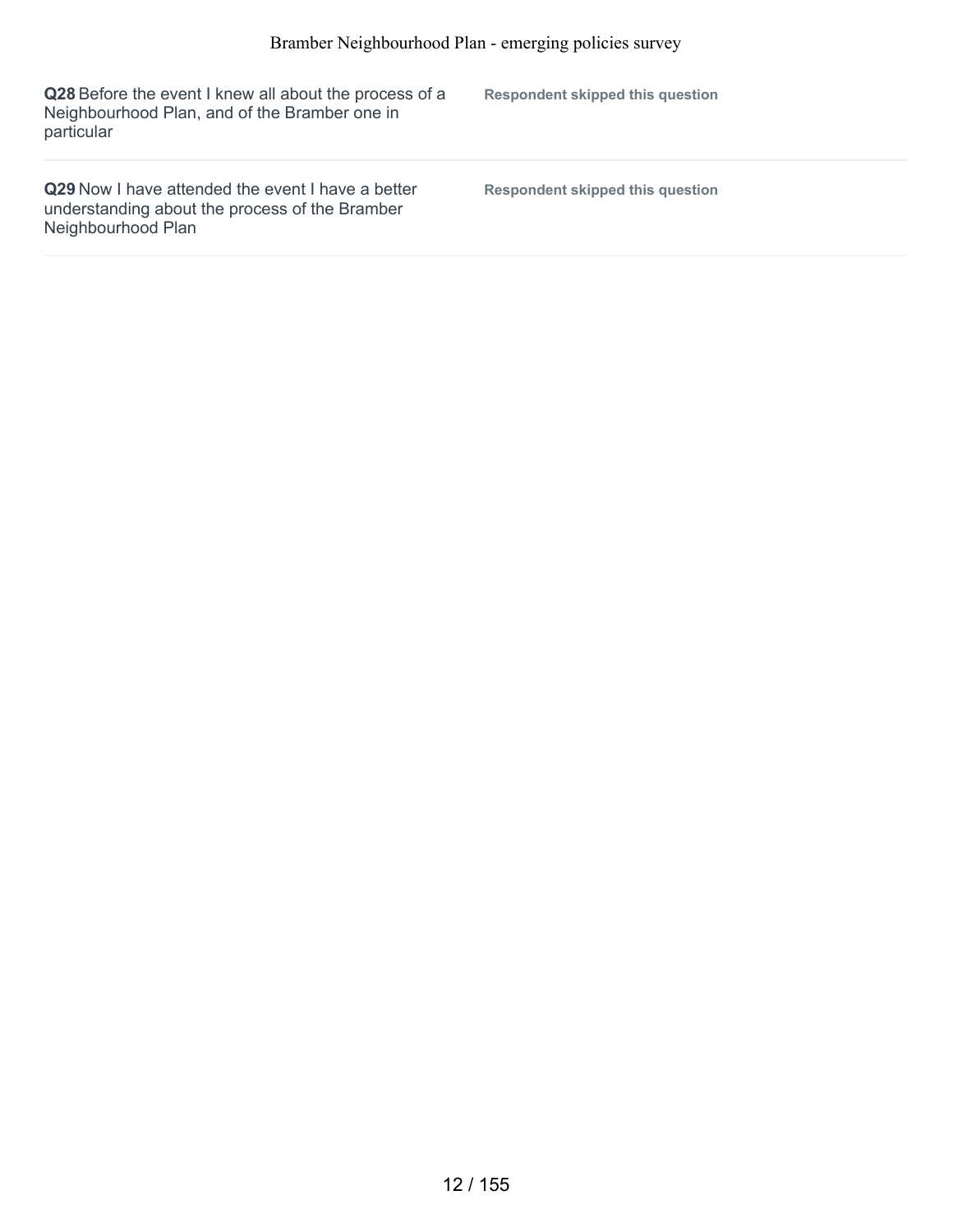| | |
|---|---|
| **Q28** Before the event I knew all about the process of a Neighbourhood Plan, and of the Bramber one in particular | **Respondent skipped this question** |
| **Q29** Now I have attended the event I have a better understanding about the process of the Bramber Neighbourhood Plan | **Respondent skipped this question** |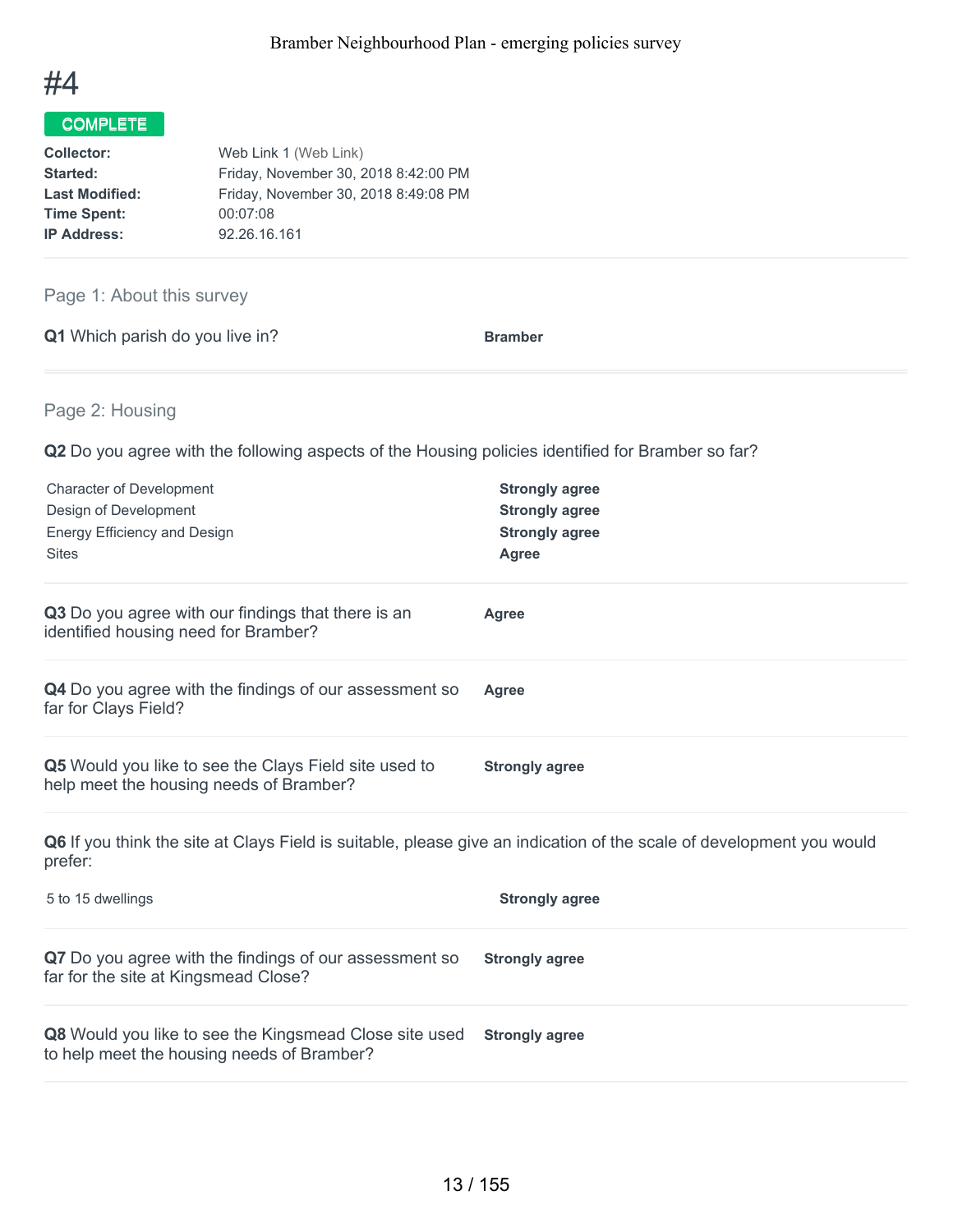# #4

**COMPLETE**

| | |
|---|---|
| **Collector:** | Web Link 1 (Web Link) |
| **Started:** | Friday, November 30, 2018 8:42:00 PM |
| **Last Modified:** | Friday, November 30, 2018 8:49:08 PM |
| **Time Spent:** | 00:07:08 |
| **IP Address:** | 92.26.16.161 |

## Page 1: About this survey

**Q1** Which parish do you live in? **Bramber**

## Page 2: Housing

**Q2** Do you agree with the following aspects of the Housing policies identified for Bramber so far?

| | |
|---|---|
| Character of Development | **Strongly agree** |
| Design of Development | **Strongly agree** |
| Energy Efficiency and Design | **Strongly agree** |
| Sites | **Agree** |

**Q3** Do you agree with our findings that there is an identified housing need for Bramber? **Agree**

**Q4** Do you agree with the findings of our assessment so far for Clays Field? **Agree**

**Q5** Would you like to see the Clays Field site used to help meet the housing needs of Bramber? **Strongly agree**

**Q6** If you think the site at Clays Field is suitable, please give an indication of the scale of development you would prefer:

| | |
|---|---|
| 5 to 15 dwellings | **Strongly agree** |

**Q7** Do you agree with the findings of our assessment so far for the site at Kingsmead Close? **Strongly agree**

**Q8** Would you like to see the Kingsmead Close site used to help meet the housing needs of Bramber? **Strongly agree**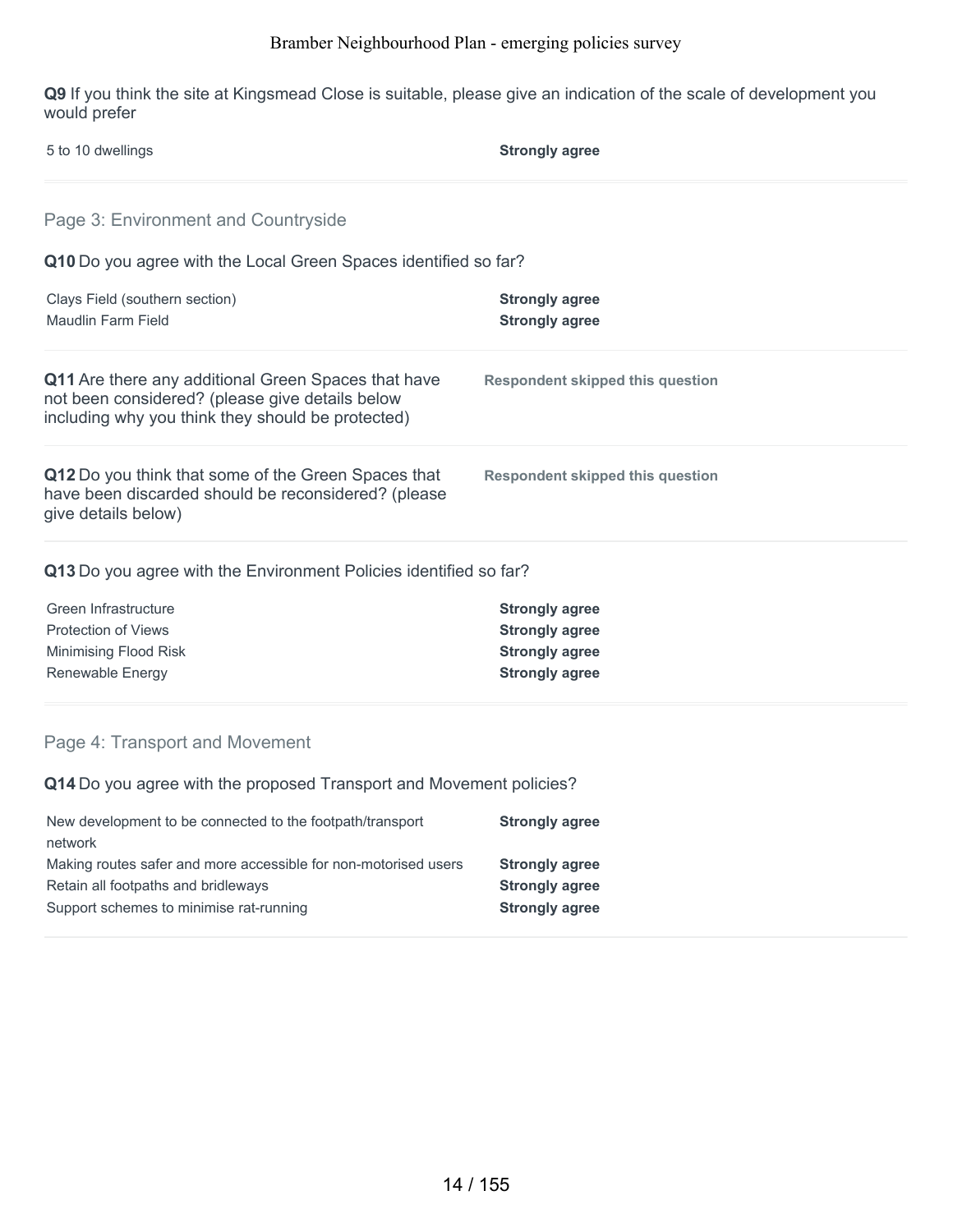**Q9** If you think the site at Kingsmead Close is suitable, please give an indication of the scale of development you would prefer

| | |
|---|---|
| 5 to 10 dwellings | **Strongly agree** |

## Page 3: Environment and Countryside

**Q10** Do you agree with the Local Green Spaces identified so far?

| | |
|---|---|
| Clays Field (southern section) | **Strongly agree** |
| Maudlin Farm Field | **Strongly agree** |

**Q11** Are there any additional Green Spaces that have not been considered? (please give details below including why you think they should be protected)

**Respondent skipped this question**

**Q12** Do you think that some of the Green Spaces that have been discarded should be reconsidered? (please give details below)

**Respondent skipped this question**

**Q13** Do you agree with the Environment Policies identified so far?

| | |
|---|---|
| Green Infrastructure | **Strongly agree** |
| Protection of Views | **Strongly agree** |
| Minimising Flood Risk | **Strongly agree** |
| Renewable Energy | **Strongly agree** |

## Page 4: Transport and Movement

**Q14** Do you agree with the proposed Transport and Movement policies?

| | |
|---|---|
| New development to be connected to the footpath/transport network | **Strongly agree** |
| Making routes safer and more accessible for non-motorised users | **Strongly agree** |
| Retain all footpaths and bridleways | **Strongly agree** |
| Support schemes to minimise rat-running | **Strongly agree** |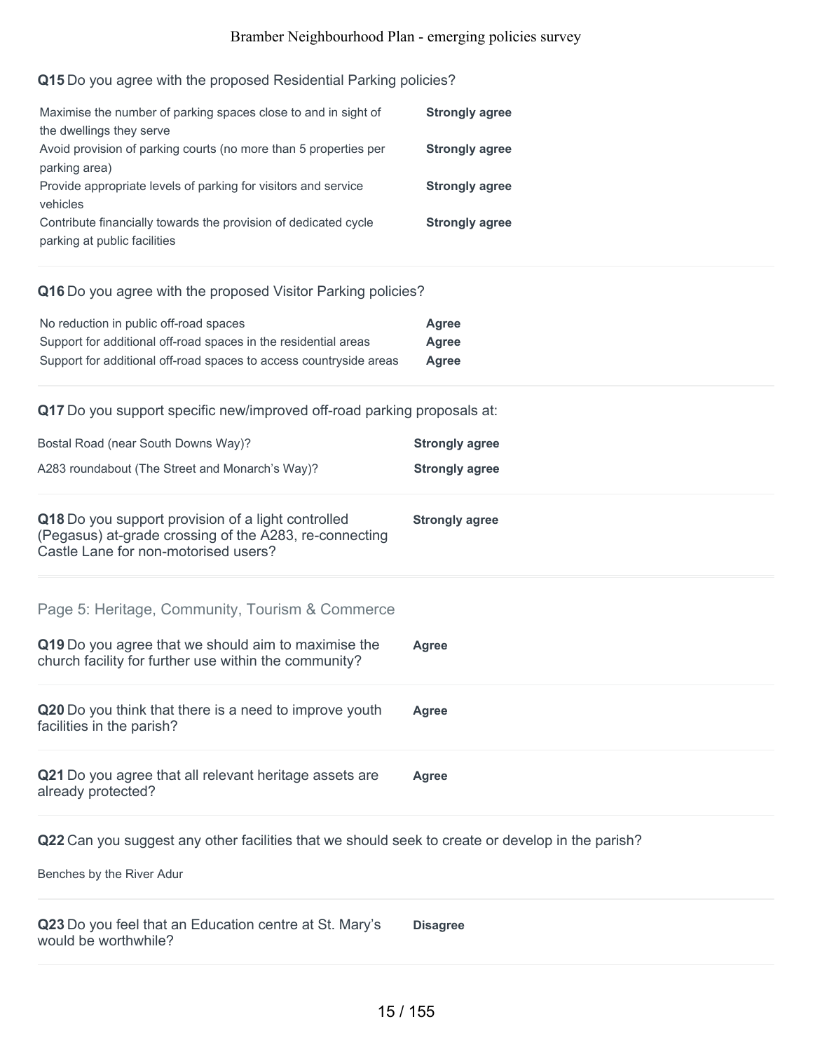**Q15** Do you agree with the proposed Residential Parking policies?

| | |
|---|---|
| Maximise the number of parking spaces close to and in sight of the dwellings they serve | **Strongly agree** |
| Avoid provision of parking courts (no more than 5 properties per parking area) | **Strongly agree** |
| Provide appropriate levels of parking for visitors and service vehicles | **Strongly agree** |
| Contribute financially towards the provision of dedicated cycle parking at public facilities | **Strongly agree** |

**Q16** Do you agree with the proposed Visitor Parking policies?

| | |
|---|---|
| No reduction in public off-road spaces | **Agree** |
| Support for additional off-road spaces in the residential areas | **Agree** |
| Support for additional off-road spaces to access countryside areas | **Agree** |

**Q17** Do you support specific new/improved off-road parking proposals at:

| | |
|---|---|
| Bostal Road (near South Downs Way)? | **Strongly agree** |
| A283 roundabout (The Street and Monarch's Way)? | **Strongly agree** |

**Q18** Do you support provision of a light controlled (Pegasus) at-grade crossing of the A283, re-connecting Castle Lane for non-motorised users? **Strongly agree**

## Page 5: Heritage, Community, Tourism & Commerce

**Q19** Do you agree that we should aim to maximise the church facility for further use within the community? **Agree**

**Q20** Do you think that there is a need to improve youth facilities in the parish? **Agree**

**Q21** Do you agree that all relevant heritage assets are already protected? **Agree**

**Q22** Can you suggest any other facilities that we should seek to create or develop in the parish?

Benches by the River Adur

**Q23** Do you feel that an Education centre at St. Mary's would be worthwhile? **Disagree**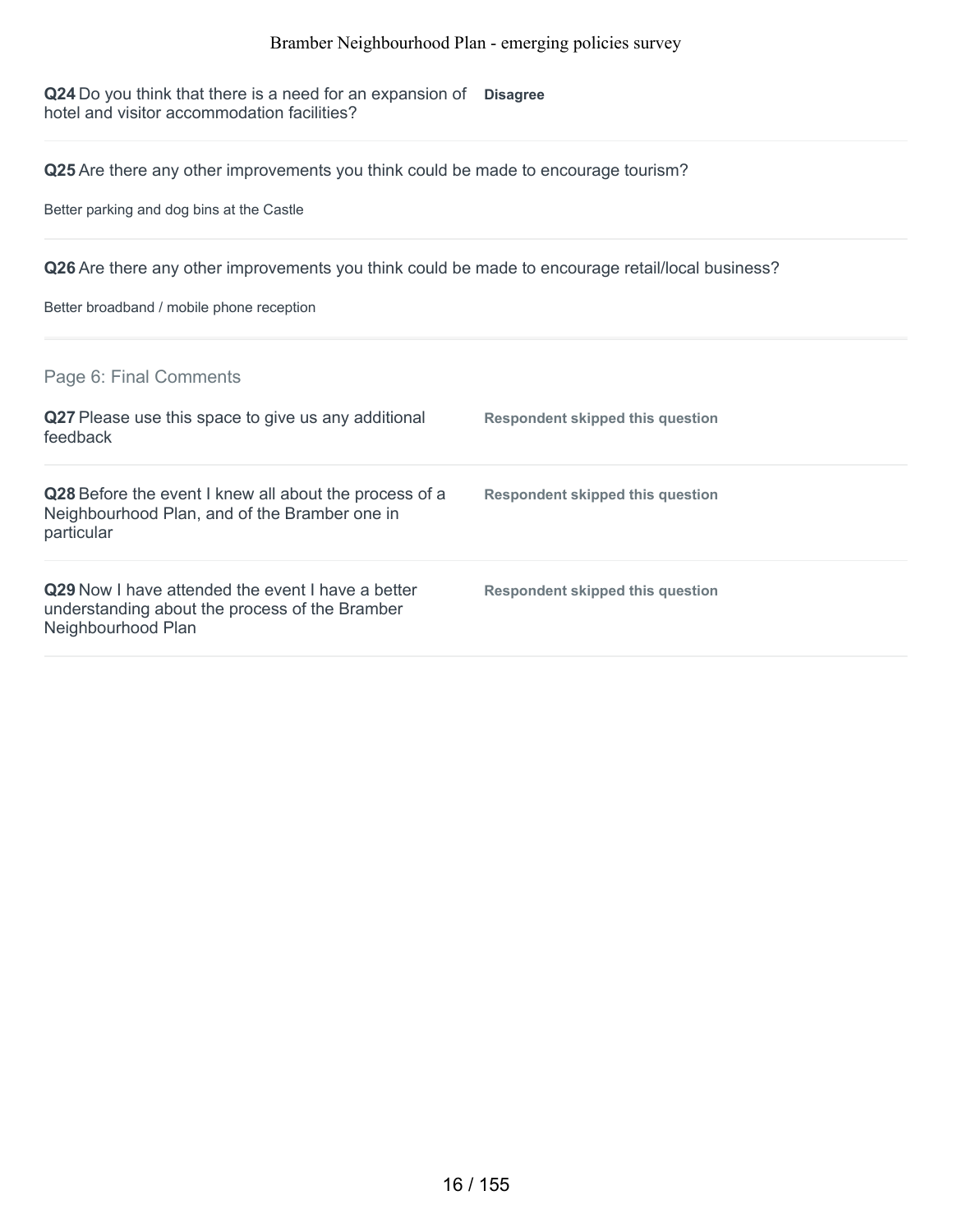**Q24** Do you think that there is a need for an expansion of hotel and visitor accommodation facilities? **Disagree**

**Q25** Are there any other improvements you think could be made to encourage tourism?

Better parking and dog bins at the Castle

**Q26** Are there any other improvements you think could be made to encourage retail/local business?

Better broadband / mobile phone reception

## Page 6: Final Comments

**Q27** Please use this space to give us any additional feedback **Respondent skipped this question**

**Q28** Before the event I knew all about the process of a Neighbourhood Plan, and of the Bramber one in particular **Respondent skipped this question**

**Q29** Now I have attended the event I have a better understanding about the process of the Bramber Neighbourhood Plan **Respondent skipped this question**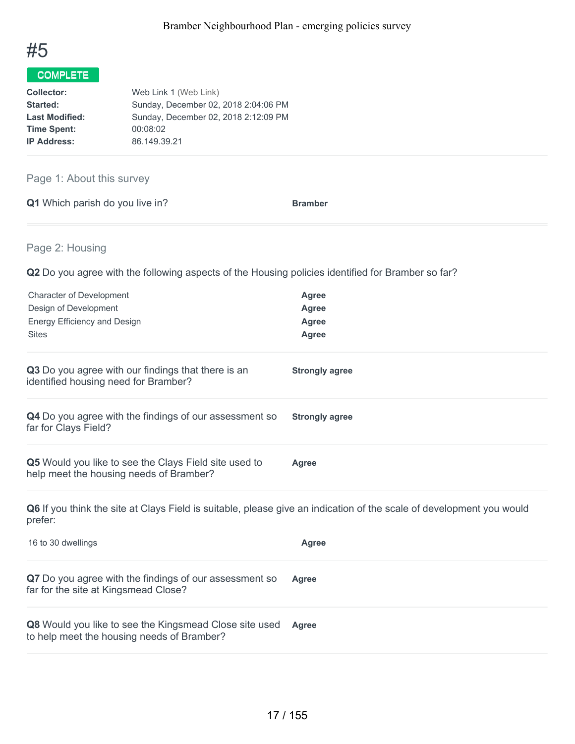# #5

**COMPLETE**

| | |
|---|---|
| **Collector:** | Web Link 1 (Web Link) |
| **Started:** | Sunday, December 02, 2018 2:04:06 PM |
| **Last Modified:** | Sunday, December 02, 2018 2:12:09 PM |
| **Time Spent:** | 00:08:02 |
| **IP Address:** | 86.149.39.21 |

## Page 1: About this survey

**Q1** Which parish do you live in? **Bramber**

## Page 2: Housing

**Q2** Do you agree with the following aspects of the Housing policies identified for Bramber so far?

| | |
|---|---|
| Character of Development | **Agree** |
| Design of Development | **Agree** |
| Energy Efficiency and Design | **Agree** |
| Sites | **Agree** |

**Q3** Do you agree with our findings that there is an identified housing need for Bramber? **Strongly agree**

**Q4** Do you agree with the findings of our assessment so far for Clays Field? **Strongly agree**

**Q5** Would you like to see the Clays Field site used to help meet the housing needs of Bramber? **Agree**

**Q6** If you think the site at Clays Field is suitable, please give an indication of the scale of development you would prefer:

| | |
|---|---|
| 16 to 30 dwellings | **Agree** |

**Q7** Do you agree with the findings of our assessment so far for the site at Kingsmead Close? **Agree**

**Q8** Would you like to see the Kingsmead Close site used to help meet the housing needs of Bramber? **Agree**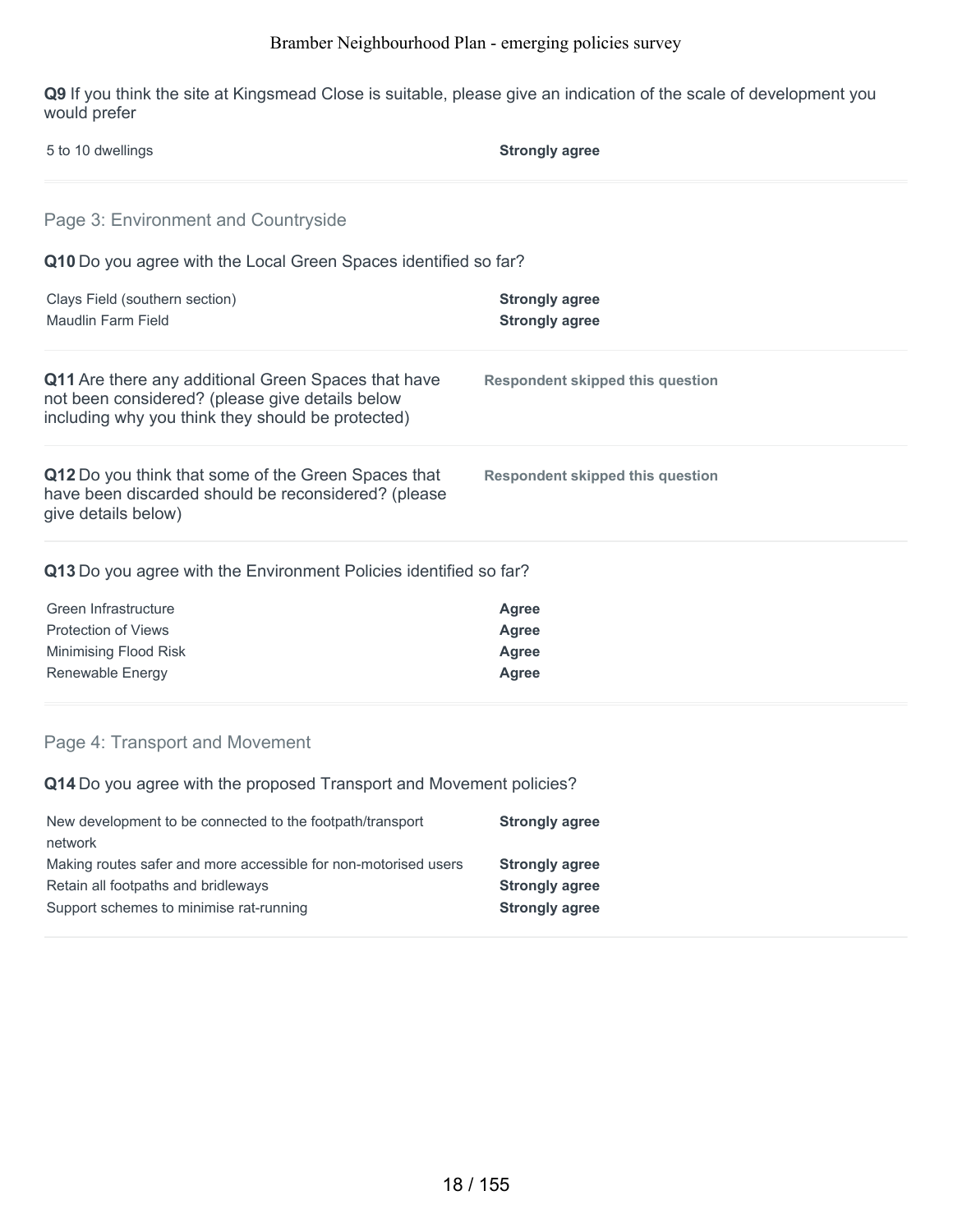**Q9** If you think the site at Kingsmead Close is suitable, please give an indication of the scale of development you would prefer

| | |
|---|---|
| 5 to 10 dwellings | **Strongly agree** |

## Page 3: Environment and Countryside

**Q10** Do you agree with the Local Green Spaces identified so far?

| | |
|---|---|
| Clays Field (southern section) | **Strongly agree** |
| Maudlin Farm Field | **Strongly agree** |

**Q11** Are there any additional Green Spaces that have not been considered? (please give details below including why you think they should be protected)

**Respondent skipped this question**

**Q12** Do you think that some of the Green Spaces that have been discarded should be reconsidered? (please give details below)

**Respondent skipped this question**

**Q13** Do you agree with the Environment Policies identified so far?

| | |
|---|---|
| Green Infrastructure | **Agree** |
| Protection of Views | **Agree** |
| Minimising Flood Risk | **Agree** |
| Renewable Energy | **Agree** |

## Page 4: Transport and Movement

**Q14** Do you agree with the proposed Transport and Movement policies?

| | |
|---|---|
| New development to be connected to the footpath/transport network | **Strongly agree** |
| Making routes safer and more accessible for non-motorised users | **Strongly agree** |
| Retain all footpaths and bridleways | **Strongly agree** |
| Support schemes to minimise rat-running | **Strongly agree** |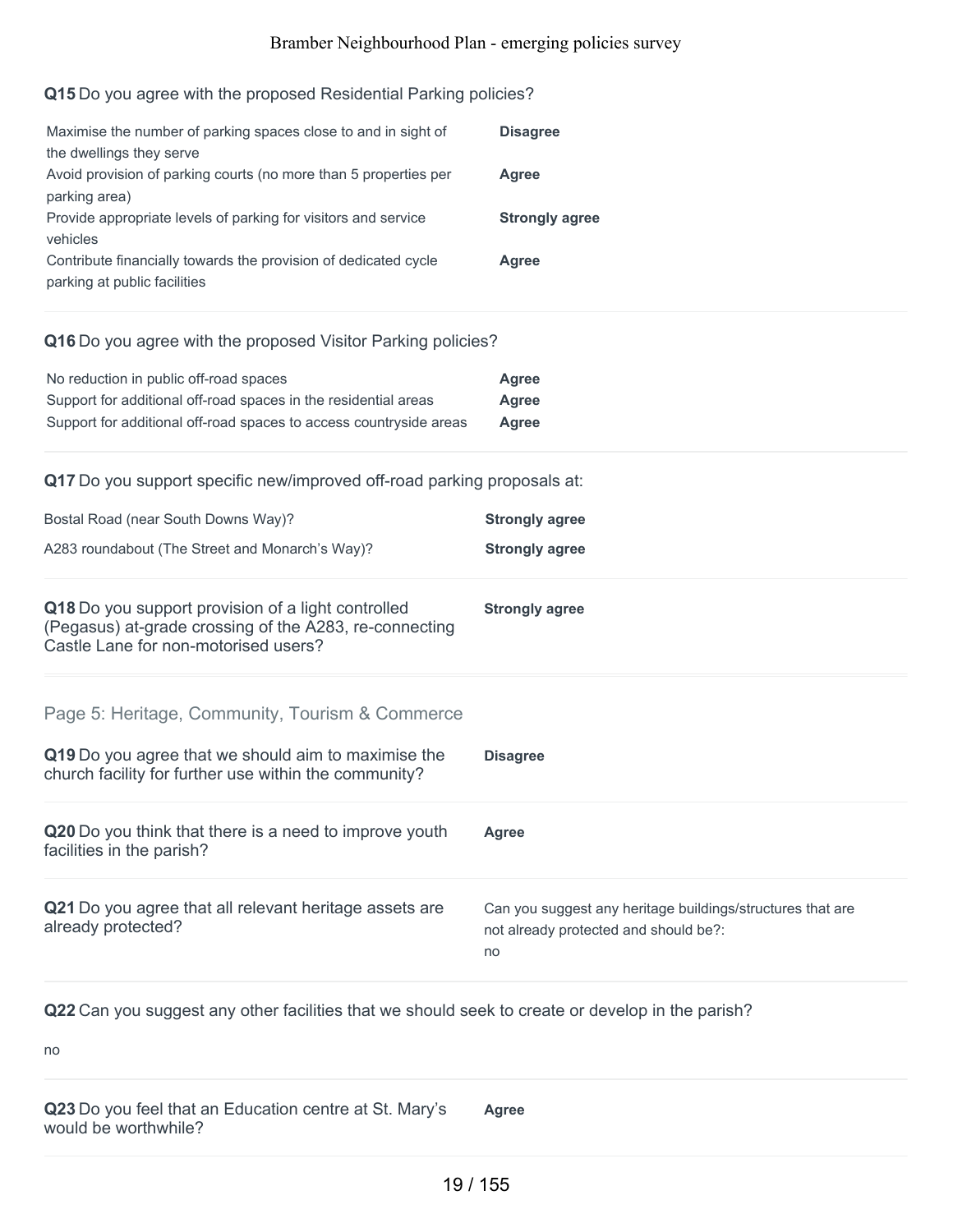**Q15** Do you agree with the proposed Residential Parking policies?

| | |
|---|---|
| Maximise the number of parking spaces close to and in sight of the dwellings they serve | **Disagree** |
| Avoid provision of parking courts (no more than 5 properties per parking area) | **Agree** |
| Provide appropriate levels of parking for visitors and service vehicles | **Strongly agree** |
| Contribute financially towards the provision of dedicated cycle parking at public facilities | **Agree** |

**Q16** Do you agree with the proposed Visitor Parking policies?

| | |
|---|---|
| No reduction in public off-road spaces | **Agree** |
| Support for additional off-road spaces in the residential areas | **Agree** |
| Support for additional off-road spaces to access countryside areas | **Agree** |

**Q17** Do you support specific new/improved off-road parking proposals at:

| | |
|---|---|
| Bostal Road (near South Downs Way)? | **Strongly agree** |
| A283 roundabout (The Street and Monarch's Way)? | **Strongly agree** |

**Q18** Do you support provision of a light controlled (Pegasus) at-grade crossing of the A283, re-connecting Castle Lane for non-motorised users? **Strongly agree**

## Page 5: Heritage, Community, Tourism & Commerce

**Q19** Do you agree that we should aim to maximise the church facility for further use within the community? **Disagree**

**Q20** Do you think that there is a need to improve youth facilities in the parish? **Agree**

**Q21** Do you agree that all relevant heritage assets are already protected?

Can you suggest any heritage buildings/structures that are not already protected and should be?:
no

**Q22** Can you suggest any other facilities that we should seek to create or develop in the parish?

no

**Q23** Do you feel that an Education centre at St. Mary's would be worthwhile? **Agree**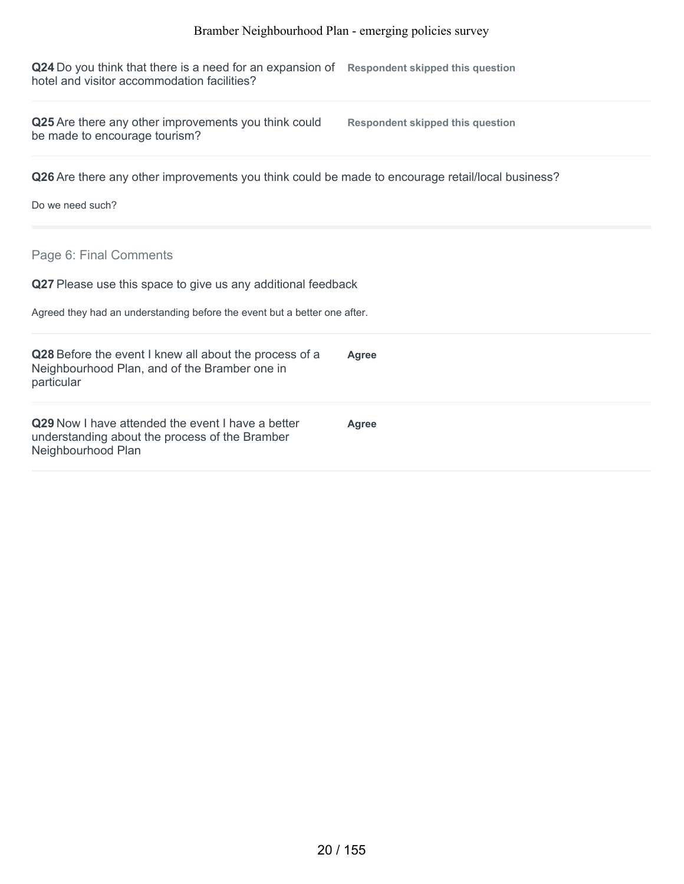**Q24** Do you think that there is a need for an expansion of hotel and visitor accommodation facilities?

**Respondent skipped this question**

**Q25** Are there any other improvements you think could be made to encourage tourism?

**Respondent skipped this question**

**Q26** Are there any other improvements you think could be made to encourage retail/local business?

Do we need such?

## Page 6: Final Comments

**Q27** Please use this space to give us any additional feedback

Agreed they had an understanding before the event but a better one after.

**Q28** Before the event I knew all about the process of a Neighbourhood Plan, and of the Bramber one in particular

**Agree**

**Q29** Now I have attended the event I have a better understanding about the process of the Bramber Neighbourhood Plan

**Agree**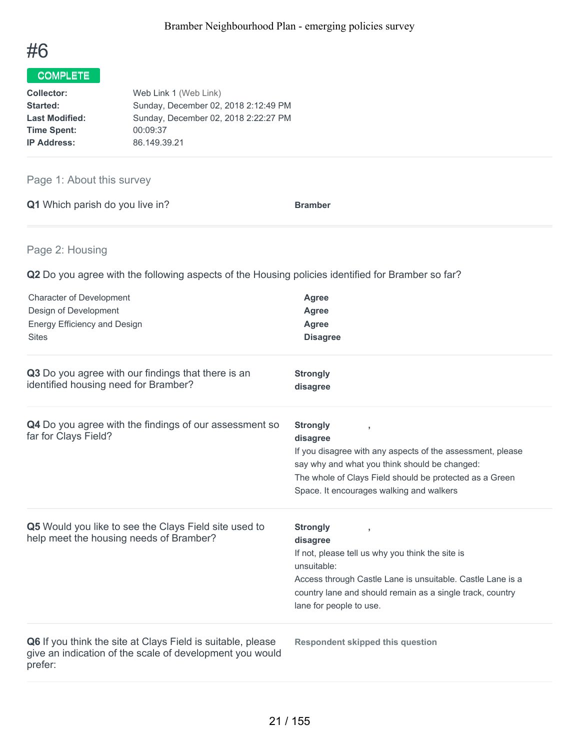# #6

**COMPLETE**

| | |
|---|---|
| **Collector:** | Web Link 1 (Web Link) |
| **Started:** | Sunday, December 02, 2018 2:12:49 PM |
| **Last Modified:** | Sunday, December 02, 2018 2:22:27 PM |
| **Time Spent:** | 00:09:37 |
| **IP Address:** | 86.149.39.21 |

## Page 1: About this survey

**Q1** Which parish do you live in?

**Bramber**

## Page 2: Housing

**Q2** Do you agree with the following aspects of the Housing policies identified for Bramber so far?

| | |
|---|---|
| Character of Development | **Agree** |
| Design of Development | **Agree** |
| Energy Efficiency and Design | **Agree** |
| Sites | **Disagree** |

**Q3** Do you agree with our findings that there is an identified housing need for Bramber?

**Strongly disagree**

**Q4** Do you agree with the findings of our assessment so far for Clays Field?

**Strongly disagree** ,

If you disagree with any aspects of the assessment, please say why and what you think should be changed:

The whole of Clays Field should be protected as a Green Space. It encourages walking and walkers

**Q5** Would you like to see the Clays Field site used to help meet the housing needs of Bramber?

**Strongly disagree** ,

If not, please tell us why you think the site is unsuitable:

Access through Castle Lane is unsuitable. Castle Lane is a country lane and should remain as a single track, country lane for people to use.

**Q6** If you think the site at Clays Field is suitable, please give an indication of the scale of development you would prefer:

**Respondent skipped this question**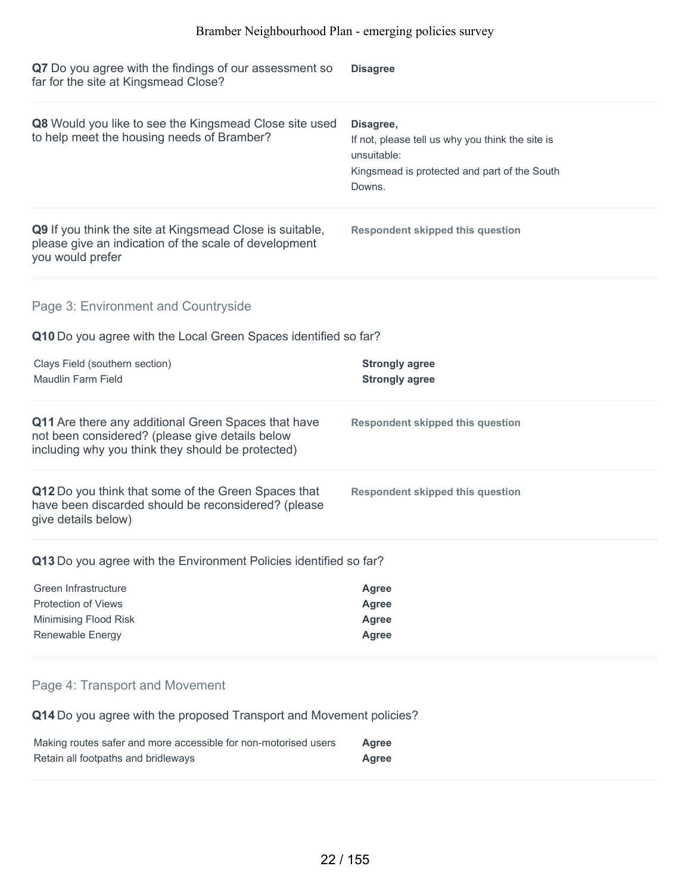**Q7** Do you agree with the findings of our assessment so far for the site at Kingsmead Close?

**Disagree**

**Q8** Would you like to see the Kingsmead Close site used to help meet the housing needs of Bramber?

**Disagree,**

If not, please tell us why you think the site is unsuitable:

Kingsmead is protected and part of the South Downs.

**Q9** If you think the site at Kingsmead Close is suitable, please give an indication of the scale of development you would prefer

**Respondent skipped this question**

## Page 3: Environment and Countryside

**Q10** Do you agree with the Local Green Spaces identified so far?

| | |
|---|---|
| Clays Field (southern section) | **Strongly agree** |
| Maudlin Farm Field | **Strongly agree** |

**Q11** Are there any additional Green Spaces that have not been considered? (please give details below including why you think they should be protected)

**Respondent skipped this question**

**Q12** Do you think that some of the Green Spaces that have been discarded should be reconsidered? (please give details below)

**Respondent skipped this question**

**Q13** Do you agree with the Environment Policies identified so far?

| | |
|---|---|
| Green Infrastructure | **Agree** |
| Protection of Views | **Agree** |
| Minimising Flood Risk | **Agree** |
| Renewable Energy | **Agree** |

## Page 4: Transport and Movement

**Q14** Do you agree with the proposed Transport and Movement policies?

| | |
|---|---|
| Making routes safer and more accessible for non-motorised users | **Agree** |
| Retain all footpaths and bridleways | **Agree** |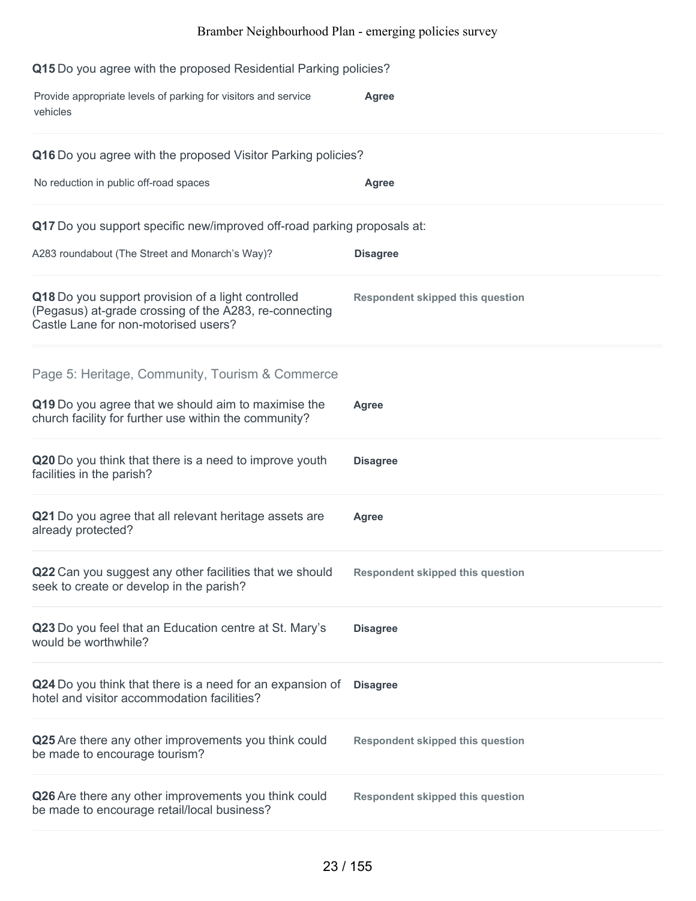**Q15** Do you agree with the proposed Residential Parking policies?

| | |
|---|---|
| Provide appropriate levels of parking for visitors and service vehicles | **Agree** |

**Q16** Do you agree with the proposed Visitor Parking policies?

| | |
|---|---|
| No reduction in public off-road spaces | **Agree** |

**Q17** Do you support specific new/improved off-road parking proposals at:

| | |
|---|---|
| A283 roundabout (The Street and Monarch's Way)? | **Disagree** |

**Q18** Do you support provision of a light controlled (Pegasus) at-grade crossing of the A283, re-connecting Castle Lane for non-motorised users? **Respondent skipped this question**

## Page 5: Heritage, Community, Tourism & Commerce

**Q19** Do you agree that we should aim to maximise the church facility for further use within the community? **Agree**

**Q20** Do you think that there is a need to improve youth facilities in the parish? **Disagree**

**Q21** Do you agree that all relevant heritage assets are already protected? **Agree**

**Q22** Can you suggest any other facilities that we should seek to create or develop in the parish? **Respondent skipped this question**

**Q23** Do you feel that an Education centre at St. Mary's would be worthwhile? **Disagree**

**Q24** Do you think that there is a need for an expansion of hotel and visitor accommodation facilities? **Disagree**

**Q25** Are there any other improvements you think could be made to encourage tourism? **Respondent skipped this question**

**Q26** Are there any other improvements you think could be made to encourage retail/local business? **Respondent skipped this question**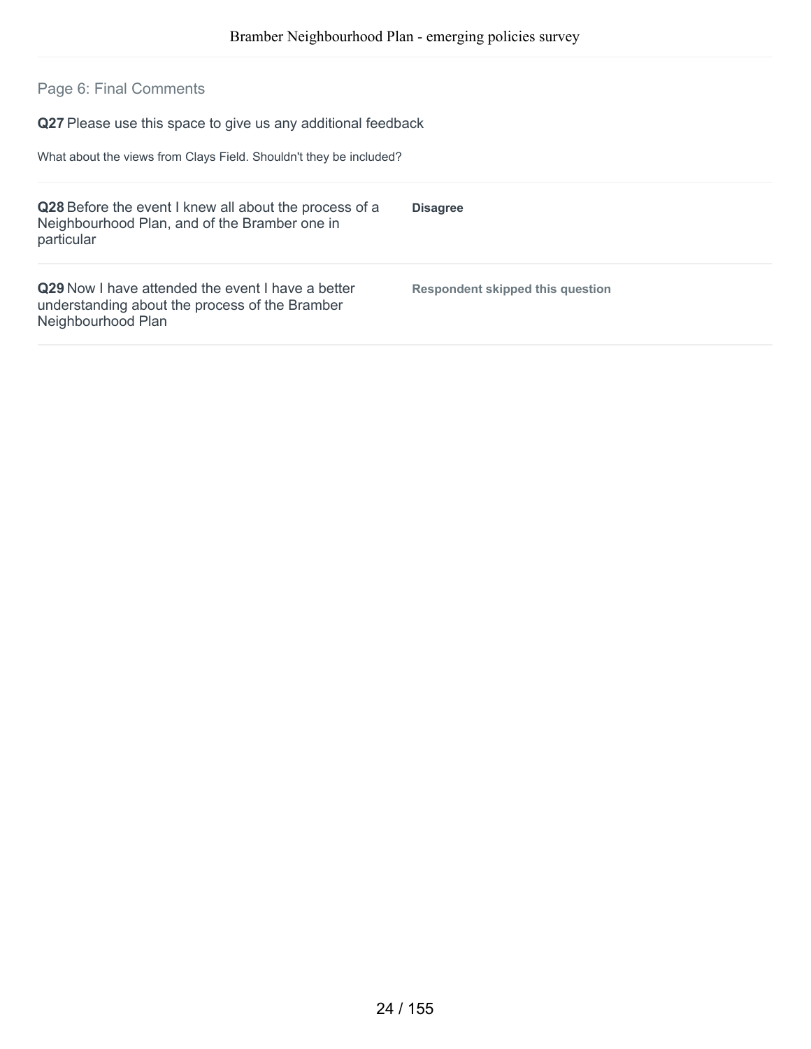## Page 6: Final Comments

**Q27** Please use this space to give us any additional feedback

What about the views from Clays Field. Shouldn't they be included?

| | |
|---|---|
| **Q28** Before the event I knew all about the process of a Neighbourhood Plan, and of the Bramber one in particular | **Disagree** |
| **Q29** Now I have attended the event I have a better understanding about the process of the Bramber Neighbourhood Plan | **Respondent skipped this question** |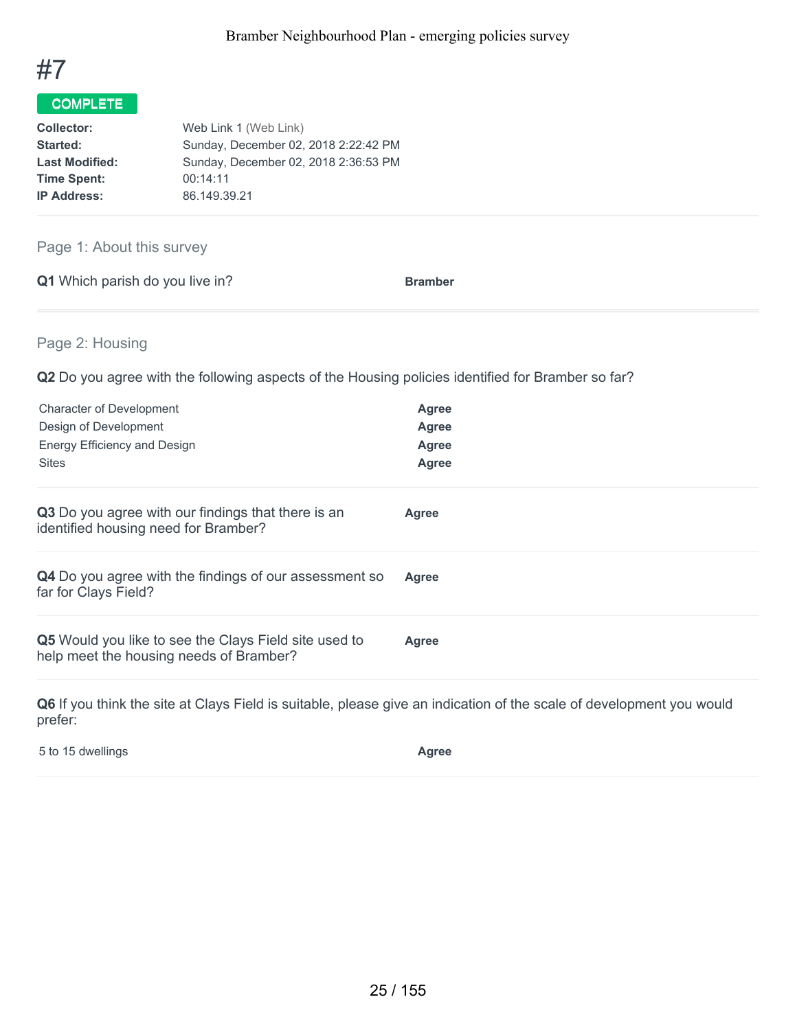# #7

**COMPLETE**

| | |
|---|---|
| **Collector:** | Web Link 1 (Web Link) |
| **Started:** | Sunday, December 02, 2018 2:22:42 PM |
| **Last Modified:** | Sunday, December 02, 2018 2:36:53 PM |
| **Time Spent:** | 00:14:11 |
| **IP Address:** | 86.149.39.21 |

## Page 1: About this survey

**Q1** Which parish do you live in? **Bramber**

## Page 2: Housing

**Q2** Do you agree with the following aspects of the Housing policies identified for Bramber so far?

| | |
|---|---|
| Character of Development | **Agree** |
| Design of Development | **Agree** |
| Energy Efficiency and Design | **Agree** |
| Sites | **Agree** |

**Q3** Do you agree with our findings that there is an identified housing need for Bramber? **Agree**

**Q4** Do you agree with the findings of our assessment so far for Clays Field? **Agree**

**Q5** Would you like to see the Clays Field site used to help meet the housing needs of Bramber? **Agree**

**Q6** If you think the site at Clays Field is suitable, please give an indication of the scale of development you would prefer:

| | |
|---|---|
| 5 to 15 dwellings | **Agree** |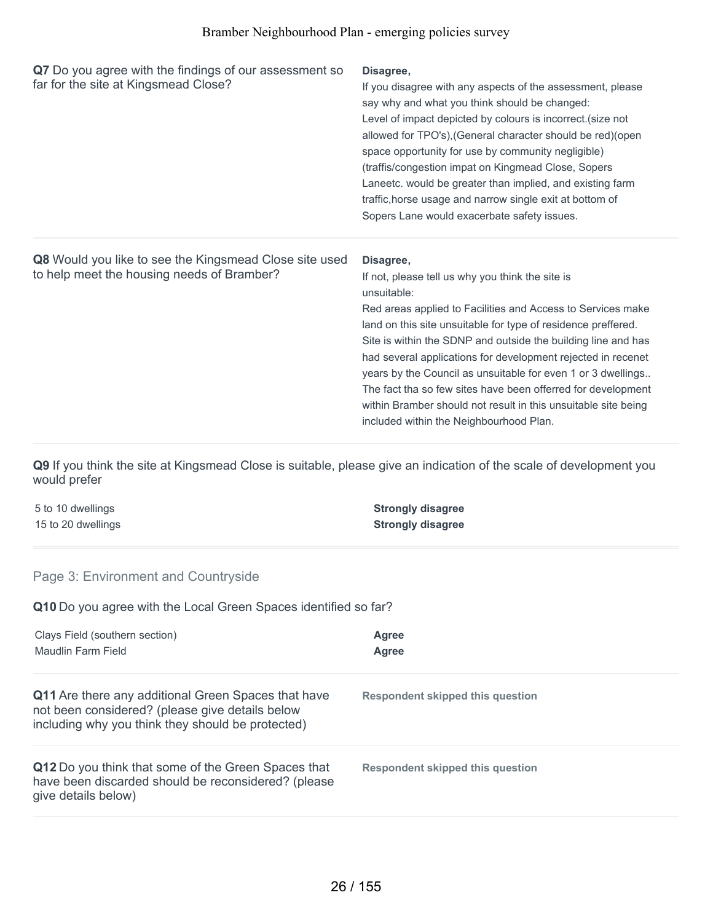**Q7** Do you agree with the findings of our assessment so far for the site at Kingsmead Close?

**Disagree,**

If you disagree with any aspects of the assessment, please say why and what you think should be changed:

Level of impact depicted by colours is incorrect.(size not allowed for TPO's),(General character should be red)(open space opportunity for use by community negligible)(traffis/congestion impat on Kingmead Close, Sopers Laneetc. would be greater than implied, and existing farm traffic,horse usage and narrow single exit at bottom of Sopers Lane would exacerbate safety issues.

**Q8** Would you like to see the Kingsmead Close site used to help meet the housing needs of Bramber?

**Disagree,**

If not, please tell us why you think the site is unsuitable:

Red areas applied to Facilities and Access to Services make land on this site unsuitable for type of residence preffered. Site is within the SDNP and outside the building line and has had several applications for development rejected in recenet years by the Council as unsuitable for even 1 or 3 dwellings.. The fact tha so few sites have been offerred for development within Bramber should not result in this unsuitable site being included within the Neighbourhood Plan.

**Q9** If you think the site at Kingsmead Close is suitable, please give an indication of the scale of development you would prefer

| | |
|---|---|
| 5 to 10 dwellings | **Strongly disagree** |
| 15 to 20 dwellings | **Strongly disagree** |

## Page 3: Environment and Countryside

**Q10** Do you agree with the Local Green Spaces identified so far?

| | |
|---|---|
| Clays Field (southern section) | **Agree** |
| Maudlin Farm Field | **Agree** |

**Q11** Are there any additional Green Spaces that have not been considered? (please give details below including why you think they should be protected)

**Respondent skipped this question**

**Q12** Do you think that some of the Green Spaces that have been discarded should be reconsidered? (please give details below)

**Respondent skipped this question**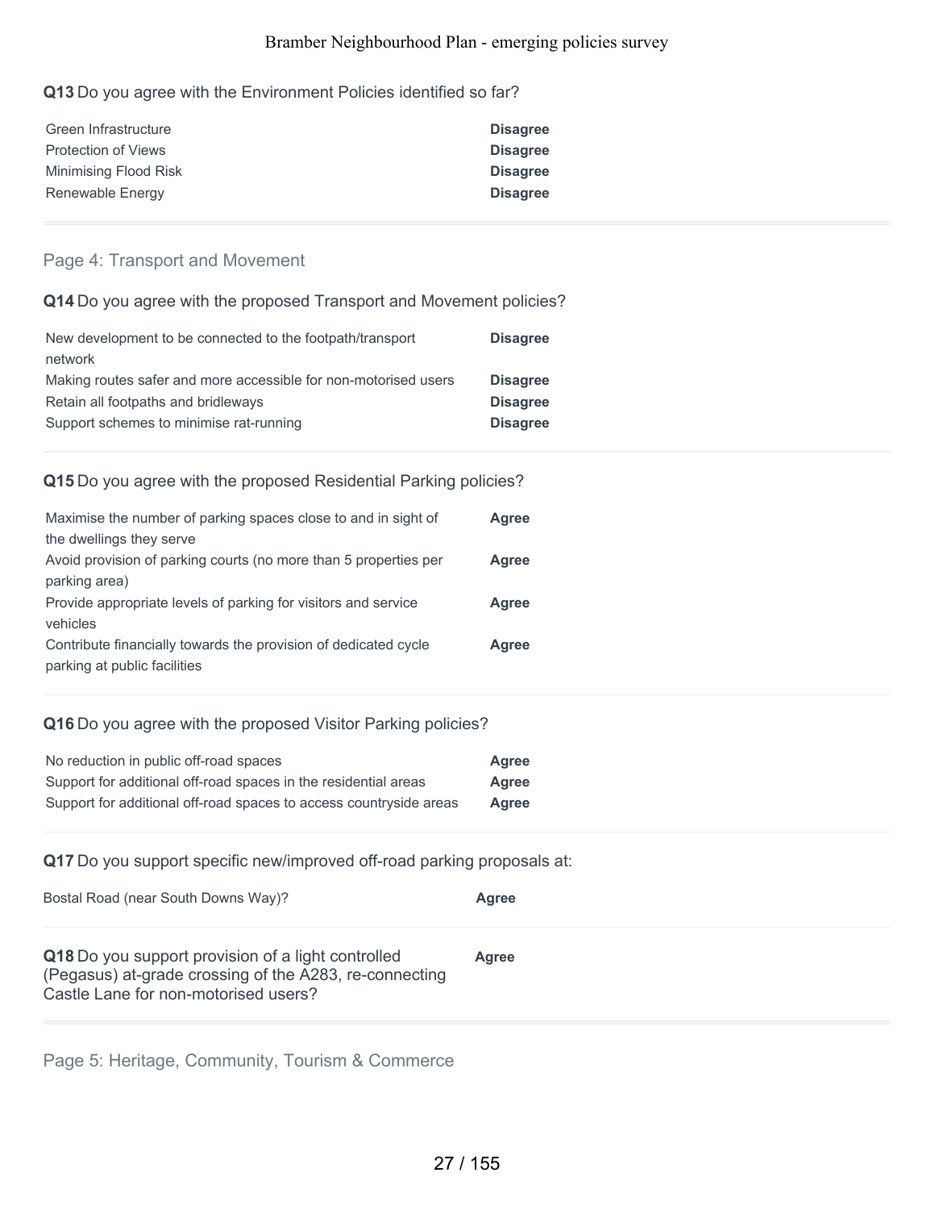**Q13** Do you agree with the Environment Policies identified so far?

| | |
|---|---|
| Green Infrastructure | **Disagree** |
| Protection of Views | **Disagree** |
| Minimising Flood Risk | **Disagree** |
| Renewable Energy | **Disagree** |

## Page 4: Transport and Movement

**Q14** Do you agree with the proposed Transport and Movement policies?

| | |
|---|---|
| New development to be connected to the footpath/transport network | **Disagree** |
| Making routes safer and more accessible for non-motorised users | **Disagree** |
| Retain all footpaths and bridleways | **Disagree** |
| Support schemes to minimise rat-running | **Disagree** |

**Q15** Do you agree with the proposed Residential Parking policies?

| | |
|---|---|
| Maximise the number of parking spaces close to and in sight of the dwellings they serve | **Agree** |
| Avoid provision of parking courts (no more than 5 properties per parking area) | **Agree** |
| Provide appropriate levels of parking for visitors and service vehicles | **Agree** |
| Contribute financially towards the provision of dedicated cycle parking at public facilities | **Agree** |

**Q16** Do you agree with the proposed Visitor Parking policies?

| | |
|---|---|
| No reduction in public off-road spaces | **Agree** |
| Support for additional off-road spaces in the residential areas | **Agree** |
| Support for additional off-road spaces to access countryside areas | **Agree** |

**Q17** Do you support specific new/improved off-road parking proposals at:

| | |
|---|---|
| Bostal Road (near South Downs Way)? | **Agree** |

**Q18** Do you support provision of a light controlled (Pegasus) at-grade crossing of the A283, re-connecting Castle Lane for non-motorised users? **Agree**

## Page 5: Heritage, Community, Tourism & Commerce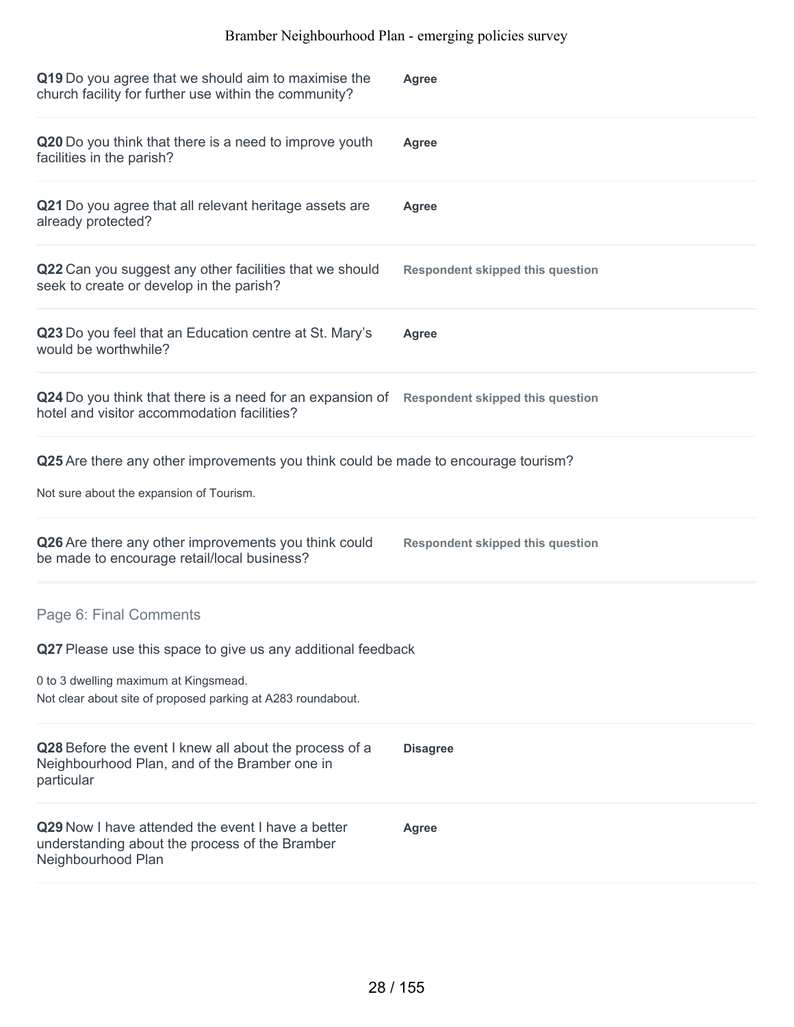**Q19** Do you agree that we should aim to maximise the church facility for further use within the community?

**Agree**

---

**Q20** Do you think that there is a need to improve youth facilities in the parish?

**Agree**

---

**Q21** Do you agree that all relevant heritage assets are already protected?

**Agree**

---

**Q22** Can you suggest any other facilities that we should seek to create or develop in the parish?

**Respondent skipped this question**

---

**Q23** Do you feel that an Education centre at St. Mary's would be worthwhile?

**Agree**

---

**Q24** Do you think that there is a need for an expansion of hotel and visitor accommodation facilities?

**Respondent skipped this question**

---

**Q25** Are there any other improvements you think could be made to encourage tourism?

Not sure about the expansion of Tourism.

---

**Q26** Are there any other improvements you think could be made to encourage retail/local business?

**Respondent skipped this question**

---

## Page 6: Final Comments

**Q27** Please use this space to give us any additional feedback

0 to 3 dwelling maximum at Kingsmead.
Not clear about site of proposed parking at A283 roundabout.

---

**Q28** Before the event I knew all about the process of a Neighbourhood Plan, and of the Bramber one in particular

**Disagree**

---

**Q29** Now I have attended the event I have a better understanding about the process of the Bramber Neighbourhood Plan

**Agree**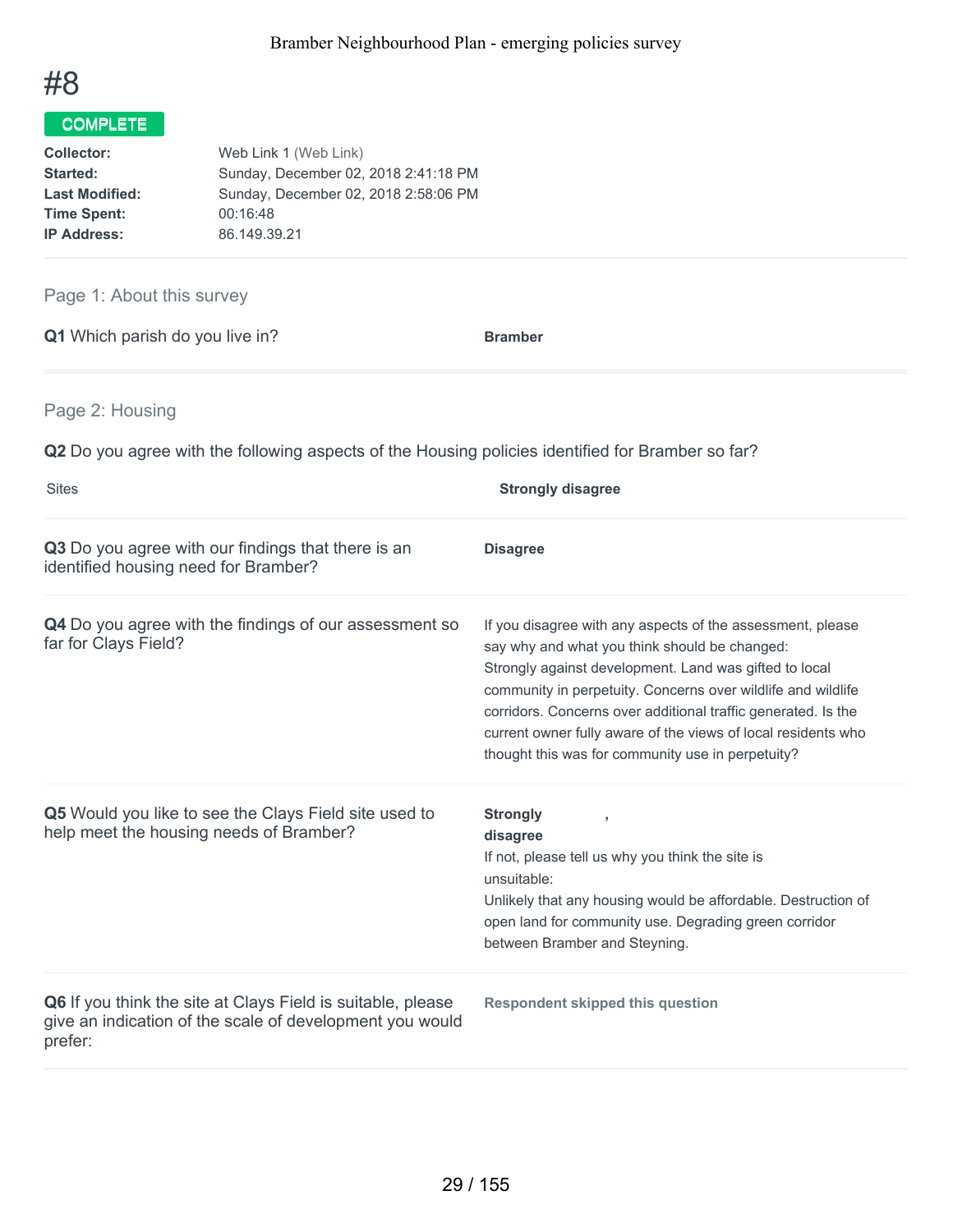# #8

**COMPLETE**

| | |
|---|---|
| **Collector:** | Web Link 1 (Web Link) |
| **Started:** | Sunday, December 02, 2018 2:41:18 PM |
| **Last Modified:** | Sunday, December 02, 2018 2:58:06 PM |
| **Time Spent:** | 00:16:48 |
| **IP Address:** | 86.149.39.21 |

## Page 1: About this survey

**Q1** Which parish do you live in?

**Bramber**

## Page 2: Housing

**Q2** Do you agree with the following aspects of the Housing policies identified for Bramber so far?

Sites **Strongly disagree**

**Q3** Do you agree with our findings that there is an identified housing need for Bramber?

**Disagree**

**Q4** Do you agree with the findings of our assessment so far for Clays Field?

If you disagree with any aspects of the assessment, please say why and what you think should be changed:
Strongly against development. Land was gifted to local community in perpetuity. Concerns over wildlife and wildlife corridors. Concerns over additional traffic generated. Is the current owner fully aware of the views of local residents who thought this was for community use in perpetuity?

**Q5** Would you like to see the Clays Field site used to help meet the housing needs of Bramber?

**Strongly disagree** ,
If not, please tell us why you think the site is unsuitable:
Unlikely that any housing would be affordable. Destruction of open land for community use. Degrading green corridor between Bramber and Steyning.

**Q6** If you think the site at Clays Field is suitable, please give an indication of the scale of development you would prefer:

**Respondent skipped this question**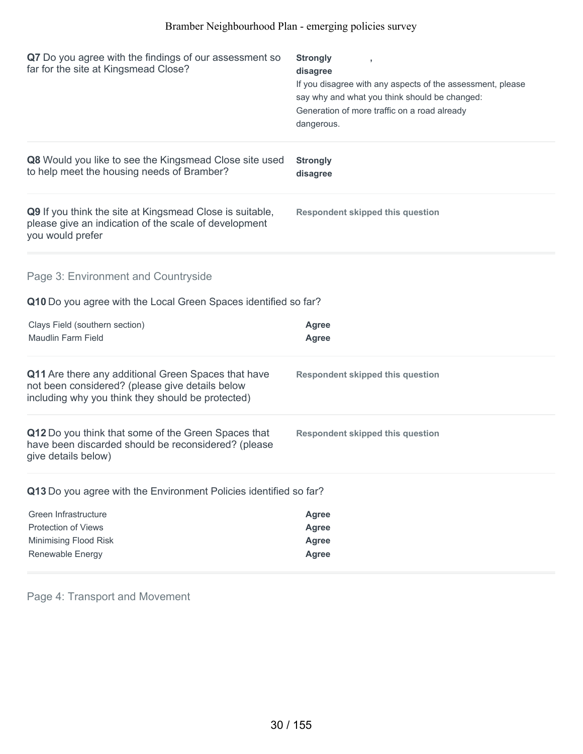**Q7** Do you agree with the findings of our assessment so far for the site at Kingsmead Close?

**Strongly disagree** ,

If you disagree with any aspects of the assessment, please say why and what you think should be changed:
Generation of more traffic on a road already dangerous.

**Q8** Would you like to see the Kingsmead Close site used to help meet the housing needs of Bramber?

**Strongly disagree**

**Q9** If you think the site at Kingsmead Close is suitable, please give an indication of the scale of development you would prefer

**Respondent skipped this question**

## Page 3: Environment and Countryside

**Q10** Do you agree with the Local Green Spaces identified so far?

| | |
|---|---|
| Clays Field (southern section) | **Agree** |
| Maudlin Farm Field | **Agree** |

**Q11** Are there any additional Green Spaces that have not been considered? (please give details below including why you think they should be protected)

**Respondent skipped this question**

**Q12** Do you think that some of the Green Spaces that have been discarded should be reconsidered? (please give details below)

**Respondent skipped this question**

**Q13** Do you agree with the Environment Policies identified so far?

| | |
|---|---|
| Green Infrastructure | **Agree** |
| Protection of Views | **Agree** |
| Minimising Flood Risk | **Agree** |
| Renewable Energy | **Agree** |

## Page 4: Transport and Movement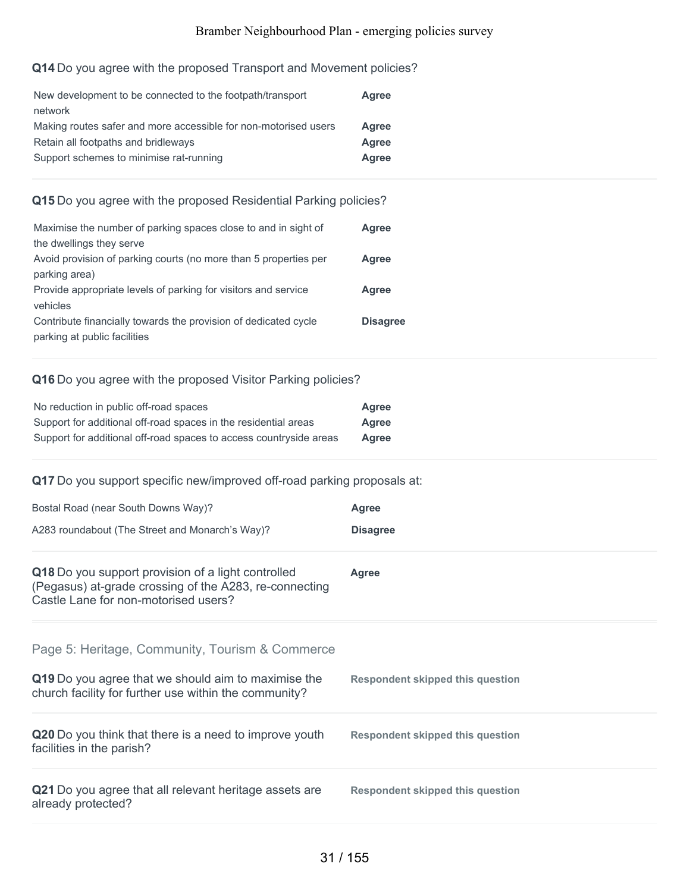**Q14** Do you agree with the proposed Transport and Movement policies?

| | |
|---|---|
| New development to be connected to the footpath/transport network | **Agree** |
| Making routes safer and more accessible for non-motorised users | **Agree** |
| Retain all footpaths and bridleways | **Agree** |
| Support schemes to minimise rat-running | **Agree** |

**Q15** Do you agree with the proposed Residential Parking policies?

| | |
|---|---|
| Maximise the number of parking spaces close to and in sight of the dwellings they serve | **Agree** |
| Avoid provision of parking courts (no more than 5 properties per parking area) | **Agree** |
| Provide appropriate levels of parking for visitors and service vehicles | **Agree** |
| Contribute financially towards the provision of dedicated cycle parking at public facilities | **Disagree** |

**Q16** Do you agree with the proposed Visitor Parking policies?

| | |
|---|---|
| No reduction in public off-road spaces | **Agree** |
| Support for additional off-road spaces in the residential areas | **Agree** |
| Support for additional off-road spaces to access countryside areas | **Agree** |

**Q17** Do you support specific new/improved off-road parking proposals at:

| | |
|---|---|
| Bostal Road (near South Downs Way)? | **Agree** |
| A283 roundabout (The Street and Monarch's Way)? | **Disagree** |

**Q18** Do you support provision of a light controlled (Pegasus) at-grade crossing of the A283, re-connecting Castle Lane for non-motorised users?

**Agree**

## Page 5: Heritage, Community, Tourism & Commerce

**Q19** Do you agree that we should aim to maximise the church facility for further use within the community?

**Respondent skipped this question**

**Q20** Do you think that there is a need to improve youth facilities in the parish?

**Respondent skipped this question**

**Q21** Do you agree that all relevant heritage assets are already protected?

**Respondent skipped this question**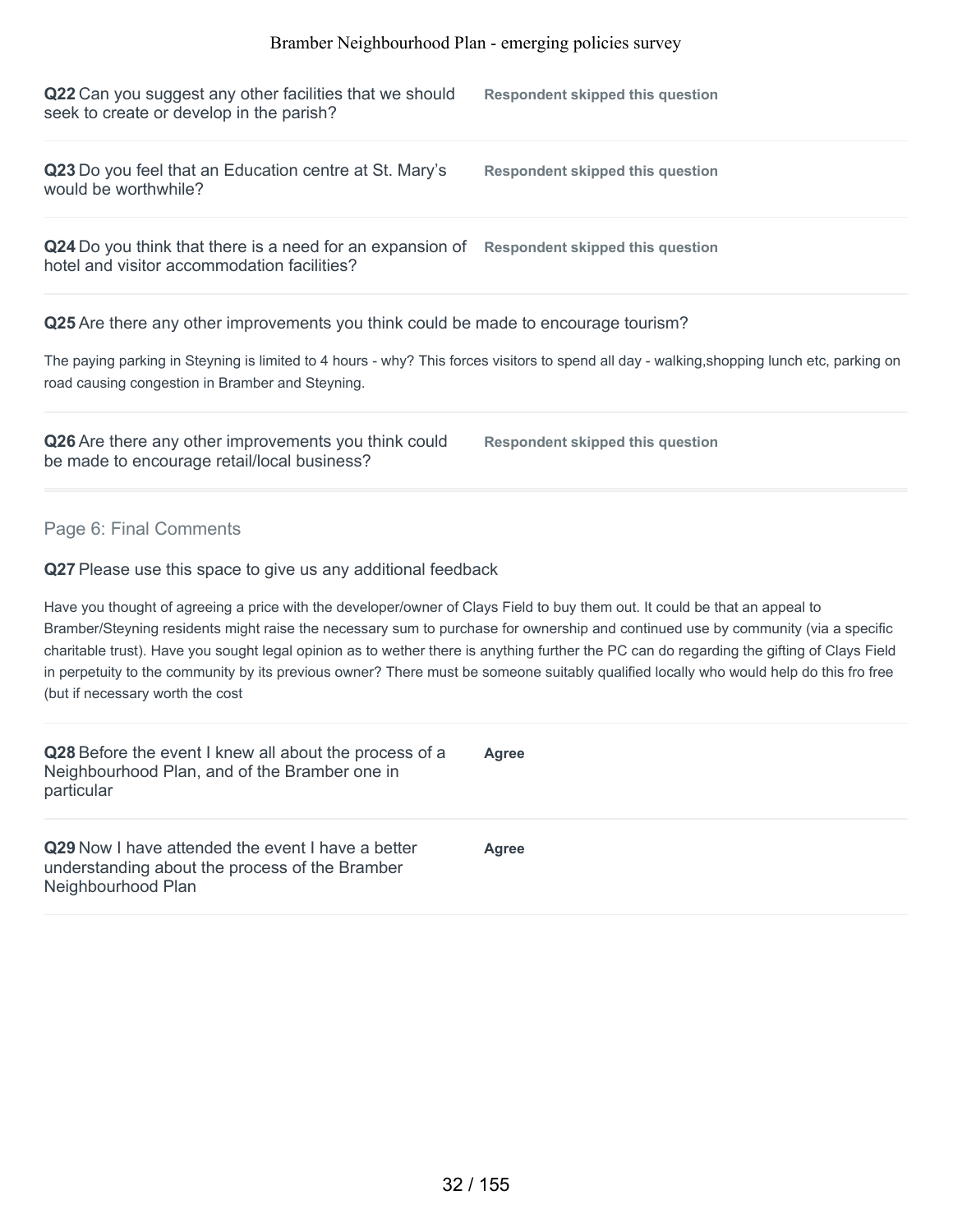**Q22** Can you suggest any other facilities that we should seek to create or develop in the parish?

**Respondent skipped this question**

**Q23** Do you feel that an Education centre at St. Mary's would be worthwhile?

**Respondent skipped this question**

**Q24** Do you think that there is a need for an expansion of hotel and visitor accommodation facilities?

**Respondent skipped this question**

**Q25** Are there any other improvements you think could be made to encourage tourism?

The paying parking in Steyning is limited to 4 hours - why? This forces visitors to spend all day - walking,shopping lunch etc, parking on road causing congestion in Bramber and Steyning.

**Q26** Are there any other improvements you think could be made to encourage retail/local business?

**Respondent skipped this question**

## Page 6: Final Comments

**Q27** Please use this space to give us any additional feedback

Have you thought of agreeing a price with the developer/owner of Clays Field to buy them out. It could be that an appeal to Bramber/Steyning residents might raise the necessary sum to purchase for ownership and continued use by community (via a specific charitable trust). Have you sought legal opinion as to wether there is anything further the PC can do regarding the gifting of Clays Field in perpetuity to the community by its previous owner? There must be someone suitably qualified locally who would help do this fro free (but if necessary worth the cost

**Q28** Before the event I knew all about the process of a Neighbourhood Plan, and of the Bramber one in particular

**Agree**

**Q29** Now I have attended the event I have a better understanding about the process of the Bramber Neighbourhood Plan

**Agree**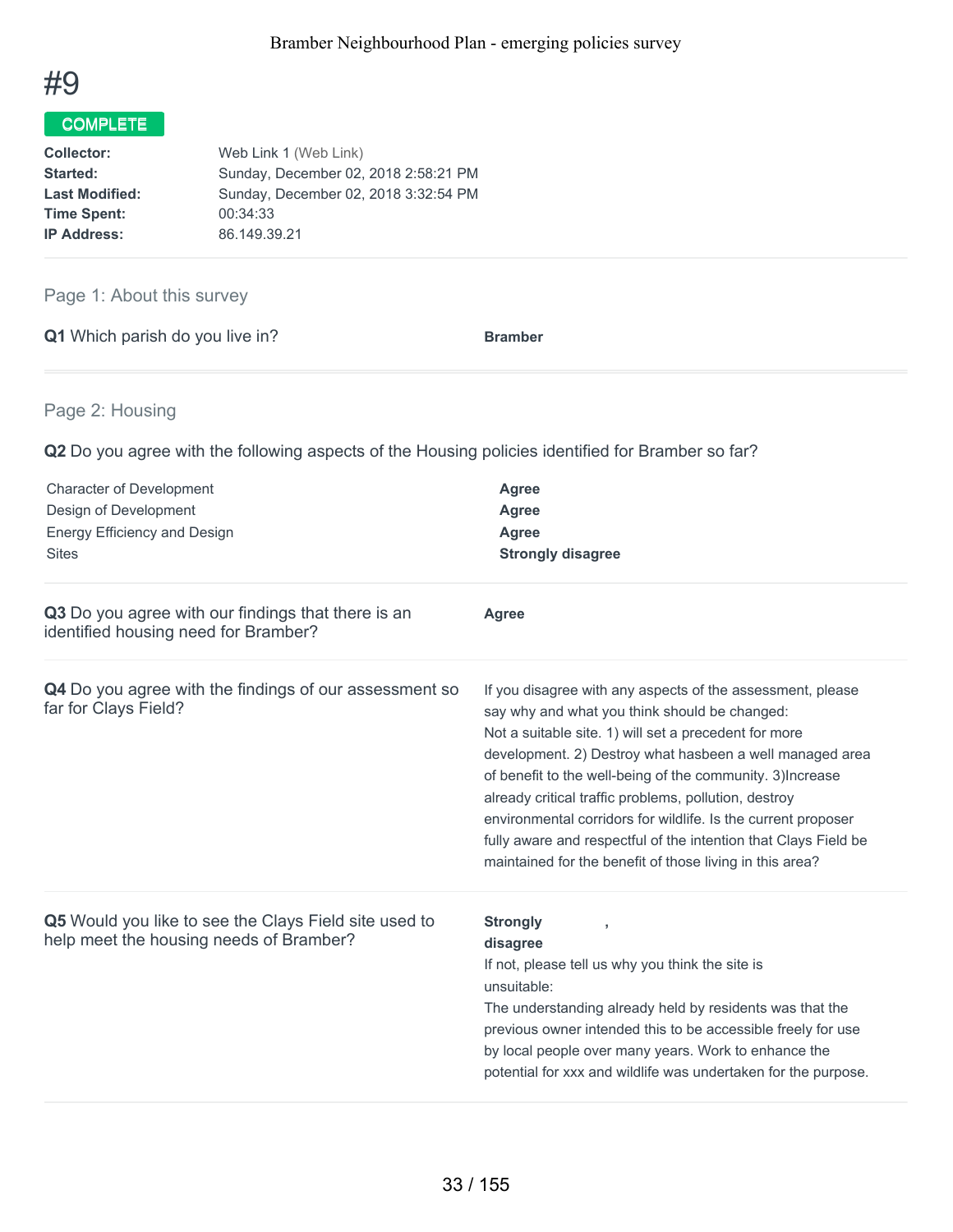# #9

**COMPLETE**

| | |
|---|---|
| **Collector:** | Web Link 1 (Web Link) |
| **Started:** | Sunday, December 02, 2018 2:58:21 PM |
| **Last Modified:** | Sunday, December 02, 2018 3:32:54 PM |
| **Time Spent:** | 00:34:33 |
| **IP Address:** | 86.149.39.21 |

## Page 1: About this survey

**Q1** Which parish do you live in?

**Bramber**

## Page 2: Housing

**Q2** Do you agree with the following aspects of the Housing policies identified for Bramber so far?

| | |
|---|---|
| Character of Development | **Agree** |
| Design of Development | **Agree** |
| Energy Efficiency and Design | **Agree** |
| Sites | **Strongly disagree** |

**Q3** Do you agree with our findings that there is an identified housing need for Bramber?

**Agree**

**Q4** Do you agree with the findings of our assessment so far for Clays Field?

If you disagree with any aspects of the assessment, please say why and what you think should be changed:
Not a suitable site. 1) will set a precedent for more development. 2) Destroy what hasbeen a well managed area of benefit to the well-being of the community. 3)Increase already critical traffic problems, pollution, destroy environmental corridors for wildlife. Is the current proposer fully aware and respectful of the intention that Clays Field be maintained for the benefit of those living in this area?

**Q5** Would you like to see the Clays Field site used to help meet the housing needs of Bramber?

**Strongly disagree** ,

If not, please tell us why you think the site is unsuitable:
The understanding already held by residents was that the previous owner intended this to be accessible freely for use by local people over many years. Work to enhance the potential for xxx and wildlife was undertaken for the purpose.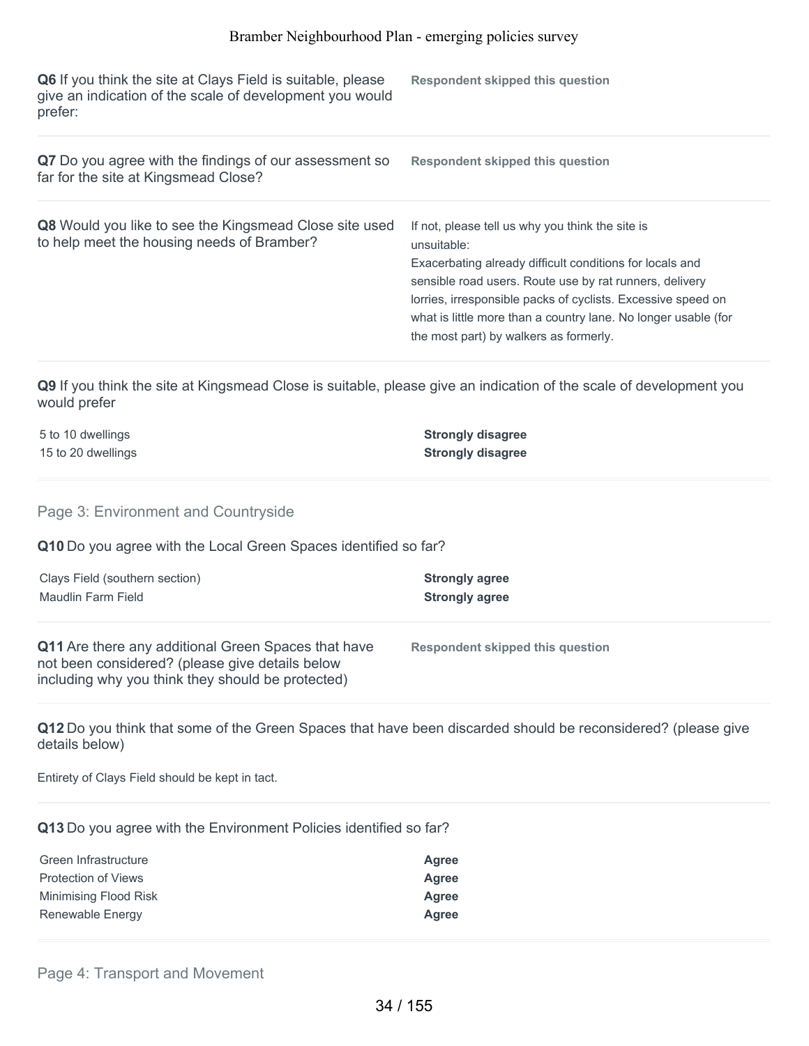**Q6** If you think the site at Clays Field is suitable, please give an indication of the scale of development you would prefer:

**Respondent skipped this question**

**Q7** Do you agree with the findings of our assessment so far for the site at Kingsmead Close?

**Respondent skipped this question**

**Q8** Would you like to see the Kingsmead Close site used to help meet the housing needs of Bramber?

If not, please tell us why you think the site is unsuitable:
Exacerbating already difficult conditions for locals and sensible road users. Route use by rat runners, delivery lorries, irresponsible packs of cyclists. Excessive speed on what is little more than a country lane. No longer usable (for the most part) by walkers as formerly.

**Q9** If you think the site at Kingsmead Close is suitable, please give an indication of the scale of development you would prefer

| | |
|---|---|
| 5 to 10 dwellings | **Strongly disagree** |
| 15 to 20 dwellings | **Strongly disagree** |

## Page 3: Environment and Countryside

**Q10** Do you agree with the Local Green Spaces identified so far?

| | |
|---|---|
| Clays Field (southern section) | **Strongly agree** |
| Maudlin Farm Field | **Strongly agree** |

**Q11** Are there any additional Green Spaces that have not been considered? (please give details below including why you think they should be protected)

**Respondent skipped this question**

**Q12** Do you think that some of the Green Spaces that have been discarded should be reconsidered? (please give details below)

Entirety of Clays Field should be kept in tact.

**Q13** Do you agree with the Environment Policies identified so far?

| | |
|---|---|
| Green Infrastructure | **Agree** |
| Protection of Views | **Agree** |
| Minimising Flood Risk | **Agree** |
| Renewable Energy | **Agree** |

## Page 4: Transport and Movement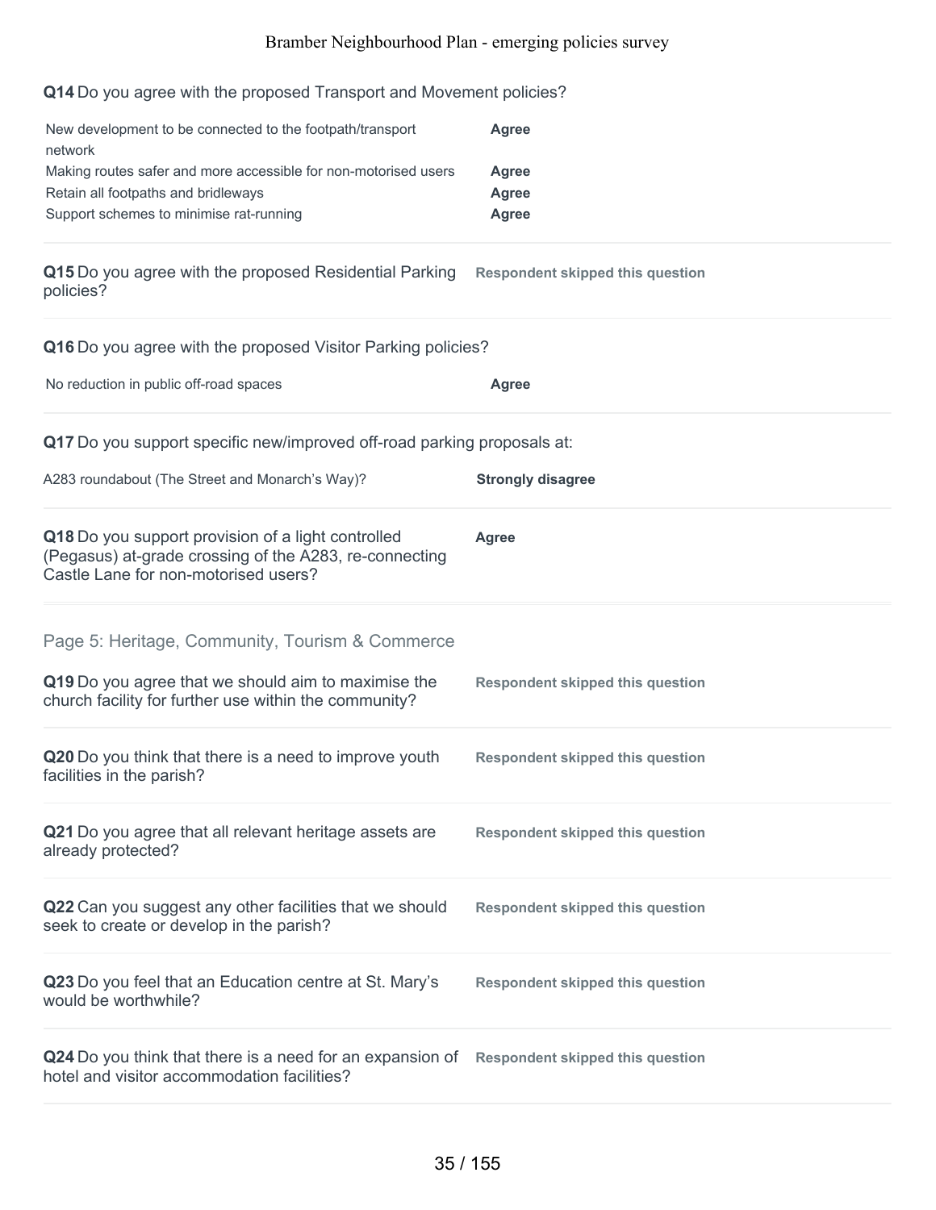**Q14** Do you agree with the proposed Transport and Movement policies?

| | |
|---|---|
| New development to be connected to the footpath/transport network | **Agree** |
| Making routes safer and more accessible for non-motorised users | **Agree** |
| Retain all footpaths and bridleways | **Agree** |
| Support schemes to minimise rat-running | **Agree** |

**Q15** Do you agree with the proposed Residential Parking policies? — **Respondent skipped this question**

**Q16** Do you agree with the proposed Visitor Parking policies?

| | |
|---|---|
| No reduction in public off-road spaces | **Agree** |

**Q17** Do you support specific new/improved off-road parking proposals at:

| | |
|---|---|
| A283 roundabout (The Street and Monarch's Way)? | **Strongly disagree** |

**Q18** Do you support provision of a light controlled (Pegasus) at-grade crossing of the A283, re-connecting Castle Lane for non-motorised users? — **Agree**

## Page 5: Heritage, Community, Tourism & Commerce

**Q19** Do you agree that we should aim to maximise the church facility for further use within the community? — **Respondent skipped this question**

**Q20** Do you think that there is a need to improve youth facilities in the parish? — **Respondent skipped this question**

**Q21** Do you agree that all relevant heritage assets are already protected? — **Respondent skipped this question**

**Q22** Can you suggest any other facilities that we should seek to create or develop in the parish? — **Respondent skipped this question**

**Q23** Do you feel that an Education centre at St. Mary's would be worthwhile? — **Respondent skipped this question**

**Q24** Do you think that there is a need for an expansion of hotel and visitor accommodation facilities? — **Respondent skipped this question**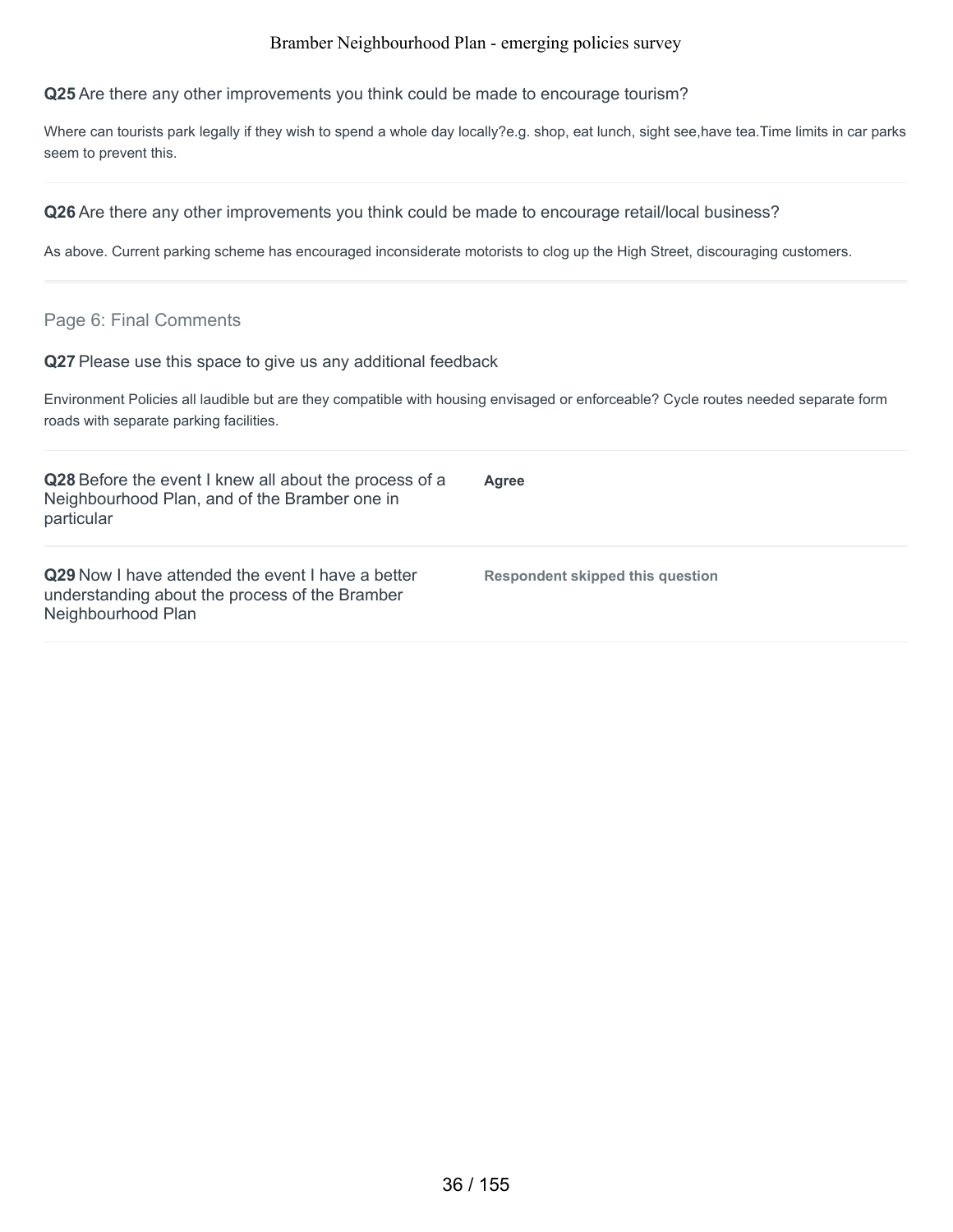**Q25** Are there any other improvements you think could be made to encourage tourism?

Where can tourists park legally if they wish to spend a whole day locally?e.g. shop, eat lunch, sight see,have tea.Time limits in car parks seem to prevent this.

---

**Q26** Are there any other improvements you think could be made to encourage retail/local business?

As above. Current parking scheme has encouraged inconsiderate motorists to clog up the High Street, discouraging customers.

---

## Page 6: Final Comments

**Q27** Please use this space to give us any additional feedback

Environment Policies all laudible but are they compatible with housing envisaged or enforceable? Cycle routes needed separate form roads with separate parking facilities.

---

| | |
|---|---|
| **Q28** Before the event I knew all about the process of a Neighbourhood Plan, and of the Bramber one in particular | **Agree** |
| **Q29** Now I have attended the event I have a better understanding about the process of the Bramber Neighbourhood Plan | **Respondent skipped this question** |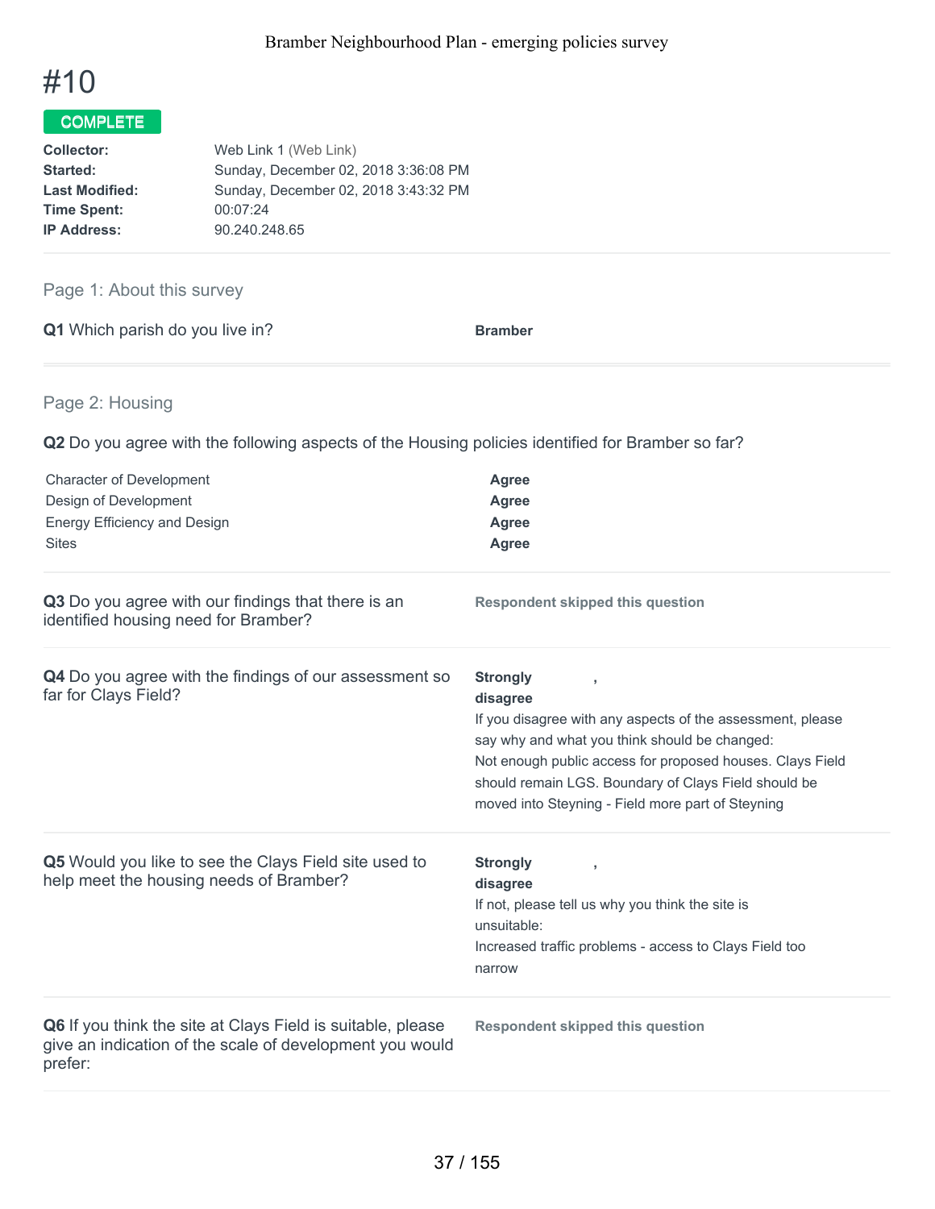# #10

**COMPLETE**

| | |
|---|---|
| **Collector:** | Web Link 1 (Web Link) |
| **Started:** | Sunday, December 02, 2018 3:36:08 PM |
| **Last Modified:** | Sunday, December 02, 2018 3:43:32 PM |
| **Time Spent:** | 00:07:24 |
| **IP Address:** | 90.240.248.65 |

## Page 1: About this survey

**Q1** Which parish do you live in?

**Bramber**

## Page 2: Housing

**Q2** Do you agree with the following aspects of the Housing policies identified for Bramber so far?

| | |
|---|---|
| Character of Development | **Agree** |
| Design of Development | **Agree** |
| Energy Efficiency and Design | **Agree** |
| Sites | **Agree** |

**Q3** Do you agree with our findings that there is an identified housing need for Bramber?

**Respondent skipped this question**

**Q4** Do you agree with the findings of our assessment so far for Clays Field?

**Strongly disagree** ,

If you disagree with any aspects of the assessment, please say why and what you think should be changed:

Not enough public access for proposed houses. Clays Field should remain LGS. Boundary of Clays Field should be moved into Steyning - Field more part of Steyning

**Q5** Would you like to see the Clays Field site used to help meet the housing needs of Bramber?

**Strongly disagree** ,

If not, please tell us why you think the site is unsuitable:

Increased traffic problems - access to Clays Field too narrow

**Q6** If you think the site at Clays Field is suitable, please give an indication of the scale of development you would prefer:

**Respondent skipped this question**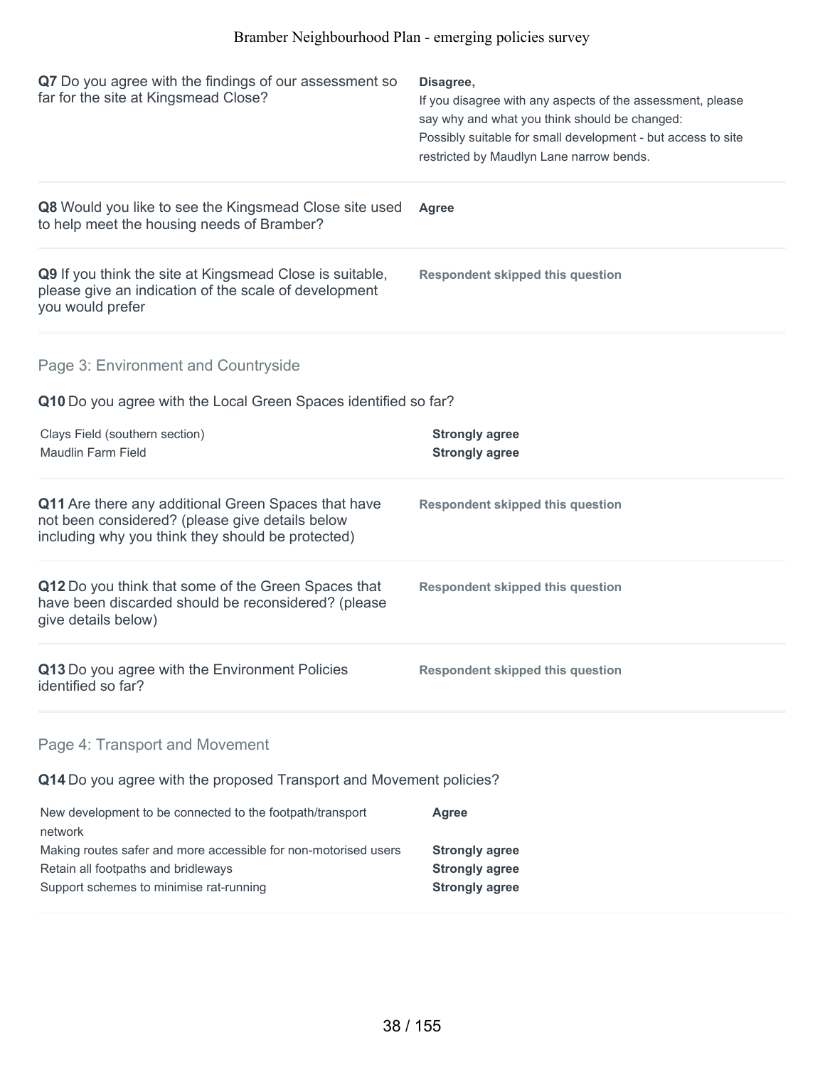**Q7** Do you agree with the findings of our assessment so far for the site at Kingsmead Close?

**Disagree,**
If you disagree with any aspects of the assessment, please say why and what you think should be changed:
Possibly suitable for small development - but access to site restricted by Maudlyn Lane narrow bends.

**Q8** Would you like to see the Kingsmead Close site used to help meet the housing needs of Bramber?

**Agree**

**Q9** If you think the site at Kingsmead Close is suitable, please give an indication of the scale of development you would prefer

**Respondent skipped this question**

## Page 3: Environment and Countryside

**Q10** Do you agree with the Local Green Spaces identified so far?

| | |
|---|---|
| Clays Field (southern section) | **Strongly agree** |
| Maudlin Farm Field | **Strongly agree** |

**Q11** Are there any additional Green Spaces that have not been considered? (please give details below including why you think they should be protected)

**Respondent skipped this question**

**Q12** Do you think that some of the Green Spaces that have been discarded should be reconsidered? (please give details below)

**Respondent skipped this question**

**Q13** Do you agree with the Environment Policies identified so far?

**Respondent skipped this question**

## Page 4: Transport and Movement

**Q14** Do you agree with the proposed Transport and Movement policies?

| | |
|---|---|
| New development to be connected to the footpath/transport network | **Agree** |
| Making routes safer and more accessible for non-motorised users | **Strongly agree** |
| Retain all footpaths and bridleways | **Strongly agree** |
| Support schemes to minimise rat-running | **Strongly agree** |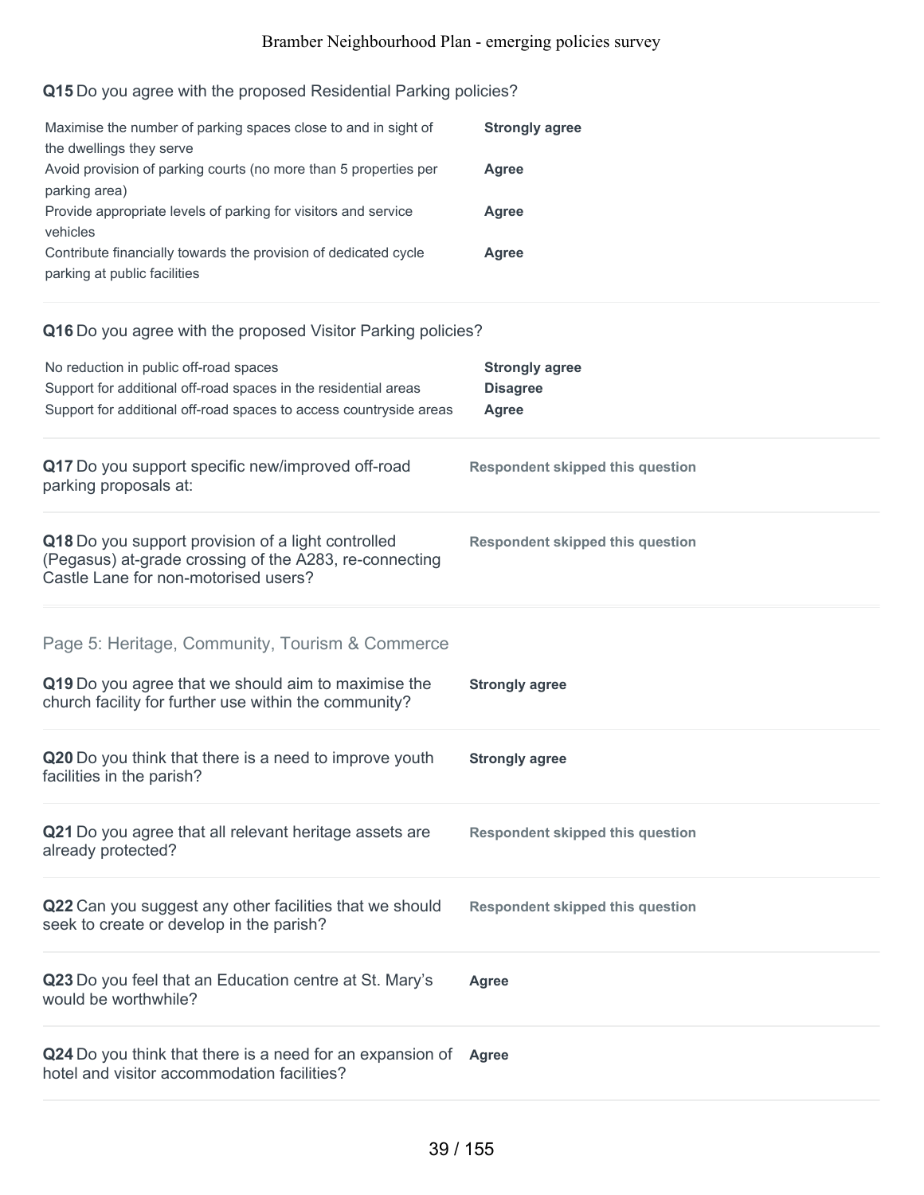**Q15** Do you agree with the proposed Residential Parking policies?

| | |
|---|---|
| Maximise the number of parking spaces close to and in sight of the dwellings they serve | **Strongly agree** |
| Avoid provision of parking courts (no more than 5 properties per parking area) | **Agree** |
| Provide appropriate levels of parking for visitors and service vehicles | **Agree** |
| Contribute financially towards the provision of dedicated cycle parking at public facilities | **Agree** |

**Q16** Do you agree with the proposed Visitor Parking policies?

| | |
|---|---|
| No reduction in public off-road spaces | **Strongly agree** |
| Support for additional off-road spaces in the residential areas | **Disagree** |
| Support for additional off-road spaces to access countryside areas | **Agree** |

**Q17** Do you support specific new/improved off-road parking proposals at:

**Respondent skipped this question**

**Q18** Do you support provision of a light controlled (Pegasus) at-grade crossing of the A283, re-connecting Castle Lane for non-motorised users?

**Respondent skipped this question**

## Page 5: Heritage, Community, Tourism & Commerce

**Q19** Do you agree that we should aim to maximise the church facility for further use within the community?

**Strongly agree**

**Q20** Do you think that there is a need to improve youth facilities in the parish?

**Strongly agree**

**Q21** Do you agree that all relevant heritage assets are already protected?

**Respondent skipped this question**

**Q22** Can you suggest any other facilities that we should seek to create or develop in the parish?

**Respondent skipped this question**

**Q23** Do you feel that an Education centre at St. Mary's would be worthwhile?

**Agree**

**Q24** Do you think that there is a need for an expansion of hotel and visitor accommodation facilities?

**Agree**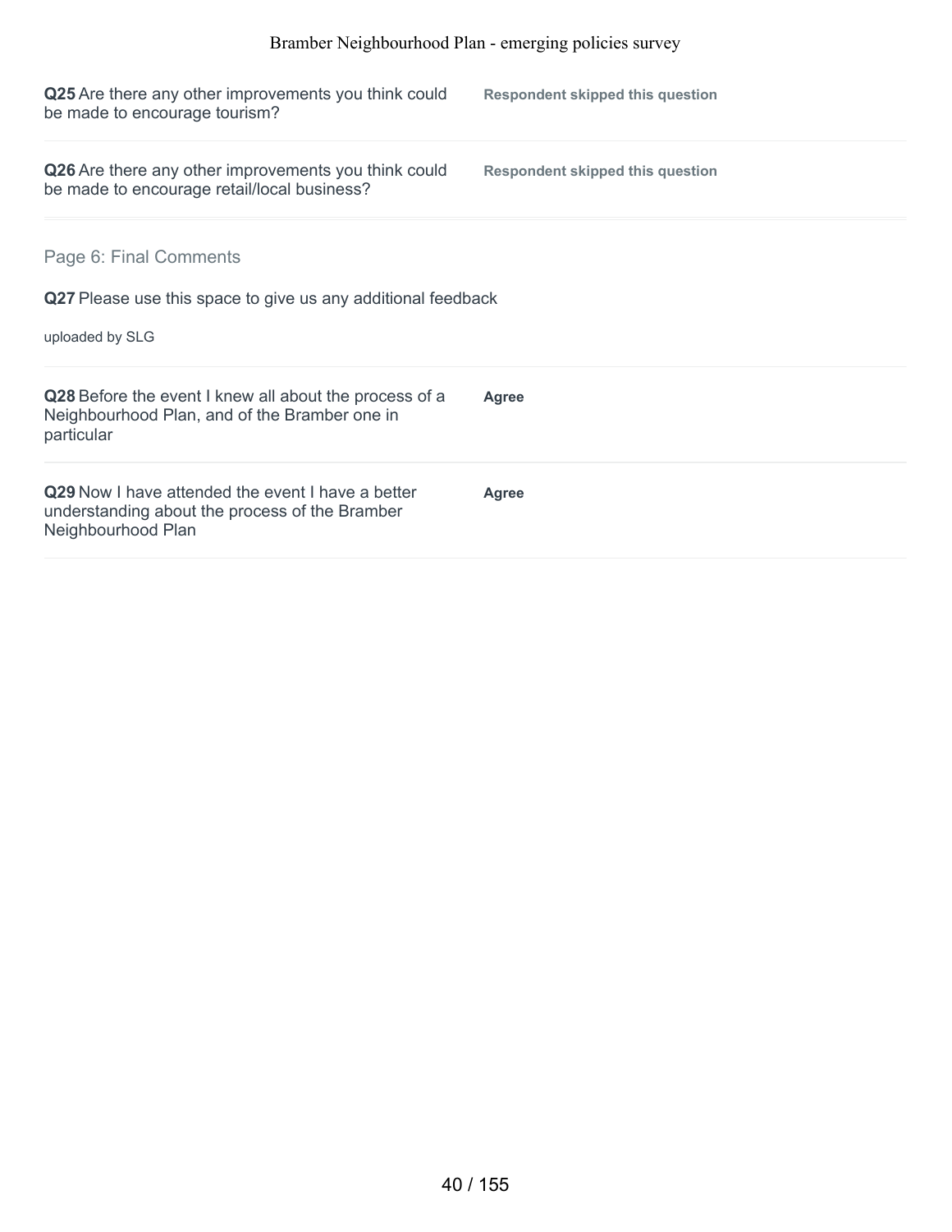**Q25** Are there any other improvements you think could be made to encourage tourism?

**Respondent skipped this question**

**Q26** Are there any other improvements you think could be made to encourage retail/local business?

**Respondent skipped this question**

## Page 6: Final Comments

**Q27** Please use this space to give us any additional feedback

uploaded by SLG

**Q28** Before the event I knew all about the process of a Neighbourhood Plan, and of the Bramber one in particular

**Agree**

**Q29** Now I have attended the event I have a better understanding about the process of the Bramber Neighbourhood Plan

**Agree**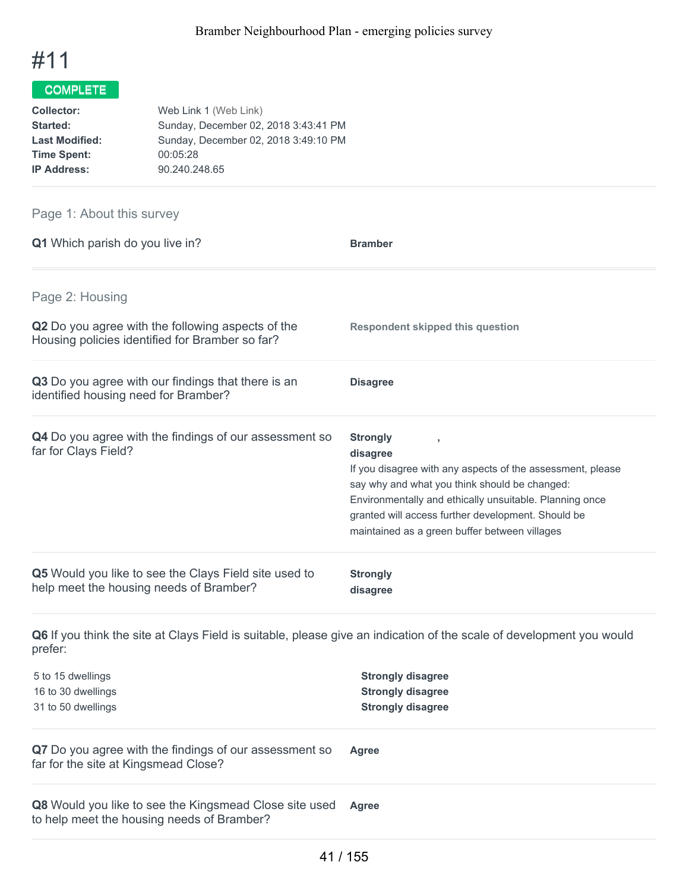# #11

**COMPLETE**

| | |
|---|---|
| **Collector:** | Web Link 1 (Web Link) |
| **Started:** | Sunday, December 02, 2018 3:43:41 PM |
| **Last Modified:** | Sunday, December 02, 2018 3:49:10 PM |
| **Time Spent:** | 00:05:28 |
| **IP Address:** | 90.240.248.65 |

## Page 1: About this survey

**Q1** Which parish do you live in?

**Bramber**

## Page 2: Housing

**Q2** Do you agree with the following aspects of the Housing policies identified for Bramber so far?

**Respondent skipped this question**

**Q3** Do you agree with our findings that there is an identified housing need for Bramber?

**Disagree**

**Q4** Do you agree with the findings of our assessment so far for Clays Field?

**Strongly disagree** ,

If you disagree with any aspects of the assessment, please say why and what you think should be changed:
Environmentally and ethically unsuitable. Planning once granted will access further development. Should be maintained as a green buffer between villages

**Q5** Would you like to see the Clays Field site used to help meet the housing needs of Bramber?

**Strongly disagree**

**Q6** If you think the site at Clays Field is suitable, please give an indication of the scale of development you would prefer:

| | |
|---|---|
| 5 to 15 dwellings | **Strongly disagree** |
| 16 to 30 dwellings | **Strongly disagree** |
| 31 to 50 dwellings | **Strongly disagree** |

**Q7** Do you agree with the findings of our assessment so far for the site at Kingsmead Close?

**Agree**

**Q8** Would you like to see the Kingsmead Close site used to help meet the housing needs of Bramber?

**Agree**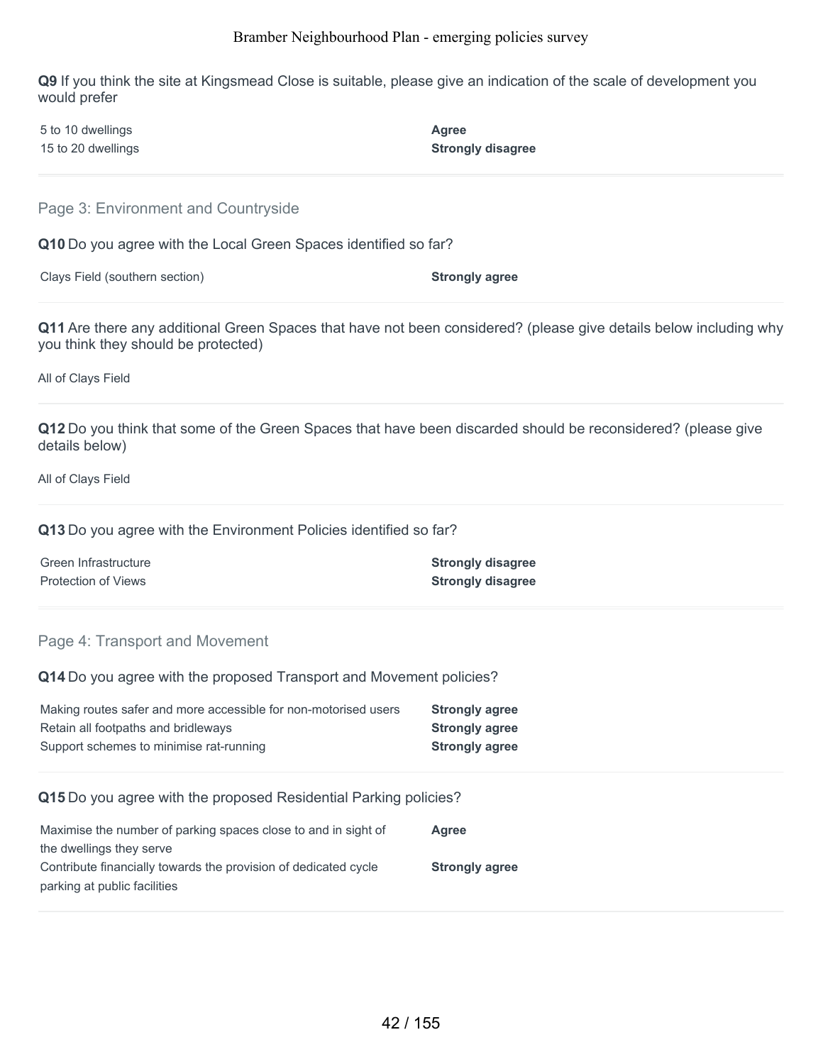**Q9** If you think the site at Kingsmead Close is suitable, please give an indication of the scale of development you would prefer

| | |
|---|---|
| 5 to 10 dwellings | **Agree** |
| 15 to 20 dwellings | **Strongly disagree** |

## Page 3: Environment and Countryside

**Q10** Do you agree with the Local Green Spaces identified so far?

| | |
|---|---|
| Clays Field (southern section) | **Strongly agree** |

**Q11** Are there any additional Green Spaces that have not been considered? (please give details below including why you think they should be protected)

All of Clays Field

**Q12** Do you think that some of the Green Spaces that have been discarded should be reconsidered? (please give details below)

All of Clays Field

**Q13** Do you agree with the Environment Policies identified so far?

| | |
|---|---|
| Green Infrastructure | **Strongly disagree** |
| Protection of Views | **Strongly disagree** |

## Page 4: Transport and Movement

**Q14** Do you agree with the proposed Transport and Movement policies?

| | |
|---|---|
| Making routes safer and more accessible for non-motorised users | **Strongly agree** |
| Retain all footpaths and bridleways | **Strongly agree** |
| Support schemes to minimise rat-running | **Strongly agree** |

**Q15** Do you agree with the proposed Residential Parking policies?

| | |
|---|---|
| Maximise the number of parking spaces close to and in sight of the dwellings they serve | **Agree** |
| Contribute financially towards the provision of dedicated cycle parking at public facilities | **Strongly agree** |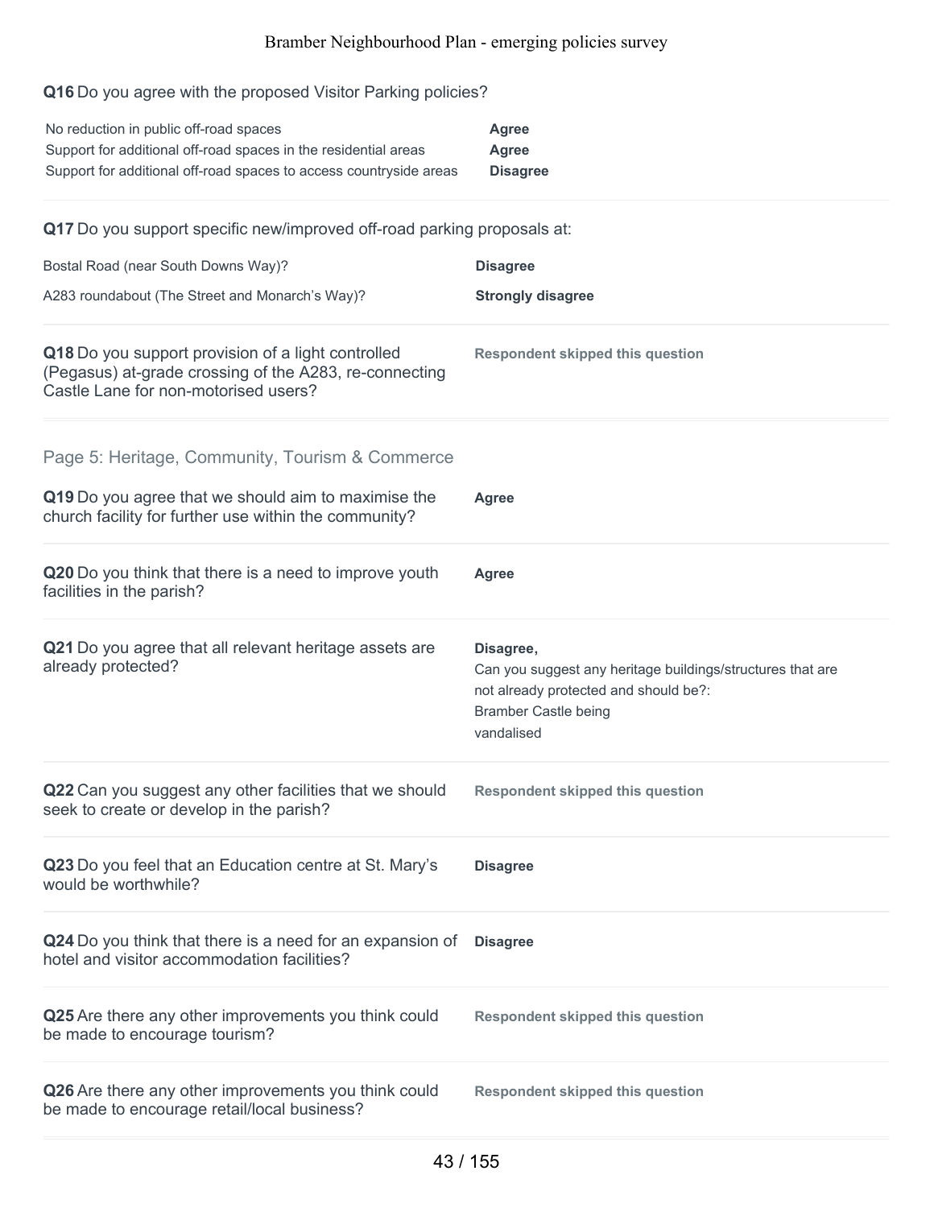**Q16** Do you agree with the proposed Visitor Parking policies?

| | |
|---|---|
| No reduction in public off-road spaces | **Agree** |
| Support for additional off-road spaces in the residential areas | **Agree** |
| Support for additional off-road spaces to access countryside areas | **Disagree** |

**Q17** Do you support specific new/improved off-road parking proposals at:

| | |
|---|---|
| Bostal Road (near South Downs Way)? | **Disagree** |
| A283 roundabout (The Street and Monarch's Way)? | **Strongly disagree** |

**Q18** Do you support provision of a light controlled (Pegasus) at-grade crossing of the A283, re-connecting Castle Lane for non-motorised users?

**Respondent skipped this question**

## Page 5: Heritage, Community, Tourism & Commerce

**Q19** Do you agree that we should aim to maximise the church facility for further use within the community?

**Agree**

**Q20** Do you think that there is a need to improve youth facilities in the parish?

**Agree**

**Q21** Do you agree that all relevant heritage assets are already protected?

**Disagree,**

Can you suggest any heritage buildings/structures that are not already protected and should be?:
Bramber Castle being
vandalised

**Q22** Can you suggest any other facilities that we should seek to create or develop in the parish?

**Respondent skipped this question**

**Q23** Do you feel that an Education centre at St. Mary's would be worthwhile?

**Disagree**

**Q24** Do you think that there is a need for an expansion of hotel and visitor accommodation facilities?

**Disagree**

**Q25** Are there any other improvements you think could be made to encourage tourism?

**Respondent skipped this question**

**Q26** Are there any other improvements you think could be made to encourage retail/local business?

**Respondent skipped this question**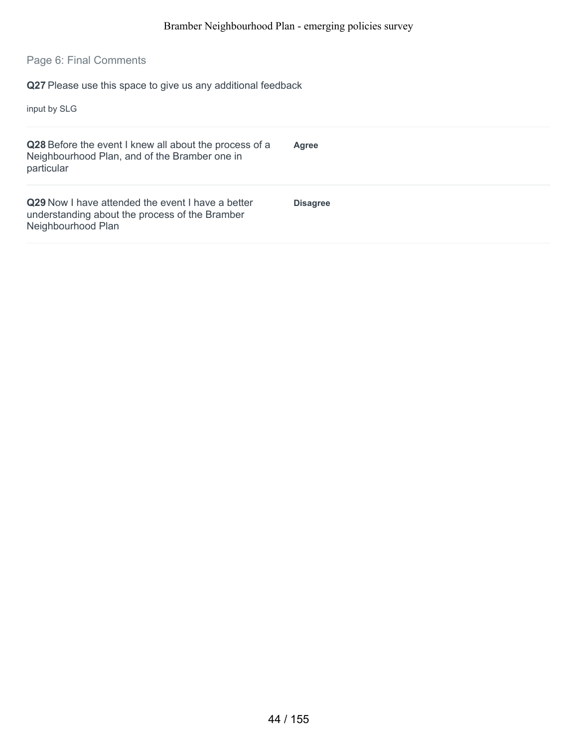## Page 6: Final Comments

**Q27** Please use this space to give us any additional feedback

input by SLG

| | |
|---|---|
| **Q28** Before the event I knew all about the process of a Neighbourhood Plan, and of the Bramber one in particular | **Agree** |
| **Q29** Now I have attended the event I have a better understanding about the process of the Bramber Neighbourhood Plan | **Disagree** |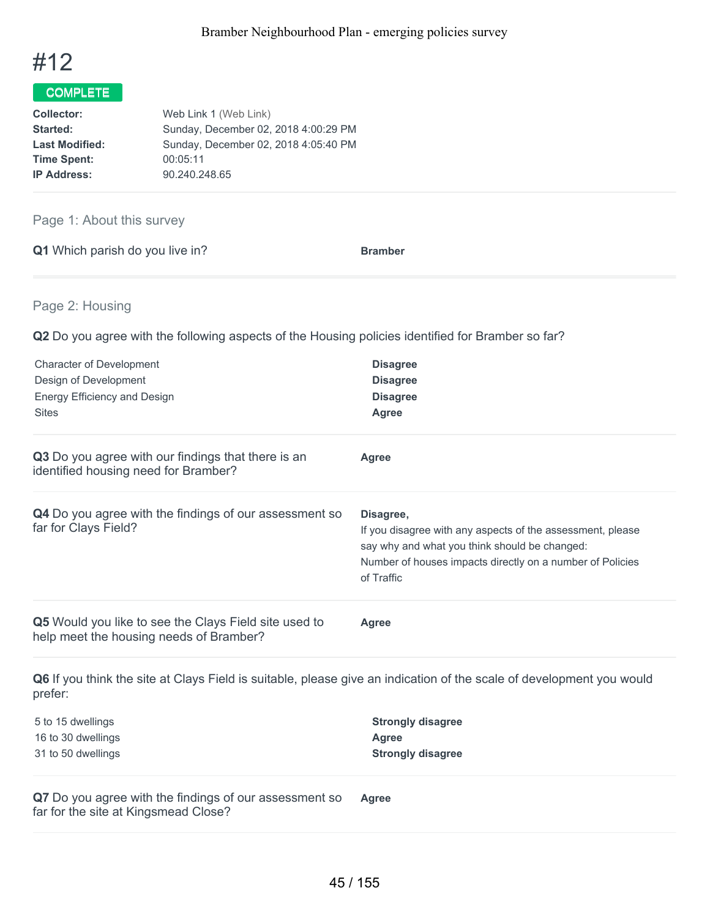# #12

**COMPLETE**

| | |
|---|---|
| **Collector:** | Web Link 1 (Web Link) |
| **Started:** | Sunday, December 02, 2018 4:00:29 PM |
| **Last Modified:** | Sunday, December 02, 2018 4:05:40 PM |
| **Time Spent:** | 00:05:11 |
| **IP Address:** | 90.240.248.65 |

## Page 1: About this survey

**Q1** Which parish do you live in?

**Bramber**

## Page 2: Housing

**Q2** Do you agree with the following aspects of the Housing policies identified for Bramber so far?

| | |
|---|---|
| Character of Development | **Disagree** |
| Design of Development | **Disagree** |
| Energy Efficiency and Design | **Disagree** |
| Sites | **Agree** |

**Q3** Do you agree with our findings that there is an identified housing need for Bramber?

**Agree**

**Q4** Do you agree with the findings of our assessment so far for Clays Field?

**Disagree,**

If you disagree with any aspects of the assessment, please say why and what you think should be changed:
Number of houses impacts directly on a number of Policies of Traffic

**Q5** Would you like to see the Clays Field site used to help meet the housing needs of Bramber?

**Agree**

**Q6** If you think the site at Clays Field is suitable, please give an indication of the scale of development you would prefer:

| | |
|---|---|
| 5 to 15 dwellings | **Strongly disagree** |
| 16 to 30 dwellings | **Agree** |
| 31 to 50 dwellings | **Strongly disagree** |

**Q7** Do you agree with the findings of our assessment so far for the site at Kingsmead Close?

**Agree**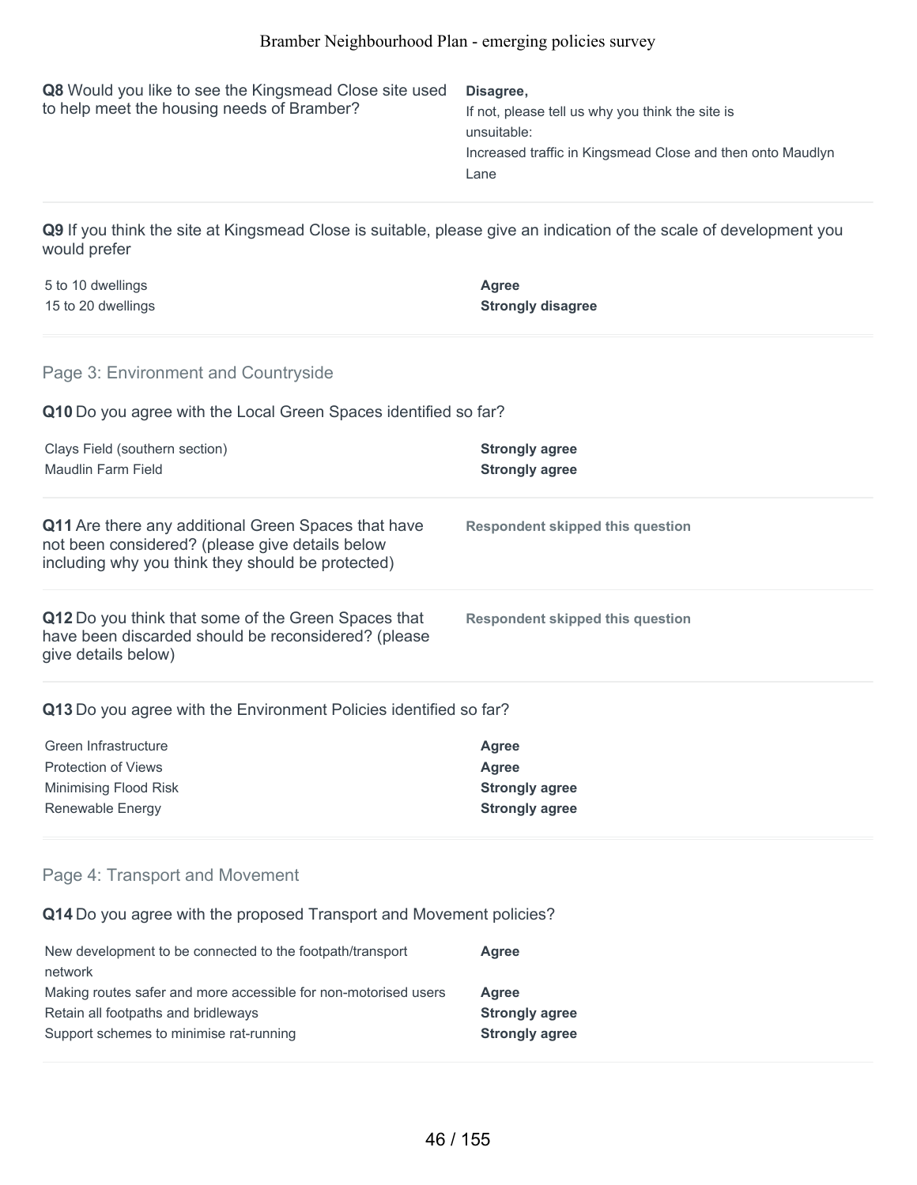**Q8** Would you like to see the Kingsmead Close site used to help meet the housing needs of Bramber?

**Disagree,**
If not, please tell us why you think the site is unsuitable:
Increased traffic in Kingsmead Close and then onto Maudlyn Lane

**Q9** If you think the site at Kingsmead Close is suitable, please give an indication of the scale of development you would prefer

| | |
|---|---|
| 5 to 10 dwellings | **Agree** |
| 15 to 20 dwellings | **Strongly disagree** |

## Page 3: Environment and Countryside

**Q10** Do you agree with the Local Green Spaces identified so far?

| | |
|---|---|
| Clays Field (southern section) | **Strongly agree** |
| Maudlin Farm Field | **Strongly agree** |

**Q11** Are there any additional Green Spaces that have not been considered? (please give details below including why you think they should be protected)

**Respondent skipped this question**

**Q12** Do you think that some of the Green Spaces that have been discarded should be reconsidered? (please give details below)

**Respondent skipped this question**

**Q13** Do you agree with the Environment Policies identified so far?

| | |
|---|---|
| Green Infrastructure | **Agree** |
| Protection of Views | **Agree** |
| Minimising Flood Risk | **Strongly agree** |
| Renewable Energy | **Strongly agree** |

## Page 4: Transport and Movement

**Q14** Do you agree with the proposed Transport and Movement policies?

| | |
|---|---|
| New development to be connected to the footpath/transport network | **Agree** |
| Making routes safer and more accessible for non-motorised users | **Agree** |
| Retain all footpaths and bridleways | **Strongly agree** |
| Support schemes to minimise rat-running | **Strongly agree** |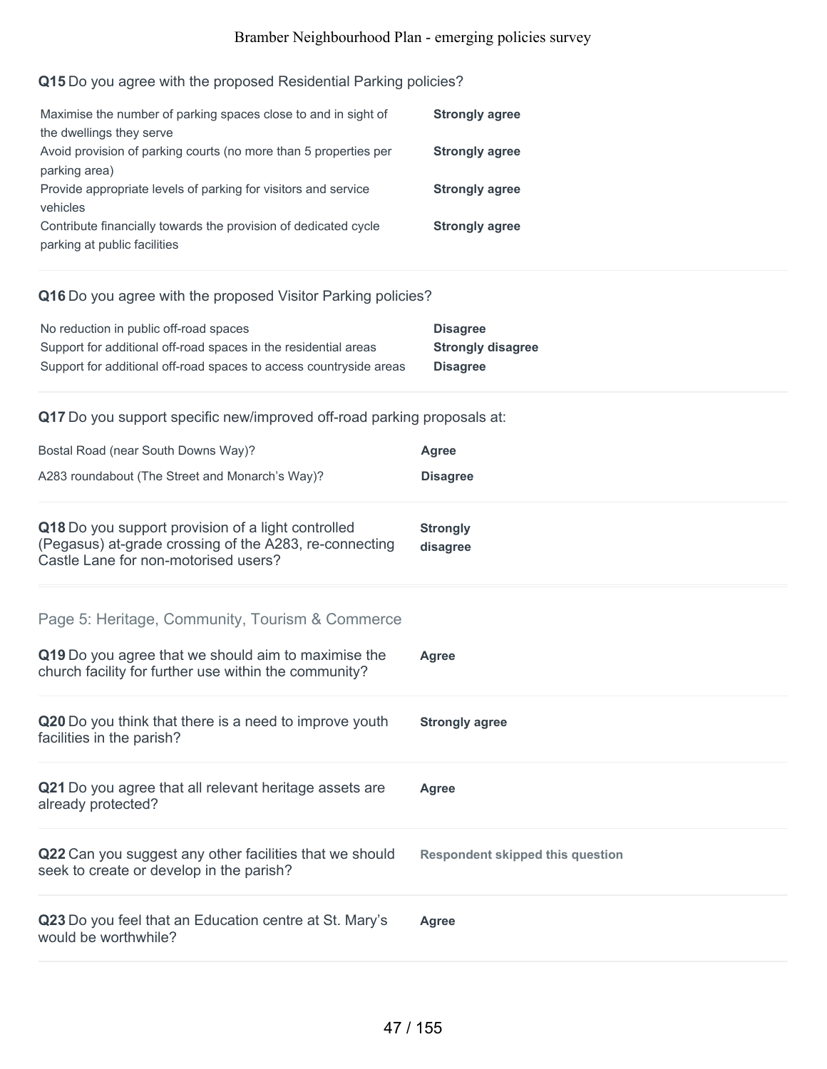**Q15** Do you agree with the proposed Residential Parking policies?

| | |
|---|---|
| Maximise the number of parking spaces close to and in sight of the dwellings they serve | **Strongly agree** |
| Avoid provision of parking courts (no more than 5 properties per parking area) | **Strongly agree** |
| Provide appropriate levels of parking for visitors and service vehicles | **Strongly agree** |
| Contribute financially towards the provision of dedicated cycle parking at public facilities | **Strongly agree** |

**Q16** Do you agree with the proposed Visitor Parking policies?

| | |
|---|---|
| No reduction in public off-road spaces | **Disagree** |
| Support for additional off-road spaces in the residential areas | **Strongly disagree** |
| Support for additional off-road spaces to access countryside areas | **Disagree** |

**Q17** Do you support specific new/improved off-road parking proposals at:

| | |
|---|---|
| Bostal Road (near South Downs Way)? | **Agree** |
| A283 roundabout (The Street and Monarch's Way)? | **Disagree** |

**Q18** Do you support provision of a light controlled (Pegasus) at-grade crossing of the A283, re-connecting Castle Lane for non-motorised users? **Strongly disagree**

## Page 5: Heritage, Community, Tourism & Commerce

**Q19** Do you agree that we should aim to maximise the church facility for further use within the community? **Agree**

**Q20** Do you think that there is a need to improve youth facilities in the parish? **Strongly agree**

**Q21** Do you agree that all relevant heritage assets are already protected? **Agree**

**Q22** Can you suggest any other facilities that we should seek to create or develop in the parish? **Respondent skipped this question**

**Q23** Do you feel that an Education centre at St. Mary's would be worthwhile? **Agree**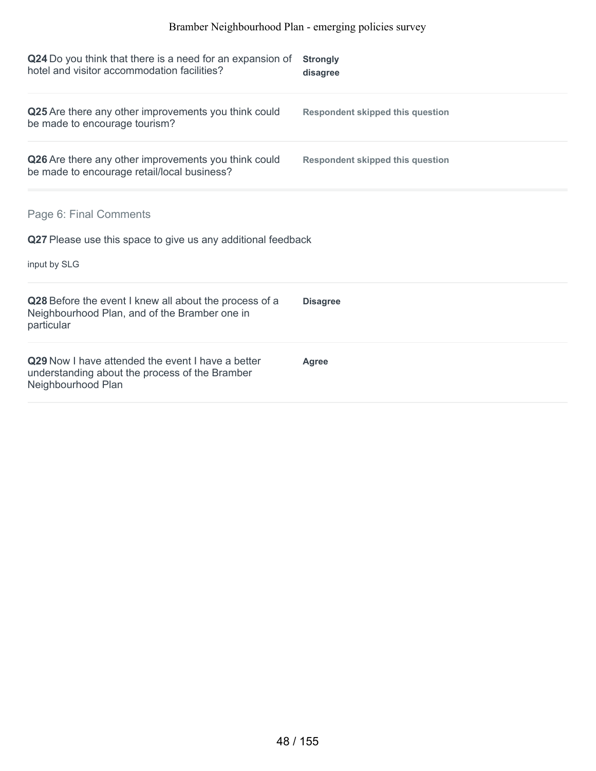**Q24** Do you think that there is a need for an expansion of hotel and visitor accommodation facilities?

**Strongly disagree**

**Q25** Are there any other improvements you think could be made to encourage tourism?

**Respondent skipped this question**

**Q26** Are there any other improvements you think could be made to encourage retail/local business?

**Respondent skipped this question**

## Page 6: Final Comments

**Q27** Please use this space to give us any additional feedback

input by SLG

**Q28** Before the event I knew all about the process of a Neighbourhood Plan, and of the Bramber one in particular

**Disagree**

**Q29** Now I have attended the event I have a better understanding about the process of the Bramber Neighbourhood Plan

**Agree**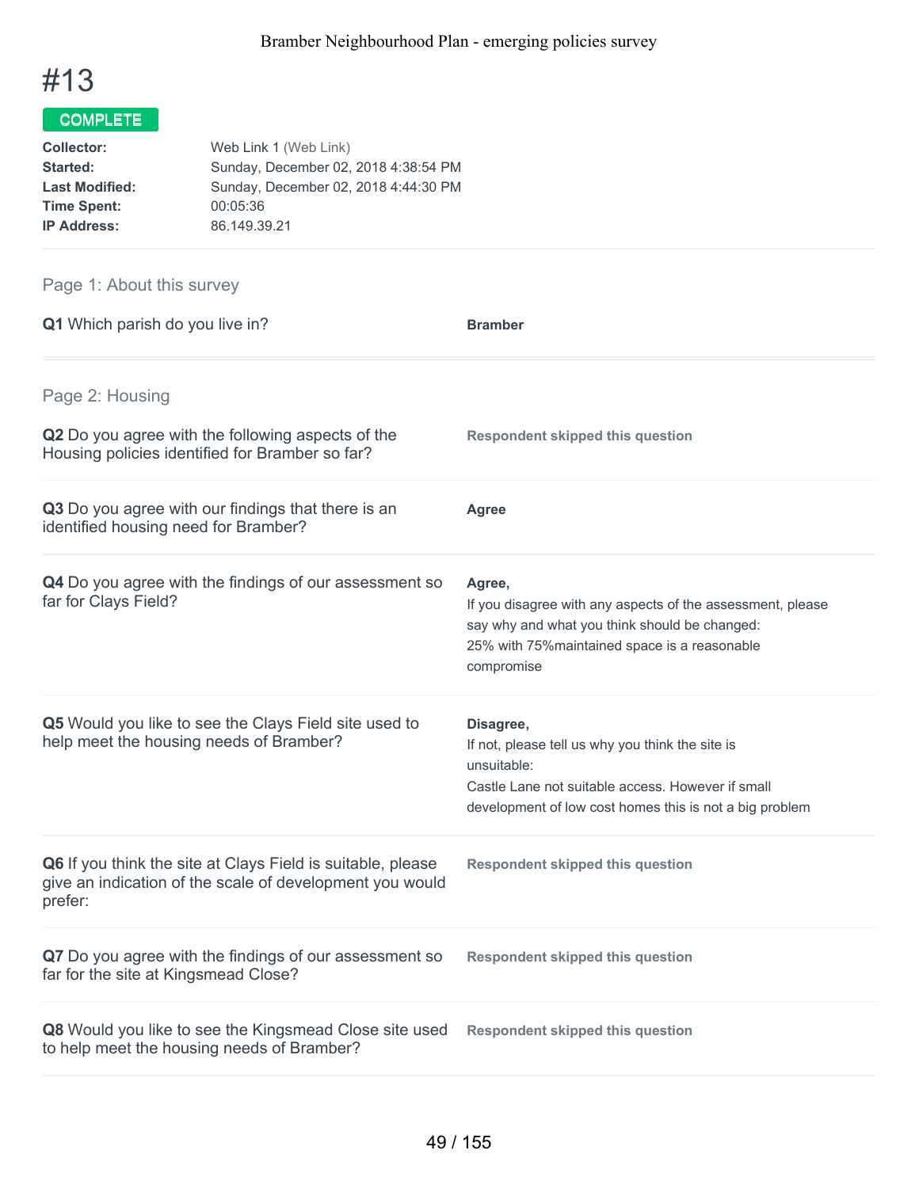# #13

**COMPLETE**

**Collector:** Web Link 1 (Web Link)
**Started:** Sunday, December 02, 2018 4:38:54 PM
**Last Modified:** Sunday, December 02, 2018 4:44:30 PM
**Time Spent:** 00:05:36
**IP Address:** 86.149.39.21

## Page 1: About this survey

**Q1** Which parish do you live in?

**Bramber**

## Page 2: Housing

**Q2** Do you agree with the following aspects of the Housing policies identified for Bramber so far?

**Respondent skipped this question**

**Q3** Do you agree with our findings that there is an identified housing need for Bramber?

**Agree**

**Q4** Do you agree with the findings of our assessment so far for Clays Field?

**Agree,**
If you disagree with any aspects of the assessment, please say why and what you think should be changed:
25% with 75%maintained space is a reasonable compromise

**Q5** Would you like to see the Clays Field site used to help meet the housing needs of Bramber?

**Disagree,**
If not, please tell us why you think the site is unsuitable:
Castle Lane not suitable access. However if small development of low cost homes this is not a big problem

**Q6** If you think the site at Clays Field is suitable, please give an indication of the scale of development you would prefer:

**Respondent skipped this question**

**Q7** Do you agree with the findings of our assessment so far for the site at Kingsmead Close?

**Respondent skipped this question**

**Q8** Would you like to see the Kingsmead Close site used to help meet the housing needs of Bramber?

**Respondent skipped this question**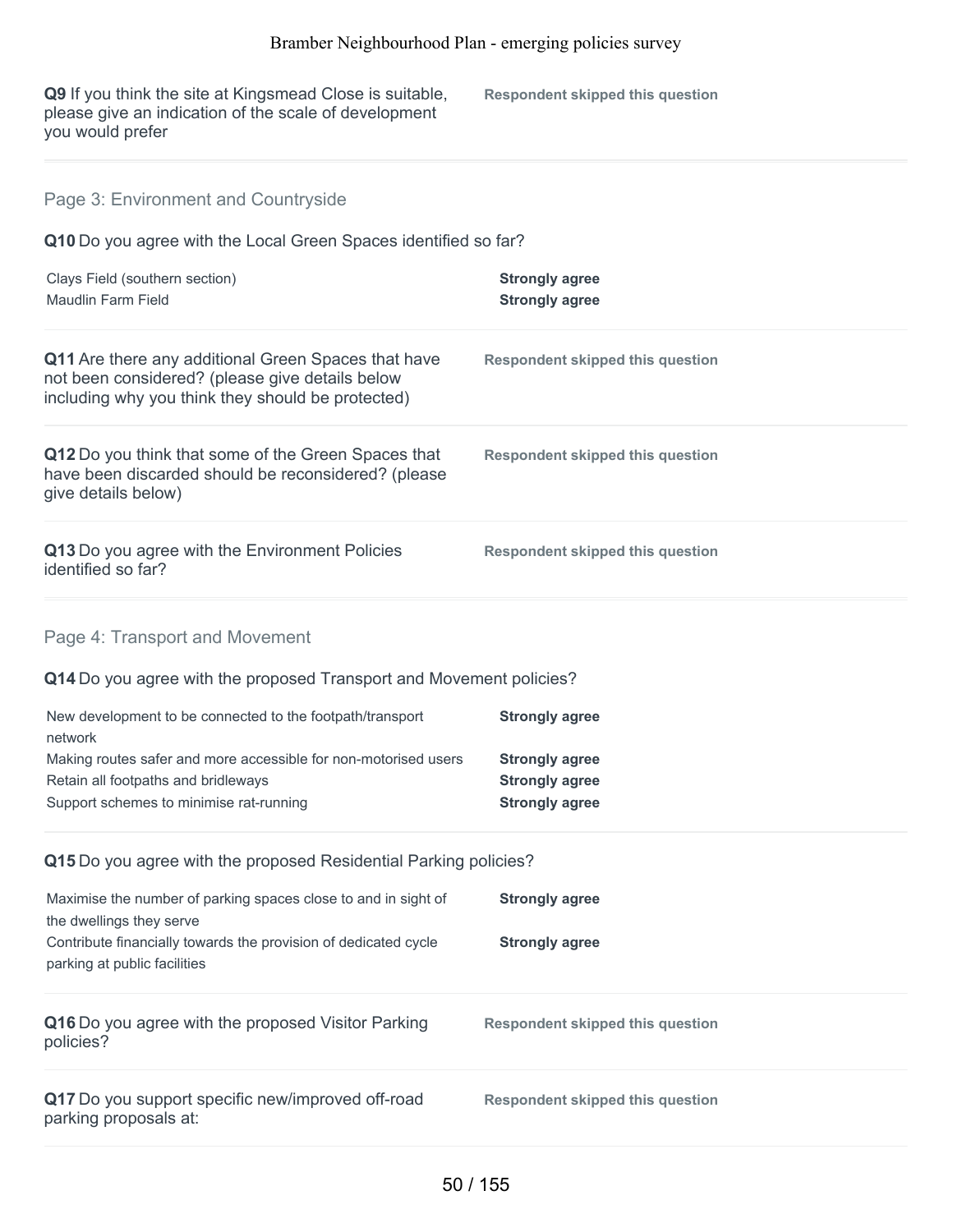**Q9** If you think the site at Kingsmead Close is suitable, please give an indication of the scale of development you would prefer

**Respondent skipped this question**

## Page 3: Environment and Countryside

**Q10** Do you agree with the Local Green Spaces identified so far?

| | |
|---|---|
| Clays Field (southern section) | **Strongly agree** |
| Maudlin Farm Field | **Strongly agree** |

**Q11** Are there any additional Green Spaces that have not been considered? (please give details below including why you think they should be protected)

**Respondent skipped this question**

**Q12** Do you think that some of the Green Spaces that have been discarded should be reconsidered? (please give details below)

**Respondent skipped this question**

**Q13** Do you agree with the Environment Policies identified so far?

**Respondent skipped this question**

## Page 4: Transport and Movement

**Q14** Do you agree with the proposed Transport and Movement policies?

| | |
|---|---|
| New development to be connected to the footpath/transport network | **Strongly agree** |
| Making routes safer and more accessible for non-motorised users | **Strongly agree** |
| Retain all footpaths and bridleways | **Strongly agree** |
| Support schemes to minimise rat-running | **Strongly agree** |

**Q15** Do you agree with the proposed Residential Parking policies?

| | |
|---|---|
| Maximise the number of parking spaces close to and in sight of the dwellings they serve | **Strongly agree** |
| Contribute financially towards the provision of dedicated cycle parking at public facilities | **Strongly agree** |

**Q16** Do you agree with the proposed Visitor Parking policies?

**Respondent skipped this question**

**Q17** Do you support specific new/improved off-road parking proposals at:

**Respondent skipped this question**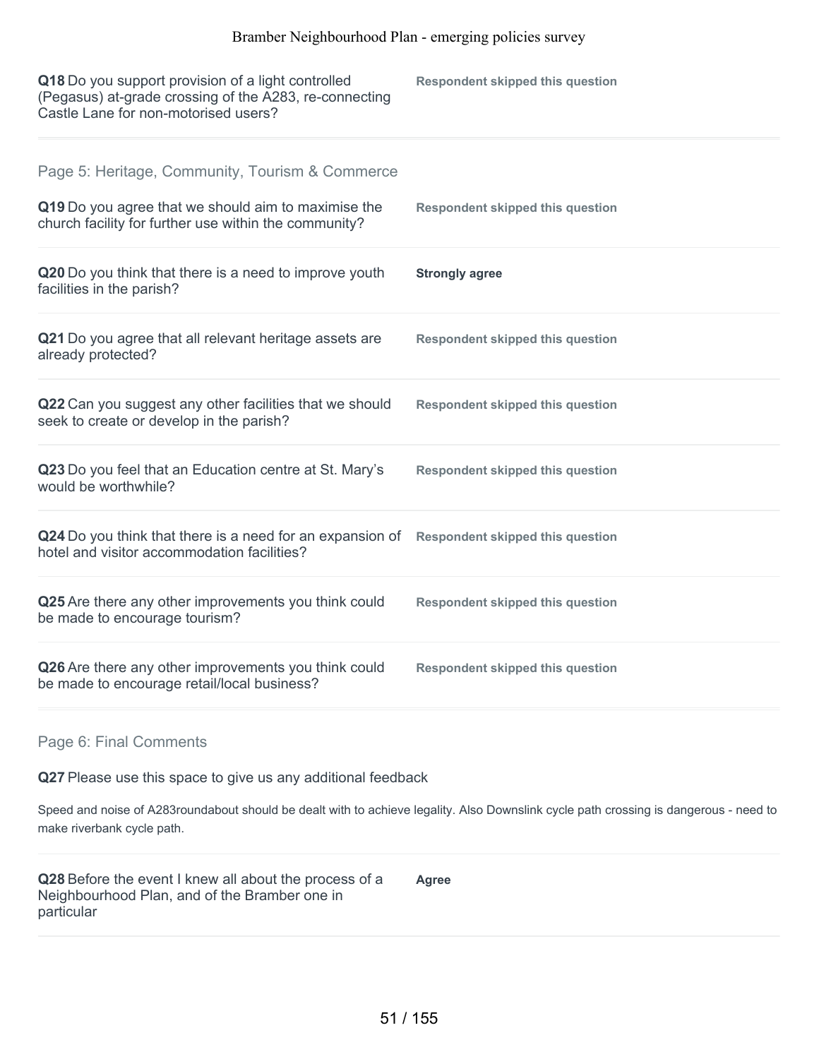**Q18** Do you support provision of a light controlled (Pegasus) at-grade crossing of the A283, re-connecting Castle Lane for non-motorised users?

**Respondent skipped this question**

## Page 5: Heritage, Community, Tourism & Commerce

**Q19** Do you agree that we should aim to maximise the church facility for further use within the community?

**Respondent skipped this question**

**Q20** Do you think that there is a need to improve youth facilities in the parish?

**Strongly agree**

**Q21** Do you agree that all relevant heritage assets are already protected?

**Respondent skipped this question**

**Q22** Can you suggest any other facilities that we should seek to create or develop in the parish?

**Respondent skipped this question**

**Q23** Do you feel that an Education centre at St. Mary's would be worthwhile?

**Respondent skipped this question**

**Q24** Do you think that there is a need for an expansion of hotel and visitor accommodation facilities?

**Respondent skipped this question**

**Q25** Are there any other improvements you think could be made to encourage tourism?

**Respondent skipped this question**

**Q26** Are there any other improvements you think could be made to encourage retail/local business?

**Respondent skipped this question**

## Page 6: Final Comments

**Q27** Please use this space to give us any additional feedback

Speed and noise of A283roundabout should be dealt with to achieve legality. Also Downslink cycle path crossing is dangerous - need to make riverbank cycle path.

**Q28** Before the event I knew all about the process of a Neighbourhood Plan, and of the Bramber one in particular

**Agree**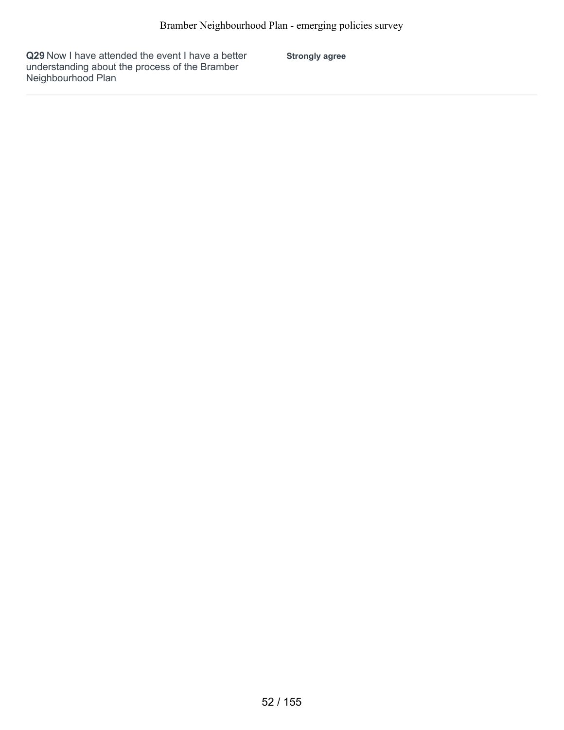| **Q29** Now I have attended the event I have a better understanding about the process of the Bramber Neighbourhood Plan | **Strongly agree** |
| --- | --- |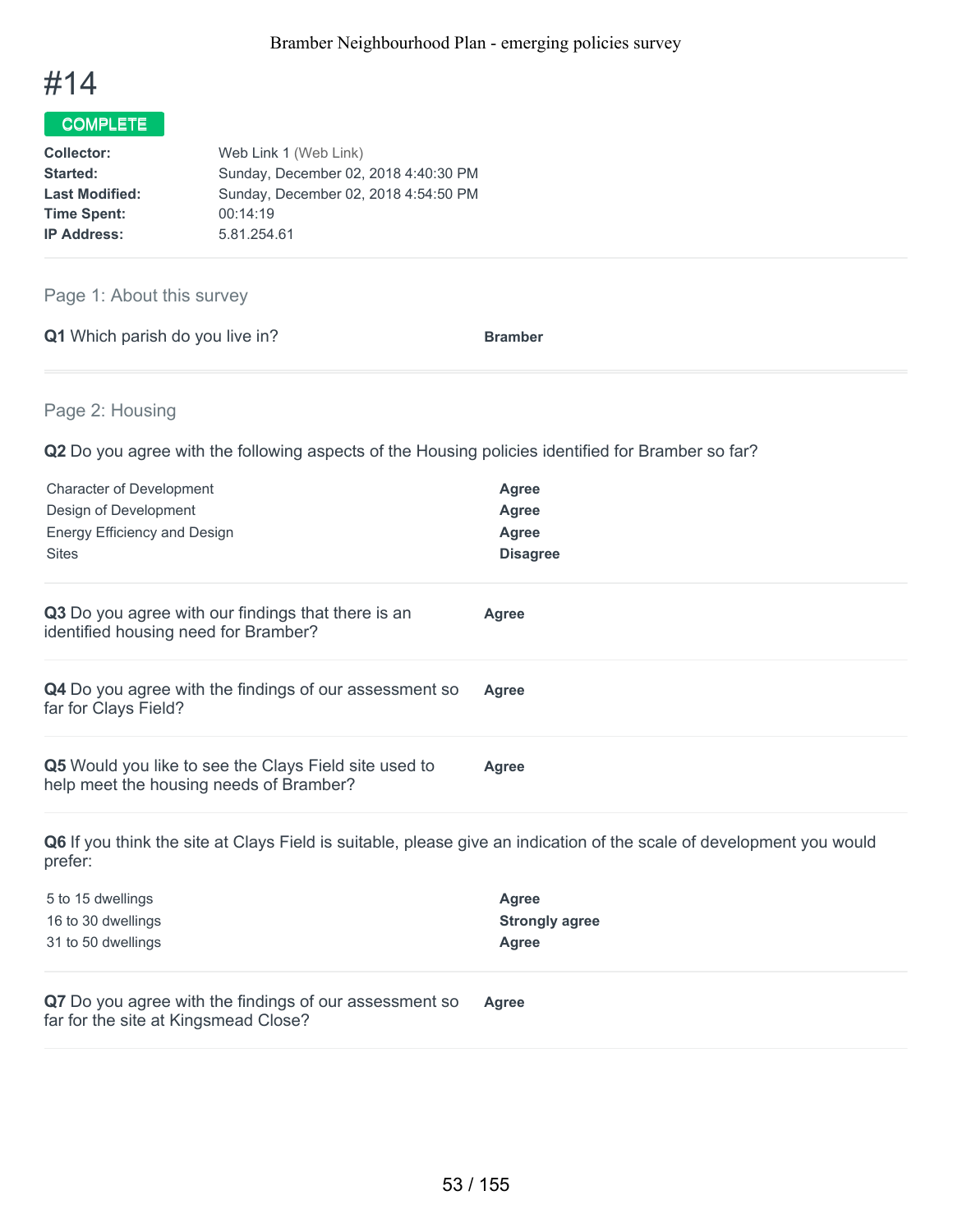# #14

**COMPLETE**

| | |
|---|---|
| **Collector:** | Web Link 1 (Web Link) |
| **Started:** | Sunday, December 02, 2018 4:40:30 PM |
| **Last Modified:** | Sunday, December 02, 2018 4:54:50 PM |
| **Time Spent:** | 00:14:19 |
| **IP Address:** | 5.81.254.61 |

## Page 1: About this survey

**Q1** Which parish do you live in? — **Bramber**

## Page 2: Housing

**Q2** Do you agree with the following aspects of the Housing policies identified for Bramber so far?

| | |
|---|---|
| Character of Development | **Agree** |
| Design of Development | **Agree** |
| Energy Efficiency and Design | **Agree** |
| Sites | **Disagree** |

**Q3** Do you agree with our findings that there is an identified housing need for Bramber? — **Agree**

**Q4** Do you agree with the findings of our assessment so far for Clays Field? — **Agree**

**Q5** Would you like to see the Clays Field site used to help meet the housing needs of Bramber? — **Agree**

**Q6** If you think the site at Clays Field is suitable, please give an indication of the scale of development you would prefer:

| | |
|---|---|
| 5 to 15 dwellings | **Agree** |
| 16 to 30 dwellings | **Strongly agree** |
| 31 to 50 dwellings | **Agree** |

**Q7** Do you agree with the findings of our assessment so far for the site at Kingsmead Close? — **Agree**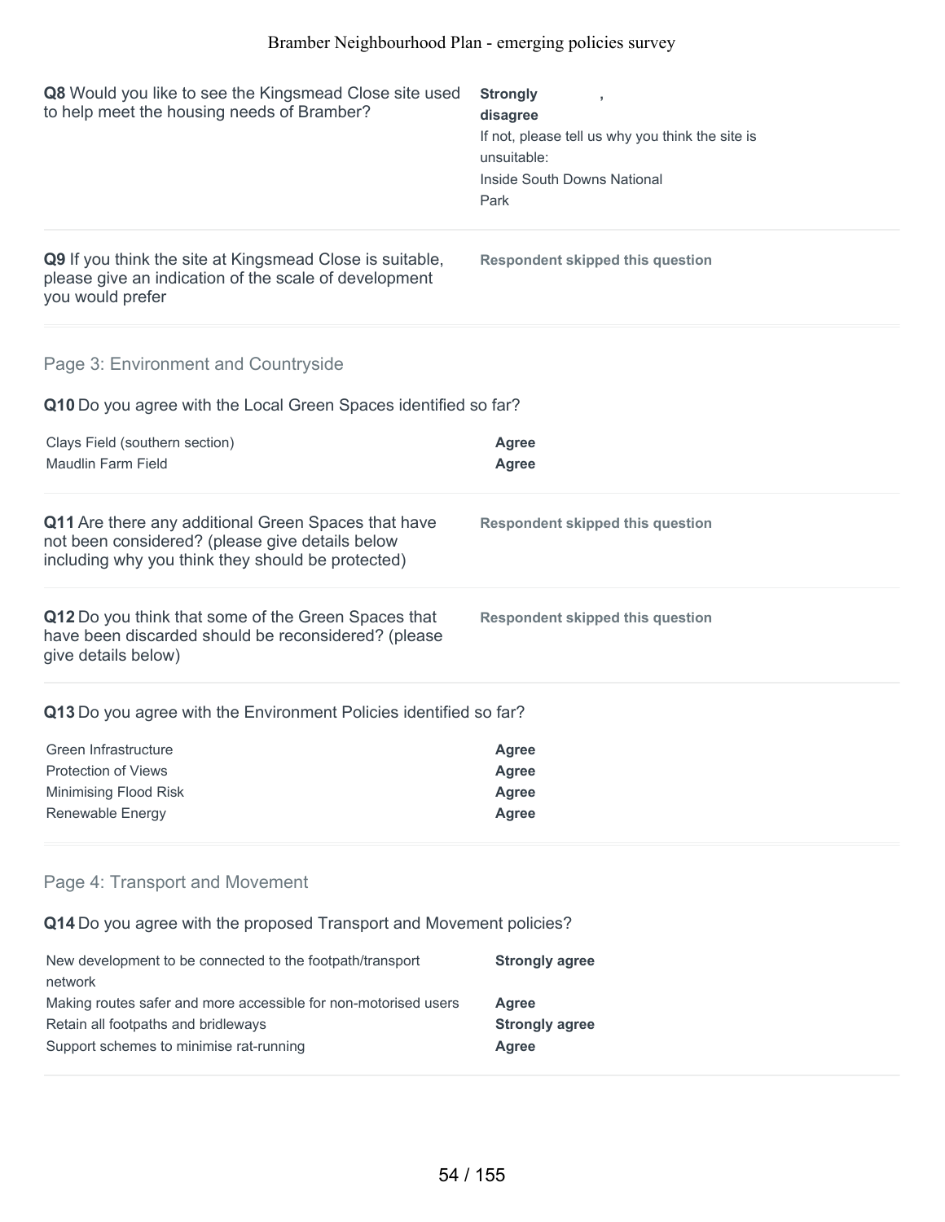**Q8** Would you like to see the Kingsmead Close site used to help meet the housing needs of Bramber?

**Strongly disagree** ,

If not, please tell us why you think the site is unsuitable:
Inside South Downs National Park

**Q9** If you think the site at Kingsmead Close is suitable, please give an indication of the scale of development you would prefer

**Respondent skipped this question**

## Page 3: Environment and Countryside

**Q10** Do you agree with the Local Green Spaces identified so far?

| | |
|---|---|
| Clays Field (southern section) | **Agree** |
| Maudlin Farm Field | **Agree** |

**Q11** Are there any additional Green Spaces that have not been considered? (please give details below including why you think they should be protected)

**Respondent skipped this question**

**Q12** Do you think that some of the Green Spaces that have been discarded should be reconsidered? (please give details below)

**Respondent skipped this question**

**Q13** Do you agree with the Environment Policies identified so far?

| | |
|---|---|
| Green Infrastructure | **Agree** |
| Protection of Views | **Agree** |
| Minimising Flood Risk | **Agree** |
| Renewable Energy | **Agree** |

## Page 4: Transport and Movement

**Q14** Do you agree with the proposed Transport and Movement policies?

| | |
|---|---|
| New development to be connected to the footpath/transport network | **Strongly agree** |
| Making routes safer and more accessible for non-motorised users | **Agree** |
| Retain all footpaths and bridleways | **Strongly agree** |
| Support schemes to minimise rat-running | **Agree** |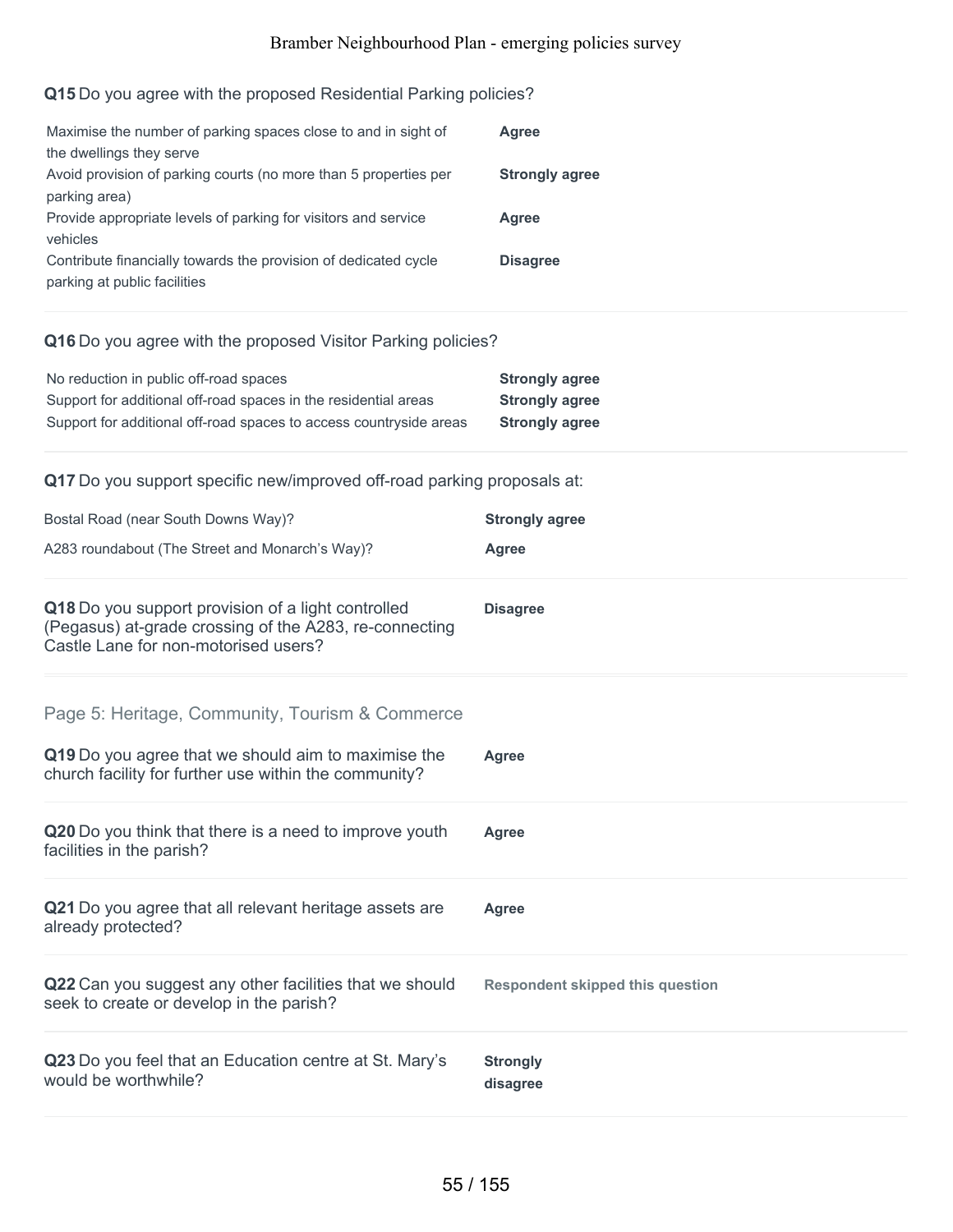**Q15** Do you agree with the proposed Residential Parking policies?

| | |
|---|---|
| Maximise the number of parking spaces close to and in sight of the dwellings they serve | **Agree** |
| Avoid provision of parking courts (no more than 5 properties per parking area) | **Strongly agree** |
| Provide appropriate levels of parking for visitors and service vehicles | **Agree** |
| Contribute financially towards the provision of dedicated cycle parking at public facilities | **Disagree** |

**Q16** Do you agree with the proposed Visitor Parking policies?

| | |
|---|---|
| No reduction in public off-road spaces | **Strongly agree** |
| Support for additional off-road spaces in the residential areas | **Strongly agree** |
| Support for additional off-road spaces to access countryside areas | **Strongly agree** |

**Q17** Do you support specific new/improved off-road parking proposals at:

| | |
|---|---|
| Bostal Road (near South Downs Way)? | **Strongly agree** |
| A283 roundabout (The Street and Monarch's Way)? | **Agree** |

**Q18** Do you support provision of a light controlled (Pegasus) at-grade crossing of the A283, re-connecting Castle Lane for non-motorised users? — **Disagree**

## Page 5: Heritage, Community, Tourism & Commerce

**Q19** Do you agree that we should aim to maximise the church facility for further use within the community? — **Agree**

**Q20** Do you think that there is a need to improve youth facilities in the parish? — **Agree**

**Q21** Do you agree that all relevant heritage assets are already protected? — **Agree**

**Q22** Can you suggest any other facilities that we should seek to create or develop in the parish? — **Respondent skipped this question**

**Q23** Do you feel that an Education centre at St. Mary's would be worthwhile? — **Strongly disagree**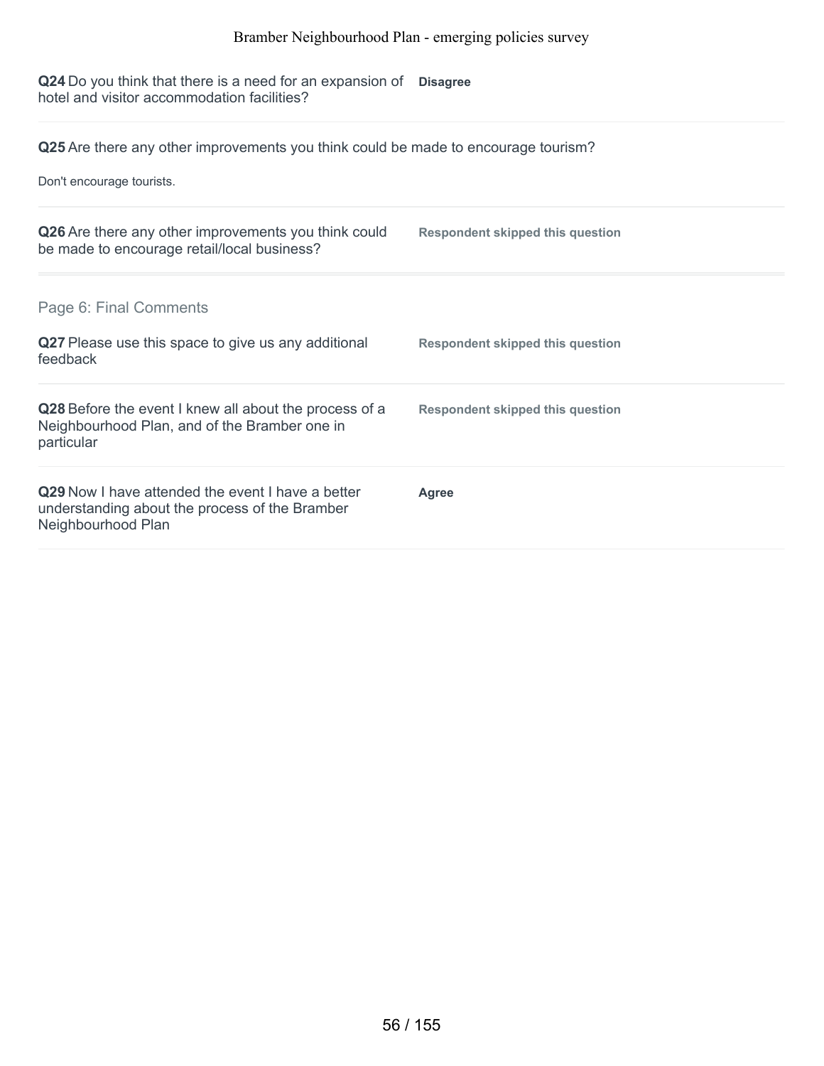**Q24** Do you think that there is a need for an expansion of hotel and visitor accommodation facilities?

**Disagree**

**Q25** Are there any other improvements you think could be made to encourage tourism?

Don't encourage tourists.

**Q26** Are there any other improvements you think could be made to encourage retail/local business?

**Respondent skipped this question**

## Page 6: Final Comments

**Q27** Please use this space to give us any additional feedback

**Respondent skipped this question**

**Q28** Before the event I knew all about the process of a Neighbourhood Plan, and of the Bramber one in particular

**Respondent skipped this question**

**Q29** Now I have attended the event I have a better understanding about the process of the Bramber Neighbourhood Plan

**Agree**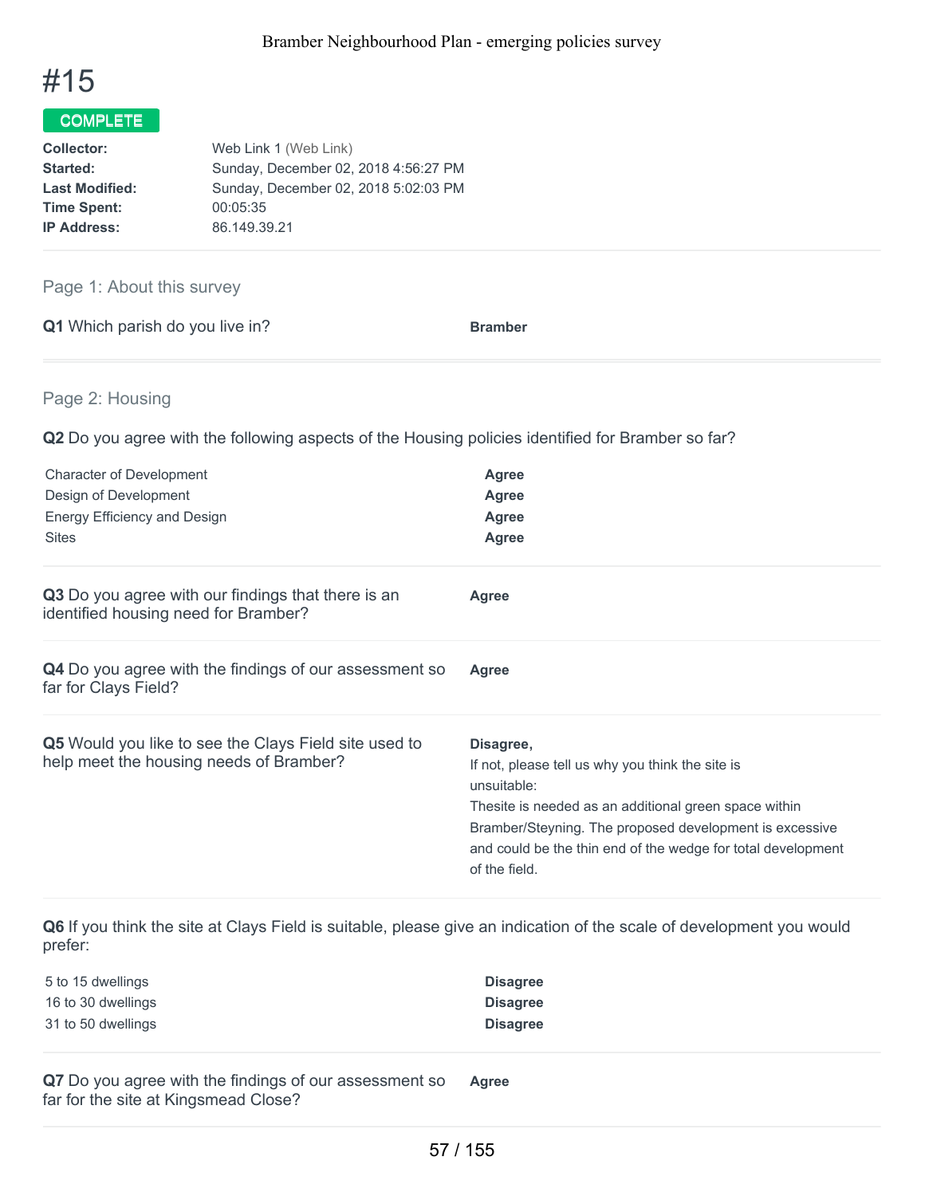# #15

**COMPLETE**

| | |
|---|---|
| **Collector:** | Web Link 1 (Web Link) |
| **Started:** | Sunday, December 02, 2018 4:56:27 PM |
| **Last Modified:** | Sunday, December 02, 2018 5:02:03 PM |
| **Time Spent:** | 00:05:35 |
| **IP Address:** | 86.149.39.21 |

## Page 1: About this survey

**Q1** Which parish do you live in? **Bramber**

## Page 2: Housing

**Q2** Do you agree with the following aspects of the Housing policies identified for Bramber so far?

| | |
|---|---|
| Character of Development | **Agree** |
| Design of Development | **Agree** |
| Energy Efficiency and Design | **Agree** |
| Sites | **Agree** |

**Q3** Do you agree with our findings that there is an identified housing need for Bramber? **Agree**

**Q4** Do you agree with the findings of our assessment so far for Clays Field? **Agree**

**Q5** Would you like to see the Clays Field site used to help meet the housing needs of Bramber?

**Disagree,**

If not, please tell us why you think the site is unsuitable:

Thesite is needed as an additional green space within Bramber/Steyning. The proposed development is excessive and could be the thin end of the wedge for total development of the field.

**Q6** If you think the site at Clays Field is suitable, please give an indication of the scale of development you would prefer:

| | |
|---|---|
| 5 to 15 dwellings | **Disagree** |
| 16 to 30 dwellings | **Disagree** |
| 31 to 50 dwellings | **Disagree** |

**Q7** Do you agree with the findings of our assessment so far for the site at Kingsmead Close? **Agree**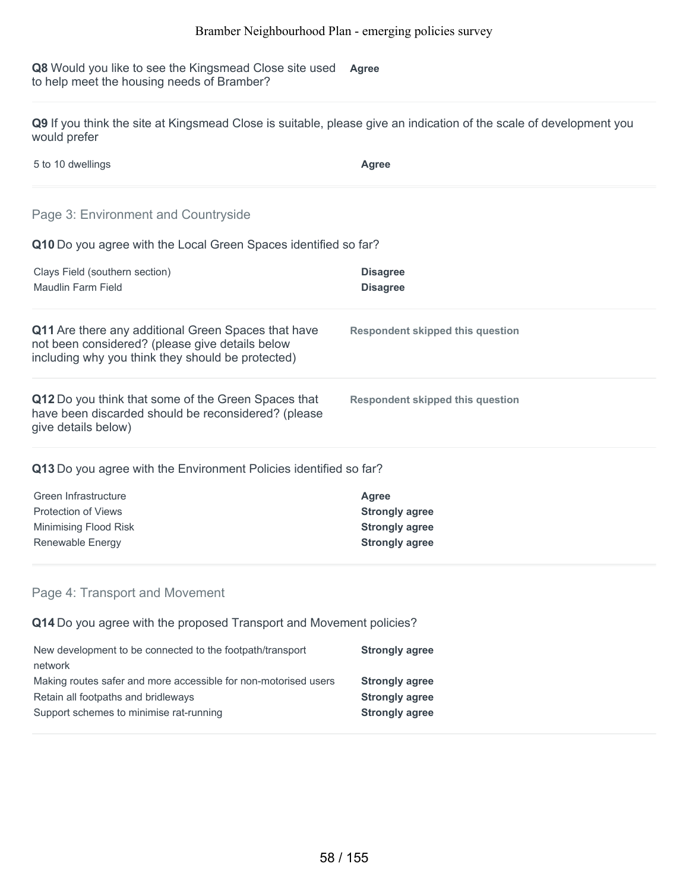**Q8** Would you like to see the Kingsmead Close site used to help meet the housing needs of Bramber? **Agree**

---

**Q9** If you think the site at Kingsmead Close is suitable, please give an indication of the scale of development you would prefer

| | |
|---|---|
| 5 to 10 dwellings | **Agree** |

---

## Page 3: Environment and Countryside

**Q10** Do you agree with the Local Green Spaces identified so far?

| | |
|---|---|
| Clays Field (southern section) | **Disagree** |
| Maudlin Farm Field | **Disagree** |

---

**Q11** Are there any additional Green Spaces that have not been considered? (please give details below including why you think they should be protected) **Respondent skipped this question**

---

**Q12** Do you think that some of the Green Spaces that have been discarded should be reconsidered? (please give details below) **Respondent skipped this question**

---

**Q13** Do you agree with the Environment Policies identified so far?

| | |
|---|---|
| Green Infrastructure | **Agree** |
| Protection of Views | **Strongly agree** |
| Minimising Flood Risk | **Strongly agree** |
| Renewable Energy | **Strongly agree** |

---

## Page 4: Transport and Movement

**Q14** Do you agree with the proposed Transport and Movement policies?

| | |
|---|---|
| New development to be connected to the footpath/transport network | **Strongly agree** |
| Making routes safer and more accessible for non-motorised users | **Strongly agree** |
| Retain all footpaths and bridleways | **Strongly agree** |
| Support schemes to minimise rat-running | **Strongly agree** |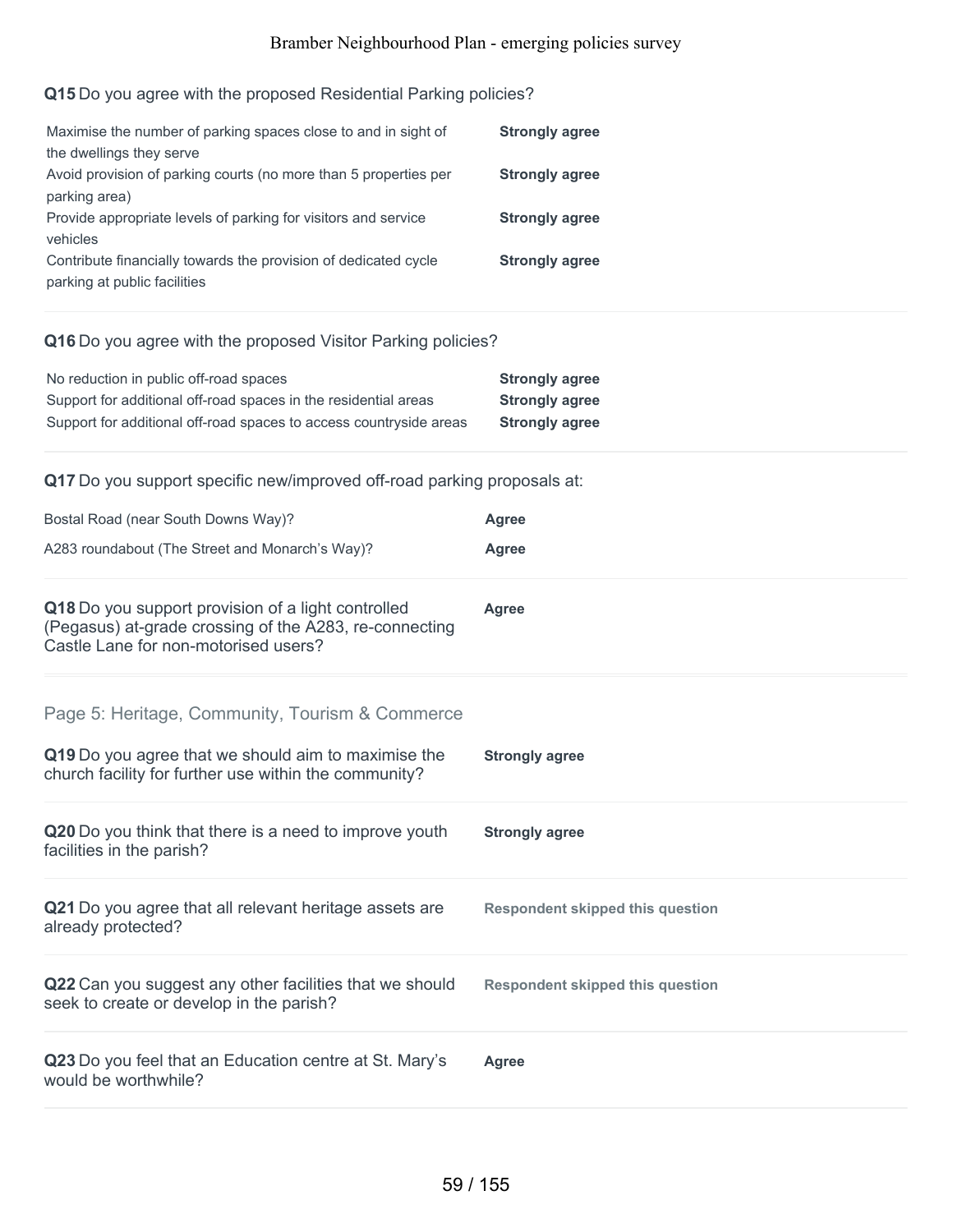**Q15** Do you agree with the proposed Residential Parking policies?

| | |
|---|---|
| Maximise the number of parking spaces close to and in sight of the dwellings they serve | **Strongly agree** |
| Avoid provision of parking courts (no more than 5 properties per parking area) | **Strongly agree** |
| Provide appropriate levels of parking for visitors and service vehicles | **Strongly agree** |
| Contribute financially towards the provision of dedicated cycle parking at public facilities | **Strongly agree** |

**Q16** Do you agree with the proposed Visitor Parking policies?

| | |
|---|---|
| No reduction in public off-road spaces | **Strongly agree** |
| Support for additional off-road spaces in the residential areas | **Strongly agree** |
| Support for additional off-road spaces to access countryside areas | **Strongly agree** |

**Q17** Do you support specific new/improved off-road parking proposals at:

| | |
|---|---|
| Bostal Road (near South Downs Way)? | **Agree** |
| A283 roundabout (The Street and Monarch's Way)? | **Agree** |

**Q18** Do you support provision of a light controlled (Pegasus) at-grade crossing of the A283, re-connecting Castle Lane for non-motorised users? — **Agree**

## Page 5: Heritage, Community, Tourism & Commerce

**Q19** Do you agree that we should aim to maximise the church facility for further use within the community? — **Strongly agree**

**Q20** Do you think that there is a need to improve youth facilities in the parish? — **Strongly agree**

**Q21** Do you agree that all relevant heritage assets are already protected? — **Respondent skipped this question**

**Q22** Can you suggest any other facilities that we should seek to create or develop in the parish? — **Respondent skipped this question**

**Q23** Do you feel that an Education centre at St. Mary's would be worthwhile? — **Agree**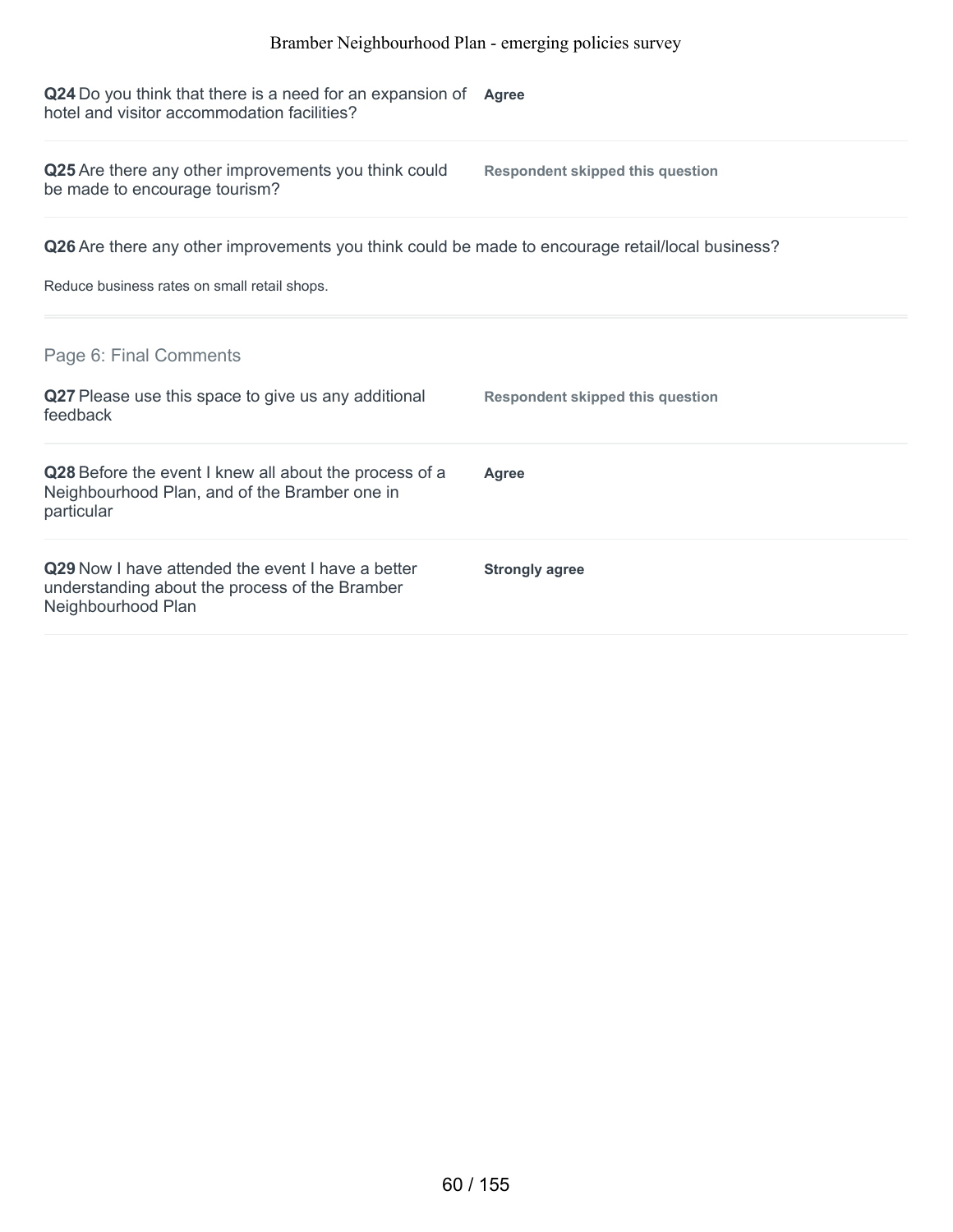**Q24** Do you think that there is a need for an expansion of hotel and visitor accommodation facilities?

**Agree**

**Q25** Are there any other improvements you think could be made to encourage tourism?

**Respondent skipped this question**

**Q26** Are there any other improvements you think could be made to encourage retail/local business?

Reduce business rates on small retail shops.

## Page 6: Final Comments

**Q27** Please use this space to give us any additional feedback

**Respondent skipped this question**

**Q28** Before the event I knew all about the process of a Neighbourhood Plan, and of the Bramber one in particular

**Agree**

**Q29** Now I have attended the event I have a better understanding about the process of the Bramber Neighbourhood Plan

**Strongly agree**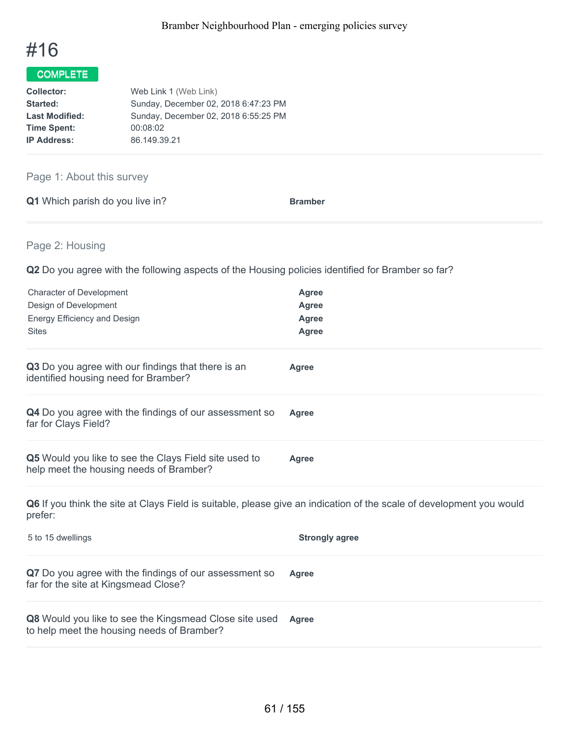# #16

**COMPLETE**

| | |
|---|---|
| **Collector:** | Web Link 1 (Web Link) |
| **Started:** | Sunday, December 02, 2018 6:47:23 PM |
| **Last Modified:** | Sunday, December 02, 2018 6:55:25 PM |
| **Time Spent:** | 00:08:02 |
| **IP Address:** | 86.149.39.21 |

## Page 1: About this survey

**Q1** Which parish do you live in? — **Bramber**

## Page 2: Housing

**Q2** Do you agree with the following aspects of the Housing policies identified for Bramber so far?

| | |
|---|---|
| Character of Development | **Agree** |
| Design of Development | **Agree** |
| Energy Efficiency and Design | **Agree** |
| Sites | **Agree** |

**Q3** Do you agree with our findings that there is an identified housing need for Bramber? — **Agree**

**Q4** Do you agree with the findings of our assessment so far for Clays Field? — **Agree**

**Q5** Would you like to see the Clays Field site used to help meet the housing needs of Bramber? — **Agree**

**Q6** If you think the site at Clays Field is suitable, please give an indication of the scale of development you would prefer:

| | |
|---|---|
| 5 to 15 dwellings | **Strongly agree** |

**Q7** Do you agree with the findings of our assessment so far for the site at Kingsmead Close? — **Agree**

**Q8** Would you like to see the Kingsmead Close site used to help meet the housing needs of Bramber? — **Agree**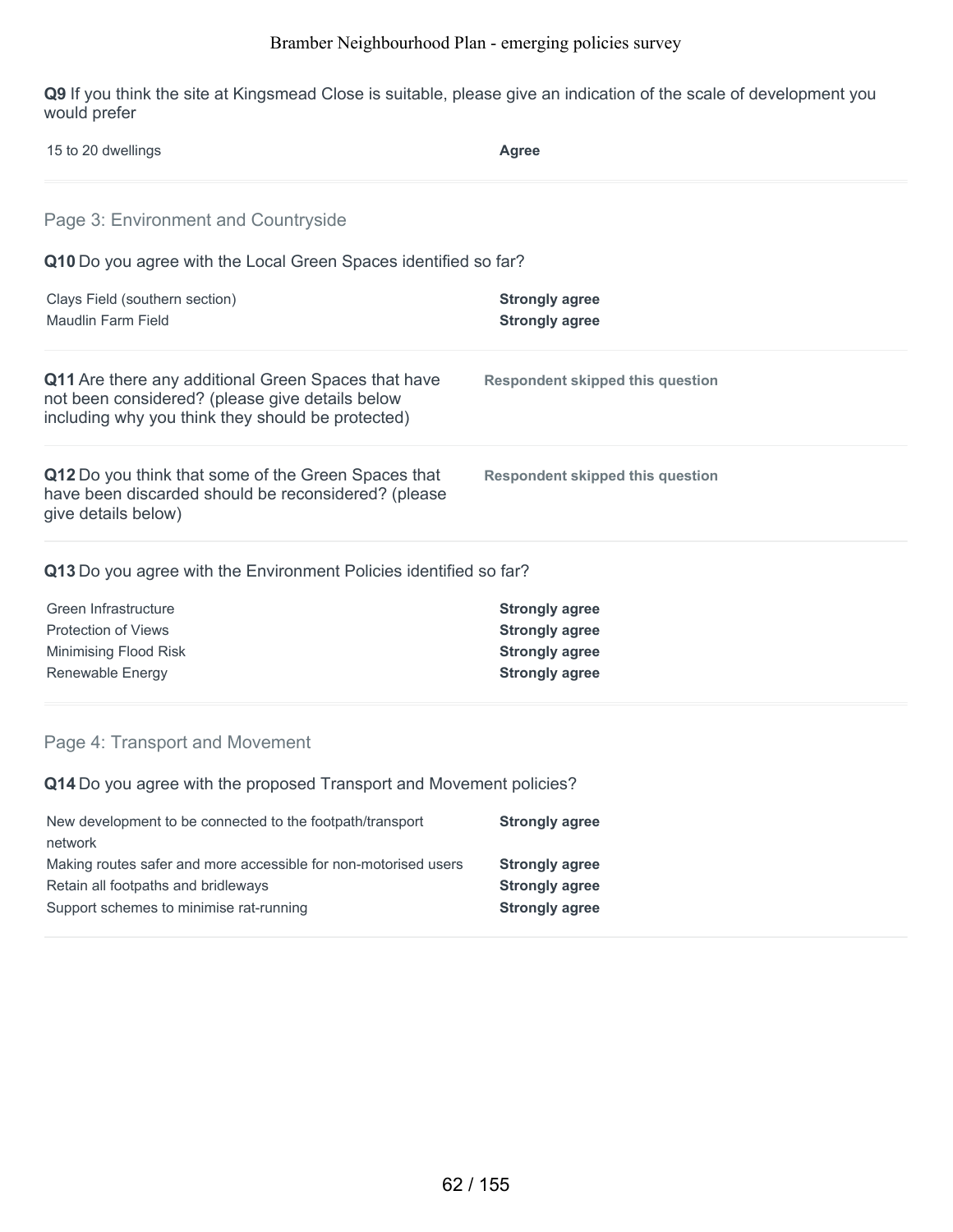**Q9** If you think the site at Kingsmead Close is suitable, please give an indication of the scale of development you would prefer

| | |
|---|---|
| 15 to 20 dwellings | **Agree** |

## Page 3: Environment and Countryside

**Q10** Do you agree with the Local Green Spaces identified so far?

| | |
|---|---|
| Clays Field (southern section) | **Strongly agree** |
| Maudlin Farm Field | **Strongly agree** |

**Q11** Are there any additional Green Spaces that have not been considered? (please give details below including why you think they should be protected)

**Respondent skipped this question**

**Q12** Do you think that some of the Green Spaces that have been discarded should be reconsidered? (please give details below)

**Respondent skipped this question**

**Q13** Do you agree with the Environment Policies identified so far?

| | |
|---|---|
| Green Infrastructure | **Strongly agree** |
| Protection of Views | **Strongly agree** |
| Minimising Flood Risk | **Strongly agree** |
| Renewable Energy | **Strongly agree** |

## Page 4: Transport and Movement

**Q14** Do you agree with the proposed Transport and Movement policies?

| | |
|---|---|
| New development to be connected to the footpath/transport network | **Strongly agree** |
| Making routes safer and more accessible for non-motorised users | **Strongly agree** |
| Retain all footpaths and bridleways | **Strongly agree** |
| Support schemes to minimise rat-running | **Strongly agree** |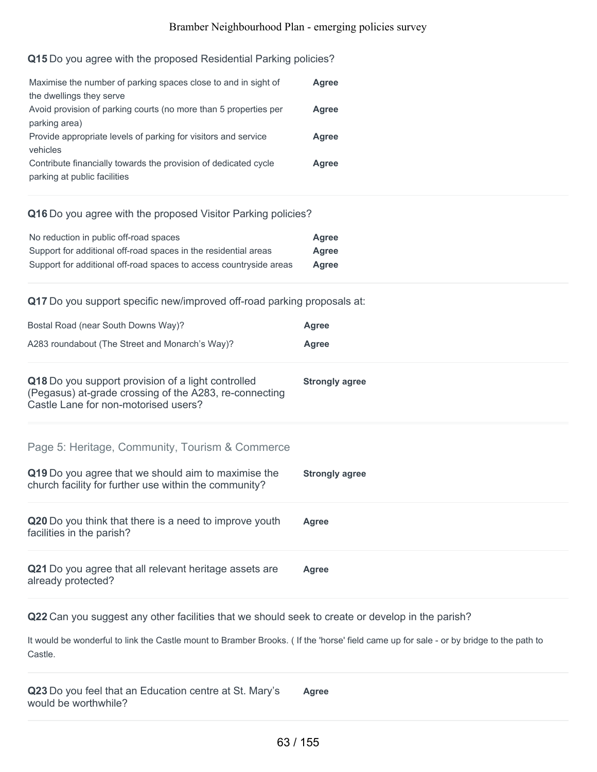**Q15** Do you agree with the proposed Residential Parking policies?

| | |
|---|---|
| Maximise the number of parking spaces close to and in sight of the dwellings they serve | **Agree** |
| Avoid provision of parking courts (no more than 5 properties per parking area) | **Agree** |
| Provide appropriate levels of parking for visitors and service vehicles | **Agree** |
| Contribute financially towards the provision of dedicated cycle parking at public facilities | **Agree** |

**Q16** Do you agree with the proposed Visitor Parking policies?

| | |
|---|---|
| No reduction in public off-road spaces | **Agree** |
| Support for additional off-road spaces in the residential areas | **Agree** |
| Support for additional off-road spaces to access countryside areas | **Agree** |

**Q17** Do you support specific new/improved off-road parking proposals at:

| | |
|---|---|
| Bostal Road (near South Downs Way)? | **Agree** |
| A283 roundabout (The Street and Monarch's Way)? | **Agree** |

**Q18** Do you support provision of a light controlled (Pegasus) at-grade crossing of the A283, re-connecting Castle Lane for non-motorised users? **Strongly agree**

## Page 5: Heritage, Community, Tourism & Commerce

**Q19** Do you agree that we should aim to maximise the church facility for further use within the community? **Strongly agree**

**Q20** Do you think that there is a need to improve youth facilities in the parish? **Agree**

**Q21** Do you agree that all relevant heritage assets are already protected? **Agree**

**Q22** Can you suggest any other facilities that we should seek to create or develop in the parish?

It would be wonderful to link the Castle mount to Bramber Brooks. ( If the 'horse' field came up for sale - or by bridge to the path to Castle.

**Q23** Do you feel that an Education centre at St. Mary's would be worthwhile? **Agree**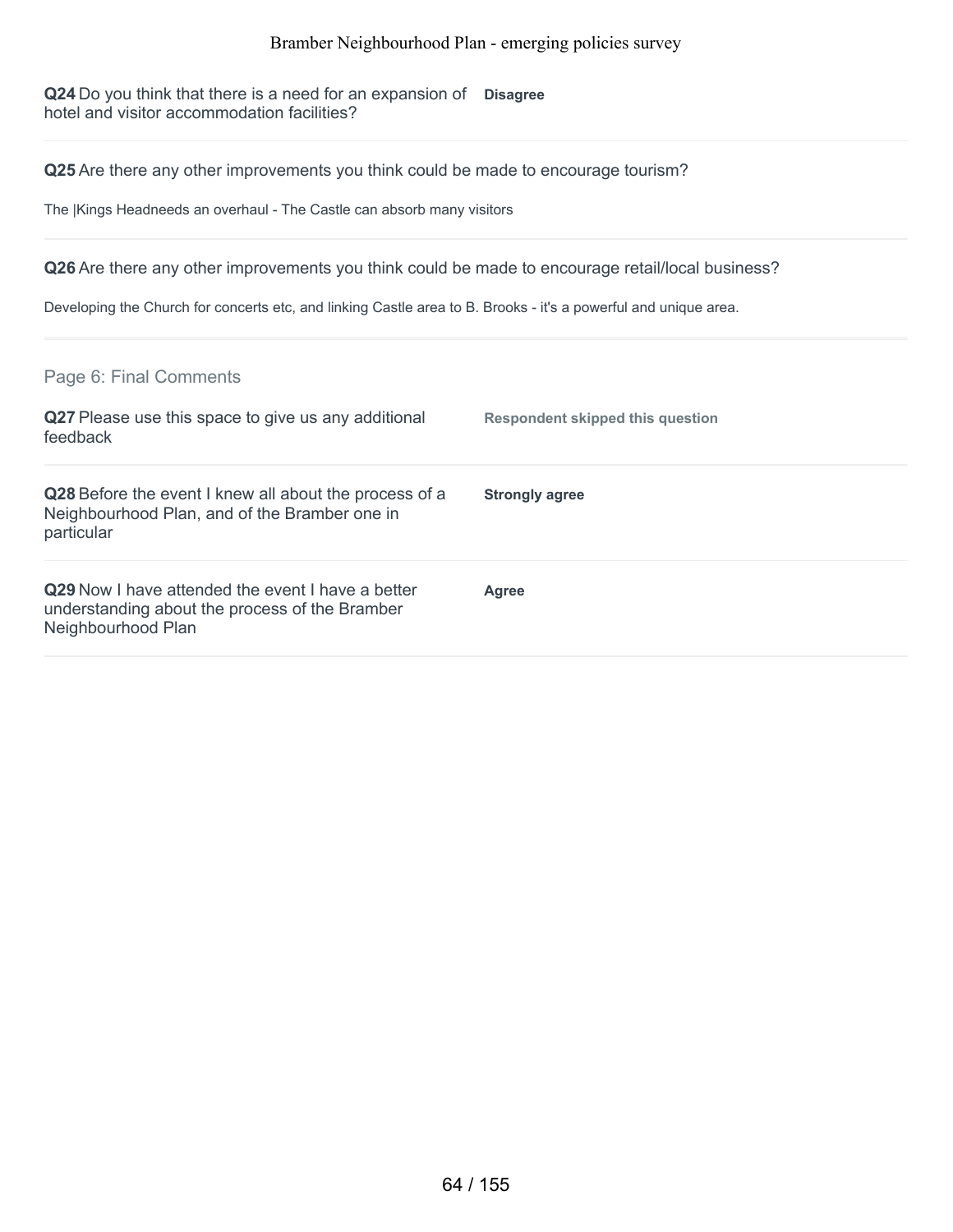**Q24** Do you think that there is a need for an expansion of hotel and visitor accommodation facilities?

**Disagree**

**Q25** Are there any other improvements you think could be made to encourage tourism?

The |Kings Headneeds an overhaul - The Castle can absorb many visitors

**Q26** Are there any other improvements you think could be made to encourage retail/local business?

Developing the Church for concerts etc, and linking Castle area to B. Brooks - it's a powerful and unique area.

## Page 6: Final Comments

**Q27** Please use this space to give us any additional feedback

**Respondent skipped this question**

**Q28** Before the event I knew all about the process of a Neighbourhood Plan, and of the Bramber one in particular

**Strongly agree**

**Q29** Now I have attended the event I have a better understanding about the process of the Bramber Neighbourhood Plan

**Agree**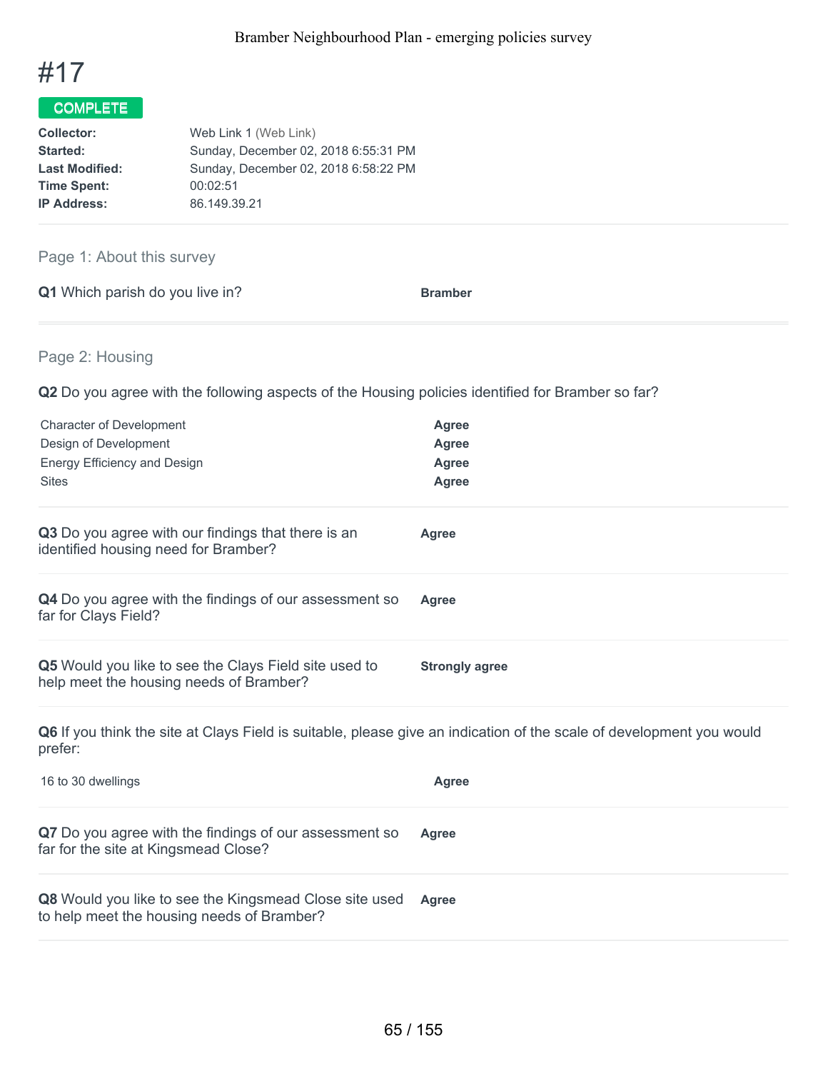# #17

**COMPLETE**

| | |
|---|---|
| **Collector:** | Web Link 1 (Web Link) |
| **Started:** | Sunday, December 02, 2018 6:55:31 PM |
| **Last Modified:** | Sunday, December 02, 2018 6:58:22 PM |
| **Time Spent:** | 00:02:51 |
| **IP Address:** | 86.149.39.21 |

## Page 1: About this survey

**Q1** Which parish do you live in? **Bramber**

## Page 2: Housing

**Q2** Do you agree with the following aspects of the Housing policies identified for Bramber so far?

| | |
|---|---|
| Character of Development | **Agree** |
| Design of Development | **Agree** |
| Energy Efficiency and Design | **Agree** |
| Sites | **Agree** |

**Q3** Do you agree with our findings that there is an identified housing need for Bramber? **Agree**

**Q4** Do you agree with the findings of our assessment so far for Clays Field? **Agree**

**Q5** Would you like to see the Clays Field site used to help meet the housing needs of Bramber? **Strongly agree**

**Q6** If you think the site at Clays Field is suitable, please give an indication of the scale of development you would prefer:

| | |
|---|---|
| 16 to 30 dwellings | **Agree** |

**Q7** Do you agree with the findings of our assessment so far for the site at Kingsmead Close? **Agree**

**Q8** Would you like to see the Kingsmead Close site used to help meet the housing needs of Bramber? **Agree**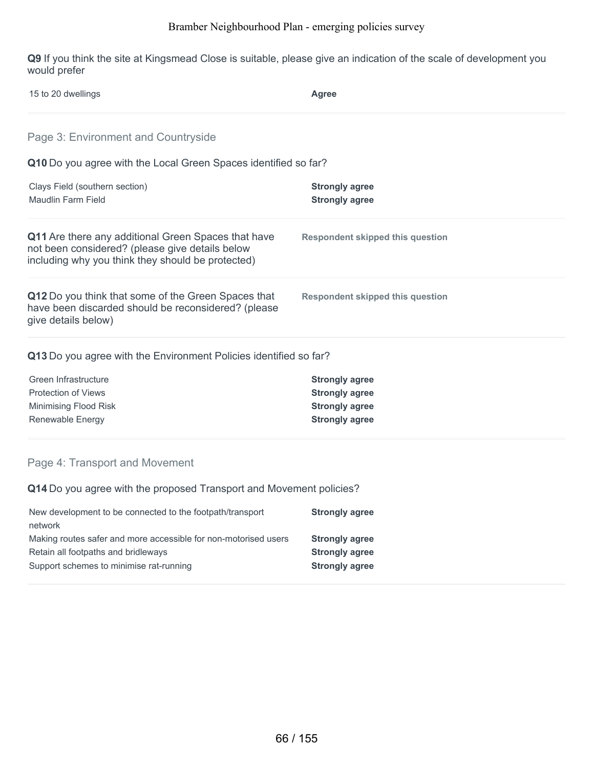**Q9** If you think the site at Kingsmead Close is suitable, please give an indication of the scale of development you would prefer

| | |
|---|---|
| 15 to 20 dwellings | **Agree** |

## Page 3: Environment and Countryside

**Q10** Do you agree with the Local Green Spaces identified so far?

| | |
|---|---|
| Clays Field (southern section) | **Strongly agree** |
| Maudlin Farm Field | **Strongly agree** |

**Q11** Are there any additional Green Spaces that have not been considered? (please give details below including why you think they should be protected)

**Respondent skipped this question**

**Q12** Do you think that some of the Green Spaces that have been discarded should be reconsidered? (please give details below)

**Respondent skipped this question**

**Q13** Do you agree with the Environment Policies identified so far?

| | |
|---|---|
| Green Infrastructure | **Strongly agree** |
| Protection of Views | **Strongly agree** |
| Minimising Flood Risk | **Strongly agree** |
| Renewable Energy | **Strongly agree** |

## Page 4: Transport and Movement

**Q14** Do you agree with the proposed Transport and Movement policies?

| | |
|---|---|
| New development to be connected to the footpath/transport network | **Strongly agree** |
| Making routes safer and more accessible for non-motorised users | **Strongly agree** |
| Retain all footpaths and bridleways | **Strongly agree** |
| Support schemes to minimise rat-running | **Strongly agree** |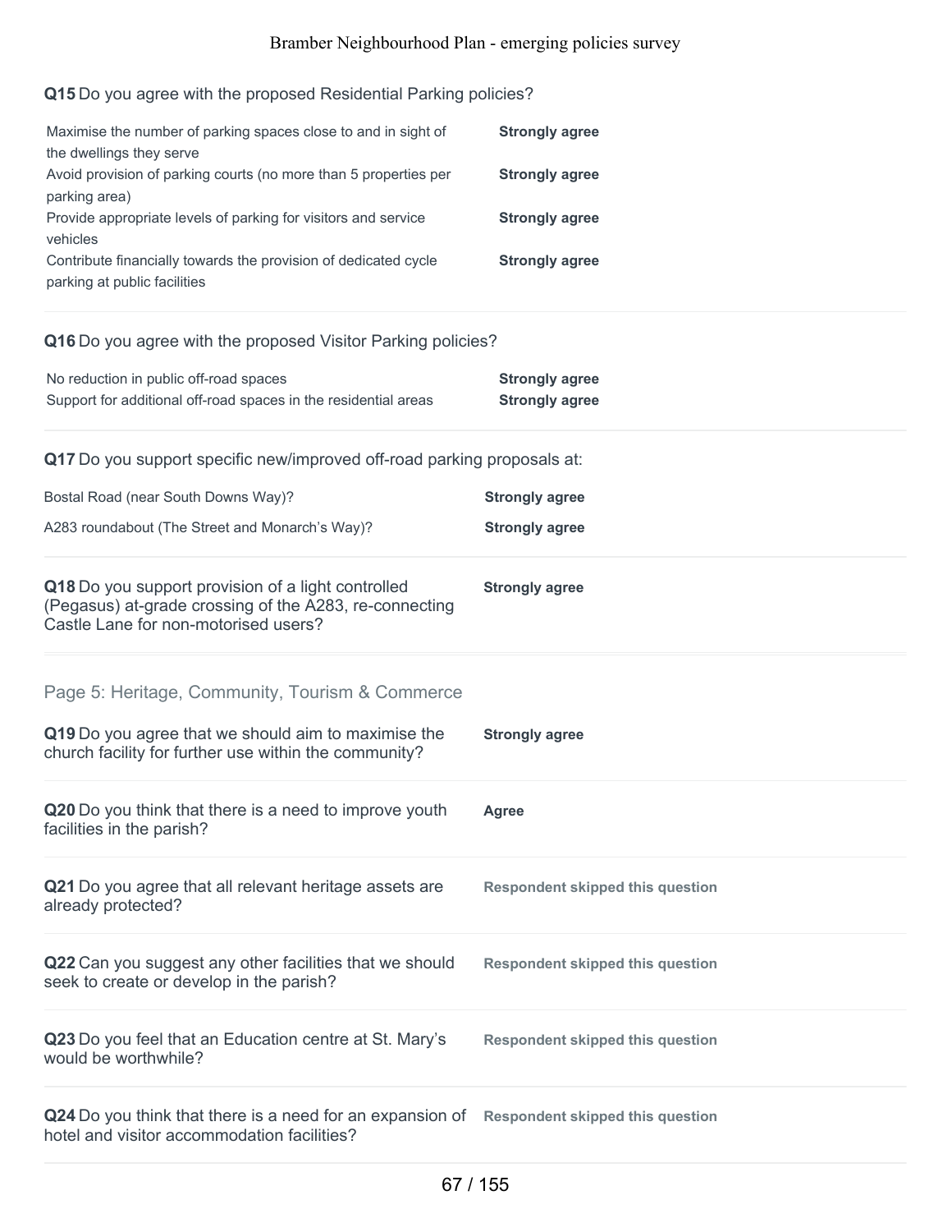**Q15** Do you agree with the proposed Residential Parking policies?

| | |
|---|---|
| Maximise the number of parking spaces close to and in sight of the dwellings they serve | **Strongly agree** |
| Avoid provision of parking courts (no more than 5 properties per parking area) | **Strongly agree** |
| Provide appropriate levels of parking for visitors and service vehicles | **Strongly agree** |
| Contribute financially towards the provision of dedicated cycle parking at public facilities | **Strongly agree** |

**Q16** Do you agree with the proposed Visitor Parking policies?

| | |
|---|---|
| No reduction in public off-road spaces | **Strongly agree** |
| Support for additional off-road spaces in the residential areas | **Strongly agree** |

**Q17** Do you support specific new/improved off-road parking proposals at:

| | |
|---|---|
| Bostal Road (near South Downs Way)? | **Strongly agree** |
| A283 roundabout (The Street and Monarch's Way)? | **Strongly agree** |

**Q18** Do you support provision of a light controlled (Pegasus) at-grade crossing of the A283, re-connecting Castle Lane for non-motorised users? **Strongly agree**

## Page 5: Heritage, Community, Tourism & Commerce

**Q19** Do you agree that we should aim to maximise the church facility for further use within the community? **Strongly agree**

**Q20** Do you think that there is a need to improve youth facilities in the parish? **Agree**

**Q21** Do you agree that all relevant heritage assets are already protected? **Respondent skipped this question**

**Q22** Can you suggest any other facilities that we should seek to create or develop in the parish? **Respondent skipped this question**

**Q23** Do you feel that an Education centre at St. Mary's would be worthwhile? **Respondent skipped this question**

**Q24** Do you think that there is a need for an expansion of hotel and visitor accommodation facilities? **Respondent skipped this question**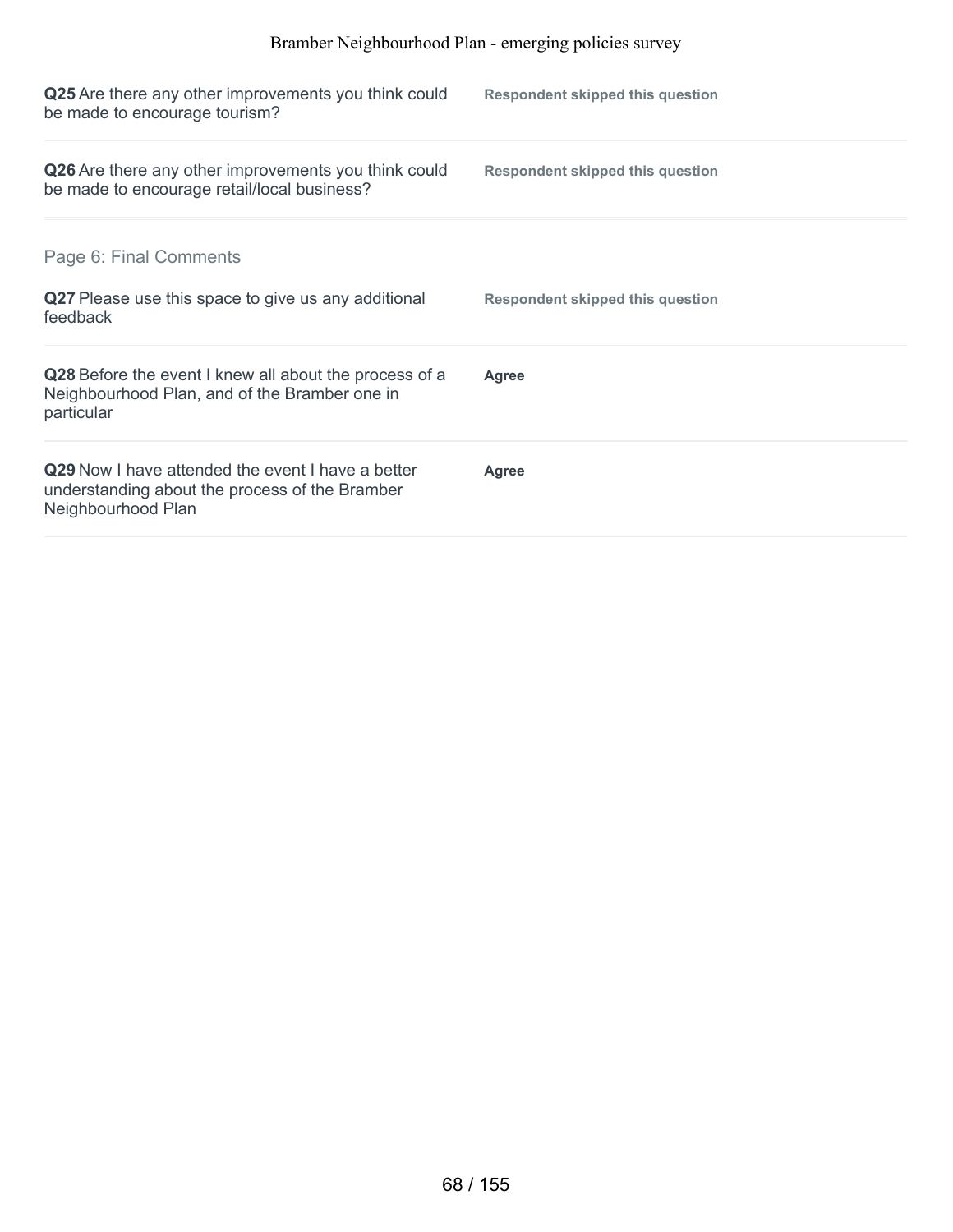**Q25** Are there any other improvements you think could be made to encourage tourism?

**Respondent skipped this question**

**Q26** Are there any other improvements you think could be made to encourage retail/local business?

**Respondent skipped this question**

## Page 6: Final Comments

**Q27** Please use this space to give us any additional feedback

**Respondent skipped this question**

**Q28** Before the event I knew all about the process of a Neighbourhood Plan, and of the Bramber one in particular

**Agree**

**Q29** Now I have attended the event I have a better understanding about the process of the Bramber Neighbourhood Plan

**Agree**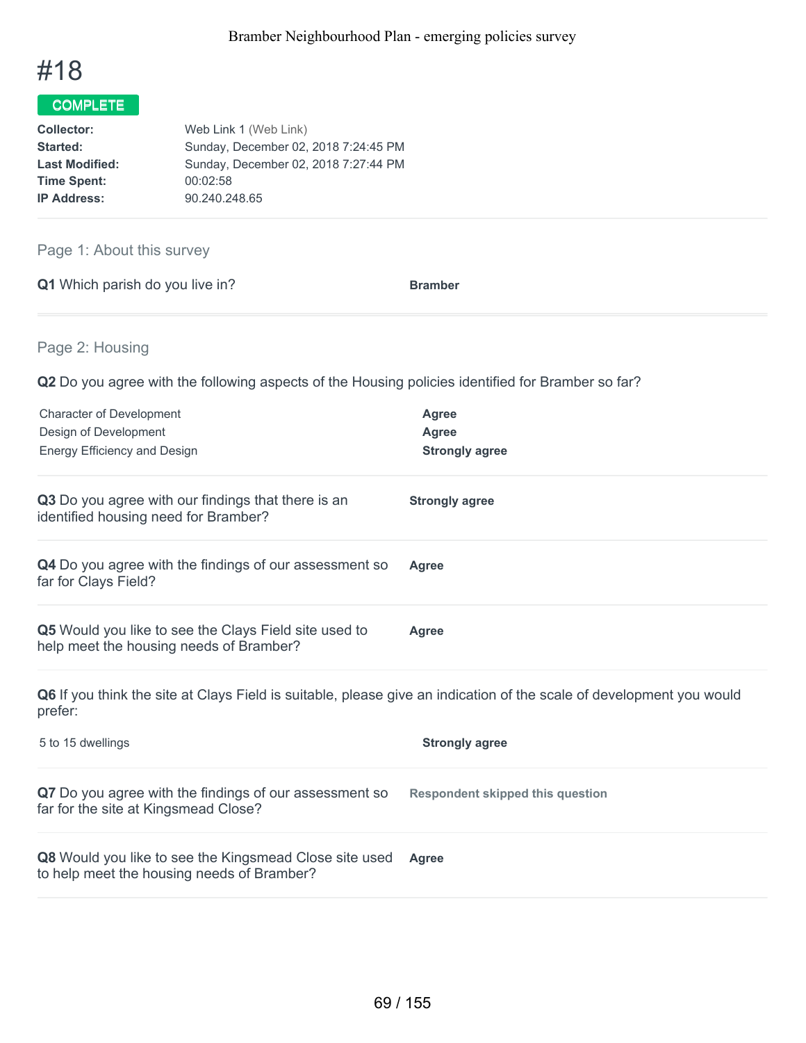# #18

**COMPLETE**

| | |
|---|---|
| **Collector:** | Web Link 1 (Web Link) |
| **Started:** | Sunday, December 02, 2018 7:24:45 PM |
| **Last Modified:** | Sunday, December 02, 2018 7:27:44 PM |
| **Time Spent:** | 00:02:58 |
| **IP Address:** | 90.240.248.65 |

## Page 1: About this survey

**Q1** Which parish do you live in? **Bramber**

## Page 2: Housing

**Q2** Do you agree with the following aspects of the Housing policies identified for Bramber so far?

| | |
|---|---|
| Character of Development | **Agree** |
| Design of Development | **Agree** |
| Energy Efficiency and Design | **Strongly agree** |

**Q3** Do you agree with our findings that there is an identified housing need for Bramber? **Strongly agree**

**Q4** Do you agree with the findings of our assessment so far for Clays Field? **Agree**

**Q5** Would you like to see the Clays Field site used to help meet the housing needs of Bramber? **Agree**

**Q6** If you think the site at Clays Field is suitable, please give an indication of the scale of development you would prefer:

| | |
|---|---|
| 5 to 15 dwellings | **Strongly agree** |

**Q7** Do you agree with the findings of our assessment so far for the site at Kingsmead Close? **Respondent skipped this question**

**Q8** Would you like to see the Kingsmead Close site used to help meet the housing needs of Bramber? **Agree**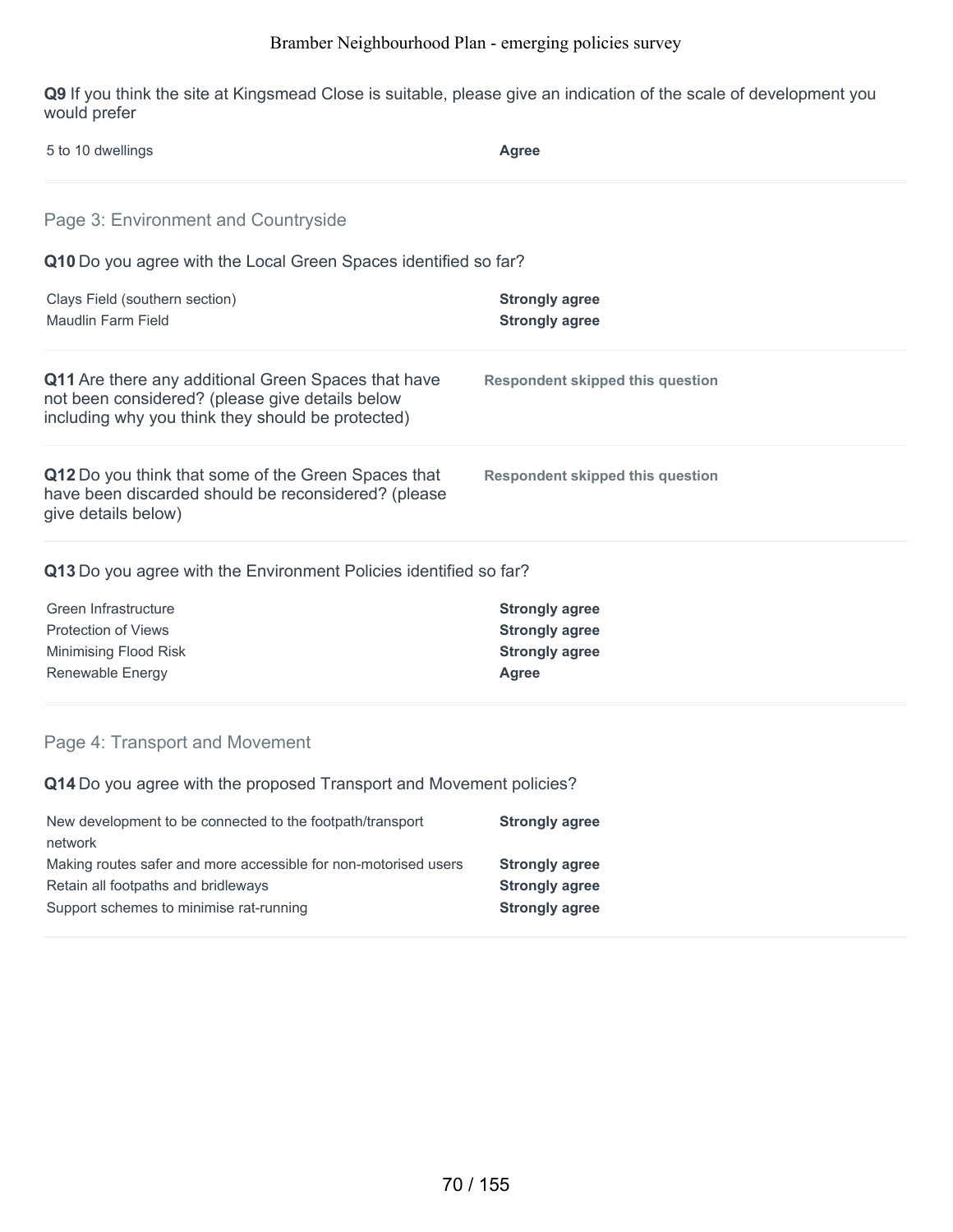**Q9** If you think the site at Kingsmead Close is suitable, please give an indication of the scale of development you would prefer

| | |
|---|---|
| 5 to 10 dwellings | **Agree** |

## Page 3: Environment and Countryside

**Q10** Do you agree with the Local Green Spaces identified so far?

| | |
|---|---|
| Clays Field (southern section) | **Strongly agree** |
| Maudlin Farm Field | **Strongly agree** |

**Q11** Are there any additional Green Spaces that have not been considered? (please give details below including why you think they should be protected)

**Respondent skipped this question**

**Q12** Do you think that some of the Green Spaces that have been discarded should be reconsidered? (please give details below)

**Respondent skipped this question**

**Q13** Do you agree with the Environment Policies identified so far?

| | |
|---|---|
| Green Infrastructure | **Strongly agree** |
| Protection of Views | **Strongly agree** |
| Minimising Flood Risk | **Strongly agree** |
| Renewable Energy | **Agree** |

## Page 4: Transport and Movement

**Q14** Do you agree with the proposed Transport and Movement policies?

| | |
|---|---|
| New development to be connected to the footpath/transport network | **Strongly agree** |
| Making routes safer and more accessible for non-motorised users | **Strongly agree** |
| Retain all footpaths and bridleways | **Strongly agree** |
| Support schemes to minimise rat-running | **Strongly agree** |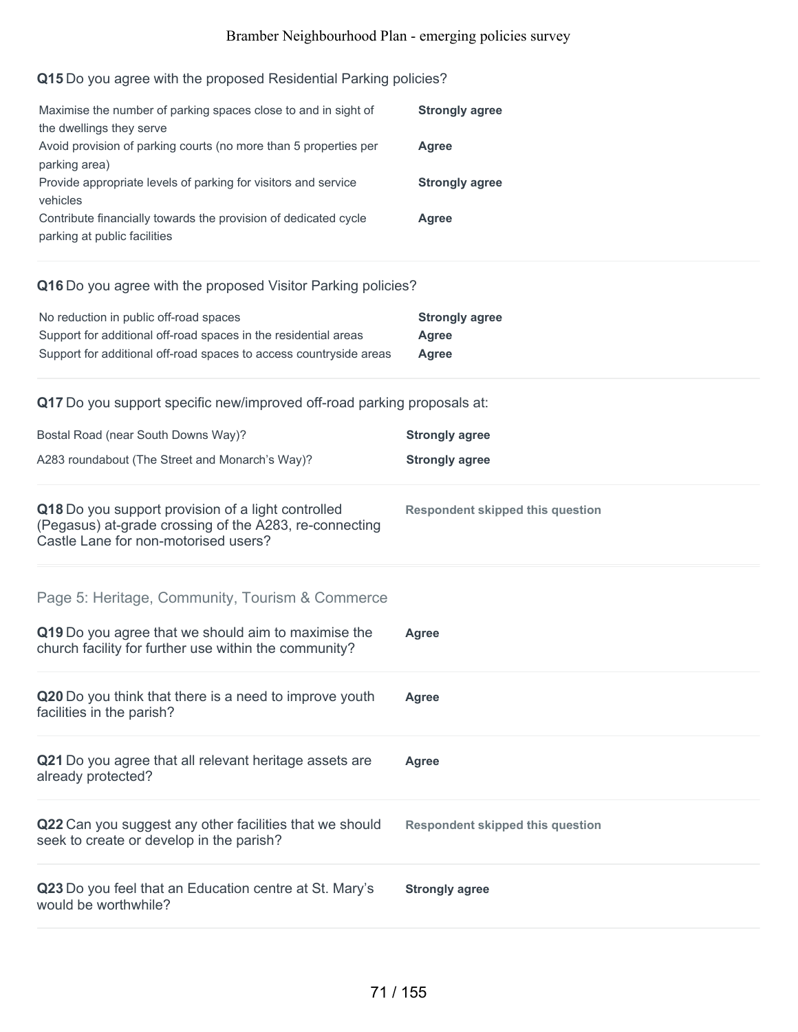**Q15** Do you agree with the proposed Residential Parking policies?

| | |
|---|---|
| Maximise the number of parking spaces close to and in sight of the dwellings they serve | **Strongly agree** |
| Avoid provision of parking courts (no more than 5 properties per parking area) | **Agree** |
| Provide appropriate levels of parking for visitors and service vehicles | **Strongly agree** |
| Contribute financially towards the provision of dedicated cycle parking at public facilities | **Agree** |

**Q16** Do you agree with the proposed Visitor Parking policies?

| | |
|---|---|
| No reduction in public off-road spaces | **Strongly agree** |
| Support for additional off-road spaces in the residential areas | **Agree** |
| Support for additional off-road spaces to access countryside areas | **Agree** |

**Q17** Do you support specific new/improved off-road parking proposals at:

| | |
|---|---|
| Bostal Road (near South Downs Way)? | **Strongly agree** |
| A283 roundabout (The Street and Monarch's Way)? | **Strongly agree** |

**Q18** Do you support provision of a light controlled (Pegasus) at-grade crossing of the A283, re-connecting Castle Lane for non-motorised users? — **Respondent skipped this question**

## Page 5: Heritage, Community, Tourism & Commerce

**Q19** Do you agree that we should aim to maximise the church facility for further use within the community? — **Agree**

**Q20** Do you think that there is a need to improve youth facilities in the parish? — **Agree**

**Q21** Do you agree that all relevant heritage assets are already protected? — **Agree**

**Q22** Can you suggest any other facilities that we should seek to create or develop in the parish? — **Respondent skipped this question**

**Q23** Do you feel that an Education centre at St. Mary's would be worthwhile? — **Strongly agree**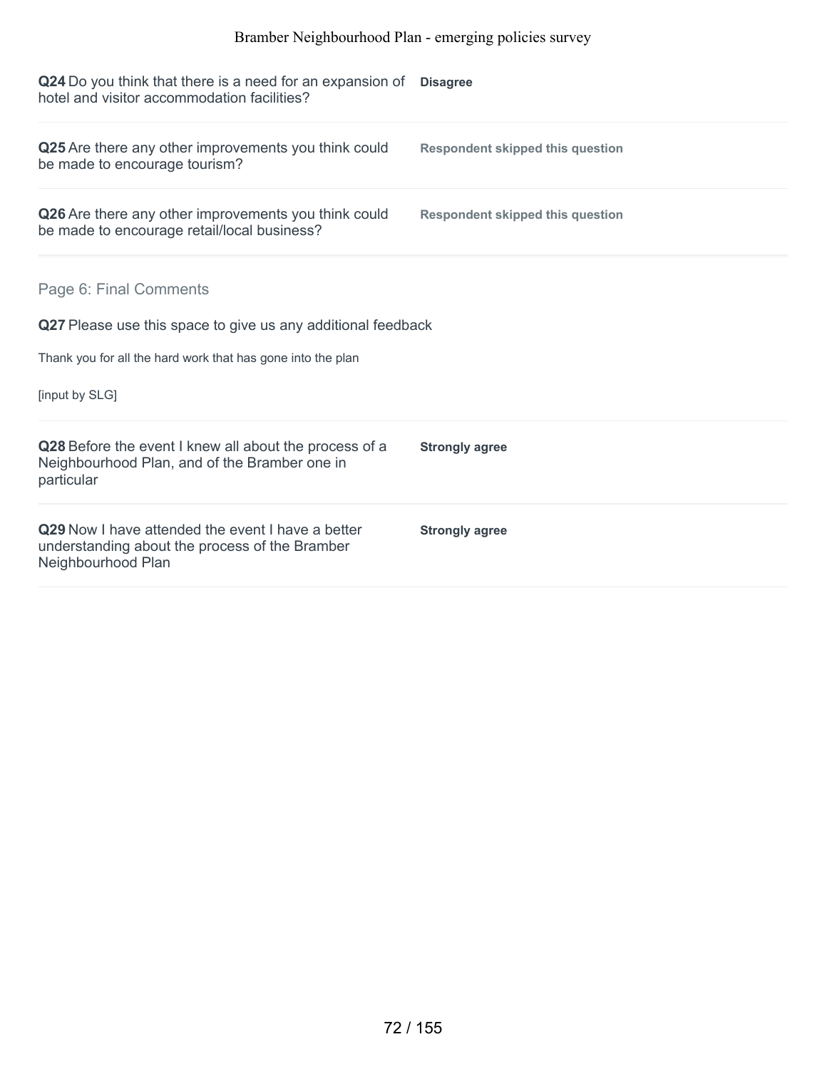**Q24** Do you think that there is a need for an expansion of hotel and visitor accommodation facilities? **Disagree**

**Q25** Are there any other improvements you think could be made to encourage tourism? **Respondent skipped this question**

**Q26** Are there any other improvements you think could be made to encourage retail/local business? **Respondent skipped this question**

## Page 6: Final Comments

**Q27** Please use this space to give us any additional feedback

Thank you for all the hard work that has gone into the plan

[input by SLG]

**Q28** Before the event I knew all about the process of a Neighbourhood Plan, and of the Bramber one in particular **Strongly agree**

**Q29** Now I have attended the event I have a better understanding about the process of the Bramber Neighbourhood Plan **Strongly agree**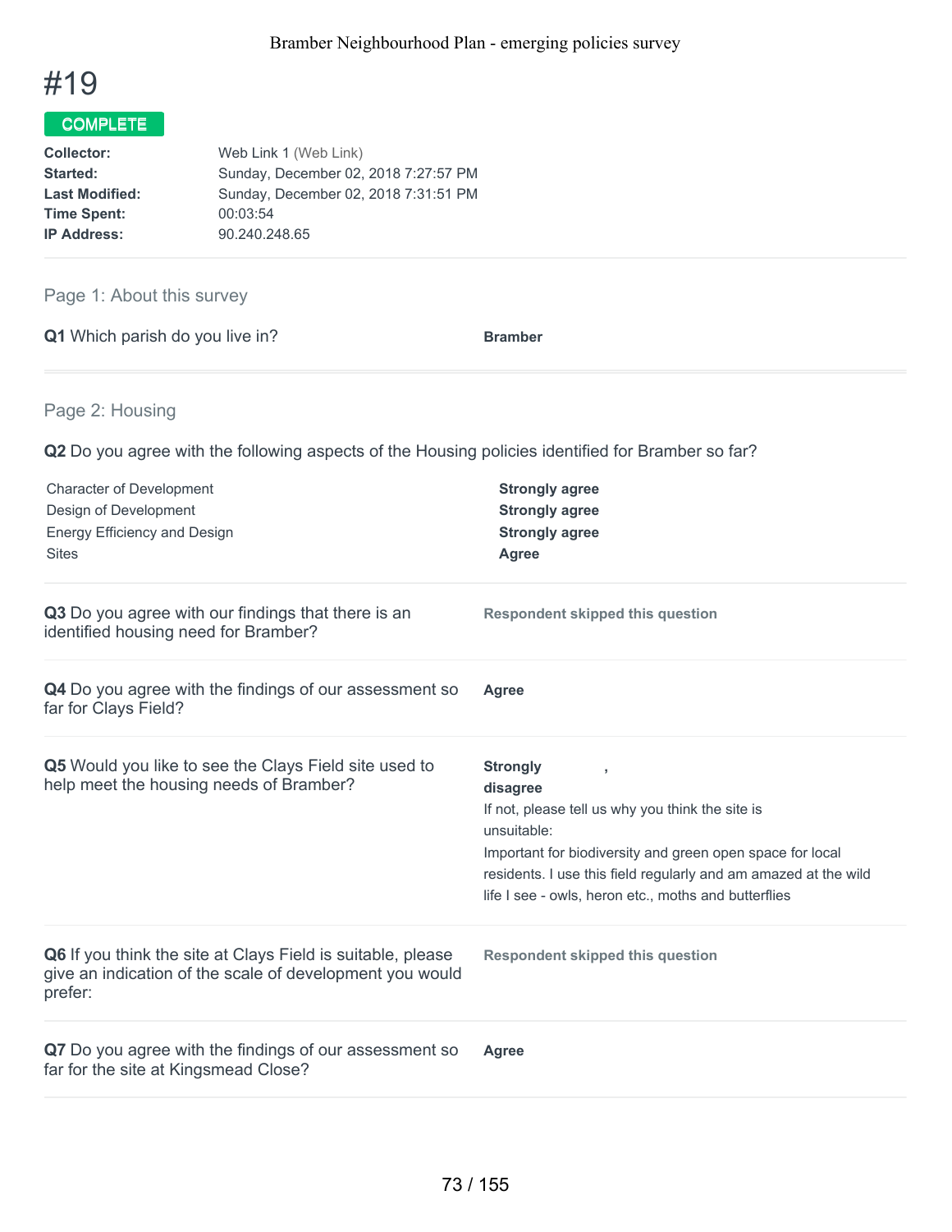Bramber Neighbourhood Plan - emerging policies survey

# #19

COMPLETE

**Collector:** Web Link 1 (Web Link)
**Started:** Sunday, December 02, 2018 7:27:57 PM
**Last Modified:** Sunday, December 02, 2018 7:31:51 PM
**Time Spent:** 00:03:54
**IP Address:** 90.240.248.65

## Page 1: About this survey

**Q1** Which parish do you live in?

**Bramber**

## Page 2: Housing

**Q2** Do you agree with the following aspects of the Housing policies identified for Bramber so far?

| | |
|---|---|
| Character of Development | **Strongly agree** |
| Design of Development | **Strongly agree** |
| Energy Efficiency and Design | **Strongly agree** |
| Sites | **Agree** |

**Q3** Do you agree with our findings that there is an identified housing need for Bramber?

**Respondent skipped this question**

**Q4** Do you agree with the findings of our assessment so far for Clays Field?

**Agree**

**Q5** Would you like to see the Clays Field site used to help meet the housing needs of Bramber?

**Strongly disagree** ,

If not, please tell us why you think the site is unsuitable:
Important for biodiversity and green open space for local residents. I use this field regularly and am amazed at the wild life I see - owls, heron etc., moths and butterflies

**Q6** If you think the site at Clays Field is suitable, please give an indication of the scale of development you would prefer:

**Respondent skipped this question**

**Q7** Do you agree with the findings of our assessment so far for the site at Kingsmead Close?

**Agree**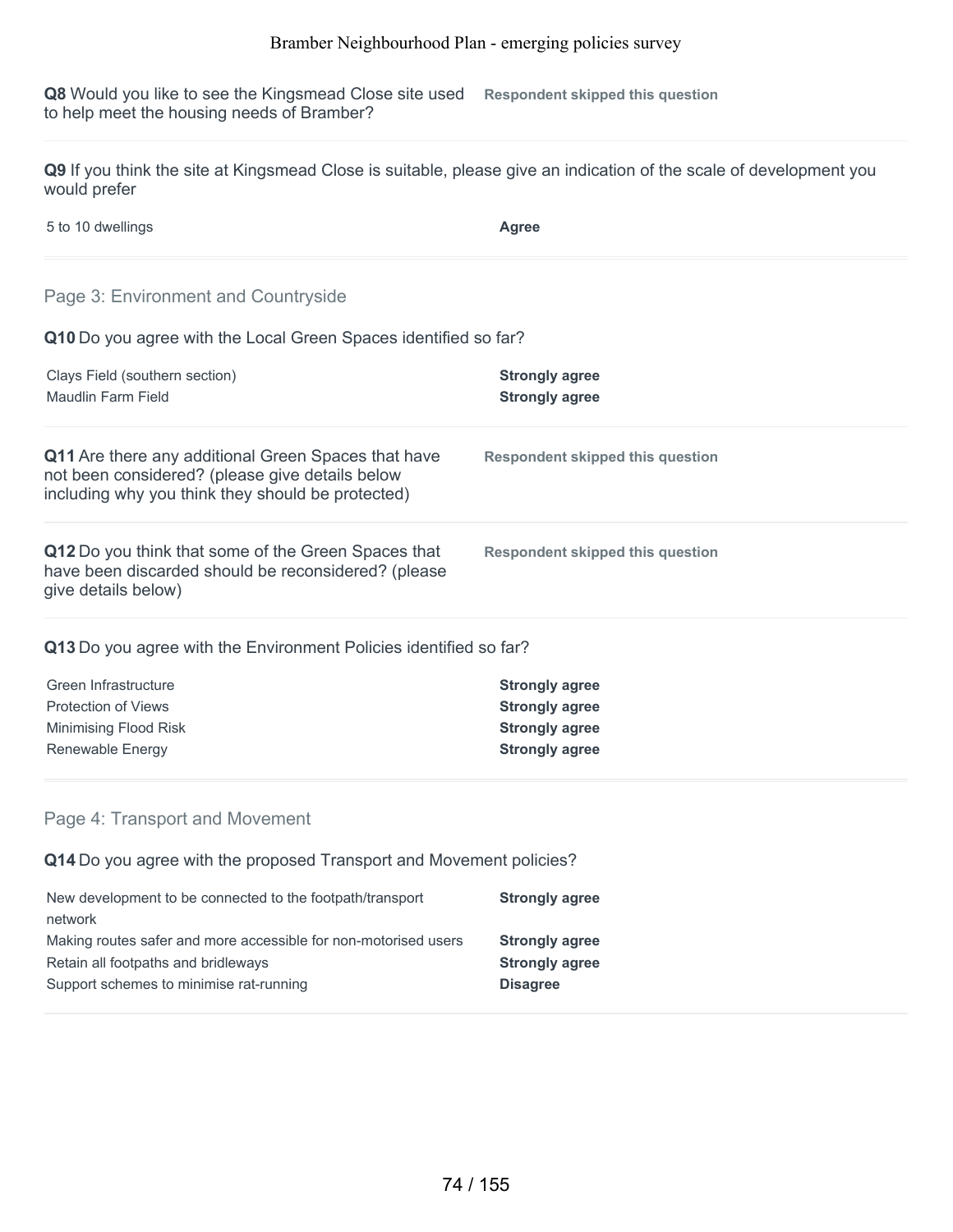**Q8** Would you like to see the Kingsmead Close site used to help meet the housing needs of Bramber?

**Respondent skipped this question**

**Q9** If you think the site at Kingsmead Close is suitable, please give an indication of the scale of development you would prefer

| | |
|---|---|
| 5 to 10 dwellings | **Agree** |

## Page 3: Environment and Countryside

**Q10** Do you agree with the Local Green Spaces identified so far?

| | |
|---|---|
| Clays Field (southern section) | **Strongly agree** |
| Maudlin Farm Field | **Strongly agree** |

**Q11** Are there any additional Green Spaces that have not been considered? (please give details below including why you think they should be protected)

**Respondent skipped this question**

**Q12** Do you think that some of the Green Spaces that have been discarded should be reconsidered? (please give details below)

**Respondent skipped this question**

**Q13** Do you agree with the Environment Policies identified so far?

| | |
|---|---|
| Green Infrastructure | **Strongly agree** |
| Protection of Views | **Strongly agree** |
| Minimising Flood Risk | **Strongly agree** |
| Renewable Energy | **Strongly agree** |

## Page 4: Transport and Movement

**Q14** Do you agree with the proposed Transport and Movement policies?

| | |
|---|---|
| New development to be connected to the footpath/transport network | **Strongly agree** |
| Making routes safer and more accessible for non-motorised users | **Strongly agree** |
| Retain all footpaths and bridleways | **Strongly agree** |
| Support schemes to minimise rat-running | **Disagree** |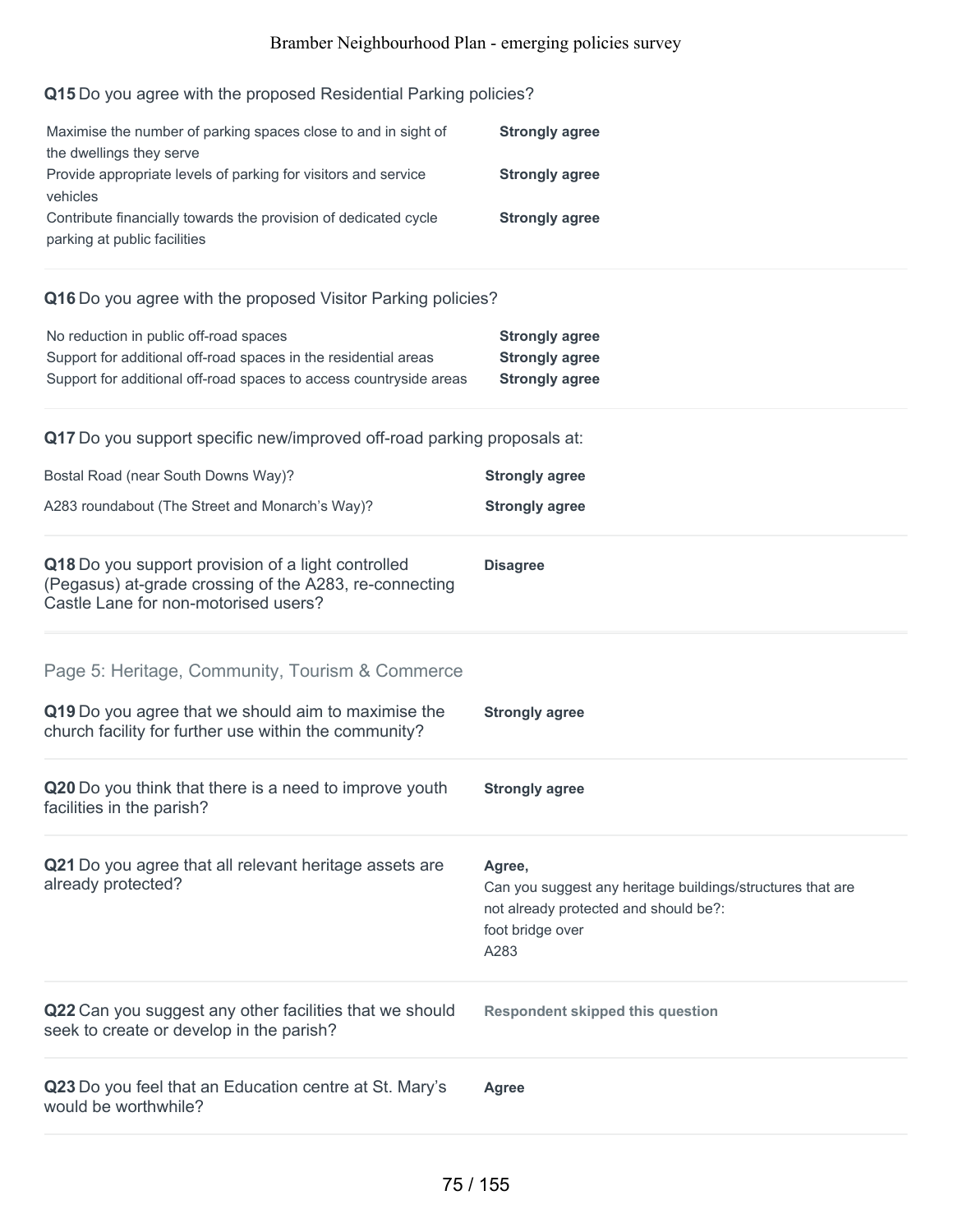**Q15** Do you agree with the proposed Residential Parking policies?

| | |
|---|---|
| Maximise the number of parking spaces close to and in sight of the dwellings they serve | **Strongly agree** |
| Provide appropriate levels of parking for visitors and service vehicles | **Strongly agree** |
| Contribute financially towards the provision of dedicated cycle parking at public facilities | **Strongly agree** |

**Q16** Do you agree with the proposed Visitor Parking policies?

| | |
|---|---|
| No reduction in public off-road spaces | **Strongly agree** |
| Support for additional off-road spaces in the residential areas | **Strongly agree** |
| Support for additional off-road spaces to access countryside areas | **Strongly agree** |

**Q17** Do you support specific new/improved off-road parking proposals at:

| | |
|---|---|
| Bostal Road (near South Downs Way)? | **Strongly agree** |
| A283 roundabout (The Street and Monarch's Way)? | **Strongly agree** |

**Q18** Do you support provision of a light controlled (Pegasus) at-grade crossing of the A283, re-connecting Castle Lane for non-motorised users?

**Disagree**

## Page 5: Heritage, Community, Tourism & Commerce

**Q19** Do you agree that we should aim to maximise the church facility for further use within the community?

**Strongly agree**

**Q20** Do you think that there is a need to improve youth facilities in the parish?

**Strongly agree**

**Q21** Do you agree that all relevant heritage assets are already protected?

**Agree,**

Can you suggest any heritage buildings/structures that are not already protected and should be?:
foot bridge over
A283

**Q22** Can you suggest any other facilities that we should seek to create or develop in the parish?

**Respondent skipped this question**

**Q23** Do you feel that an Education centre at St. Mary's would be worthwhile?

**Agree**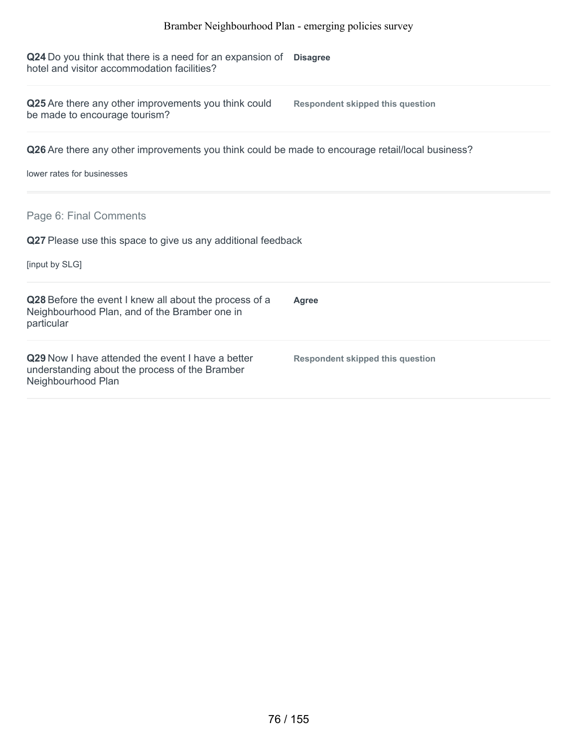**Q24** Do you think that there is a need for an expansion of hotel and visitor accommodation facilities?

**Disagree**

**Q25** Are there any other improvements you think could be made to encourage tourism?

**Respondent skipped this question**

**Q26** Are there any other improvements you think could be made to encourage retail/local business?

lower rates for businesses

## Page 6: Final Comments

**Q27** Please use this space to give us any additional feedback

[input by SLG]

**Q28** Before the event I knew all about the process of a Neighbourhood Plan, and of the Bramber one in particular

**Agree**

**Q29** Now I have attended the event I have a better understanding about the process of the Bramber Neighbourhood Plan

**Respondent skipped this question**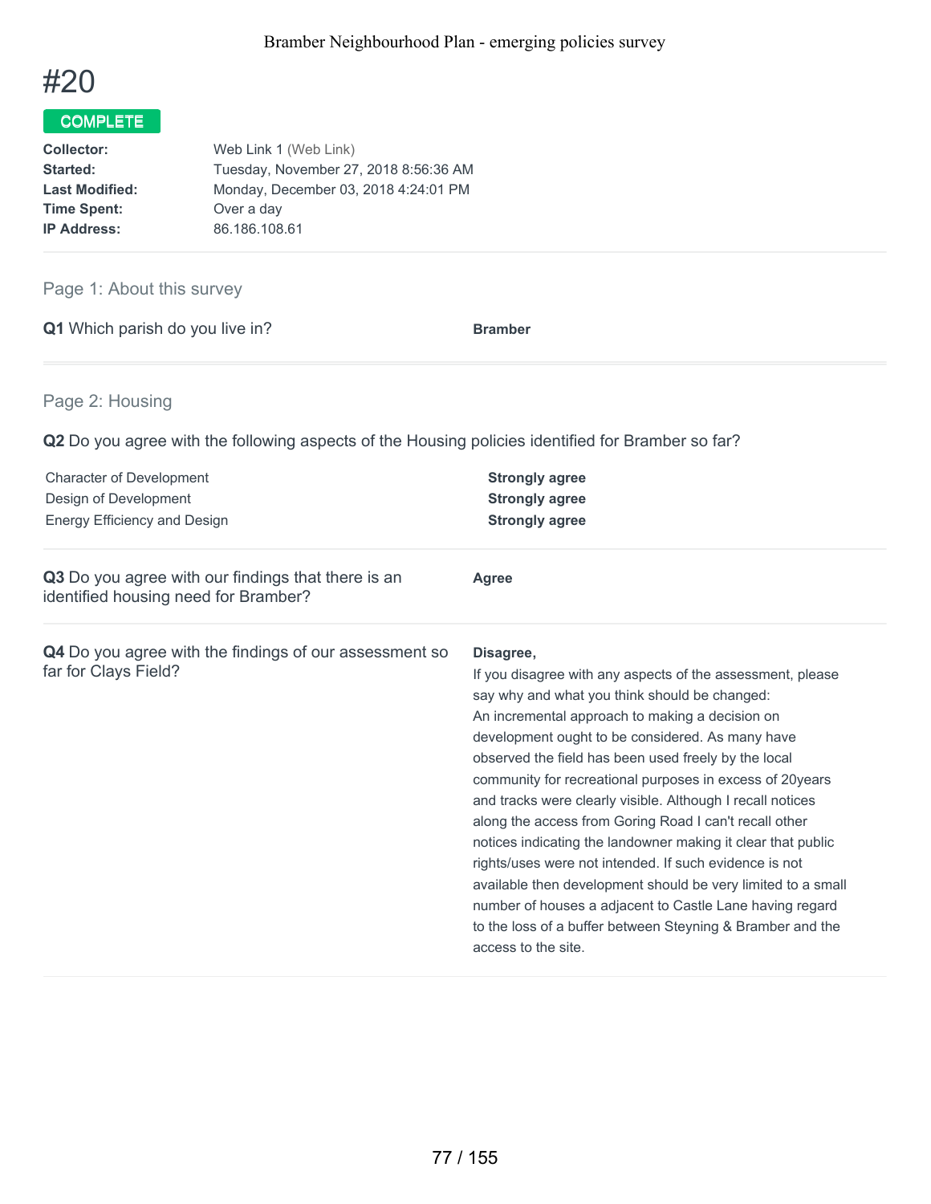# #20

**COMPLETE**

| | |
|---|---|
| **Collector:** | Web Link 1 (Web Link) |
| **Started:** | Tuesday, November 27, 2018 8:56:36 AM |
| **Last Modified:** | Monday, December 03, 2018 4:24:01 PM |
| **Time Spent:** | Over a day |
| **IP Address:** | 86.186.108.61 |

## Page 1: About this survey

**Q1** Which parish do you live in?

**Bramber**

## Page 2: Housing

**Q2** Do you agree with the following aspects of the Housing policies identified for Bramber so far?

| | |
|---|---|
| Character of Development | **Strongly agree** |
| Design of Development | **Strongly agree** |
| Energy Efficiency and Design | **Strongly agree** |

**Q3** Do you agree with our findings that there is an identified housing need for Bramber?

**Agree**

**Q4** Do you agree with the findings of our assessment so far for Clays Field?

**Disagree,**

If you disagree with any aspects of the assessment, please say why and what you think should be changed:
An incremental approach to making a decision on development ought to be considered. As many have observed the field has been used freely by the local community for recreational purposes in excess of 20years and tracks were clearly visible. Although I recall notices along the access from Goring Road I can't recall other notices indicating the landowner making it clear that public rights/uses were not intended. If such evidence is not available then development should be very limited to a small number of houses a adjacent to Castle Lane having regard to the loss of a buffer between Steyning & Bramber and the access to the site.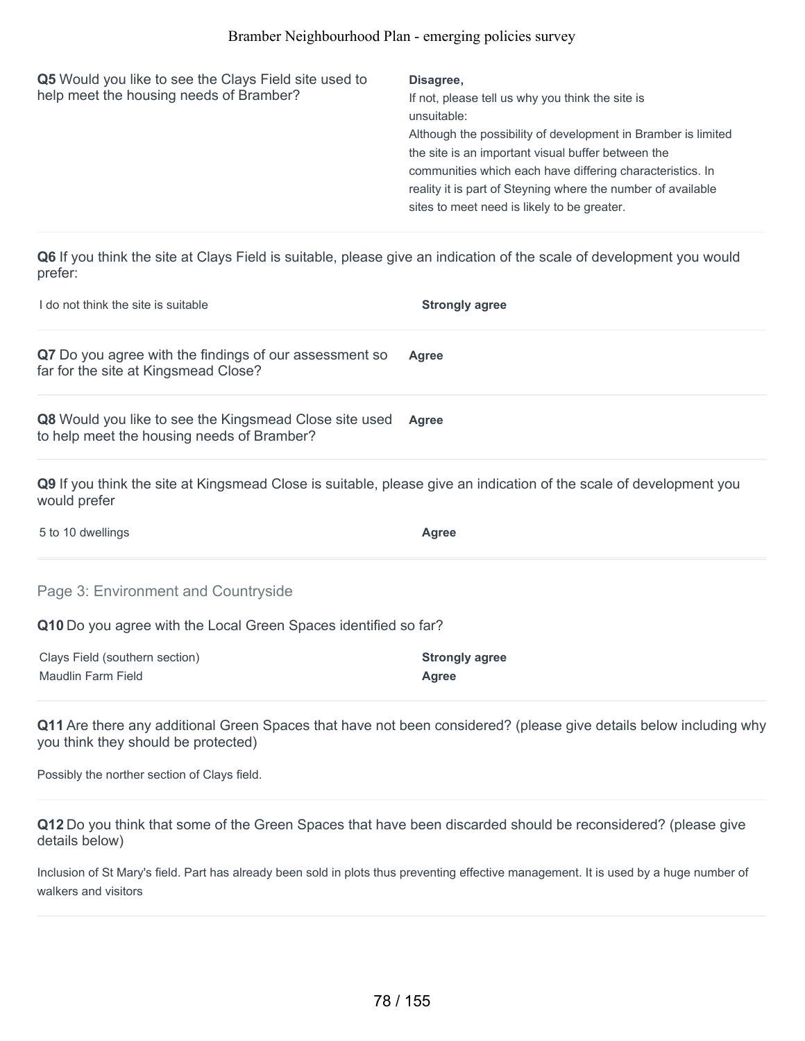**Q5** Would you like to see the Clays Field site used to help meet the housing needs of Bramber?

**Disagree,**

If not, please tell us why you think the site is unsuitable:

Although the possibility of development in Bramber is limited the site is an important visual buffer between the communities which each have differing characteristics. In reality it is part of Steyning where the number of available sites to meet need is likely to be greater.

**Q6** If you think the site at Clays Field is suitable, please give an indication of the scale of development you would prefer:

| | |
|---|---|
| I do not think the site is suitable | **Strongly agree** |

**Q7** Do you agree with the findings of our assessment so far for the site at Kingsmead Close?

**Agree**

**Q8** Would you like to see the Kingsmead Close site used to help meet the housing needs of Bramber?

**Agree**

**Q9** If you think the site at Kingsmead Close is suitable, please give an indication of the scale of development you would prefer

| | |
|---|---|
| 5 to 10 dwellings | **Agree** |

## Page 3: Environment and Countryside

**Q10** Do you agree with the Local Green Spaces identified so far?

| | |
|---|---|
| Clays Field (southern section) | **Strongly agree** |
| Maudlin Farm Field | **Agree** |

**Q11** Are there any additional Green Spaces that have not been considered? (please give details below including why you think they should be protected)

Possibly the norther section of Clays field.

**Q12** Do you think that some of the Green Spaces that have been discarded should be reconsidered? (please give details below)

Inclusion of St Mary's field. Part has already been sold in plots thus preventing effective management. It is used by a huge number of walkers and visitors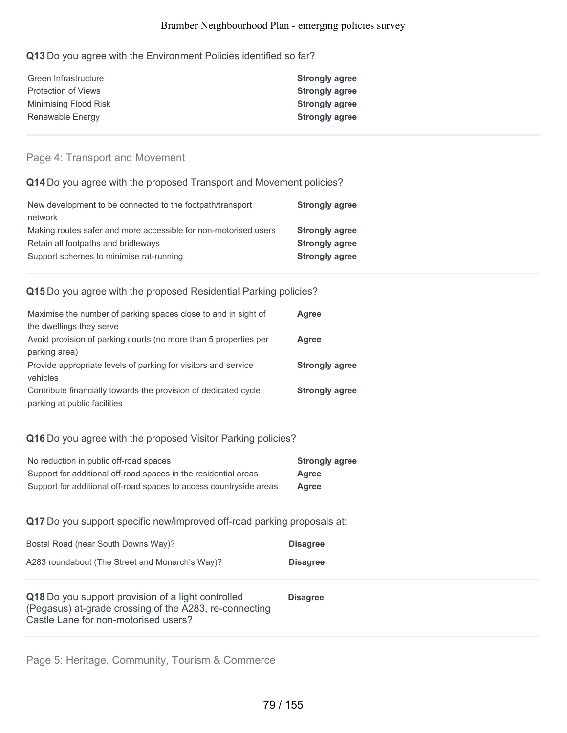**Q13** Do you agree with the Environment Policies identified so far?

| | |
|---|---|
| Green Infrastructure | **Strongly agree** |
| Protection of Views | **Strongly agree** |
| Minimising Flood Risk | **Strongly agree** |
| Renewable Energy | **Strongly agree** |

## Page 4: Transport and Movement

**Q14** Do you agree with the proposed Transport and Movement policies?

| | |
|---|---|
| New development to be connected to the footpath/transport network | **Strongly agree** |
| Making routes safer and more accessible for non-motorised users | **Strongly agree** |
| Retain all footpaths and bridleways | **Strongly agree** |
| Support schemes to minimise rat-running | **Strongly agree** |

**Q15** Do you agree with the proposed Residential Parking policies?

| | |
|---|---|
| Maximise the number of parking spaces close to and in sight of the dwellings they serve | **Agree** |
| Avoid provision of parking courts (no more than 5 properties per parking area) | **Agree** |
| Provide appropriate levels of parking for visitors and service vehicles | **Strongly agree** |
| Contribute financially towards the provision of dedicated cycle parking at public facilities | **Strongly agree** |

**Q16** Do you agree with the proposed Visitor Parking policies?

| | |
|---|---|
| No reduction in public off-road spaces | **Strongly agree** |
| Support for additional off-road spaces in the residential areas | **Agree** |
| Support for additional off-road spaces to access countryside areas | **Agree** |

**Q17** Do you support specific new/improved off-road parking proposals at:

| | |
|---|---|
| Bostal Road (near South Downs Way)? | **Disagree** |
| A283 roundabout (The Street and Monarch's Way)? | **Disagree** |

**Q18** Do you support provision of a light controlled (Pegasus) at-grade crossing of the A283, re-connecting Castle Lane for non-motorised users? **Disagree**

## Page 5: Heritage, Community, Tourism & Commerce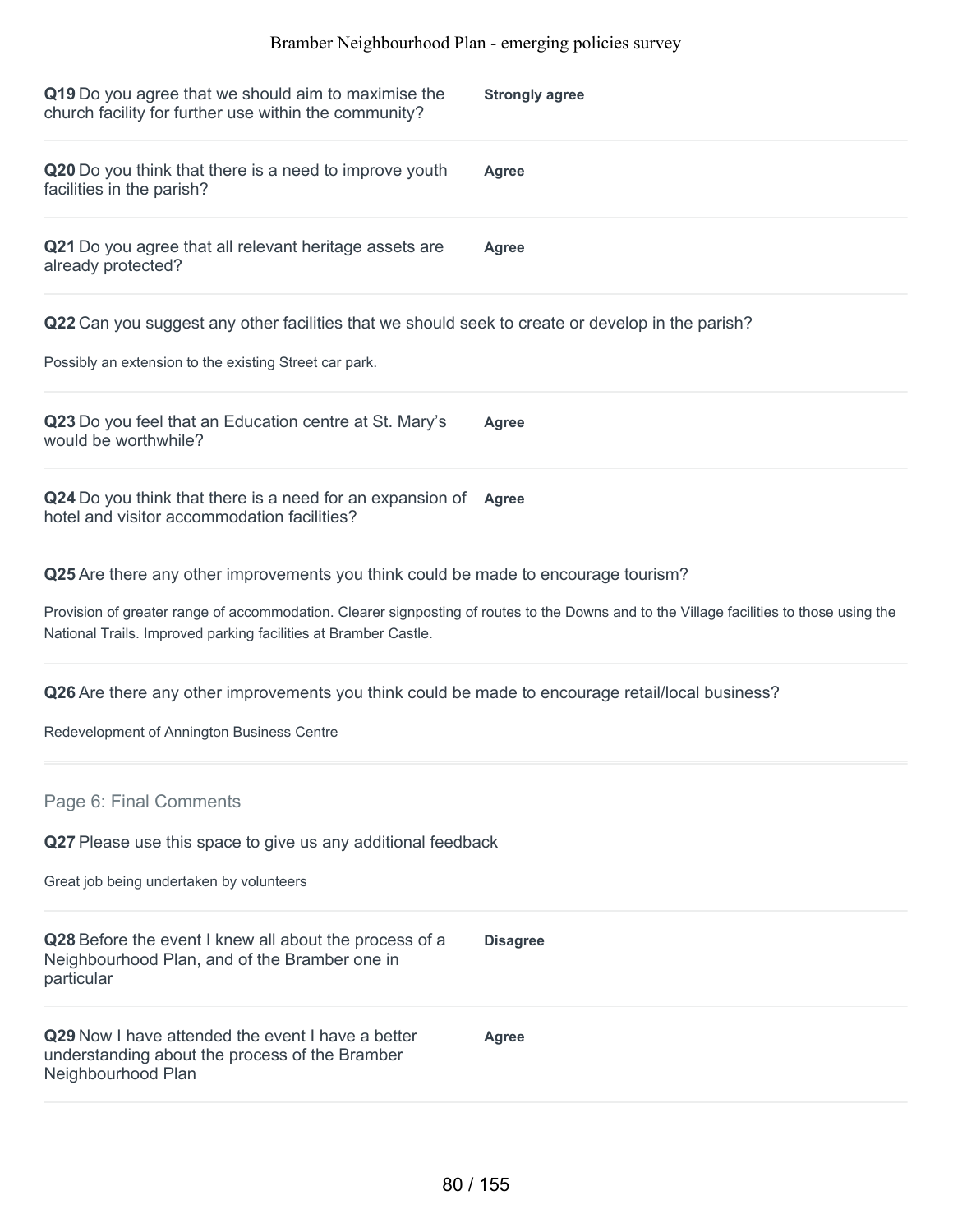**Q19** Do you agree that we should aim to maximise the church facility for further use within the community?

**Strongly agree**

**Q20** Do you think that there is a need to improve youth facilities in the parish?

**Agree**

**Q21** Do you agree that all relevant heritage assets are already protected?

**Agree**

**Q22** Can you suggest any other facilities that we should seek to create or develop in the parish?

Possibly an extension to the existing Street car park.

**Q23** Do you feel that an Education centre at St. Mary's would be worthwhile?

**Agree**

**Q24** Do you think that there is a need for an expansion of hotel and visitor accommodation facilities?

**Agree**

**Q25** Are there any other improvements you think could be made to encourage tourism?

Provision of greater range of accommodation. Clearer signposting of routes to the Downs and to the Village facilities to those using the National Trails. Improved parking facilities at Bramber Castle.

**Q26** Are there any other improvements you think could be made to encourage retail/local business?

Redevelopment of Annington Business Centre

## Page 6: Final Comments

**Q27** Please use this space to give us any additional feedback

Great job being undertaken by volunteers

**Q28** Before the event I knew all about the process of a Neighbourhood Plan, and of the Bramber one in particular

**Disagree**

**Q29** Now I have attended the event I have a better understanding about the process of the Bramber Neighbourhood Plan

**Agree**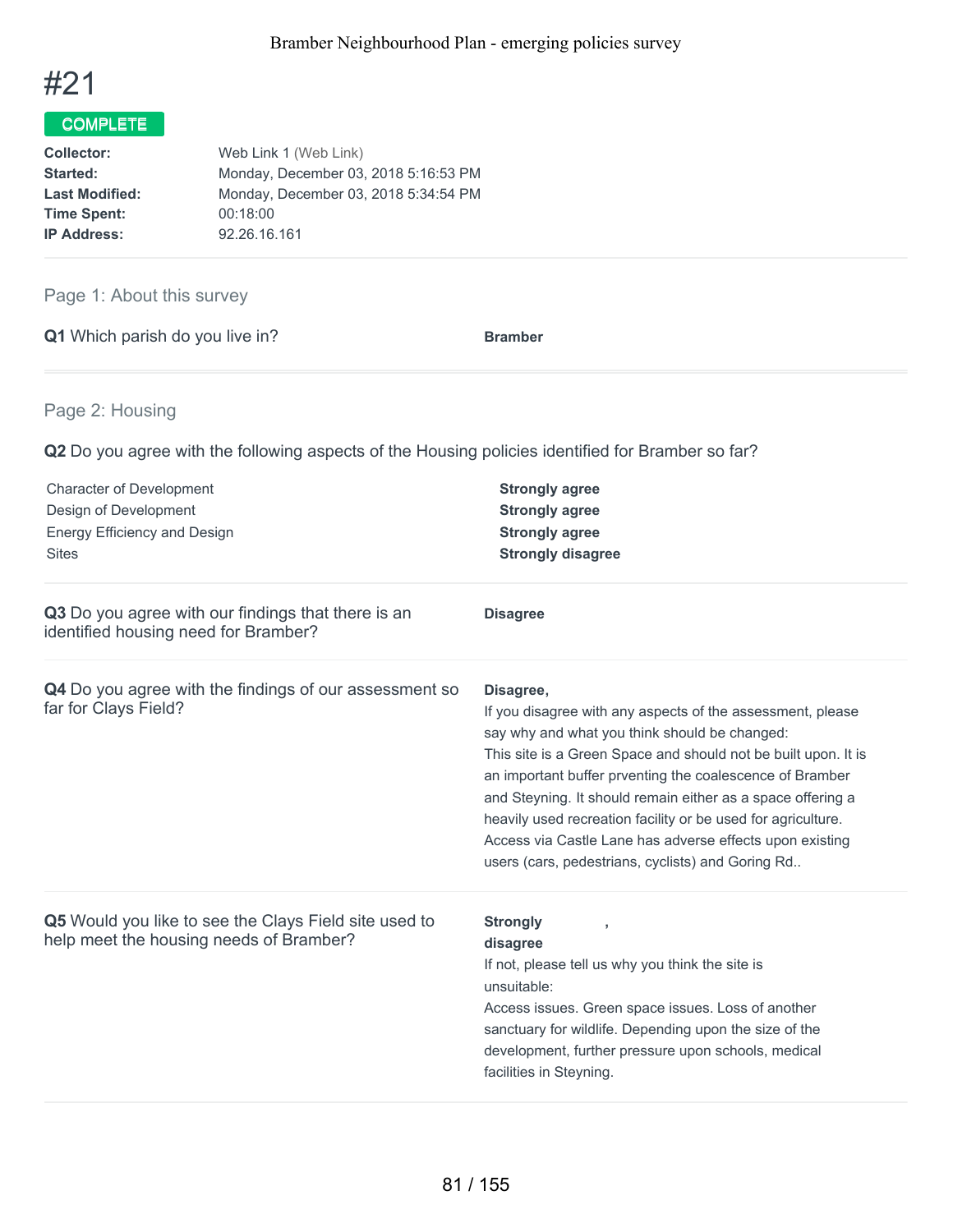# #21

**COMPLETE**

| | |
|---|---|
| **Collector:** | Web Link 1 (Web Link) |
| **Started:** | Monday, December 03, 2018 5:16:53 PM |
| **Last Modified:** | Monday, December 03, 2018 5:34:54 PM |
| **Time Spent:** | 00:18:00 |
| **IP Address:** | 92.26.16.161 |

## Page 1: About this survey

**Q1** Which parish do you live in?

**Bramber**

## Page 2: Housing

**Q2** Do you agree with the following aspects of the Housing policies identified for Bramber so far?

| | |
|---|---|
| Character of Development | **Strongly agree** |
| Design of Development | **Strongly agree** |
| Energy Efficiency and Design | **Strongly agree** |
| Sites | **Strongly disagree** |

**Q3** Do you agree with our findings that there is an identified housing need for Bramber?

**Disagree**

**Q4** Do you agree with the findings of our assessment so far for Clays Field?

**Disagree,**

If you disagree with any aspects of the assessment, please say why and what you think should be changed:

This site is a Green Space and should not be built upon. It is an important buffer prventing the coalescence of Bramber and Steyning. It should remain either as a space offering a heavily used recreation facility or be used for agriculture. Access via Castle Lane has adverse effects upon existing users (cars, pedestrians, cyclists) and Goring Rd..

**Q5** Would you like to see the Clays Field site used to help meet the housing needs of Bramber?

**Strongly disagree** ,

If not, please tell us why you think the site is unsuitable:

Access issues. Green space issues. Loss of another sanctuary for wildlife. Depending upon the size of the development, further pressure upon schools, medical facilities in Steyning.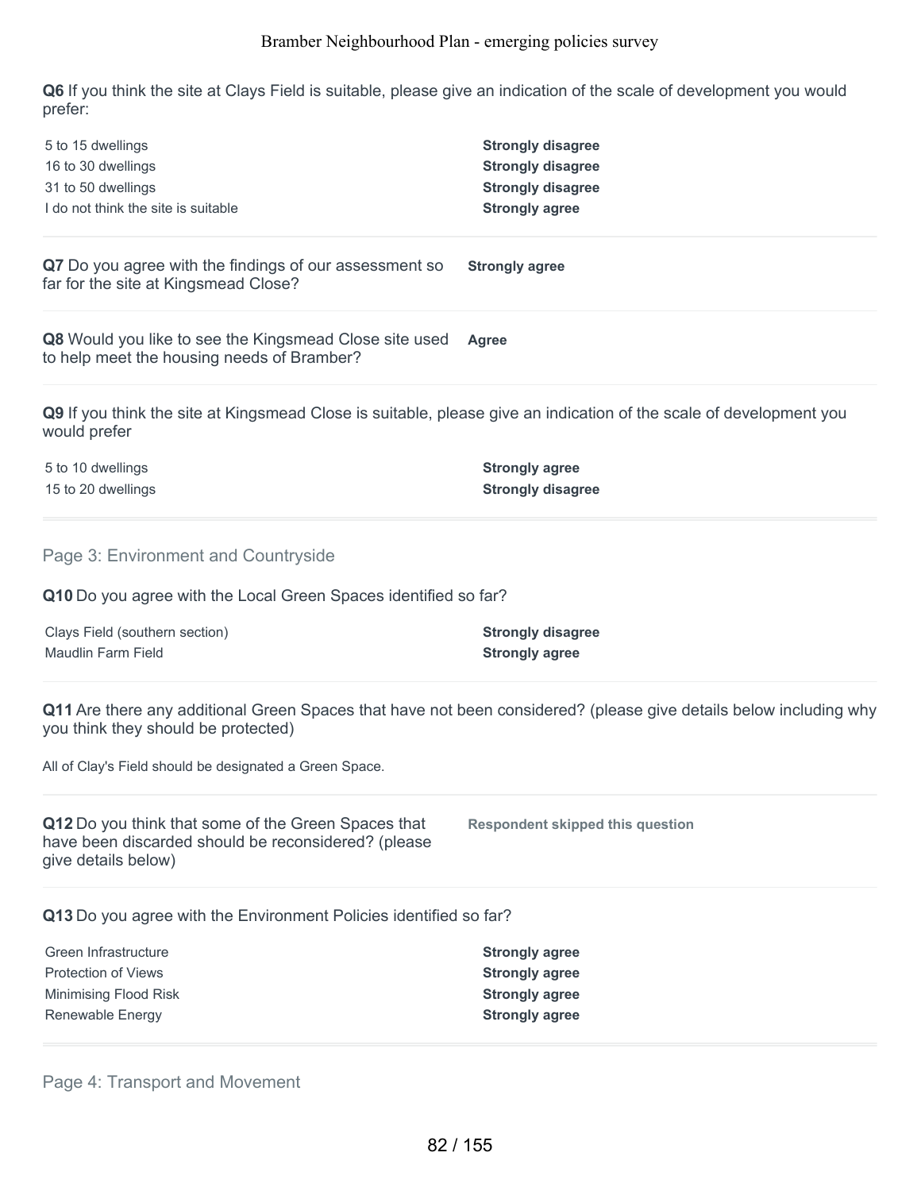**Q6** If you think the site at Clays Field is suitable, please give an indication of the scale of development you would prefer:

| | |
|---|---|
| 5 to 15 dwellings | **Strongly disagree** |
| 16 to 30 dwellings | **Strongly disagree** |
| 31 to 50 dwellings | **Strongly disagree** |
| I do not think the site is suitable | **Strongly agree** |

**Q7** Do you agree with the findings of our assessment so far for the site at Kingsmead Close? **Strongly agree**

**Q8** Would you like to see the Kingsmead Close site used to help meet the housing needs of Bramber? **Agree**

**Q9** If you think the site at Kingsmead Close is suitable, please give an indication of the scale of development you would prefer

| | |
|---|---|
| 5 to 10 dwellings | **Strongly agree** |
| 15 to 20 dwellings | **Strongly disagree** |

## Page 3: Environment and Countryside

**Q10** Do you agree with the Local Green Spaces identified so far?

| | |
|---|---|
| Clays Field (southern section) | **Strongly disagree** |
| Maudlin Farm Field | **Strongly agree** |

**Q11** Are there any additional Green Spaces that have not been considered? (please give details below including why you think they should be protected)

All of Clay's Field should be designated a Green Space.

**Q12** Do you think that some of the Green Spaces that have been discarded should be reconsidered? (please give details below) **Respondent skipped this question**

**Q13** Do you agree with the Environment Policies identified so far?

| | |
|---|---|
| Green Infrastructure | **Strongly agree** |
| Protection of Views | **Strongly agree** |
| Minimising Flood Risk | **Strongly agree** |
| Renewable Energy | **Strongly agree** |

## Page 4: Transport and Movement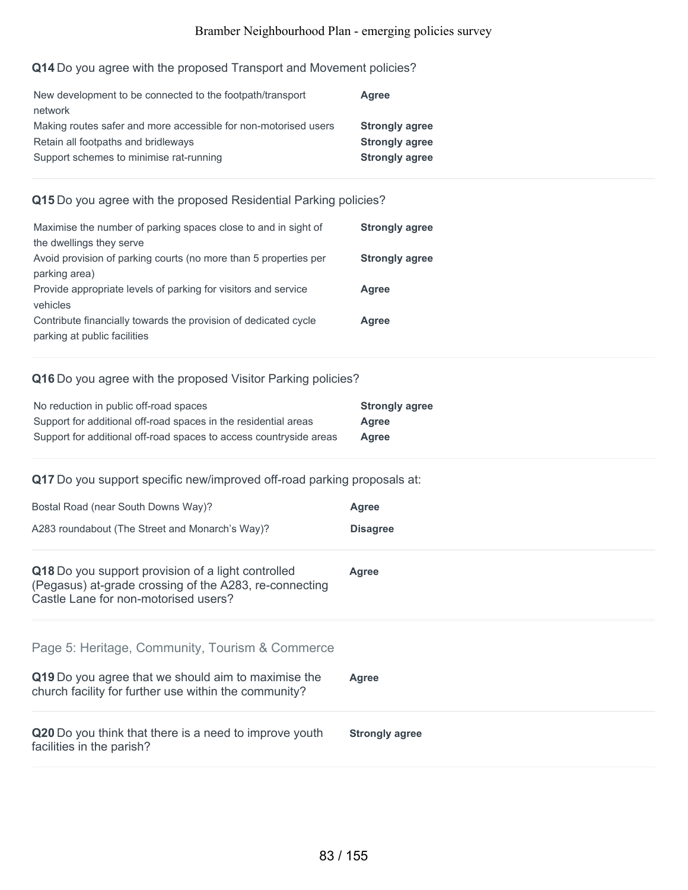**Q14** Do you agree with the proposed Transport and Movement policies?

| | |
|---|---|
| New development to be connected to the footpath/transport network | **Agree** |
| Making routes safer and more accessible for non-motorised users | **Strongly agree** |
| Retain all footpaths and bridleways | **Strongly agree** |
| Support schemes to minimise rat-running | **Strongly agree** |

**Q15** Do you agree with the proposed Residential Parking policies?

| | |
|---|---|
| Maximise the number of parking spaces close to and in sight of the dwellings they serve | **Strongly agree** |
| Avoid provision of parking courts (no more than 5 properties per parking area) | **Strongly agree** |
| Provide appropriate levels of parking for visitors and service vehicles | **Agree** |
| Contribute financially towards the provision of dedicated cycle parking at public facilities | **Agree** |

**Q16** Do you agree with the proposed Visitor Parking policies?

| | |
|---|---|
| No reduction in public off-road spaces | **Strongly agree** |
| Support for additional off-road spaces in the residential areas | **Agree** |
| Support for additional off-road spaces to access countryside areas | **Agree** |

**Q17** Do you support specific new/improved off-road parking proposals at:

| | |
|---|---|
| Bostal Road (near South Downs Way)? | **Agree** |
| A283 roundabout (The Street and Monarch's Way)? | **Disagree** |

**Q18** Do you support provision of a light controlled (Pegasus) at-grade crossing of the A283, re-connecting Castle Lane for non-motorised users? **Agree**

## Page 5: Heritage, Community, Tourism & Commerce

**Q19** Do you agree that we should aim to maximise the church facility for further use within the community? **Agree**

**Q20** Do you think that there is a need to improve youth facilities in the parish? **Strongly agree**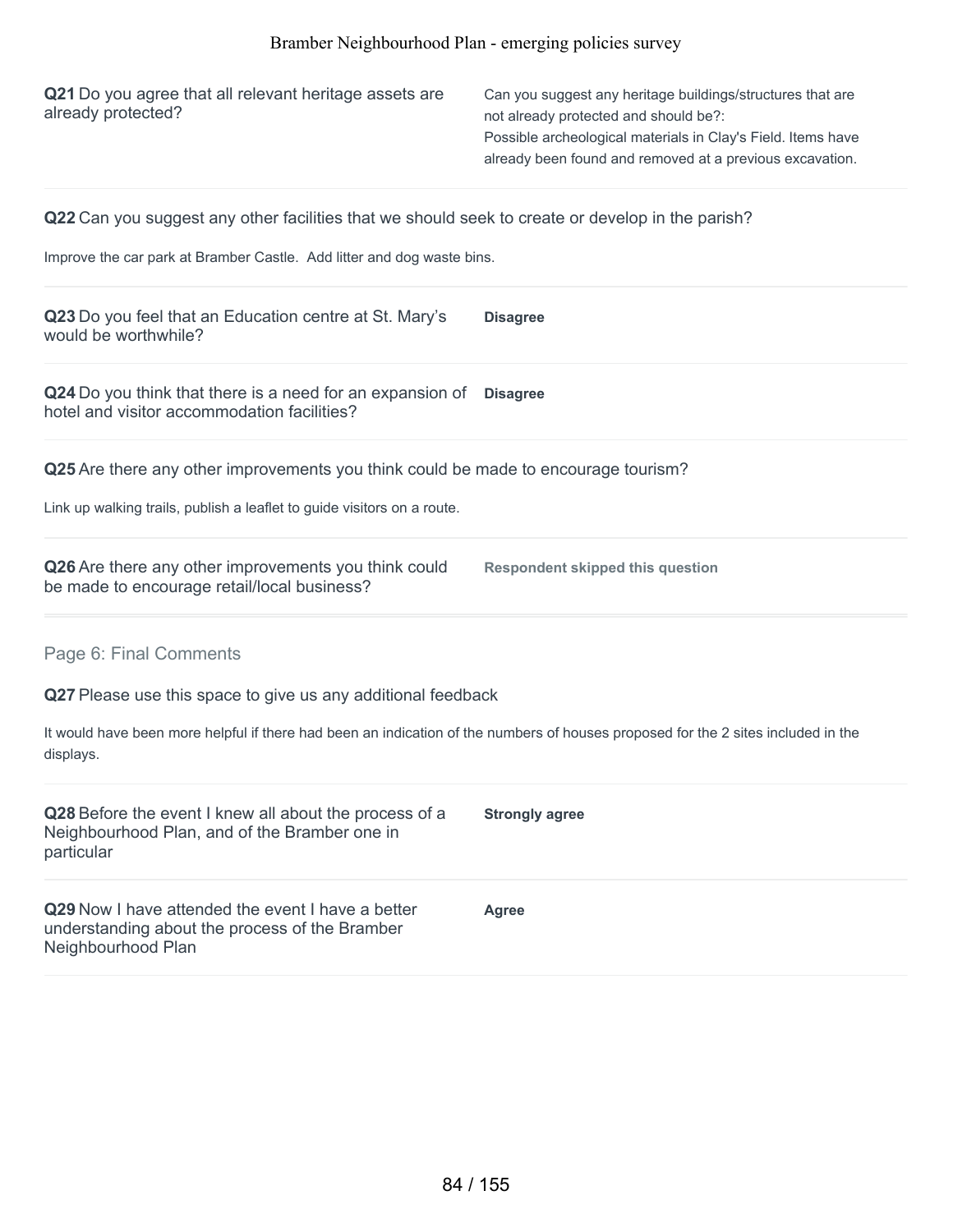**Q21** Do you agree that all relevant heritage assets are already protected?

Can you suggest any heritage buildings/structures that are not already protected and should be?:
Possible archeological materials in Clay's Field. Items have already been found and removed at a previous excavation.

**Q22** Can you suggest any other facilities that we should seek to create or develop in the parish?

Improve the car park at Bramber Castle. Add litter and dog waste bins.

**Q23** Do you feel that an Education centre at St. Mary's would be worthwhile?

**Disagree**

**Q24** Do you think that there is a need for an expansion of hotel and visitor accommodation facilities?

**Disagree**

**Q25** Are there any other improvements you think could be made to encourage tourism?

Link up walking trails, publish a leaflet to guide visitors on a route.

**Q26** Are there any other improvements you think could be made to encourage retail/local business?

**Respondent skipped this question**

## Page 6: Final Comments

**Q27** Please use this space to give us any additional feedback

It would have been more helpful if there had been an indication of the numbers of houses proposed for the 2 sites included in the displays.

**Q28** Before the event I knew all about the process of a Neighbourhood Plan, and of the Bramber one in particular

**Strongly agree**

**Q29** Now I have attended the event I have a better understanding about the process of the Bramber Neighbourhood Plan

**Agree**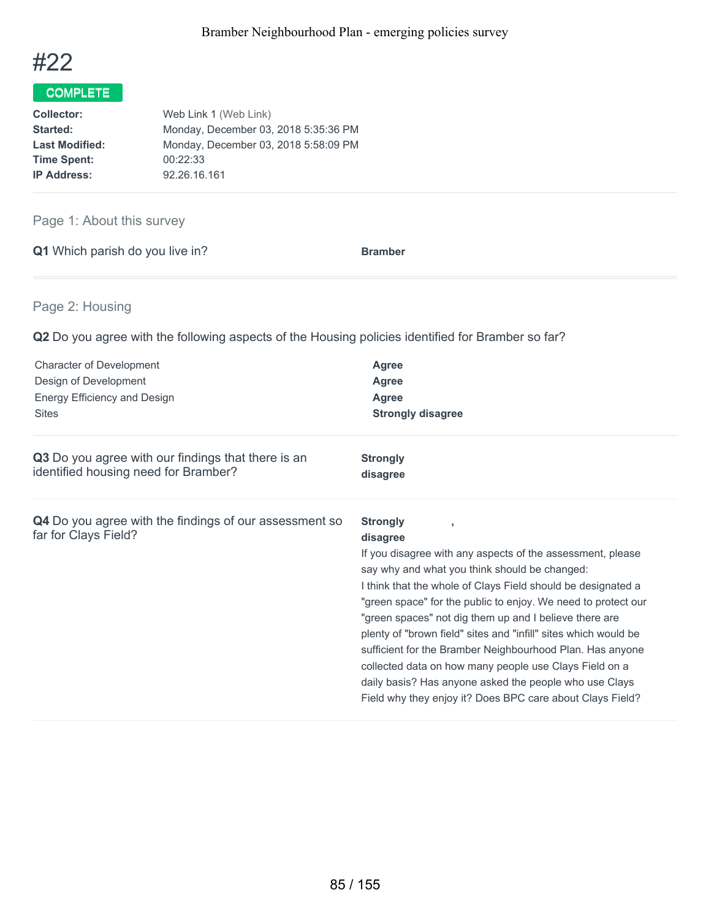# #22

**COMPLETE**

| | |
|---|---|
| **Collector:** | Web Link 1 (Web Link) |
| **Started:** | Monday, December 03, 2018 5:35:36 PM |
| **Last Modified:** | Monday, December 03, 2018 5:58:09 PM |
| **Time Spent:** | 00:22:33 |
| **IP Address:** | 92.26.16.161 |

## Page 1: About this survey

**Q1** Which parish do you live in? — **Bramber**

## Page 2: Housing

**Q2** Do you agree with the following aspects of the Housing policies identified for Bramber so far?

| | |
|---|---|
| Character of Development | **Agree** |
| Design of Development | **Agree** |
| Energy Efficiency and Design | **Agree** |
| Sites | **Strongly disagree** |

**Q3** Do you agree with our findings that there is an identified housing need for Bramber? — **Strongly disagree**

**Q4** Do you agree with the findings of our assessment so far for Clays Field? — **Strongly disagree** ,

If you disagree with any aspects of the assessment, please say why and what you think should be changed:

I think that the whole of Clays Field should be designated a "green space" for the public to enjoy. We need to protect our "green spaces" not dig them up and I believe there are plenty of "brown field" sites and "infill" sites which would be sufficient for the Bramber Neighbourhood Plan. Has anyone collected data on how many people use Clays Field on a daily basis? Has anyone asked the people who use Clays Field why they enjoy it? Does BPC care about Clays Field?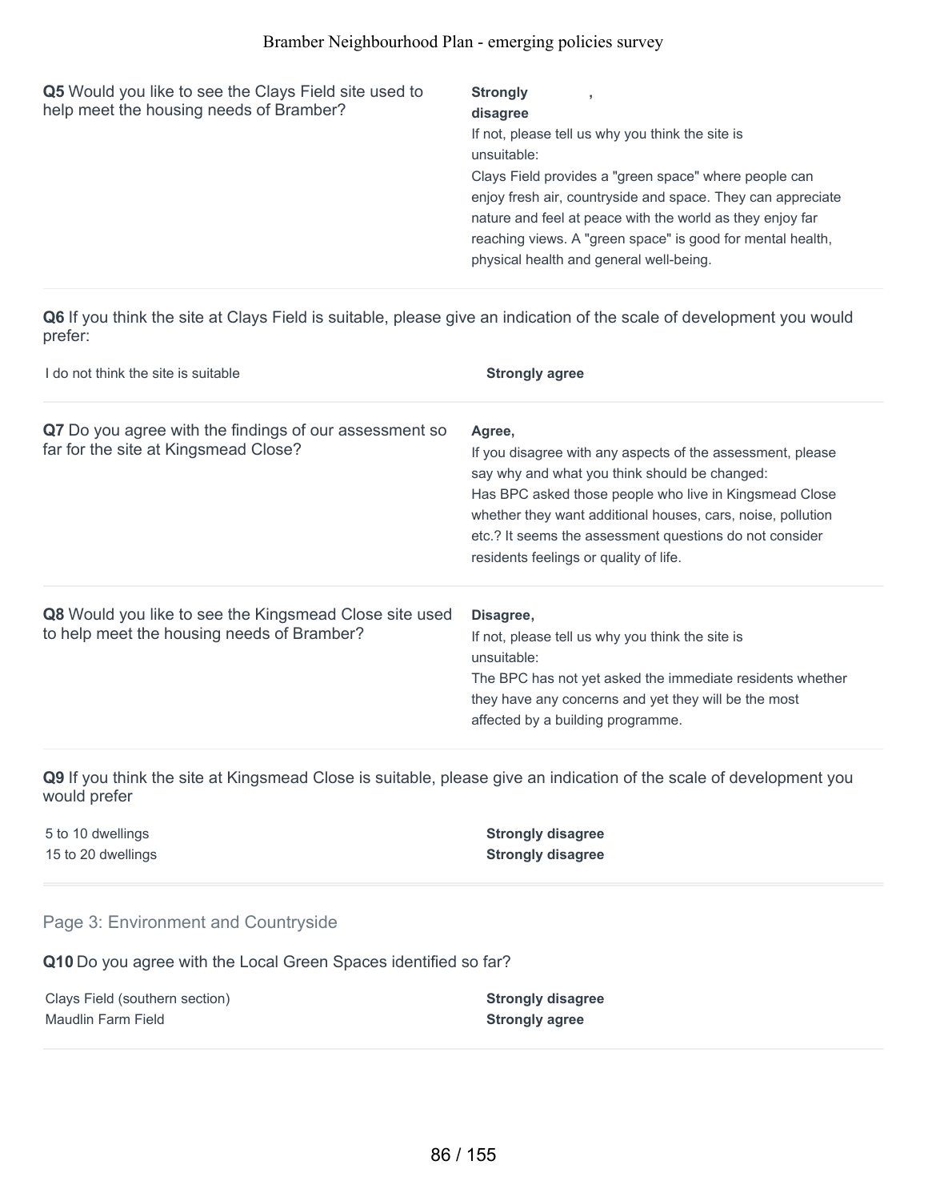**Q5** Would you like to see the Clays Field site used to help meet the housing needs of Bramber?

**Strongly disagree** ,

If not, please tell us why you think the site is unsuitable:
Clays Field provides a "green space" where people can enjoy fresh air, countryside and space. They can appreciate nature and feel at peace with the world as they enjoy far reaching views. A "green space" is good for mental health, physical health and general well-being.

---

**Q6** If you think the site at Clays Field is suitable, please give an indication of the scale of development you would prefer:

| | |
|---|---|
| I do not think the site is suitable | **Strongly agree** |

---

**Q7** Do you agree with the findings of our assessment so far for the site at Kingsmead Close?

**Agree,**

If you disagree with any aspects of the assessment, please say why and what you think should be changed:
Has BPC asked those people who live in Kingsmead Close whether they want additional houses, cars, noise, pollution etc.? It seems the assessment questions do not consider residents feelings or quality of life.

---

**Q8** Would you like to see the Kingsmead Close site used to help meet the housing needs of Bramber?

**Disagree,**

If not, please tell us why you think the site is unsuitable:
The BPC has not yet asked the immediate residents whether they have any concerns and yet they will be the most affected by a building programme.

---

**Q9** If you think the site at Kingsmead Close is suitable, please give an indication of the scale of development you would prefer

| | |
|---|---|
| 5 to 10 dwellings | **Strongly disagree** |
| 15 to 20 dwellings | **Strongly disagree** |

---

## Page 3: Environment and Countryside

**Q10** Do you agree with the Local Green Spaces identified so far?

| | |
|---|---|
| Clays Field (southern section) | **Strongly disagree** |
| Maudlin Farm Field | **Strongly agree** |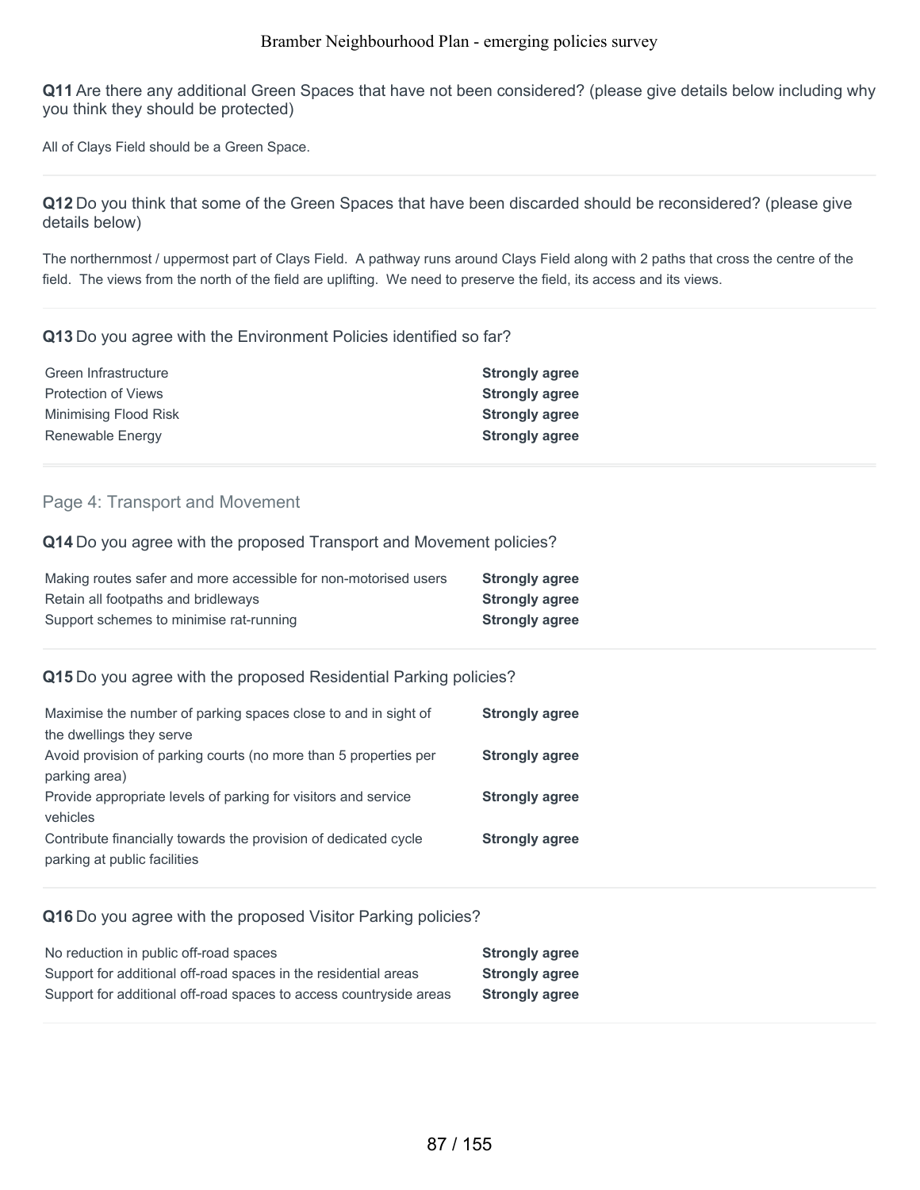**Q11** Are there any additional Green Spaces that have not been considered? (please give details below including why you think they should be protected)

All of Clays Field should be a Green Space.

---

**Q12** Do you think that some of the Green Spaces that have been discarded should be reconsidered? (please give details below)

The northernmost / uppermost part of Clays Field. A pathway runs around Clays Field along with 2 paths that cross the centre of the field. The views from the north of the field are uplifting. We need to preserve the field, its access and its views.

---

**Q13** Do you agree with the Environment Policies identified so far?

| | |
|---|---|
| Green Infrastructure | **Strongly agree** |
| Protection of Views | **Strongly agree** |
| Minimising Flood Risk | **Strongly agree** |
| Renewable Energy | **Strongly agree** |

---

## Page 4: Transport and Movement

**Q14** Do you agree with the proposed Transport and Movement policies?

| | |
|---|---|
| Making routes safer and more accessible for non-motorised users | **Strongly agree** |
| Retain all footpaths and bridleways | **Strongly agree** |
| Support schemes to minimise rat-running | **Strongly agree** |

---

**Q15** Do you agree with the proposed Residential Parking policies?

| | |
|---|---|
| Maximise the number of parking spaces close to and in sight of the dwellings they serve | **Strongly agree** |
| Avoid provision of parking courts (no more than 5 properties per parking area) | **Strongly agree** |
| Provide appropriate levels of parking for visitors and service vehicles | **Strongly agree** |
| Contribute financially towards the provision of dedicated cycle parking at public facilities | **Strongly agree** |

---

**Q16** Do you agree with the proposed Visitor Parking policies?

| | |
|---|---|
| No reduction in public off-road spaces | **Strongly agree** |
| Support for additional off-road spaces in the residential areas | **Strongly agree** |
| Support for additional off-road spaces to access countryside areas | **Strongly agree** |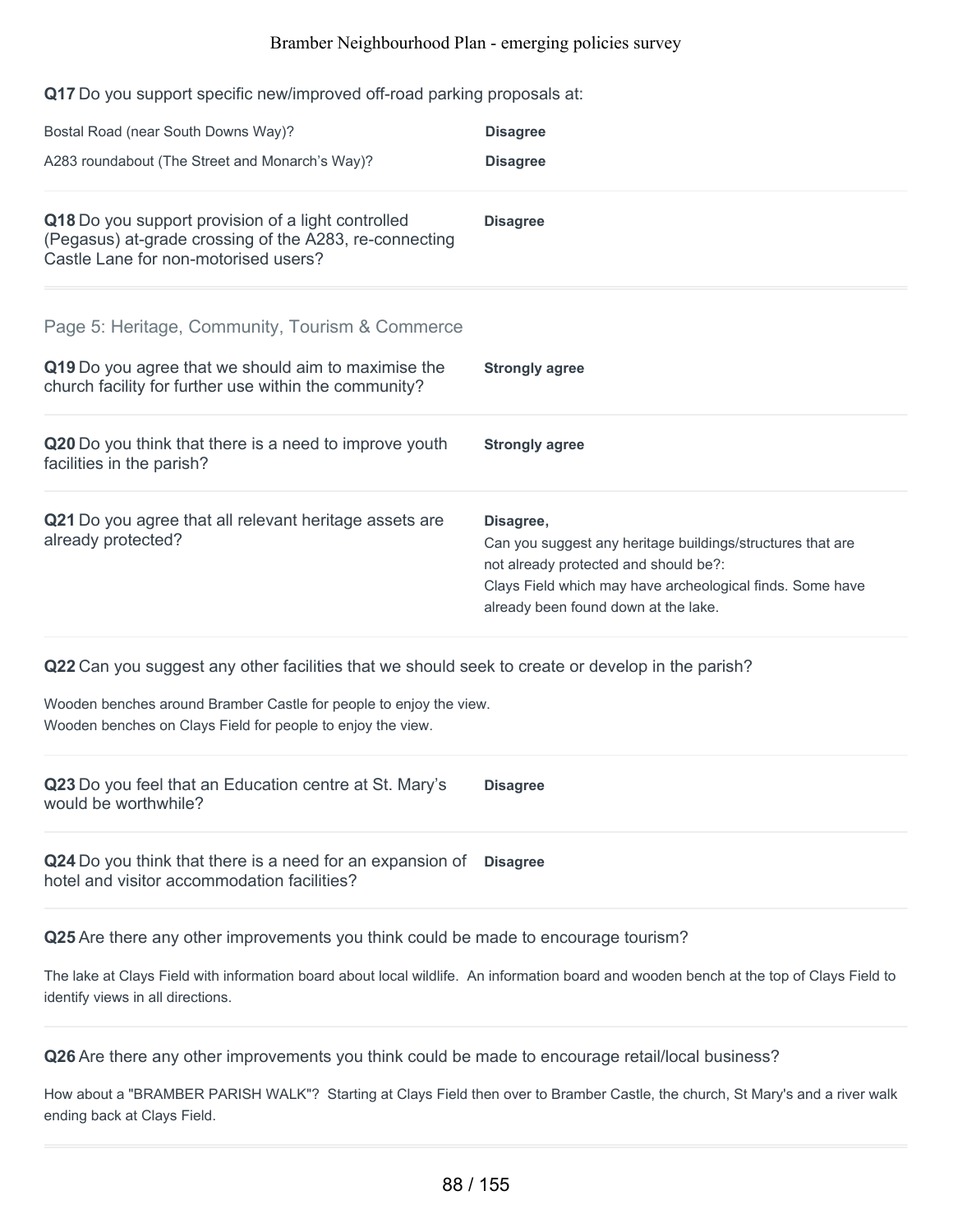**Q17** Do you support specific new/improved off-road parking proposals at:

| | |
|---|---|
| Bostal Road (near South Downs Way)? | **Disagree** |
| A283 roundabout (The Street and Monarch's Way)? | **Disagree** |

**Q18** Do you support provision of a light controlled (Pegasus) at-grade crossing of the A283, re-connecting Castle Lane for non-motorised users?

**Disagree**

## Page 5: Heritage, Community, Tourism & Commerce

**Q19** Do you agree that we should aim to maximise the church facility for further use within the community?

**Strongly agree**

**Q20** Do you think that there is a need to improve youth facilities in the parish?

**Strongly agree**

**Q21** Do you agree that all relevant heritage assets are already protected?

**Disagree,**

Can you suggest any heritage buildings/structures that are not already protected and should be?:

Clays Field which may have archeological finds. Some have already been found down at the lake.

**Q22** Can you suggest any other facilities that we should seek to create or develop in the parish?

Wooden benches around Bramber Castle for people to enjoy the view.
Wooden benches on Clays Field for people to enjoy the view.

**Q23** Do you feel that an Education centre at St. Mary's would be worthwhile?

**Disagree**

**Q24** Do you think that there is a need for an expansion of hotel and visitor accommodation facilities?

**Disagree**

**Q25** Are there any other improvements you think could be made to encourage tourism?

The lake at Clays Field with information board about local wildlife. An information board and wooden bench at the top of Clays Field to identify views in all directions.

**Q26** Are there any other improvements you think could be made to encourage retail/local business?

How about a "BRAMBER PARISH WALK"? Starting at Clays Field then over to Bramber Castle, the church, St Mary's and a river walk ending back at Clays Field.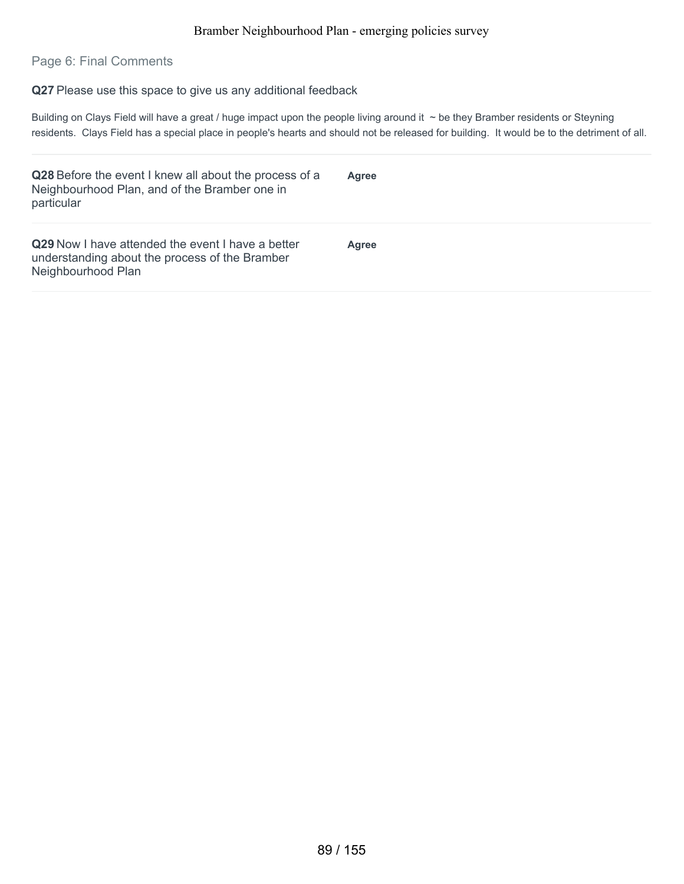## Page 6: Final Comments

**Q27** Please use this space to give us any additional feedback

Building on Clays Field will have a great / huge impact upon the people living around it ~ be they Bramber residents or Steyning residents. Clays Field has a special place in people's hearts and should not be released for building. It would be to the detriment of all.

| | |
|---|---|
| **Q28** Before the event I knew all about the process of a Neighbourhood Plan, and of the Bramber one in particular | **Agree** |
| **Q29** Now I have attended the event I have a better understanding about the process of the Bramber Neighbourhood Plan | **Agree** |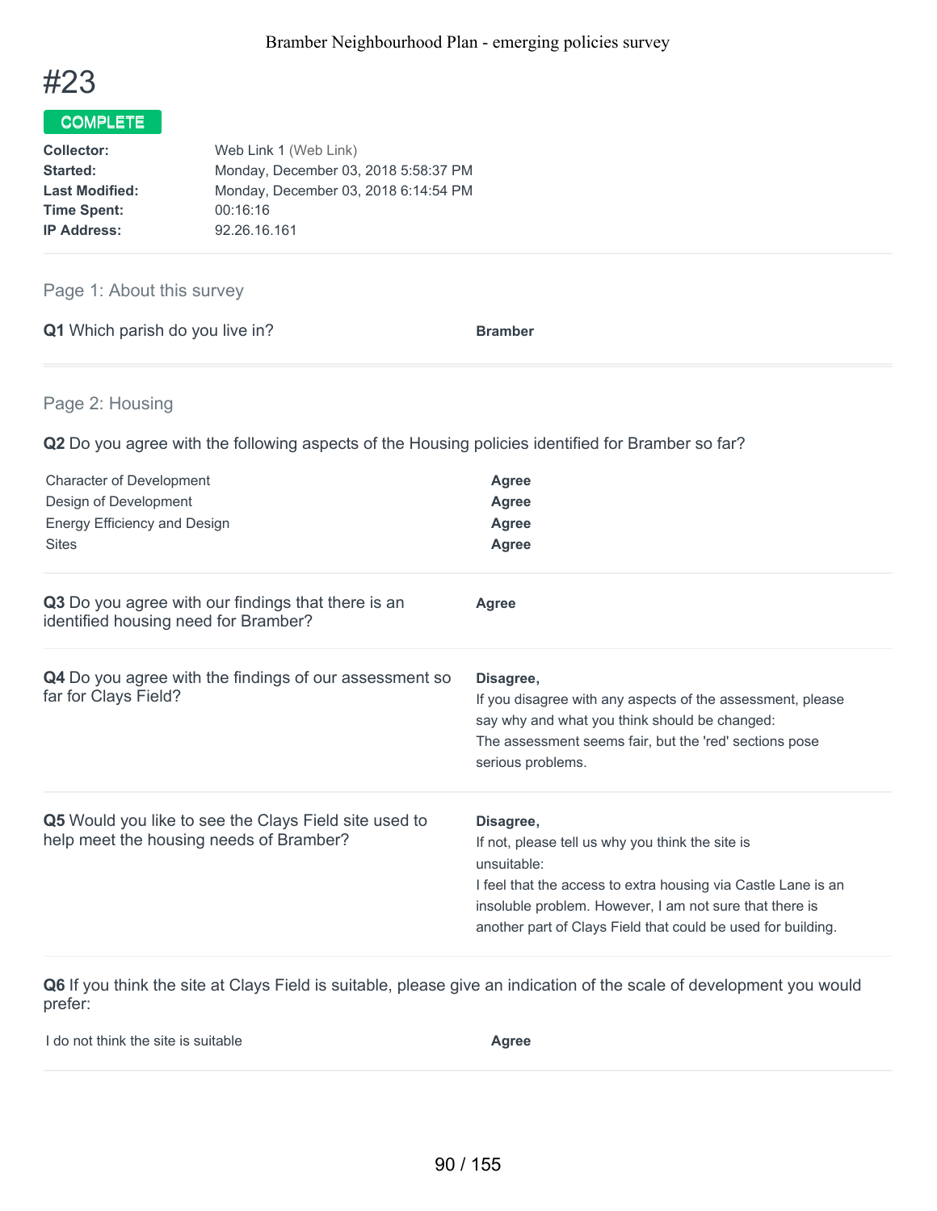# #23

**COMPLETE**

| | |
|---|---|
| **Collector:** | Web Link 1 (Web Link) |
| **Started:** | Monday, December 03, 2018 5:58:37 PM |
| **Last Modified:** | Monday, December 03, 2018 6:14:54 PM |
| **Time Spent:** | 00:16:16 |
| **IP Address:** | 92.26.16.161 |

## Page 1: About this survey

**Q1** Which parish do you live in?

**Bramber**

## Page 2: Housing

**Q2** Do you agree with the following aspects of the Housing policies identified for Bramber so far?

| | |
|---|---|
| Character of Development | **Agree** |
| Design of Development | **Agree** |
| Energy Efficiency and Design | **Agree** |
| Sites | **Agree** |

**Q3** Do you agree with our findings that there is an identified housing need for Bramber?

**Agree**

**Q4** Do you agree with the findings of our assessment so far for Clays Field?

**Disagree,**

If you disagree with any aspects of the assessment, please say why and what you think should be changed:

The assessment seems fair, but the 'red' sections pose serious problems.

**Q5** Would you like to see the Clays Field site used to help meet the housing needs of Bramber?

**Disagree,**

If not, please tell us why you think the site is unsuitable:

I feel that the access to extra housing via Castle Lane is an insoluble problem. However, I am not sure that there is another part of Clays Field that could be used for building.

**Q6** If you think the site at Clays Field is suitable, please give an indication of the scale of development you would prefer:

| | |
|---|---|
| I do not think the site is suitable | **Agree** |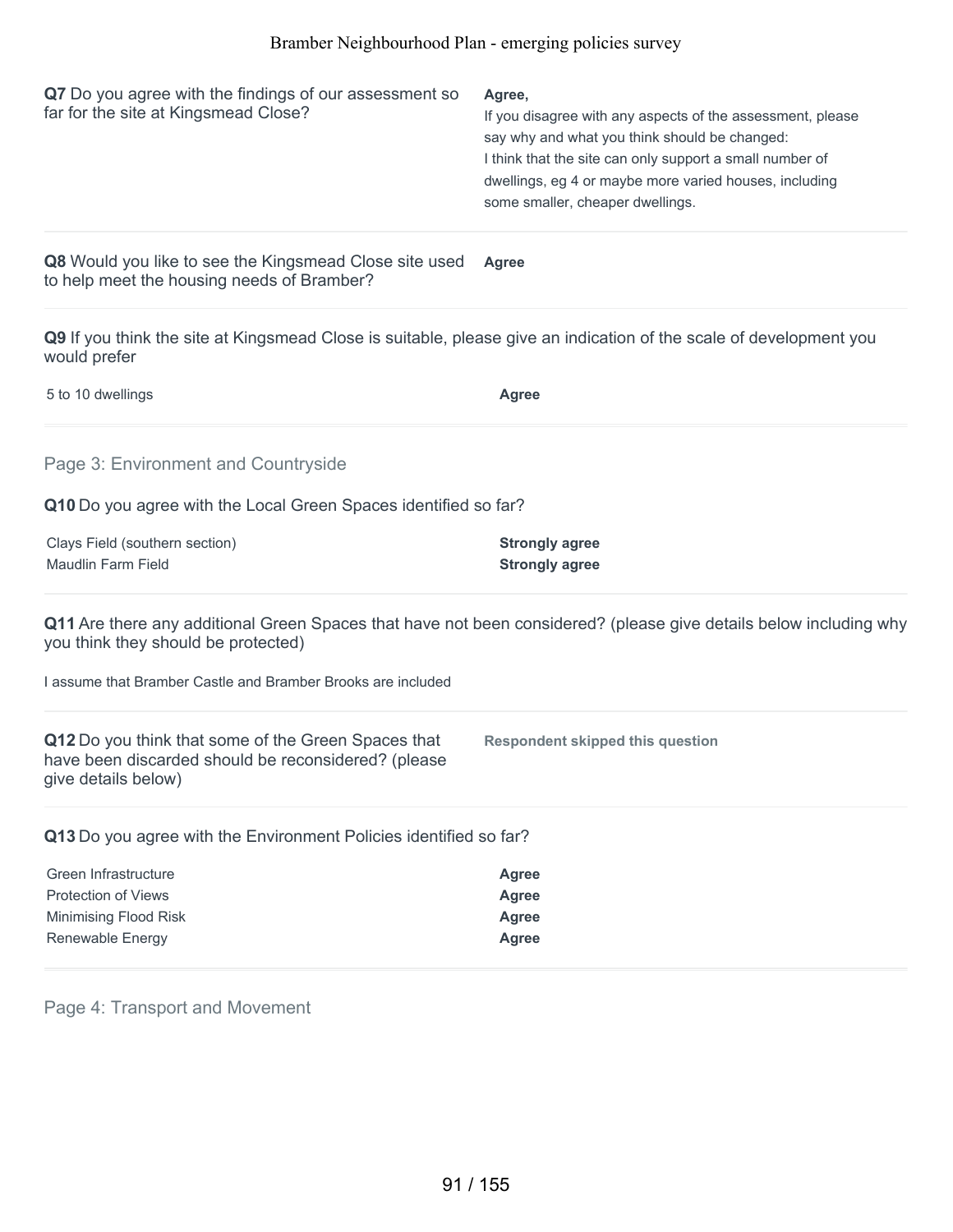**Q7** Do you agree with the findings of our assessment so far for the site at Kingsmead Close?

**Agree,**

If you disagree with any aspects of the assessment, please say why and what you think should be changed:
I think that the site can only support a small number of dwellings, eg 4 or maybe more varied houses, including some smaller, cheaper dwellings.

**Q8** Would you like to see the Kingsmead Close site used to help meet the housing needs of Bramber?

**Agree**

**Q9** If you think the site at Kingsmead Close is suitable, please give an indication of the scale of development you would prefer

| | |
|---|---|
| 5 to 10 dwellings | **Agree** |

## Page 3: Environment and Countryside

**Q10** Do you agree with the Local Green Spaces identified so far?

| | |
|---|---|
| Clays Field (southern section) | **Strongly agree** |
| Maudlin Farm Field | **Strongly agree** |

**Q11** Are there any additional Green Spaces that have not been considered? (please give details below including why you think they should be protected)

I assume that Bramber Castle and Bramber Brooks are included

**Q12** Do you think that some of the Green Spaces that have been discarded should be reconsidered? (please give details below)

**Respondent skipped this question**

**Q13** Do you agree with the Environment Policies identified so far?

| | |
|---|---|
| Green Infrastructure | **Agree** |
| Protection of Views | **Agree** |
| Minimising Flood Risk | **Agree** |
| Renewable Energy | **Agree** |

## Page 4: Transport and Movement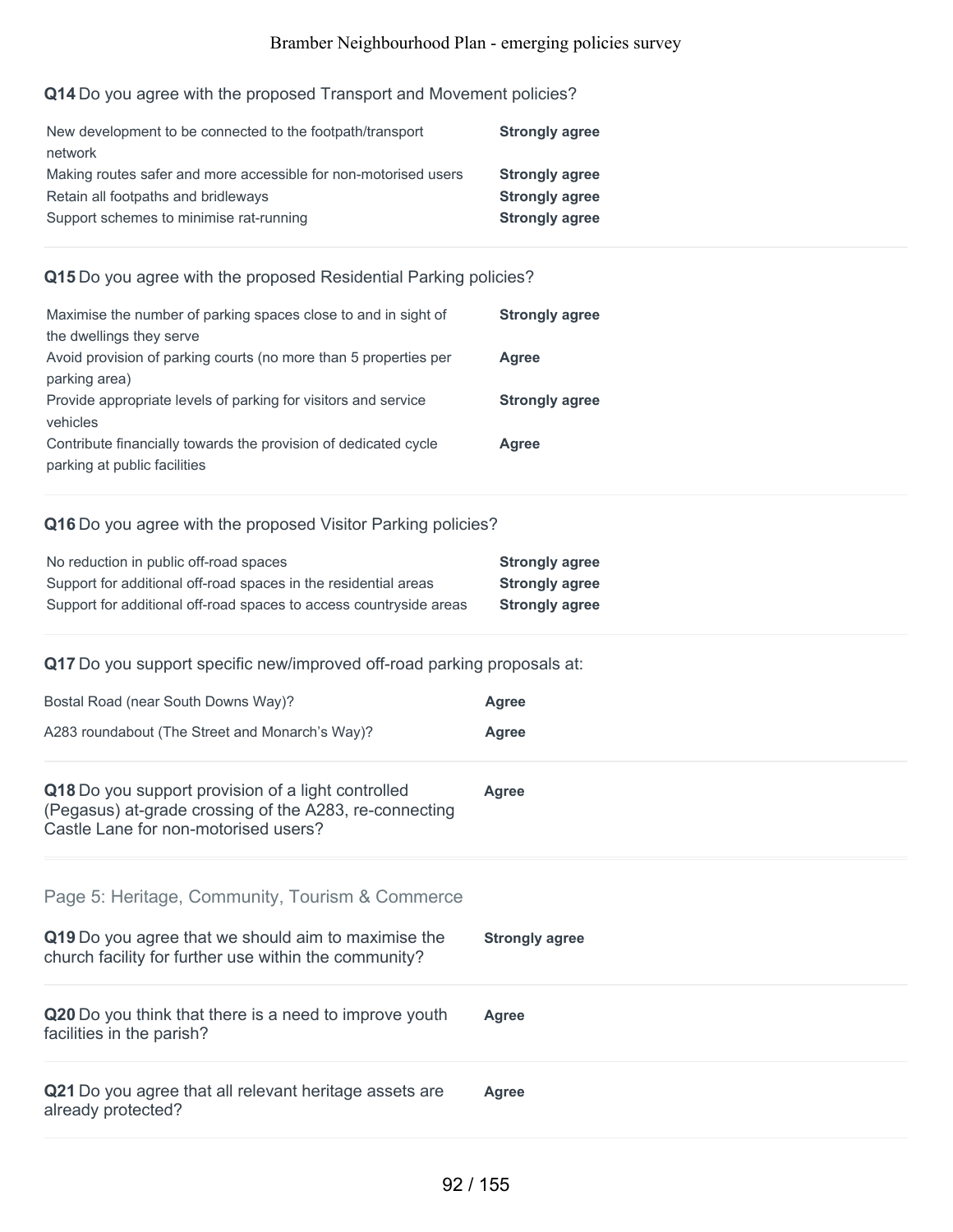**Q14** Do you agree with the proposed Transport and Movement policies?

| | |
|---|---|
| New development to be connected to the footpath/transport network | **Strongly agree** |
| Making routes safer and more accessible for non-motorised users | **Strongly agree** |
| Retain all footpaths and bridleways | **Strongly agree** |
| Support schemes to minimise rat-running | **Strongly agree** |

**Q15** Do you agree with the proposed Residential Parking policies?

| | |
|---|---|
| Maximise the number of parking spaces close to and in sight of the dwellings they serve | **Strongly agree** |
| Avoid provision of parking courts (no more than 5 properties per parking area) | **Agree** |
| Provide appropriate levels of parking for visitors and service vehicles | **Strongly agree** |
| Contribute financially towards the provision of dedicated cycle parking at public facilities | **Agree** |

**Q16** Do you agree with the proposed Visitor Parking policies?

| | |
|---|---|
| No reduction in public off-road spaces | **Strongly agree** |
| Support for additional off-road spaces in the residential areas | **Strongly agree** |
| Support for additional off-road spaces to access countryside areas | **Strongly agree** |

**Q17** Do you support specific new/improved off-road parking proposals at:

| | |
|---|---|
| Bostal Road (near South Downs Way)? | **Agree** |
| A283 roundabout (The Street and Monarch's Way)? | **Agree** |

**Q18** Do you support provision of a light controlled (Pegasus) at-grade crossing of the A283, re-connecting Castle Lane for non-motorised users? **Agree**

## Page 5: Heritage, Community, Tourism & Commerce

**Q19** Do you agree that we should aim to maximise the church facility for further use within the community? **Strongly agree**

**Q20** Do you think that there is a need to improve youth facilities in the parish? **Agree**

**Q21** Do you agree that all relevant heritage assets are already protected? **Agree**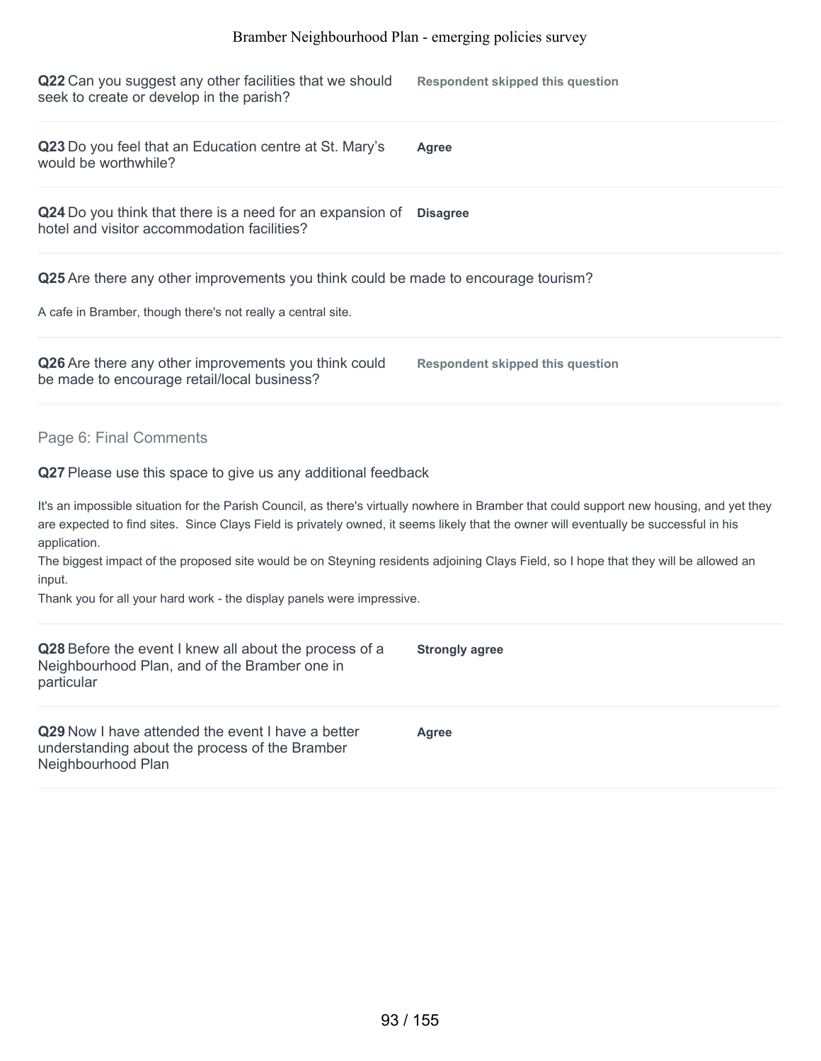**Q22** Can you suggest any other facilities that we should seek to create or develop in the parish?

**Respondent skipped this question**

**Q23** Do you feel that an Education centre at St. Mary's would be worthwhile?

**Agree**

**Q24** Do you think that there is a need for an expansion of hotel and visitor accommodation facilities?

**Disagree**

**Q25** Are there any other improvements you think could be made to encourage tourism?

A cafe in Bramber, though there's not really a central site.

**Q26** Are there any other improvements you think could be made to encourage retail/local business?

**Respondent skipped this question**

## Page 6: Final Comments

**Q27** Please use this space to give us any additional feedback

It's an impossible situation for the Parish Council, as there's virtually nowhere in Bramber that could support new housing, and yet they are expected to find sites. Since Clays Field is privately owned, it seems likely that the owner will eventually be successful in his application.
The biggest impact of the proposed site would be on Steyning residents adjoining Clays Field, so I hope that they will be allowed an input.
Thank you for all your hard work - the display panels were impressive.

**Q28** Before the event I knew all about the process of a Neighbourhood Plan, and of the Bramber one in particular

**Strongly agree**

**Q29** Now I have attended the event I have a better understanding about the process of the Bramber Neighbourhood Plan

**Agree**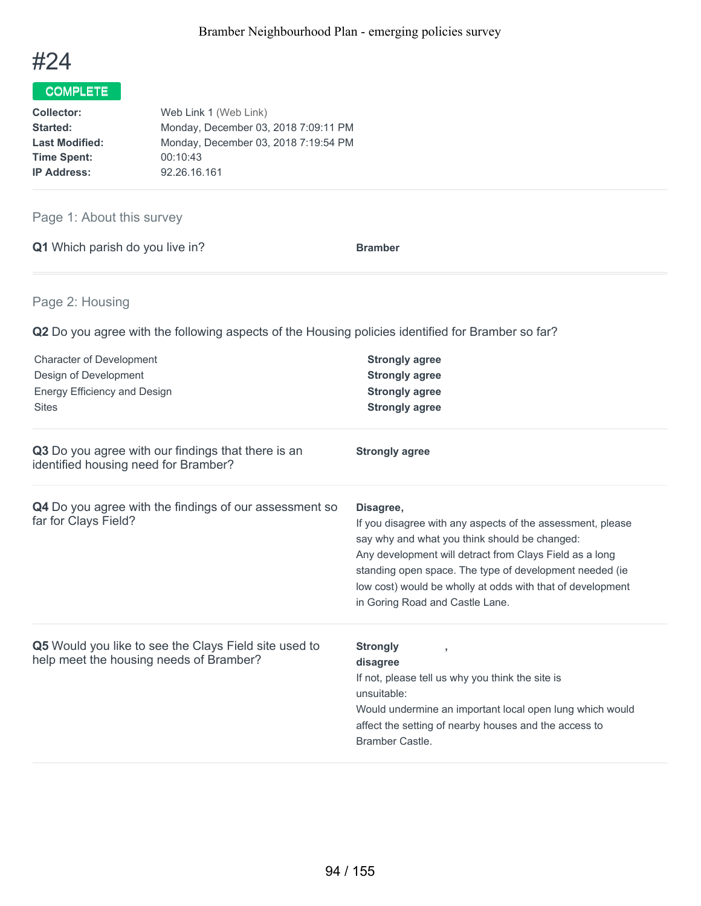# #24

**COMPLETE**

| | |
|---|---|
| **Collector:** | Web Link 1 (Web Link) |
| **Started:** | Monday, December 03, 2018 7:09:11 PM |
| **Last Modified:** | Monday, December 03, 2018 7:19:54 PM |
| **Time Spent:** | 00:10:43 |
| **IP Address:** | 92.26.16.161 |

## Page 1: About this survey

**Q1** Which parish do you live in?

**Bramber**

## Page 2: Housing

**Q2** Do you agree with the following aspects of the Housing policies identified for Bramber so far?

| | |
|---|---|
| Character of Development | **Strongly agree** |
| Design of Development | **Strongly agree** |
| Energy Efficiency and Design | **Strongly agree** |
| Sites | **Strongly agree** |

**Q3** Do you agree with our findings that there is an identified housing need for Bramber?

**Strongly agree**

**Q4** Do you agree with the findings of our assessment so far for Clays Field?

**Disagree,**

If you disagree with any aspects of the assessment, please say why and what you think should be changed:

Any development will detract from Clays Field as a long standing open space. The type of development needed (ie low cost) would be wholly at odds with that of development in Goring Road and Castle Lane.

**Q5** Would you like to see the Clays Field site used to help meet the housing needs of Bramber?

**Strongly disagree**,

If not, please tell us why you think the site is unsuitable:

Would undermine an important local open lung which would affect the setting of nearby houses and the access to Bramber Castle.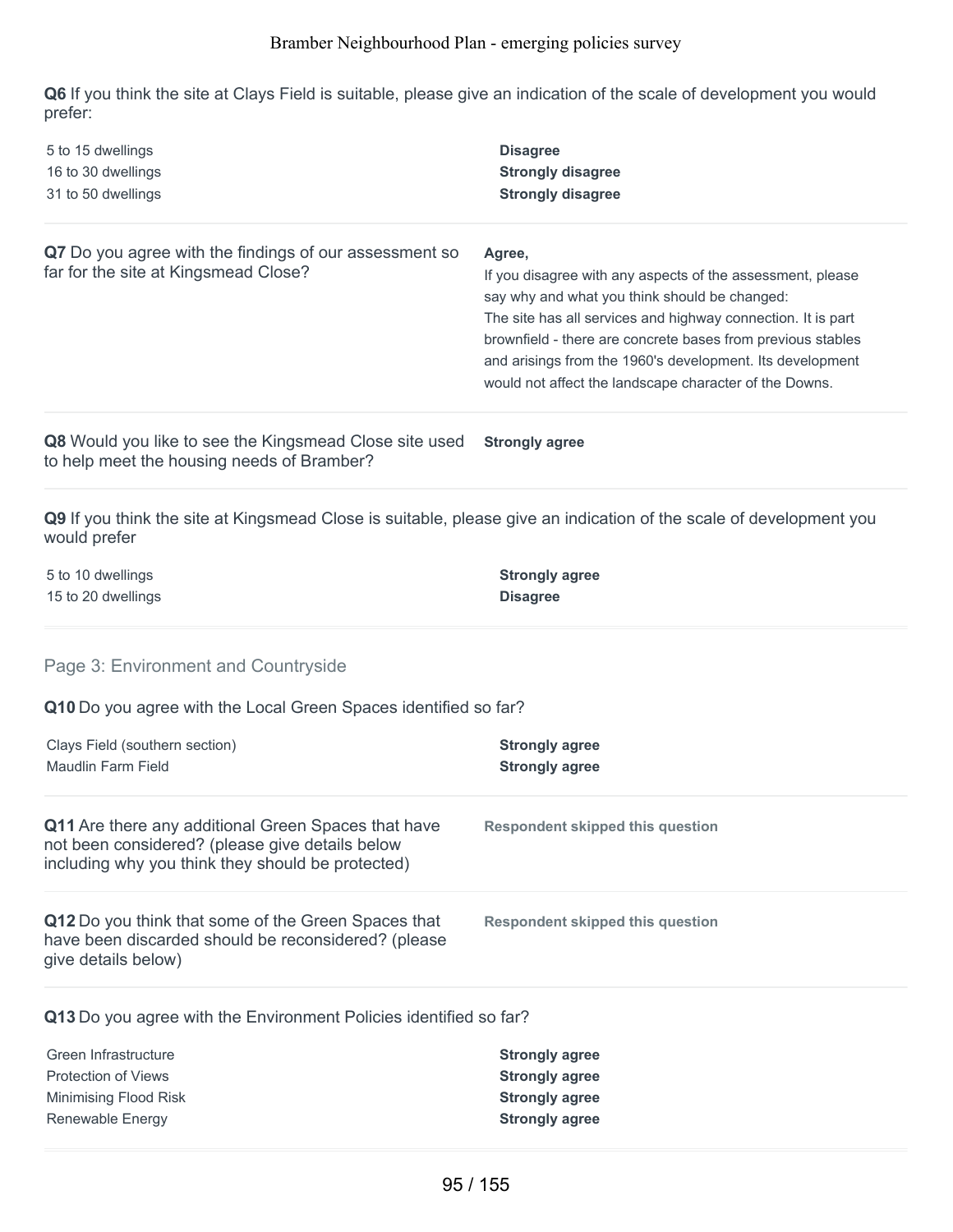**Q6** If you think the site at Clays Field is suitable, please give an indication of the scale of development you would prefer:

| | |
|---|---|
| 5 to 15 dwellings | **Disagree** |
| 16 to 30 dwellings | **Strongly disagree** |
| 31 to 50 dwellings | **Strongly disagree** |

**Q7** Do you agree with the findings of our assessment so far for the site at Kingsmead Close?

**Agree,**

If you disagree with any aspects of the assessment, please say why and what you think should be changed:

The site has all services and highway connection. It is part brownfield - there are concrete bases from previous stables and arisings from the 1960's development. Its development would not affect the landscape character of the Downs.

**Q8** Would you like to see the Kingsmead Close site used to help meet the housing needs of Bramber?

**Strongly agree**

**Q9** If you think the site at Kingsmead Close is suitable, please give an indication of the scale of development you would prefer

| | |
|---|---|
| 5 to 10 dwellings | **Strongly agree** |
| 15 to 20 dwellings | **Disagree** |

## Page 3: Environment and Countryside

**Q10** Do you agree with the Local Green Spaces identified so far?

| | |
|---|---|
| Clays Field (southern section) | **Strongly agree** |
| Maudlin Farm Field | **Strongly agree** |

**Q11** Are there any additional Green Spaces that have not been considered? (please give details below including why you think they should be protected)

**Respondent skipped this question**

**Q12** Do you think that some of the Green Spaces that have been discarded should be reconsidered? (please give details below)

**Respondent skipped this question**

**Q13** Do you agree with the Environment Policies identified so far?

| | |
|---|---|
| Green Infrastructure | **Strongly agree** |
| Protection of Views | **Strongly agree** |
| Minimising Flood Risk | **Strongly agree** |
| Renewable Energy | **Strongly agree** |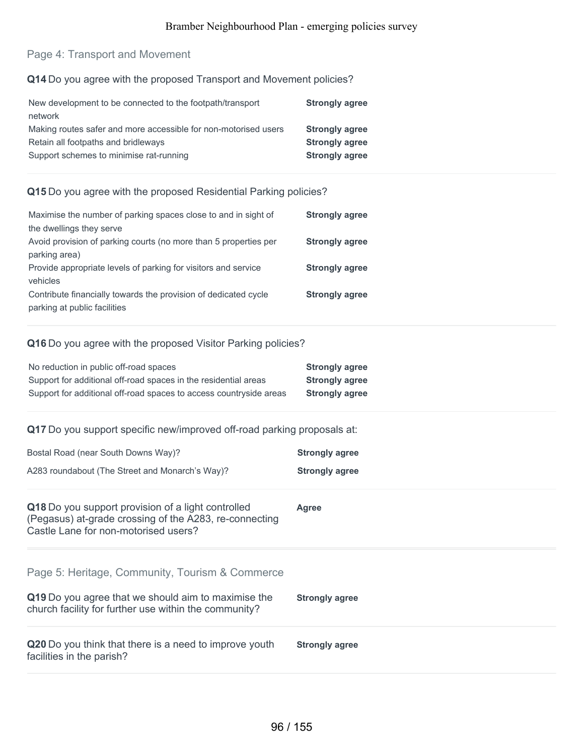## Page 4: Transport and Movement

**Q14** Do you agree with the proposed Transport and Movement policies?

| | |
|---|---|
| New development to be connected to the footpath/transport network | **Strongly agree** |
| Making routes safer and more accessible for non-motorised users | **Strongly agree** |
| Retain all footpaths and bridleways | **Strongly agree** |
| Support schemes to minimise rat-running | **Strongly agree** |

**Q15** Do you agree with the proposed Residential Parking policies?

| | |
|---|---|
| Maximise the number of parking spaces close to and in sight of the dwellings they serve | **Strongly agree** |
| Avoid provision of parking courts (no more than 5 properties per parking area) | **Strongly agree** |
| Provide appropriate levels of parking for visitors and service vehicles | **Strongly agree** |
| Contribute financially towards the provision of dedicated cycle parking at public facilities | **Strongly agree** |

**Q16** Do you agree with the proposed Visitor Parking policies?

| | |
|---|---|
| No reduction in public off-road spaces | **Strongly agree** |
| Support for additional off-road spaces in the residential areas | **Strongly agree** |
| Support for additional off-road spaces to access countryside areas | **Strongly agree** |

**Q17** Do you support specific new/improved off-road parking proposals at:

| | |
|---|---|
| Bostal Road (near South Downs Way)? | **Strongly agree** |
| A283 roundabout (The Street and Monarch's Way)? | **Strongly agree** |

**Q18** Do you support provision of a light controlled (Pegasus) at-grade crossing of the A283, re-connecting Castle Lane for non-motorised users? **Agree**

## Page 5: Heritage, Community, Tourism & Commerce

**Q19** Do you agree that we should aim to maximise the church facility for further use within the community? **Strongly agree**

**Q20** Do you think that there is a need to improve youth facilities in the parish? **Strongly agree**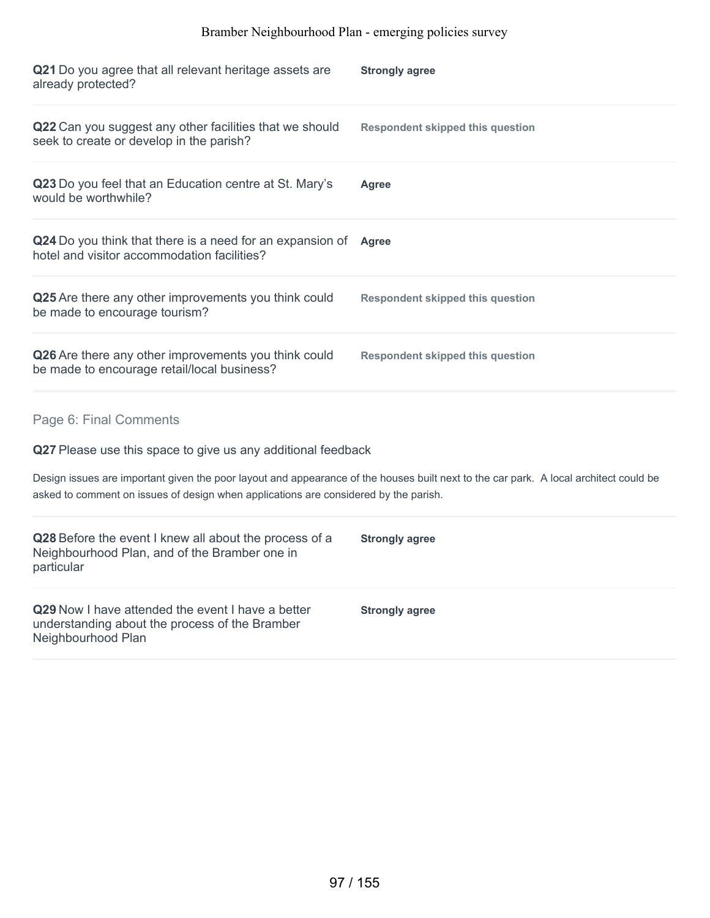**Q21** Do you agree that all relevant heritage assets are already protected?

**Strongly agree**

**Q22** Can you suggest any other facilities that we should seek to create or develop in the parish?

**Respondent skipped this question**

**Q23** Do you feel that an Education centre at St. Mary's would be worthwhile?

**Agree**

**Q24** Do you think that there is a need for an expansion of hotel and visitor accommodation facilities?

**Agree**

**Q25** Are there any other improvements you think could be made to encourage tourism?

**Respondent skipped this question**

**Q26** Are there any other improvements you think could be made to encourage retail/local business?

**Respondent skipped this question**

## Page 6: Final Comments

**Q27** Please use this space to give us any additional feedback

Design issues are important given the poor layout and appearance of the houses built next to the car park. A local architect could be asked to comment on issues of design when applications are considered by the parish.

**Q28** Before the event I knew all about the process of a Neighbourhood Plan, and of the Bramber one in particular

**Strongly agree**

**Q29** Now I have attended the event I have a better understanding about the process of the Bramber Neighbourhood Plan

**Strongly agree**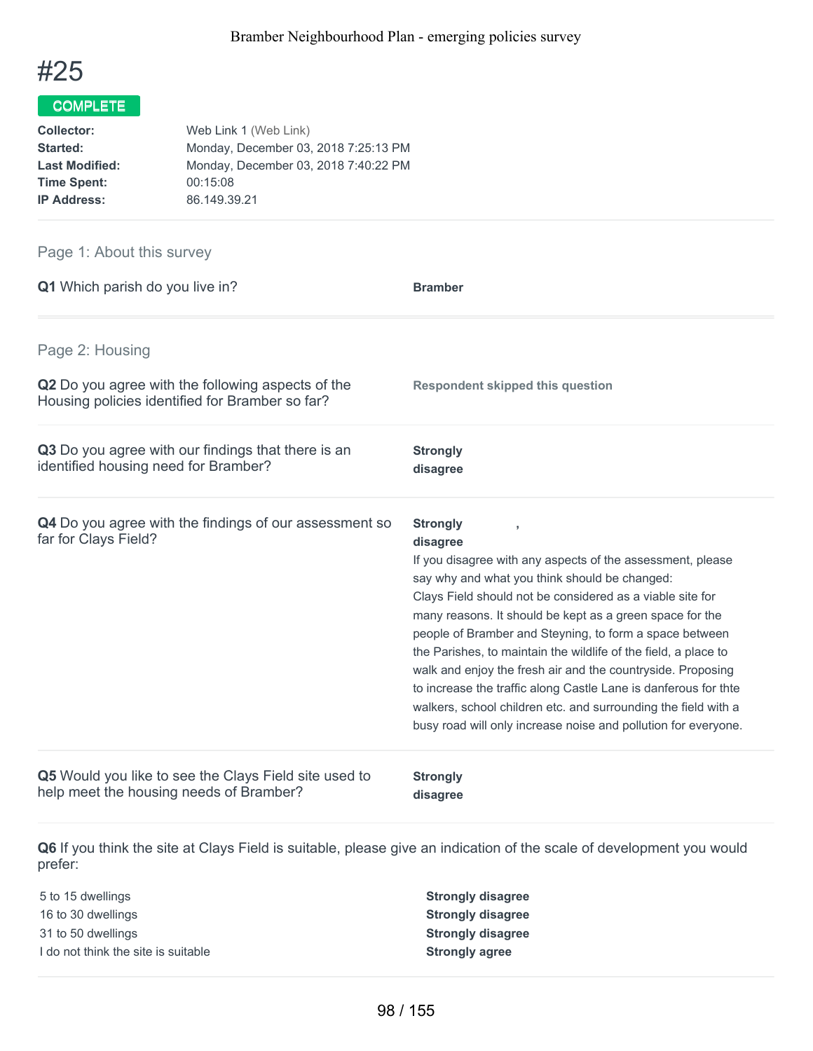# #25

**COMPLETE**

**Collector:** Web Link 1 (Web Link)
**Started:** Monday, December 03, 2018 7:25:13 PM
**Last Modified:** Monday, December 03, 2018 7:40:22 PM
**Time Spent:** 00:15:08
**IP Address:** 86.149.39.21

## Page 1: About this survey

**Q1** Which parish do you live in?

**Bramber**

## Page 2: Housing

**Q2** Do you agree with the following aspects of the Housing policies identified for Bramber so far?

**Respondent skipped this question**

**Q3** Do you agree with our findings that there is an identified housing need for Bramber?

**Strongly disagree**

**Q4** Do you agree with the findings of our assessment so far for Clays Field?

**Strongly disagree** ,

If you disagree with any aspects of the assessment, please say why and what you think should be changed:
Clays Field should not be considered as a viable site for many reasons. It should be kept as a green space for the people of Bramber and Steyning, to form a space between the Parishes, to maintain the wildlife of the field, a place to walk and enjoy the fresh air and the countryside. Proposing to increase the traffic along Castle Lane is danferous for thte walkers, school children etc. and surrounding the field with a busy road will only increase noise and pollution for everyone.

**Q5** Would you like to see the Clays Field site used to help meet the housing needs of Bramber?

**Strongly disagree**

**Q6** If you think the site at Clays Field is suitable, please give an indication of the scale of development you would prefer:

| | |
|---|---|
| 5 to 15 dwellings | **Strongly disagree** |
| 16 to 30 dwellings | **Strongly disagree** |
| 31 to 50 dwellings | **Strongly disagree** |
| I do not think the site is suitable | **Strongly agree** |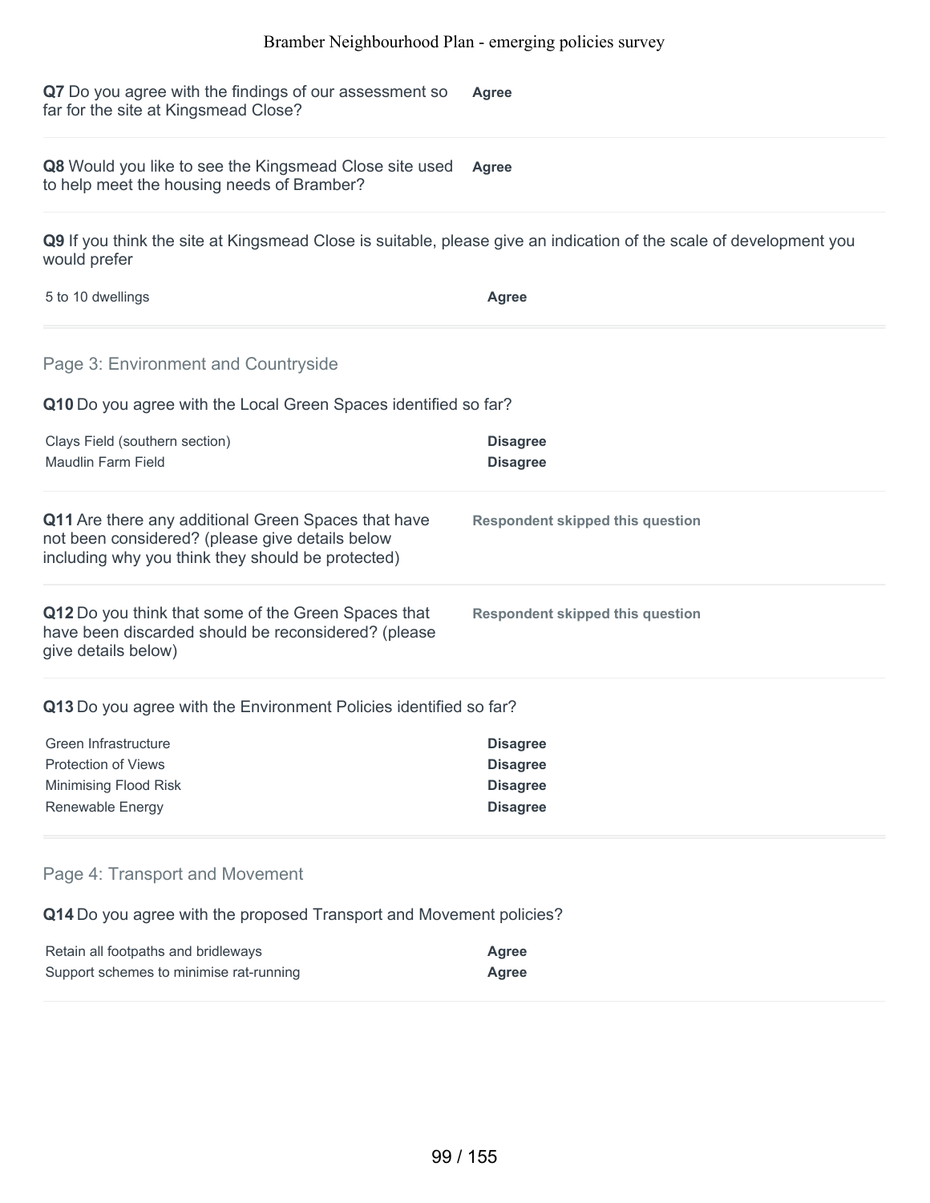**Q7** Do you agree with the findings of our assessment so far for the site at Kingsmead Close?

**Agree**

**Q8** Would you like to see the Kingsmead Close site used to help meet the housing needs of Bramber?

**Agree**

**Q9** If you think the site at Kingsmead Close is suitable, please give an indication of the scale of development you would prefer

| | |
|---|---|
| 5 to 10 dwellings | **Agree** |

## Page 3: Environment and Countryside

**Q10** Do you agree with the Local Green Spaces identified so far?

| | |
|---|---|
| Clays Field (southern section) | **Disagree** |
| Maudlin Farm Field | **Disagree** |

**Q11** Are there any additional Green Spaces that have not been considered? (please give details below including why you think they should be protected)

**Respondent skipped this question**

**Q12** Do you think that some of the Green Spaces that have been discarded should be reconsidered? (please give details below)

**Respondent skipped this question**

**Q13** Do you agree with the Environment Policies identified so far?

| | |
|---|---|
| Green Infrastructure | **Disagree** |
| Protection of Views | **Disagree** |
| Minimising Flood Risk | **Disagree** |
| Renewable Energy | **Disagree** |

## Page 4: Transport and Movement

**Q14** Do you agree with the proposed Transport and Movement policies?

| | |
|---|---|
| Retain all footpaths and bridleways | **Agree** |
| Support schemes to minimise rat-running | **Agree** |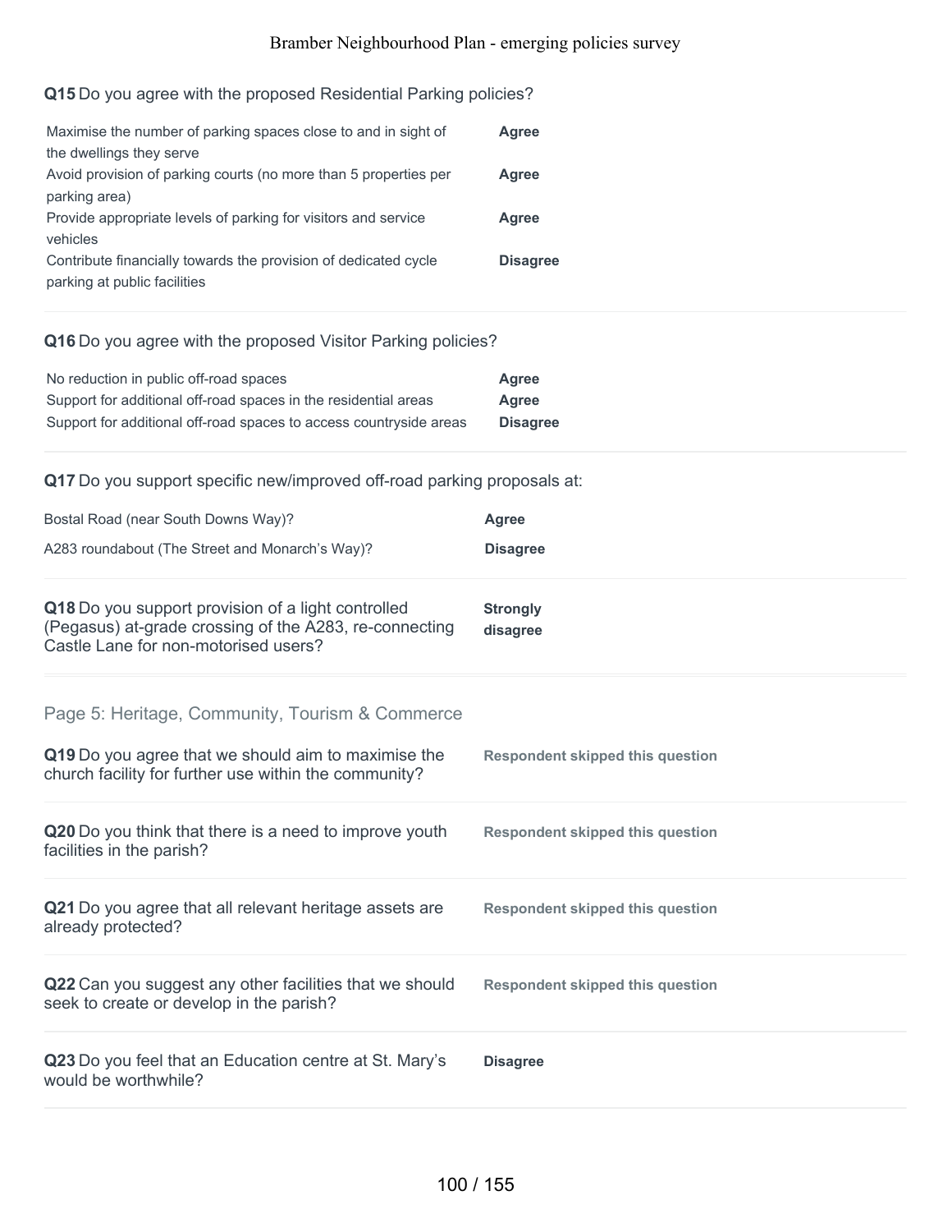**Q15** Do you agree with the proposed Residential Parking policies?

| | |
|---|---|
| Maximise the number of parking spaces close to and in sight of the dwellings they serve | **Agree** |
| Avoid provision of parking courts (no more than 5 properties per parking area) | **Agree** |
| Provide appropriate levels of parking for visitors and service vehicles | **Agree** |
| Contribute financially towards the provision of dedicated cycle parking at public facilities | **Disagree** |

**Q16** Do you agree with the proposed Visitor Parking policies?

| | |
|---|---|
| No reduction in public off-road spaces | **Agree** |
| Support for additional off-road spaces in the residential areas | **Agree** |
| Support for additional off-road spaces to access countryside areas | **Disagree** |

**Q17** Do you support specific new/improved off-road parking proposals at:

| | |
|---|---|
| Bostal Road (near South Downs Way)? | **Agree** |
| A283 roundabout (The Street and Monarch's Way)? | **Disagree** |

**Q18** Do you support provision of a light controlled (Pegasus) at-grade crossing of the A283, re-connecting Castle Lane for non-motorised users? — **Strongly disagree**

## Page 5: Heritage, Community, Tourism & Commerce

**Q19** Do you agree that we should aim to maximise the church facility for further use within the community? — **Respondent skipped this question**

**Q20** Do you think that there is a need to improve youth facilities in the parish? — **Respondent skipped this question**

**Q21** Do you agree that all relevant heritage assets are already protected? — **Respondent skipped this question**

**Q22** Can you suggest any other facilities that we should seek to create or develop in the parish? — **Respondent skipped this question**

**Q23** Do you feel that an Education centre at St. Mary's would be worthwhile? — **Disagree**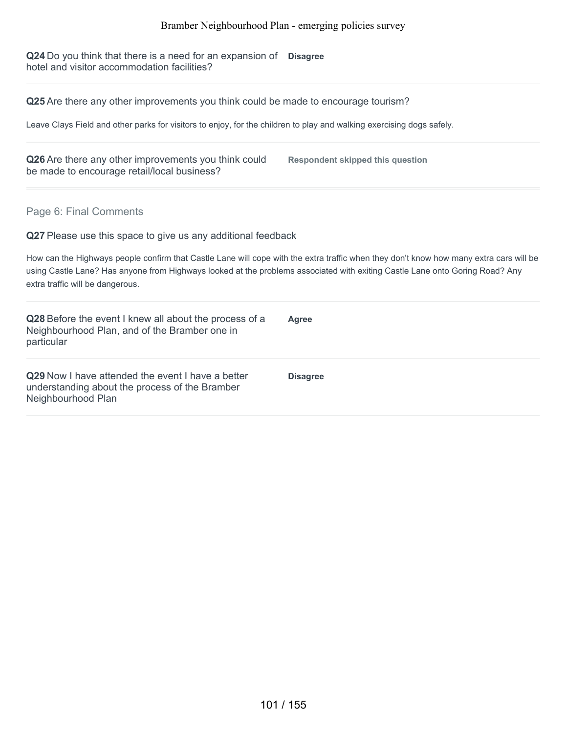**Q24** Do you think that there is a need for an expansion of hotel and visitor accommodation facilities?

**Disagree**

---

**Q25** Are there any other improvements you think could be made to encourage tourism?

Leave Clays Field and other parks for visitors to enjoy, for the children to play and walking exercising dogs safely.

---

**Q26** Are there any other improvements you think could be made to encourage retail/local business?

**Respondent skipped this question**

---

## Page 6: Final Comments

**Q27** Please use this space to give us any additional feedback

How can the Highways people confirm that Castle Lane will cope with the extra traffic when they don't know how many extra cars will be using Castle Lane? Has anyone from Highways looked at the problems associated with exiting Castle Lane onto Goring Road? Any extra traffic will be dangerous.

---

**Q28** Before the event I knew all about the process of a Neighbourhood Plan, and of the Bramber one in particular

**Agree**

---

**Q29** Now I have attended the event I have a better understanding about the process of the Bramber Neighbourhood Plan

**Disagree**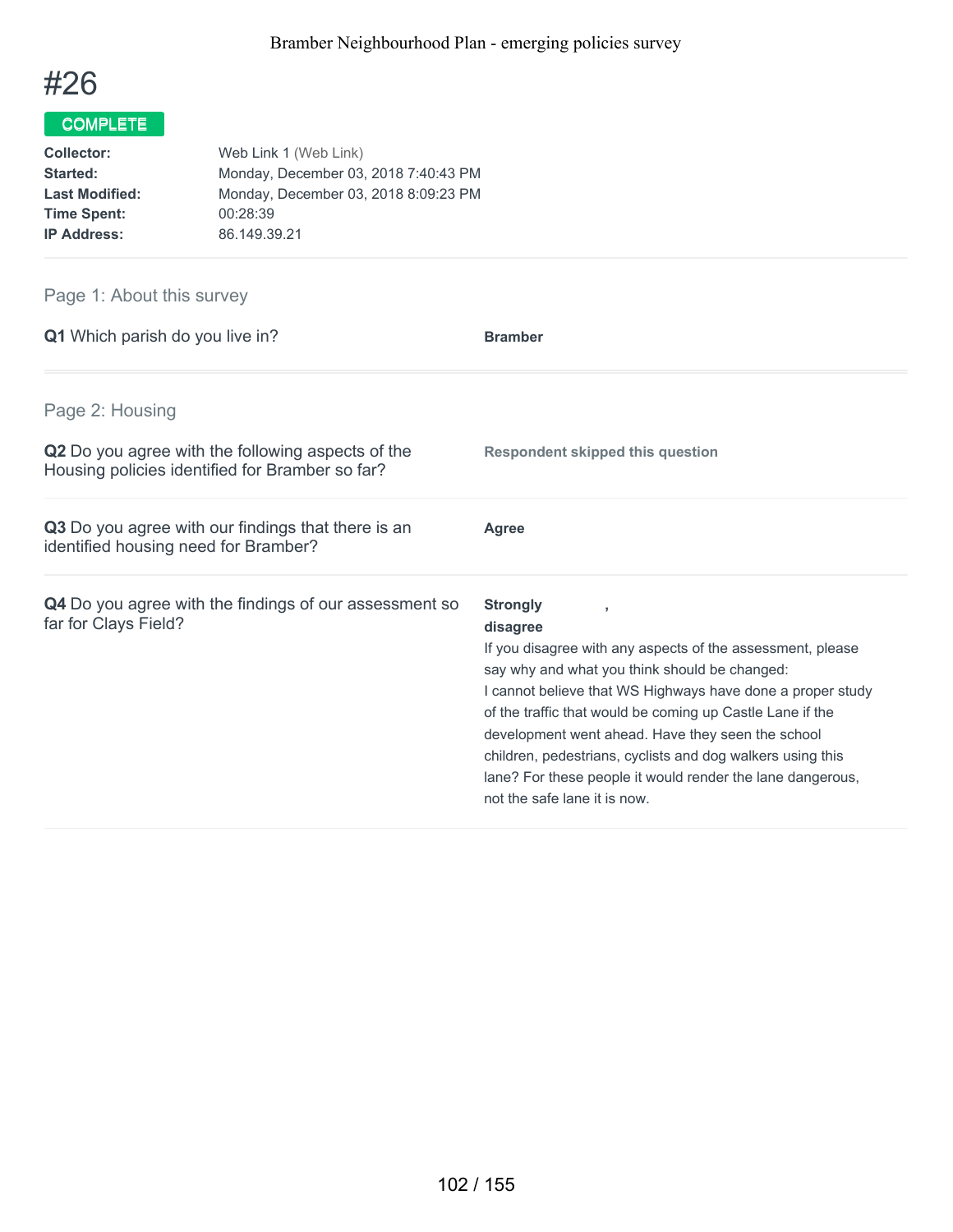# #26

COMPLETE

| | |
|---|---|
| **Collector:** | Web Link 1 (Web Link) |
| **Started:** | Monday, December 03, 2018 7:40:43 PM |
| **Last Modified:** | Monday, December 03, 2018 8:09:23 PM |
| **Time Spent:** | 00:28:39 |
| **IP Address:** | 86.149.39.21 |

## Page 1: About this survey

**Q1** Which parish do you live in?

**Bramber**

## Page 2: Housing

**Q2** Do you agree with the following aspects of the Housing policies identified for Bramber so far?

**Respondent skipped this question**

**Q3** Do you agree with our findings that there is an identified housing need for Bramber?

**Agree**

**Q4** Do you agree with the findings of our assessment so far for Clays Field?

**Strongly disagree** ,

If you disagree with any aspects of the assessment, please say why and what you think should be changed:
I cannot believe that WS Highways have done a proper study of the traffic that would be coming up Castle Lane if the development went ahead. Have they seen the school children, pedestrians, cyclists and dog walkers using this lane? For these people it would render the lane dangerous, not the safe lane it is now.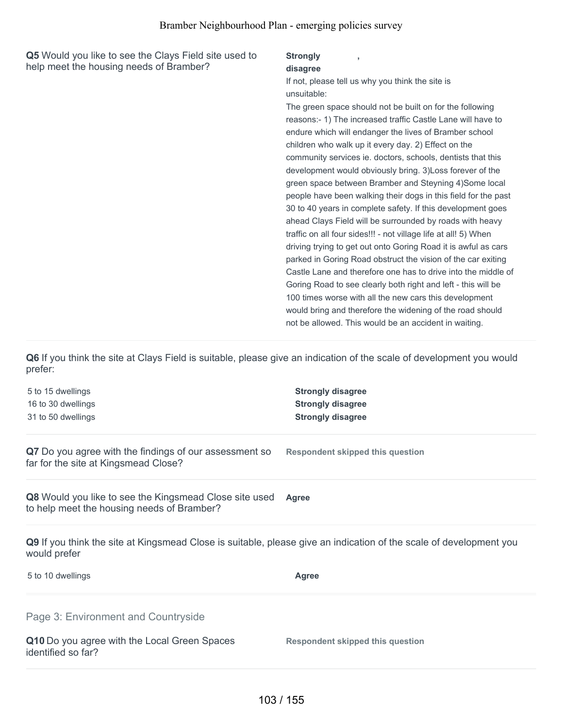**Q5** Would you like to see the Clays Field site used to help meet the housing needs of Bramber?

**Strongly ,**
**disagree**

If not, please tell us why you think the site is unsuitable:

The green space should not be built on for the following reasons:- 1) The increased traffic Castle Lane will have to endure which will endanger the lives of Bramber school children who walk up it every day. 2) Effect on the community services ie. doctors, schools, dentists that this development would obviously bring. 3)Loss forever of the green space between Bramber and Steyning 4)Some local people have been walking their dogs in this field for the past 30 to 40 years in complete safety. If this development goes ahead Clays Field will be surrounded by roads with heavy traffic on all four sides!!! - not village life at all! 5) When driving trying to get out onto Goring Road it is awful as cars parked in Goring Road obstruct the vision of the car exiting Castle Lane and therefore one has to drive into the middle of Goring Road to see clearly both right and left - this will be 100 times worse with all the new cars this development would bring and therefore the widening of the road should not be allowed. This would be an accident in waiting.

**Q6** If you think the site at Clays Field is suitable, please give an indication of the scale of development you would prefer:

| | |
|---|---|
| 5 to 15 dwellings | **Strongly disagree** |
| 16 to 30 dwellings | **Strongly disagree** |
| 31 to 50 dwellings | **Strongly disagree** |

**Q7** Do you agree with the findings of our assessment so far for the site at Kingsmead Close?

**Respondent skipped this question**

**Q8** Would you like to see the Kingsmead Close site used to help meet the housing needs of Bramber?

**Agree**

**Q9** If you think the site at Kingsmead Close is suitable, please give an indication of the scale of development you would prefer

| | |
|---|---|
| 5 to 10 dwellings | **Agree** |

## Page 3: Environment and Countryside

**Q10** Do you agree with the Local Green Spaces identified so far?

**Respondent skipped this question**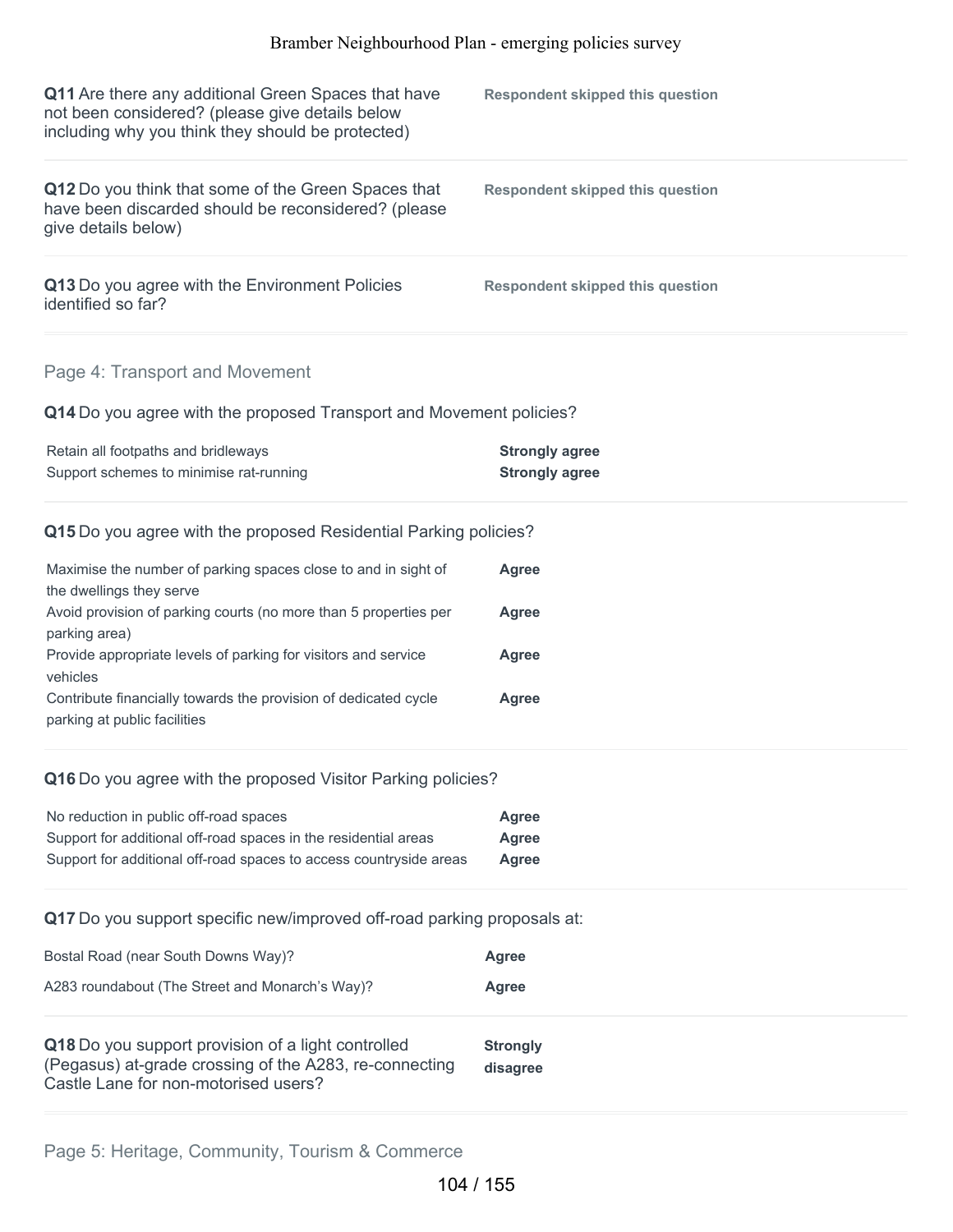**Q11** Are there any additional Green Spaces that have not been considered? (please give details below including why you think they should be protected)

**Respondent skipped this question**

**Q12** Do you think that some of the Green Spaces that have been discarded should be reconsidered? (please give details below)

**Respondent skipped this question**

**Q13** Do you agree with the Environment Policies identified so far?

**Respondent skipped this question**

## Page 4: Transport and Movement

**Q14** Do you agree with the proposed Transport and Movement policies?

| | |
|---|---|
| Retain all footpaths and bridleways | **Strongly agree** |
| Support schemes to minimise rat-running | **Strongly agree** |

**Q15** Do you agree with the proposed Residential Parking policies?

| | |
|---|---|
| Maximise the number of parking spaces close to and in sight of the dwellings they serve | **Agree** |
| Avoid provision of parking courts (no more than 5 properties per parking area) | **Agree** |
| Provide appropriate levels of parking for visitors and service vehicles | **Agree** |
| Contribute financially towards the provision of dedicated cycle parking at public facilities | **Agree** |

**Q16** Do you agree with the proposed Visitor Parking policies?

| | |
|---|---|
| No reduction in public off-road spaces | **Agree** |
| Support for additional off-road spaces in the residential areas | **Agree** |
| Support for additional off-road spaces to access countryside areas | **Agree** |

**Q17** Do you support specific new/improved off-road parking proposals at:

| | |
|---|---|
| Bostal Road (near South Downs Way)? | **Agree** |
| A283 roundabout (The Street and Monarch's Way)? | **Agree** |

**Q18** Do you support provision of a light controlled (Pegasus) at-grade crossing of the A283, re-connecting Castle Lane for non-motorised users?

**Strongly disagree**

## Page 5: Heritage, Community, Tourism & Commerce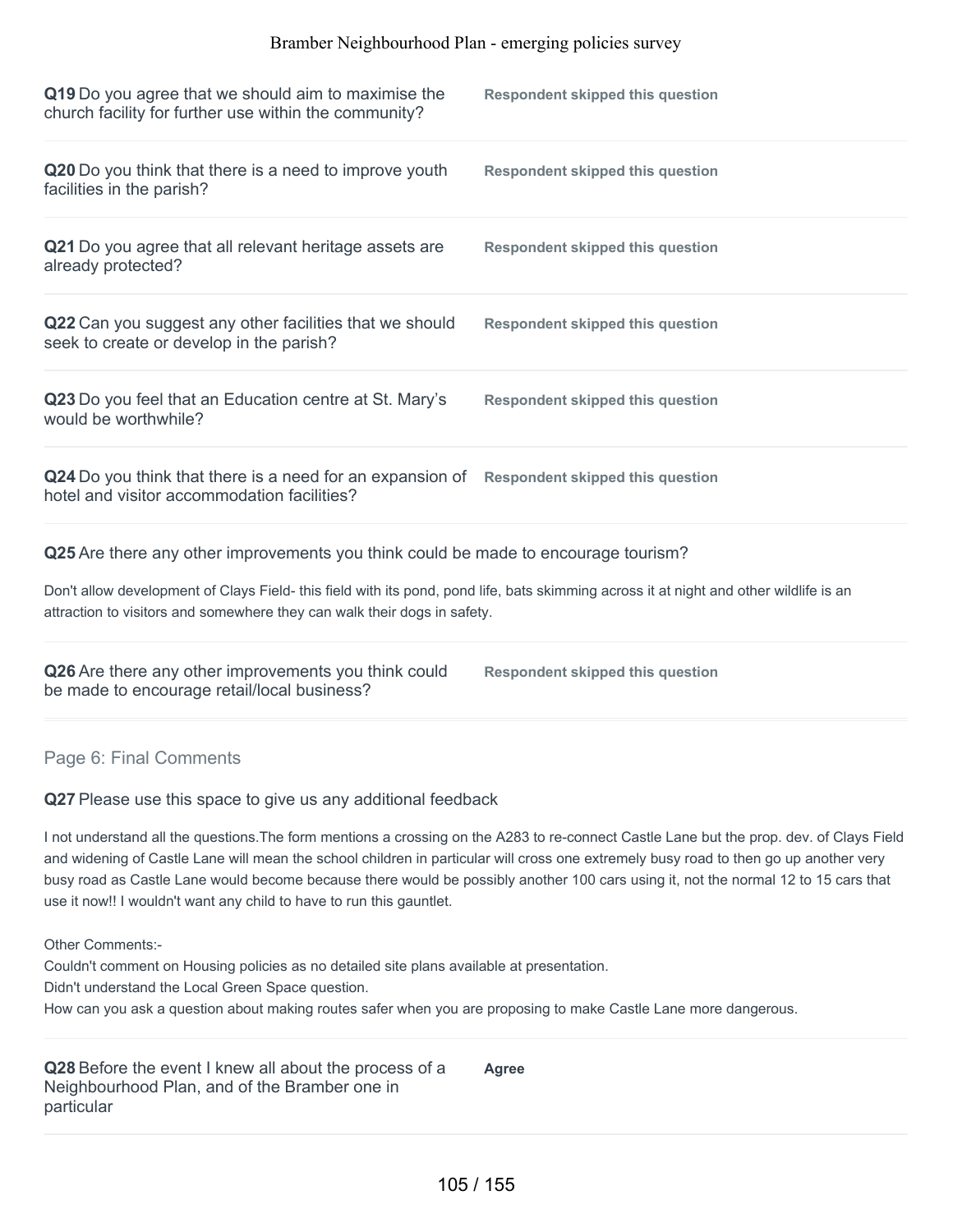**Q19** Do you agree that we should aim to maximise the church facility for further use within the community?

**Respondent skipped this question**

**Q20** Do you think that there is a need to improve youth facilities in the parish?

**Respondent skipped this question**

**Q21** Do you agree that all relevant heritage assets are already protected?

**Respondent skipped this question**

**Q22** Can you suggest any other facilities that we should seek to create or develop in the parish?

**Respondent skipped this question**

**Q23** Do you feel that an Education centre at St. Mary's would be worthwhile?

**Respondent skipped this question**

**Q24** Do you think that there is a need for an expansion of hotel and visitor accommodation facilities?

**Respondent skipped this question**

**Q25** Are there any other improvements you think could be made to encourage tourism?

Don't allow development of Clays Field- this field with its pond, pond life, bats skimming across it at night and other wildlife is an attraction to visitors and somewhere they can walk their dogs in safety.

**Q26** Are there any other improvements you think could be made to encourage retail/local business?

**Respondent skipped this question**

## Page 6: Final Comments

**Q27** Please use this space to give us any additional feedback

I not understand all the questions.The form mentions a crossing on the A283 to re-connect Castle Lane but the prop. dev. of Clays Field and widening of Castle Lane will mean the school children in particular will cross one extremely busy road to then go up another very busy road as Castle Lane would become because there would be possibly another 100 cars using it, not the normal 12 to 15 cars that use it now!! I wouldn't want any child to have to run this gauntlet.

Other Comments:-
Couldn't comment on Housing policies as no detailed site plans available at presentation.
Didn't understand the Local Green Space question.
How can you ask a question about making routes safer when you are proposing to make Castle Lane more dangerous.

**Q28** Before the event I knew all about the process of a Neighbourhood Plan, and of the Bramber one in particular

**Agree**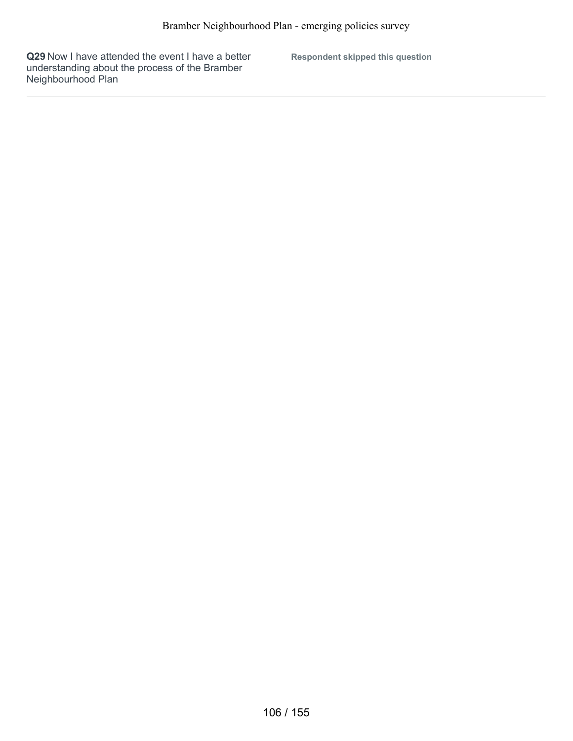**Q29** Now I have attended the event I have a better understanding about the process of the Bramber Neighbourhood Plan

**Respondent skipped this question**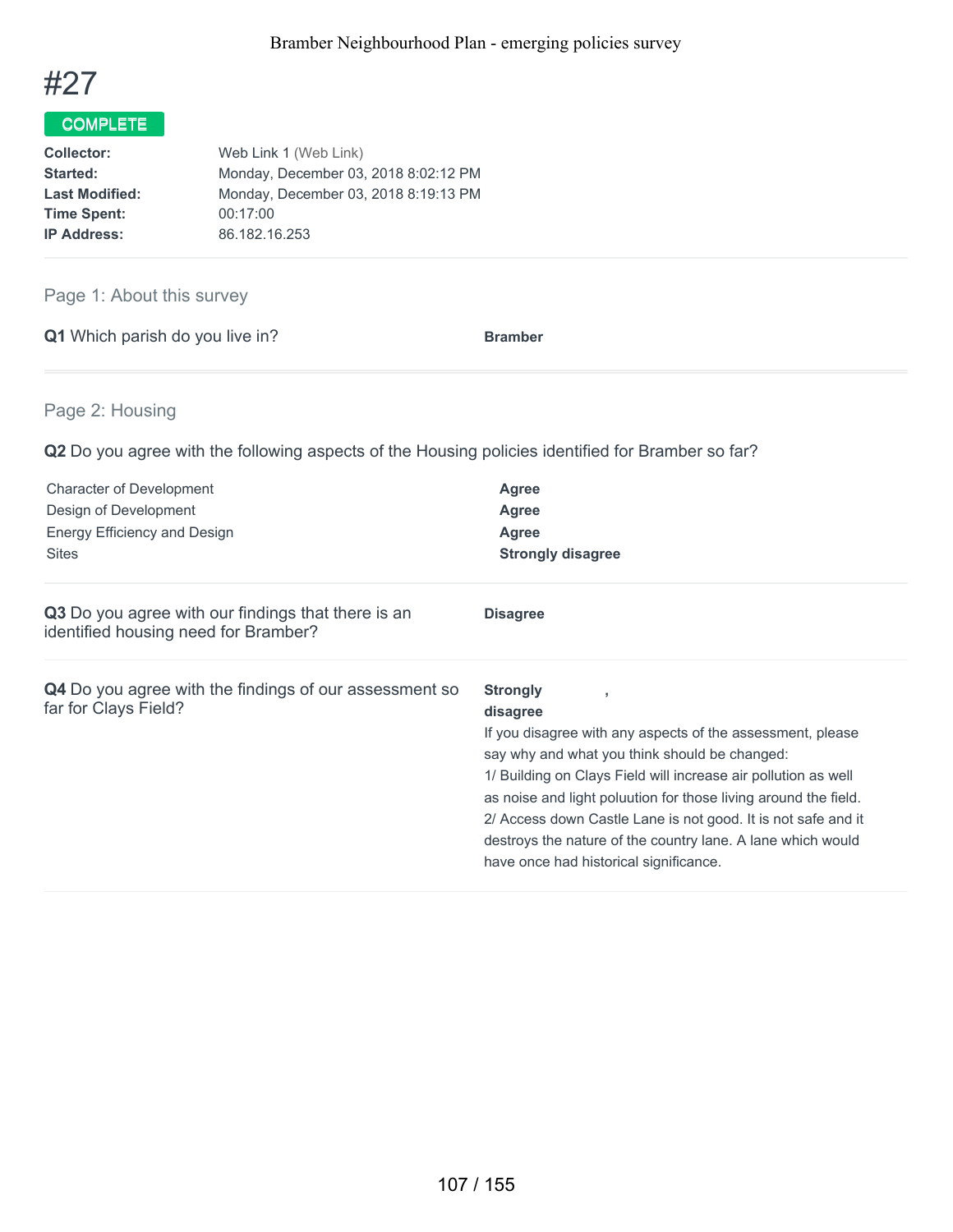# #27

**COMPLETE**

| | |
|---|---|
| **Collector:** | Web Link 1 (Web Link) |
| **Started:** | Monday, December 03, 2018 8:02:12 PM |
| **Last Modified:** | Monday, December 03, 2018 8:19:13 PM |
| **Time Spent:** | 00:17:00 |
| **IP Address:** | 86.182.16.253 |

## Page 1: About this survey

**Q1** Which parish do you live in?

**Bramber**

## Page 2: Housing

**Q2** Do you agree with the following aspects of the Housing policies identified for Bramber so far?

| | |
|---|---|
| Character of Development | **Agree** |
| Design of Development | **Agree** |
| Energy Efficiency and Design | **Agree** |
| Sites | **Strongly disagree** |

**Q3** Do you agree with our findings that there is an identified housing need for Bramber?

**Disagree**

**Q4** Do you agree with the findings of our assessment so far for Clays Field?

**Strongly disagree** ,

If you disagree with any aspects of the assessment, please say why and what you think should be changed:
1/ Building on Clays Field will increase air pollution as well as noise and light poluution for those living around the field.
2/ Access down Castle Lane is not good. It is not safe and it destroys the nature of the country lane. A lane which would have once had historical significance.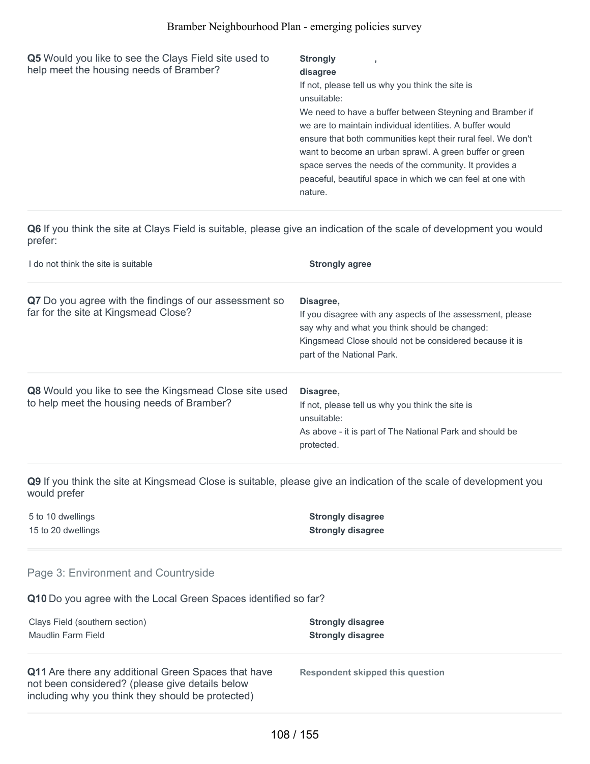**Q5** Would you like to see the Clays Field site used to help meet the housing needs of Bramber?

**Strongly disagree** ,

If not, please tell us why you think the site is unsuitable:
We need to have a buffer between Steyning and Bramber if we are to maintain individual identities. A buffer would ensure that both communities kept their rural feel. We don't want to become an urban sprawl. A green buffer or green space serves the needs of the community. It provides a peaceful, beautiful space in which we can feel at one with nature.

---

**Q6** If you think the site at Clays Field is suitable, please give an indication of the scale of development you would prefer:

| | |
|---|---|
| I do not think the site is suitable | **Strongly agree** |

---

**Q7** Do you agree with the findings of our assessment so far for the site at Kingsmead Close?

**Disagree,**

If you disagree with any aspects of the assessment, please say why and what you think should be changed:
Kingsmead Close should not be considered because it is part of the National Park.

---

**Q8** Would you like to see the Kingsmead Close site used to help meet the housing needs of Bramber?

**Disagree,**

If not, please tell us why you think the site is unsuitable:
As above - it is part of The National Park and should be protected.

---

**Q9** If you think the site at Kingsmead Close is suitable, please give an indication of the scale of development you would prefer

| | |
|---|---|
| 5 to 10 dwellings | **Strongly disagree** |
| 15 to 20 dwellings | **Strongly disagree** |

---

## Page 3: Environment and Countryside

**Q10** Do you agree with the Local Green Spaces identified so far?

| | |
|---|---|
| Clays Field (southern section) | **Strongly disagree** |
| Maudlin Farm Field | **Strongly disagree** |

---

**Q11** Are there any additional Green Spaces that have not been considered? (please give details below including why you think they should be protected)

**Respondent skipped this question**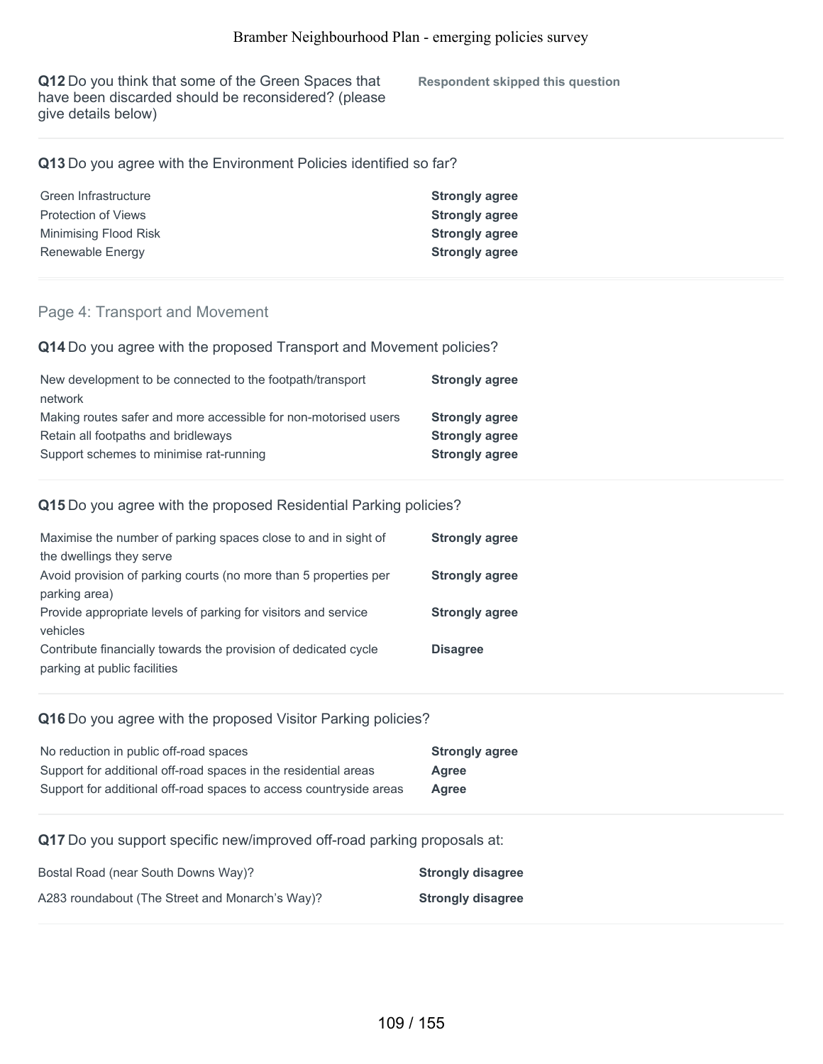**Q12** Do you think that some of the Green Spaces that have been discarded should be reconsidered? (please give details below)

**Respondent skipped this question**

**Q13** Do you agree with the Environment Policies identified so far?

| | |
|---|---|
| Green Infrastructure | **Strongly agree** |
| Protection of Views | **Strongly agree** |
| Minimising Flood Risk | **Strongly agree** |
| Renewable Energy | **Strongly agree** |

## Page 4: Transport and Movement

**Q14** Do you agree with the proposed Transport and Movement policies?

| | |
|---|---|
| New development to be connected to the footpath/transport network | **Strongly agree** |
| Making routes safer and more accessible for non-motorised users | **Strongly agree** |
| Retain all footpaths and bridleways | **Strongly agree** |
| Support schemes to minimise rat-running | **Strongly agree** |

**Q15** Do you agree with the proposed Residential Parking policies?

| | |
|---|---|
| Maximise the number of parking spaces close to and in sight of the dwellings they serve | **Strongly agree** |
| Avoid provision of parking courts (no more than 5 properties per parking area) | **Strongly agree** |
| Provide appropriate levels of parking for visitors and service vehicles | **Strongly agree** |
| Contribute financially towards the provision of dedicated cycle parking at public facilities | **Disagree** |

**Q16** Do you agree with the proposed Visitor Parking policies?

| | |
|---|---|
| No reduction in public off-road spaces | **Strongly agree** |
| Support for additional off-road spaces in the residential areas | **Agree** |
| Support for additional off-road spaces to access countryside areas | **Agree** |

**Q17** Do you support specific new/improved off-road parking proposals at:

| | |
|---|---|
| Bostal Road (near South Downs Way)? | **Strongly disagree** |
| A283 roundabout (The Street and Monarch's Way)? | **Strongly disagree** |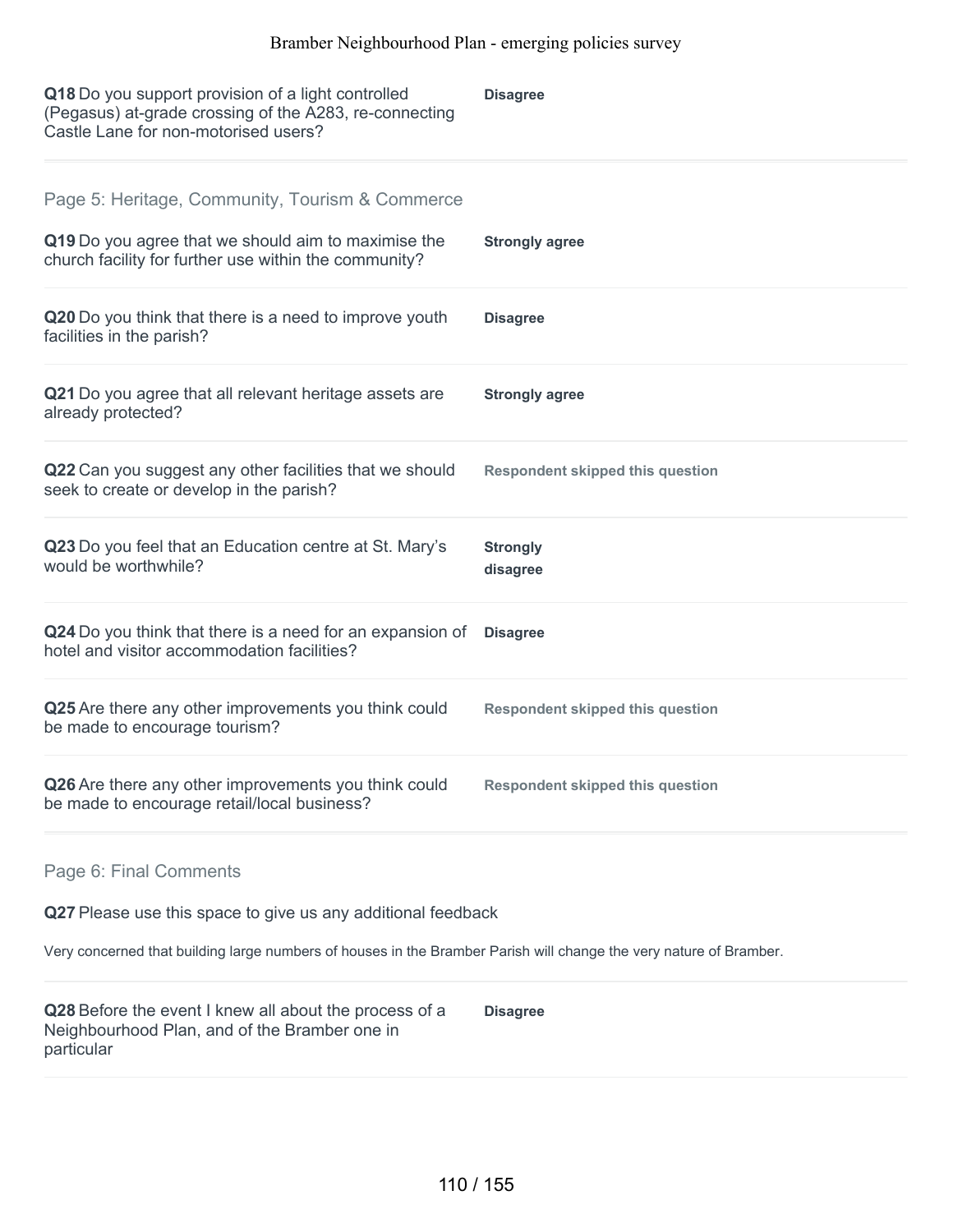**Q18** Do you support provision of a light controlled (Pegasus) at-grade crossing of the A283, re-connecting Castle Lane for non-motorised users? — **Disagree**

## Page 5: Heritage, Community, Tourism & Commerce

**Q19** Do you agree that we should aim to maximise the church facility for further use within the community? — **Strongly agree**

**Q20** Do you think that there is a need to improve youth facilities in the parish? — **Disagree**

**Q21** Do you agree that all relevant heritage assets are already protected? — **Strongly agree**

**Q22** Can you suggest any other facilities that we should seek to create or develop in the parish? — **Respondent skipped this question**

**Q23** Do you feel that an Education centre at St. Mary's would be worthwhile? — **Strongly disagree**

**Q24** Do you think that there is a need for an expansion of hotel and visitor accommodation facilities? — **Disagree**

**Q25** Are there any other improvements you think could be made to encourage tourism? — **Respondent skipped this question**

**Q26** Are there any other improvements you think could be made to encourage retail/local business? — **Respondent skipped this question**

## Page 6: Final Comments

**Q27** Please use this space to give us any additional feedback

Very concerned that building large numbers of houses in the Bramber Parish will change the very nature of Bramber.

**Q28** Before the event I knew all about the process of a Neighbourhood Plan, and of the Bramber one in particular — **Disagree**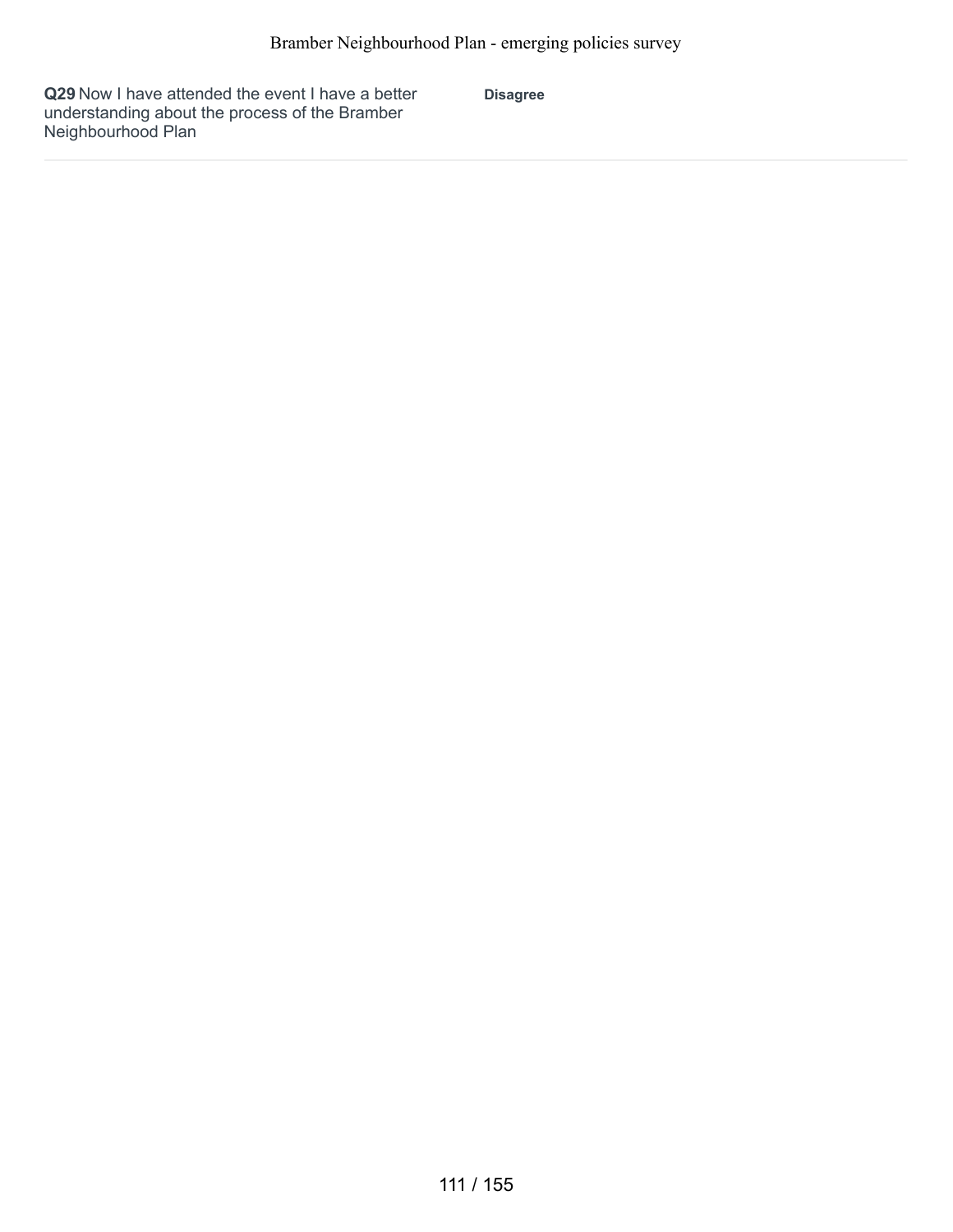| | |
|---|---|
| **Q29** Now I have attended the event I have a better understanding about the process of the Bramber Neighbourhood Plan | **Disagree** |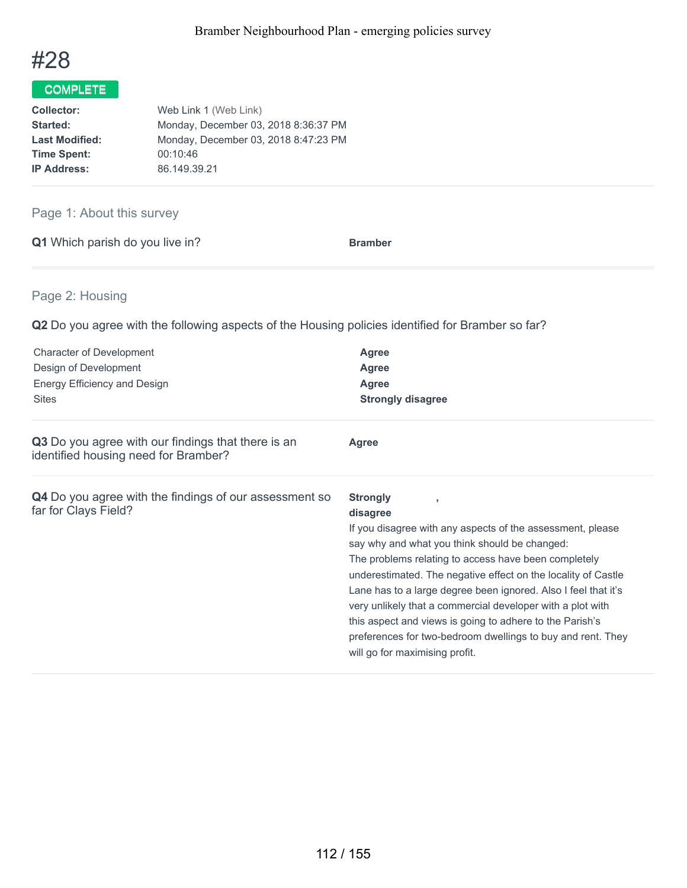# #28

**COMPLETE**

| | |
|---|---|
| **Collector:** | Web Link 1 (Web Link) |
| **Started:** | Monday, December 03, 2018 8:36:37 PM |
| **Last Modified:** | Monday, December 03, 2018 8:47:23 PM |
| **Time Spent:** | 00:10:46 |
| **IP Address:** | 86.149.39.21 |

## Page 1: About this survey

**Q1** Which parish do you live in?

**Bramber**

## Page 2: Housing

**Q2** Do you agree with the following aspects of the Housing policies identified for Bramber so far?

| | |
|---|---|
| Character of Development | **Agree** |
| Design of Development | **Agree** |
| Energy Efficiency and Design | **Agree** |
| Sites | **Strongly disagree** |

**Q3** Do you agree with our findings that there is an identified housing need for Bramber?

**Agree**

**Q4** Do you agree with the findings of our assessment so far for Clays Field?

**Strongly disagree** ,

If you disagree with any aspects of the assessment, please say why and what you think should be changed:
The problems relating to access have been completely underestimated. The negative effect on the locality of Castle Lane has to a large degree been ignored. Also I feel that it's very unlikely that a commercial developer with a plot with this aspect and views is going to adhere to the Parish's preferences for two-bedroom dwellings to buy and rent. They will go for maximising profit.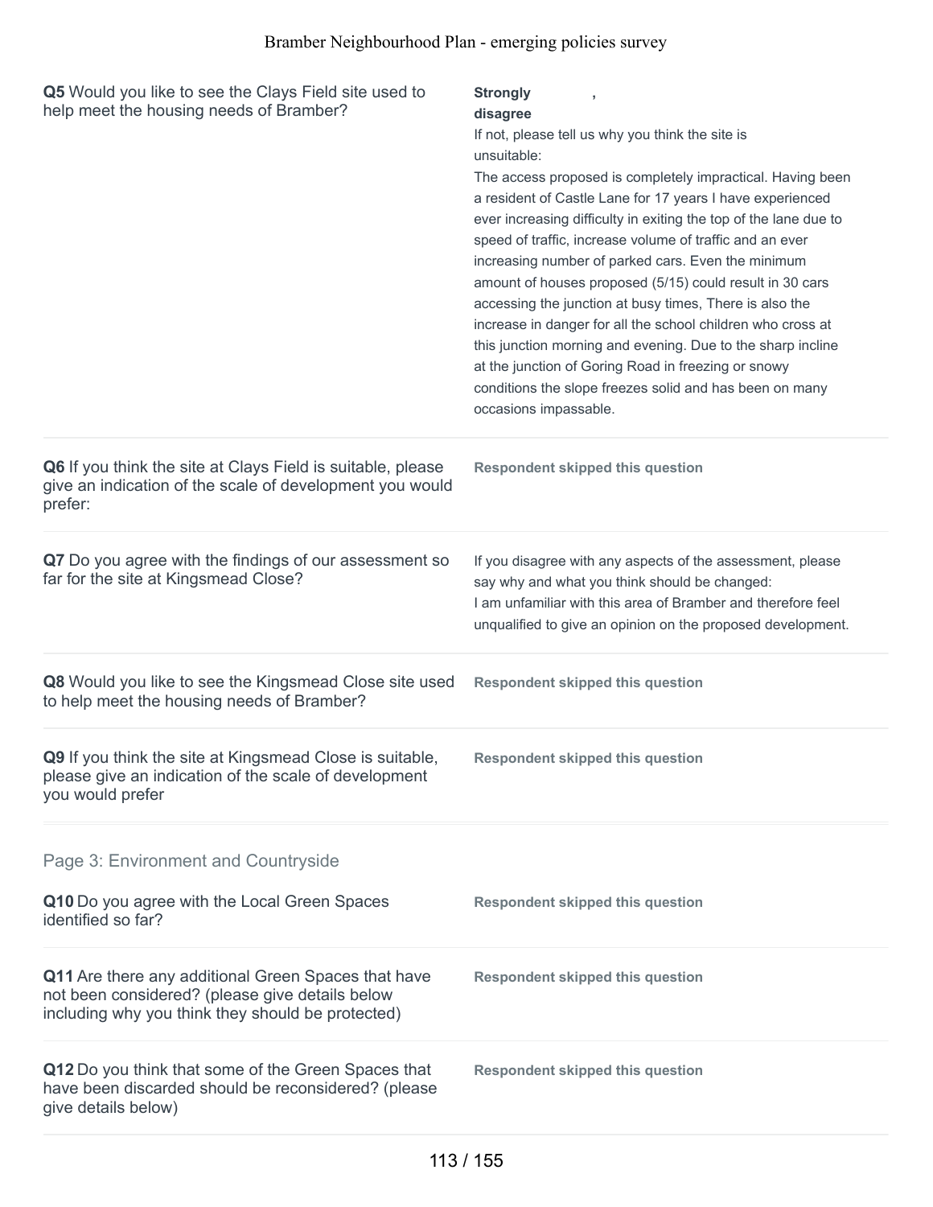**Q5** Would you like to see the Clays Field site used to help meet the housing needs of Bramber?

**Strongly disagree**

If not, please tell us why you think the site is unsuitable:

The access proposed is completely impractical. Having been a resident of Castle Lane for 17 years I have experienced ever increasing difficulty in exiting the top of the lane due to speed of traffic, increase volume of traffic and an ever increasing number of parked cars. Even the minimum amount of houses proposed (5/15) could result in 30 cars accessing the junction at busy times, There is also the increase in danger for all the school children who cross at this junction morning and evening. Due to the sharp incline at the junction of Goring Road in freezing or snowy conditions the slope freezes solid and has been on many occasions impassable.

**Q6** If you think the site at Clays Field is suitable, please give an indication of the scale of development you would prefer:

**Respondent skipped this question**

**Q7** Do you agree with the findings of our assessment so far for the site at Kingsmead Close?

If you disagree with any aspects of the assessment, please say why and what you think should be changed:

I am unfamiliar with this area of Bramber and therefore feel unqualified to give an opinion on the proposed development.

**Q8** Would you like to see the Kingsmead Close site used to help meet the housing needs of Bramber?

**Respondent skipped this question**

**Q9** If you think the site at Kingsmead Close is suitable, please give an indication of the scale of development you would prefer

**Respondent skipped this question**

## Page 3: Environment and Countryside

**Q10** Do you agree with the Local Green Spaces identified so far?

**Respondent skipped this question**

**Q11** Are there any additional Green Spaces that have not been considered? (please give details below including why you think they should be protected)

**Respondent skipped this question**

**Q12** Do you think that some of the Green Spaces that have been discarded should be reconsidered? (please give details below)

**Respondent skipped this question**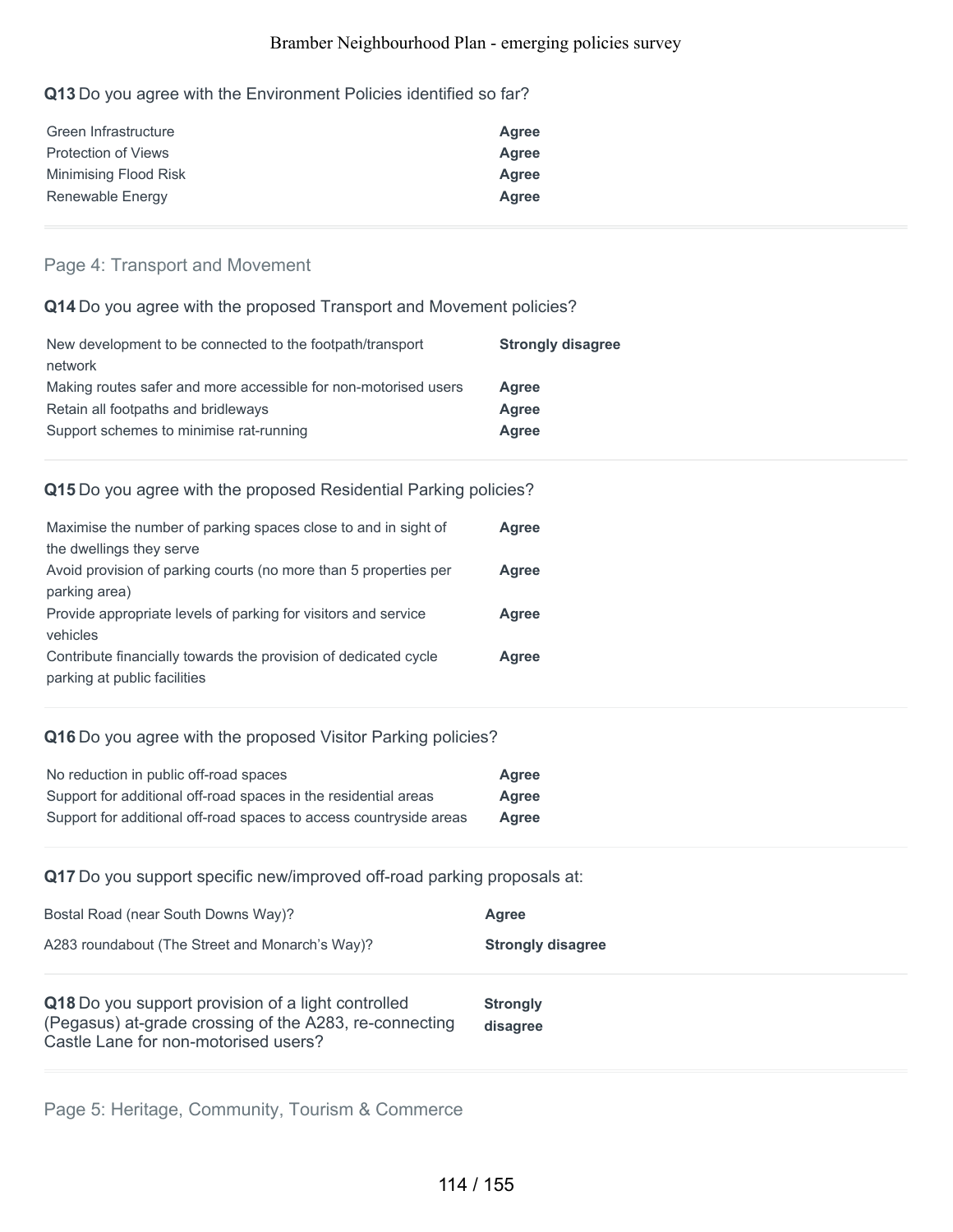**Q13** Do you agree with the Environment Policies identified so far?

| | |
|---|---|
| Green Infrastructure | **Agree** |
| Protection of Views | **Agree** |
| Minimising Flood Risk | **Agree** |
| Renewable Energy | **Agree** |

## Page 4: Transport and Movement

**Q14** Do you agree with the proposed Transport and Movement policies?

| | |
|---|---|
| New development to be connected to the footpath/transport network | **Strongly disagree** |
| Making routes safer and more accessible for non-motorised users | **Agree** |
| Retain all footpaths and bridleways | **Agree** |
| Support schemes to minimise rat-running | **Agree** |

**Q15** Do you agree with the proposed Residential Parking policies?

| | |
|---|---|
| Maximise the number of parking spaces close to and in sight of the dwellings they serve | **Agree** |
| Avoid provision of parking courts (no more than 5 properties per parking area) | **Agree** |
| Provide appropriate levels of parking for visitors and service vehicles | **Agree** |
| Contribute financially towards the provision of dedicated cycle parking at public facilities | **Agree** |

**Q16** Do you agree with the proposed Visitor Parking policies?

| | |
|---|---|
| No reduction in public off-road spaces | **Agree** |
| Support for additional off-road spaces in the residential areas | **Agree** |
| Support for additional off-road spaces to access countryside areas | **Agree** |

**Q17** Do you support specific new/improved off-road parking proposals at:

| | |
|---|---|
| Bostal Road (near South Downs Way)? | **Agree** |
| A283 roundabout (The Street and Monarch's Way)? | **Strongly disagree** |

| | |
|---|---|
| **Q18** Do you support provision of a light controlled (Pegasus) at-grade crossing of the A283, re-connecting Castle Lane for non-motorised users? | **Strongly disagree** |

## Page 5: Heritage, Community, Tourism & Commerce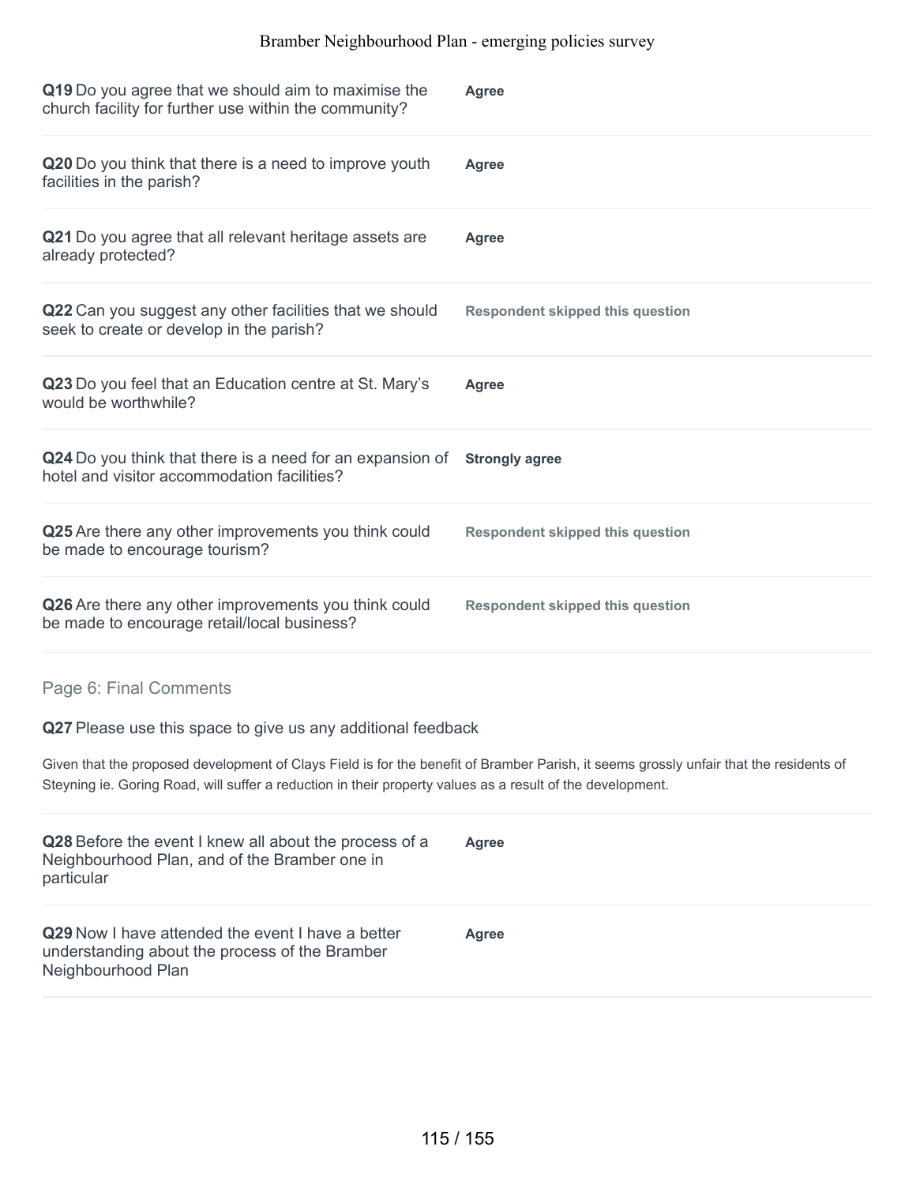**Q19** Do you agree that we should aim to maximise the church facility for further use within the community? **Agree**

**Q20** Do you think that there is a need to improve youth facilities in the parish? **Agree**

**Q21** Do you agree that all relevant heritage assets are already protected? **Agree**

**Q22** Can you suggest any other facilities that we should seek to create or develop in the parish? **Respondent skipped this question**

**Q23** Do you feel that an Education centre at St. Mary's would be worthwhile? **Agree**

**Q24** Do you think that there is a need for an expansion of hotel and visitor accommodation facilities? **Strongly agree**

**Q25** Are there any other improvements you think could be made to encourage tourism? **Respondent skipped this question**

**Q26** Are there any other improvements you think could be made to encourage retail/local business? **Respondent skipped this question**

## Page 6: Final Comments

**Q27** Please use this space to give us any additional feedback

Given that the proposed development of Clays Field is for the benefit of Bramber Parish, it seems grossly unfair that the residents of Steyning ie. Goring Road, will suffer a reduction in their property values as a result of the development.

**Q28** Before the event I knew all about the process of a Neighbourhood Plan, and of the Bramber one in particular **Agree**

**Q29** Now I have attended the event I have a better understanding about the process of the Bramber Neighbourhood Plan **Agree**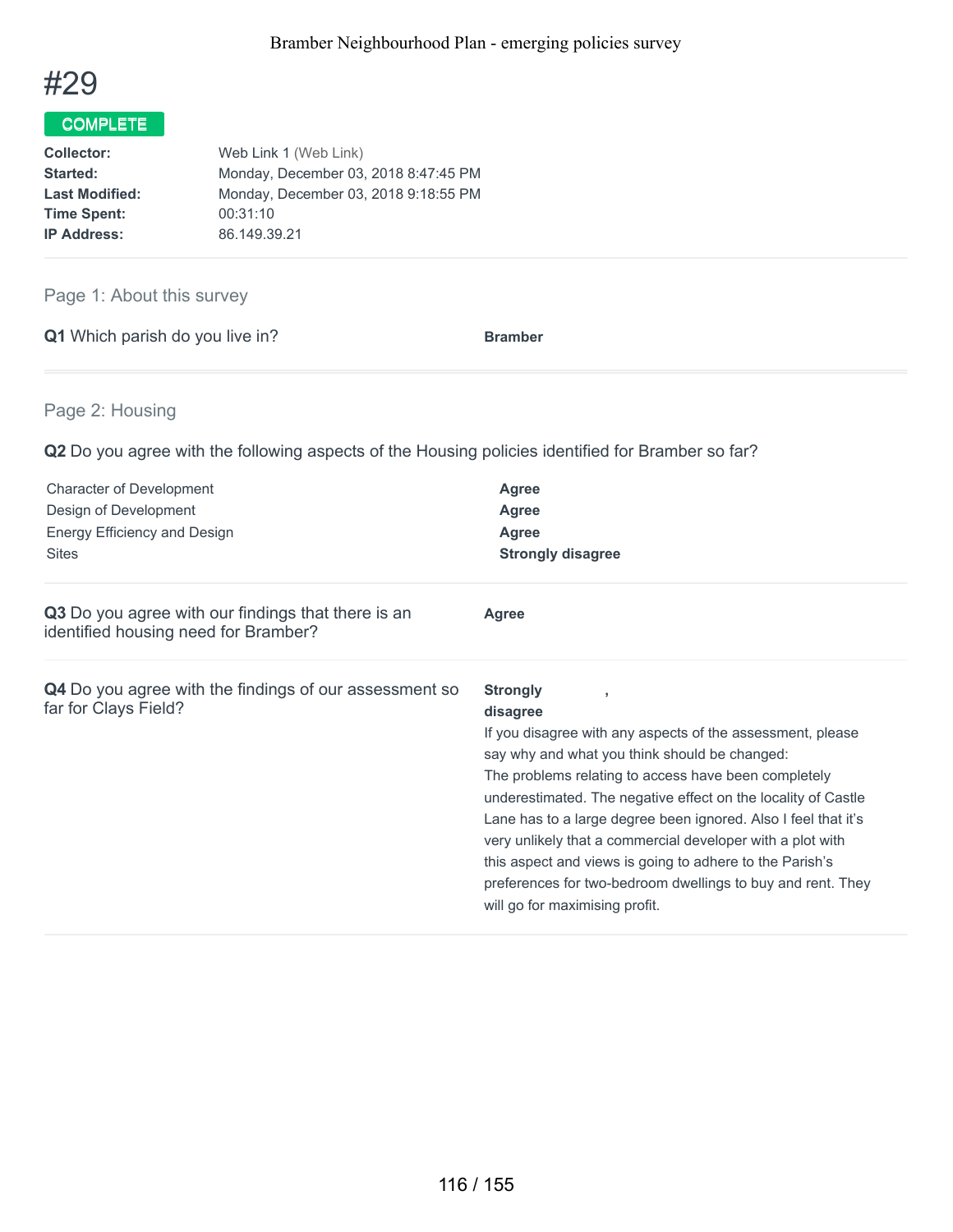# #29

**COMPLETE**

| | |
|---|---|
| **Collector:** | Web Link 1 (Web Link) |
| **Started:** | Monday, December 03, 2018 8:47:45 PM |
| **Last Modified:** | Monday, December 03, 2018 9:18:55 PM |
| **Time Spent:** | 00:31:10 |
| **IP Address:** | 86.149.39.21 |

## Page 1: About this survey

**Q1** Which parish do you live in?

**Bramber**

## Page 2: Housing

**Q2** Do you agree with the following aspects of the Housing policies identified for Bramber so far?

| | |
|---|---|
| Character of Development | **Agree** |
| Design of Development | **Agree** |
| Energy Efficiency and Design | **Agree** |
| Sites | **Strongly disagree** |

**Q3** Do you agree with our findings that there is an identified housing need for Bramber?

**Agree**

**Q4** Do you agree with the findings of our assessment so far for Clays Field?

**Strongly disagree** ,

If you disagree with any aspects of the assessment, please say why and what you think should be changed:
The problems relating to access have been completely underestimated. The negative effect on the locality of Castle Lane has to a large degree been ignored. Also I feel that it's very unlikely that a commercial developer with a plot with this aspect and views is going to adhere to the Parish's preferences for two-bedroom dwellings to buy and rent. They will go for maximising profit.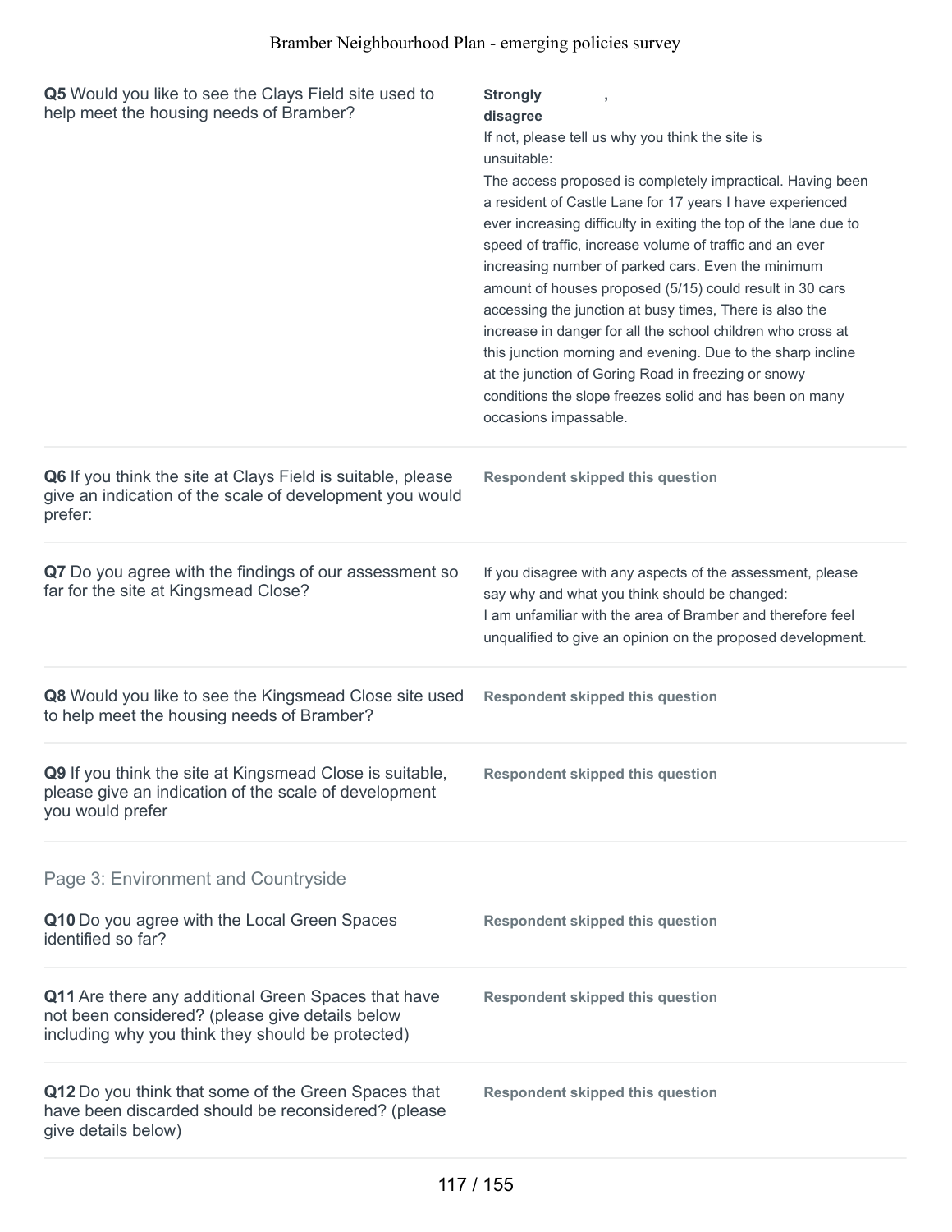**Q5** Would you like to see the Clays Field site used to help meet the housing needs of Bramber?

**Strongly disagree** ,

If not, please tell us why you think the site is unsuitable:
The access proposed is completely impractical. Having been a resident of Castle Lane for 17 years I have experienced ever increasing difficulty in exiting the top of the lane due to speed of traffic, increase volume of traffic and an ever increasing number of parked cars. Even the minimum amount of houses proposed (5/15) could result in 30 cars accessing the junction at busy times, There is also the increase in danger for all the school children who cross at this junction morning and evening. Due to the sharp incline at the junction of Goring Road in freezing or snowy conditions the slope freezes solid and has been on many occasions impassable.

**Q6** If you think the site at Clays Field is suitable, please give an indication of the scale of development you would prefer:

**Respondent skipped this question**

**Q7** Do you agree with the findings of our assessment so far for the site at Kingsmead Close?

If you disagree with any aspects of the assessment, please say why and what you think should be changed:
I am unfamiliar with the area of Bramber and therefore feel unqualified to give an opinion on the proposed development.

**Q8** Would you like to see the Kingsmead Close site used to help meet the housing needs of Bramber?

**Respondent skipped this question**

**Q9** If you think the site at Kingsmead Close is suitable, please give an indication of the scale of development you would prefer

**Respondent skipped this question**

## Page 3: Environment and Countryside

**Q10** Do you agree with the Local Green Spaces identified so far?

**Respondent skipped this question**

**Q11** Are there any additional Green Spaces that have not been considered? (please give details below including why you think they should be protected)

**Respondent skipped this question**

**Q12** Do you think that some of the Green Spaces that have been discarded should be reconsidered? (please give details below)

**Respondent skipped this question**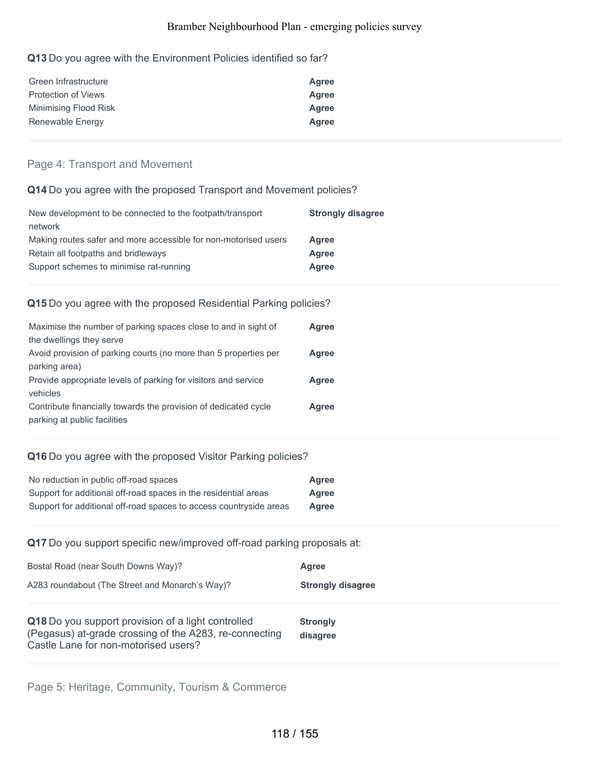**Q13** Do you agree with the Environment Policies identified so far?

| | |
|---|---|
| Green Infrastructure | **Agree** |
| Protection of Views | **Agree** |
| Minimising Flood Risk | **Agree** |
| Renewable Energy | **Agree** |

## Page 4: Transport and Movement

**Q14** Do you agree with the proposed Transport and Movement policies?

| | |
|---|---|
| New development to be connected to the footpath/transport network | **Strongly disagree** |
| Making routes safer and more accessible for non-motorised users | **Agree** |
| Retain all footpaths and bridleways | **Agree** |
| Support schemes to minimise rat-running | **Agree** |

**Q15** Do you agree with the proposed Residential Parking policies?

| | |
|---|---|
| Maximise the number of parking spaces close to and in sight of the dwellings they serve | **Agree** |
| Avoid provision of parking courts (no more than 5 properties per parking area) | **Agree** |
| Provide appropriate levels of parking for visitors and service vehicles | **Agree** |
| Contribute financially towards the provision of dedicated cycle parking at public facilities | **Agree** |

**Q16** Do you agree with the proposed Visitor Parking policies?

| | |
|---|---|
| No reduction in public off-road spaces | **Agree** |
| Support for additional off-road spaces in the residential areas | **Agree** |
| Support for additional off-road spaces to access countryside areas | **Agree** |

**Q17** Do you support specific new/improved off-road parking proposals at:

| | |
|---|---|
| Bostal Road (near South Downs Way)? | **Agree** |
| A283 roundabout (The Street and Monarch's Way)? | **Strongly disagree** |

| | |
|---|---|
| **Q18** Do you support provision of a light controlled (Pegasus) at-grade crossing of the A283, re-connecting Castle Lane for non-motorised users? | **Strongly disagree** |

## Page 5: Heritage, Community, Tourism & Commerce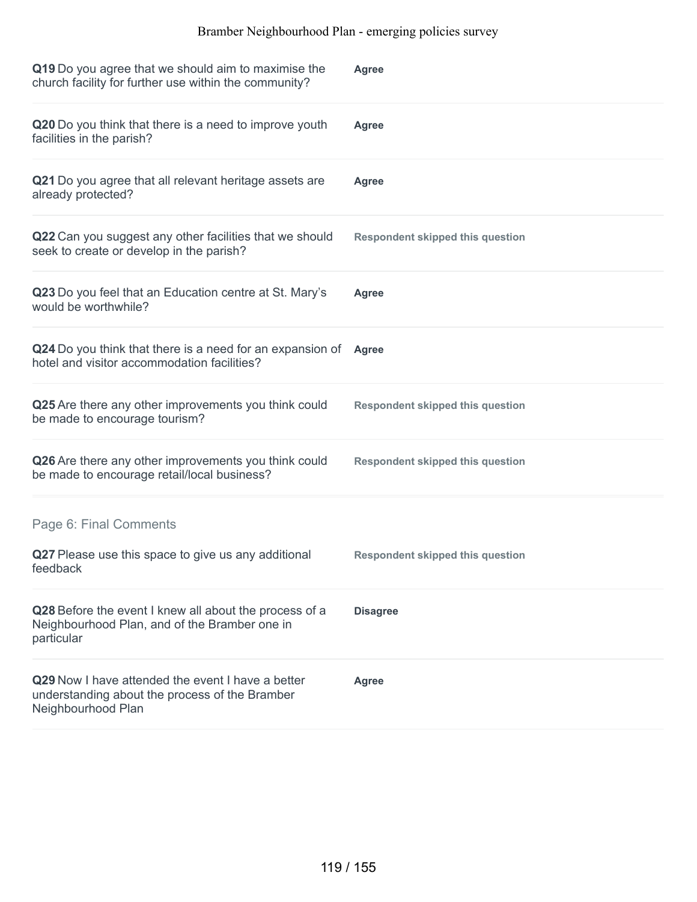| Question | Response |
|---|---|
| **Q19** Do you agree that we should aim to maximise the church facility for further use within the community? | **Agree** |
| **Q20** Do you think that there is a need to improve youth facilities in the parish? | **Agree** |
| **Q21** Do you agree that all relevant heritage assets are already protected? | **Agree** |
| **Q22** Can you suggest any other facilities that we should seek to create or develop in the parish? | **Respondent skipped this question** |
| **Q23** Do you feel that an Education centre at St. Mary's would be worthwhile? | **Agree** |
| **Q24** Do you think that there is a need for an expansion of hotel and visitor accommodation facilities? | **Agree** |
| **Q25** Are there any other improvements you think could be made to encourage tourism? | **Respondent skipped this question** |
| **Q26** Are there any other improvements you think could be made to encourage retail/local business? | **Respondent skipped this question** |

## Page 6: Final Comments

| Question | Response |
|---|---|
| **Q27** Please use this space to give us any additional feedback | **Respondent skipped this question** |
| **Q28** Before the event I knew all about the process of a Neighbourhood Plan, and of the Bramber one in particular | **Disagree** |
| **Q29** Now I have attended the event I have a better understanding about the process of the Bramber Neighbourhood Plan | **Agree** |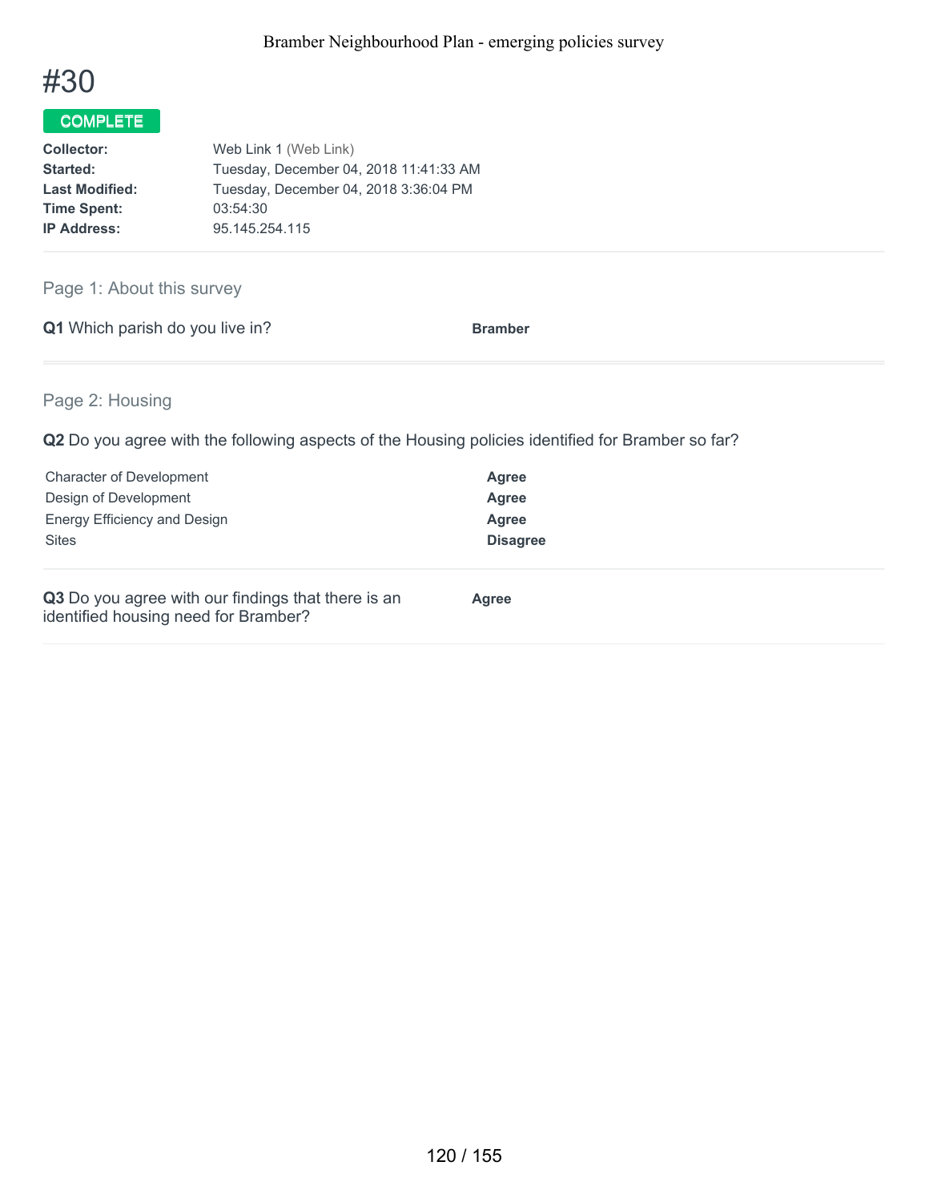# #30

**COMPLETE**

| | |
|---|---|
| **Collector:** | Web Link 1 (Web Link) |
| **Started:** | Tuesday, December 04, 2018 11:41:33 AM |
| **Last Modified:** | Tuesday, December 04, 2018 3:36:04 PM |
| **Time Spent:** | 03:54:30 |
| **IP Address:** | 95.145.254.115 |

## Page 1: About this survey

**Q1** Which parish do you live in? **Bramber**

## Page 2: Housing

**Q2** Do you agree with the following aspects of the Housing policies identified for Bramber so far?

| | |
|---|---|
| Character of Development | **Agree** |
| Design of Development | **Agree** |
| Energy Efficiency and Design | **Agree** |
| Sites | **Disagree** |

**Q3** Do you agree with our findings that there is an identified housing need for Bramber? **Agree**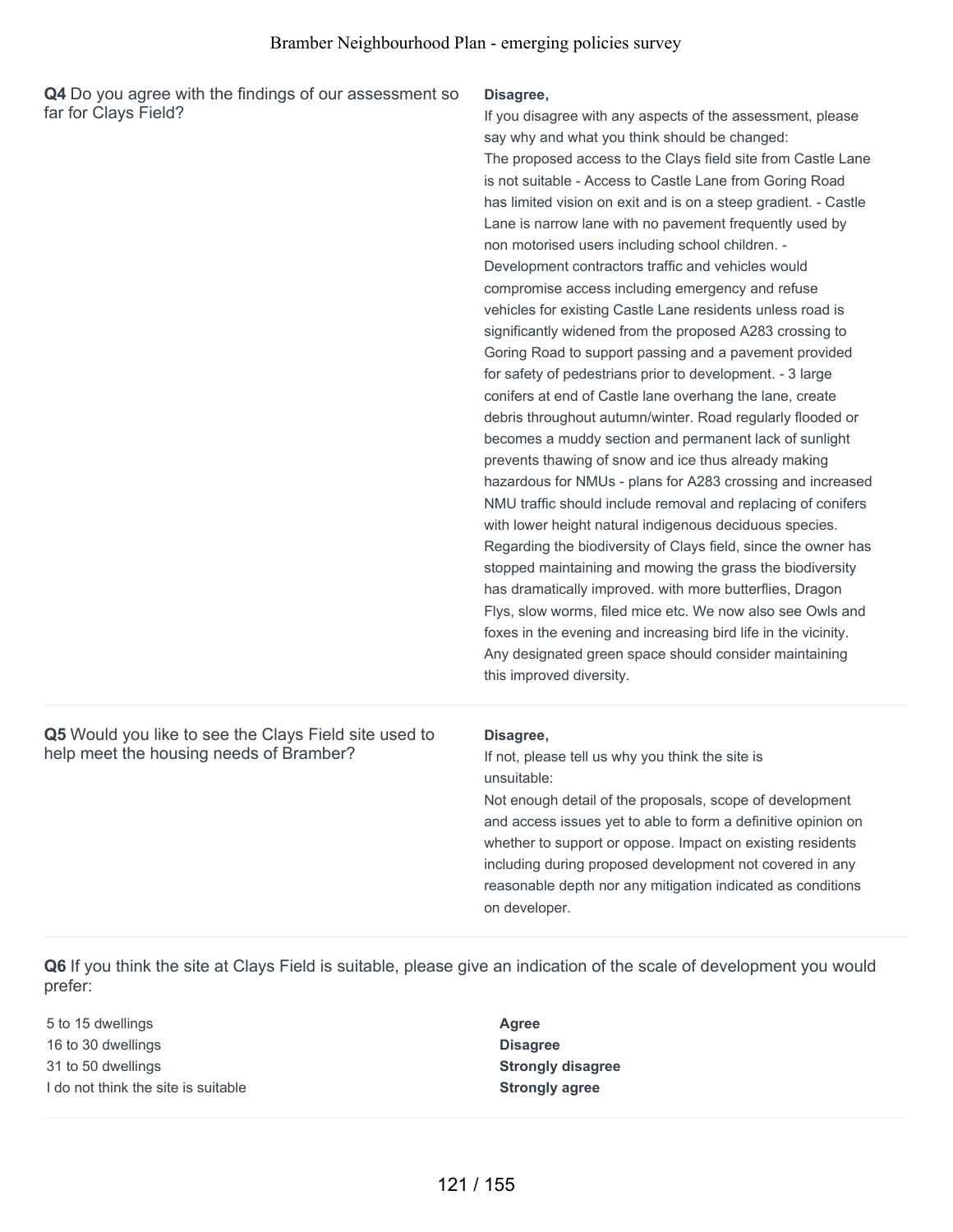**Q4** Do you agree with the findings of our assessment so far for Clays Field?

**Disagree,**

If you disagree with any aspects of the assessment, please say why and what you think should be changed:

The proposed access to the Clays field site from Castle Lane is not suitable - Access to Castle Lane from Goring Road has limited vision on exit and is on a steep gradient. - Castle Lane is narrow lane with no pavement frequently used by non motorised users including school children. - Development contractors traffic and vehicles would compromise access including emergency and refuse vehicles for existing Castle Lane residents unless road is significantly widened from the proposed A283 crossing to Goring Road to support passing and a pavement provided for safety of pedestrians prior to development. - 3 large conifers at end of Castle lane overhang the lane, create debris throughout autumn/winter. Road regularly flooded or becomes a muddy section and permanent lack of sunlight prevents thawing of snow and ice thus already making hazardous for NMUs - plans for A283 crossing and increased NMU traffic should include removal and replacing of conifers with lower height natural indigenous deciduous species. Regarding the biodiversity of Clays field, since the owner has stopped maintaining and mowing the grass the biodiversity has dramatically improved. with more butterflies, Dragon Flys, slow worms, filed mice etc. We now also see Owls and foxes in the evening and increasing bird life in the vicinity. Any designated green space should consider maintaining this improved diversity.

**Q5** Would you like to see the Clays Field site used to help meet the housing needs of Bramber?

**Disagree,**

If not, please tell us why you think the site is unsuitable:

Not enough detail of the proposals, scope of development and access issues yet to able to form a definitive opinion on whether to support or oppose. Impact on existing residents including during proposed development not covered in any reasonable depth nor any mitigation indicated as conditions on developer.

**Q6** If you think the site at Clays Field is suitable, please give an indication of the scale of development you would prefer:

| | |
|---|---|
| 5 to 15 dwellings | **Agree** |
| 16 to 30 dwellings | **Disagree** |
| 31 to 50 dwellings | **Strongly disagree** |
| I do not think the site is suitable | **Strongly agree** |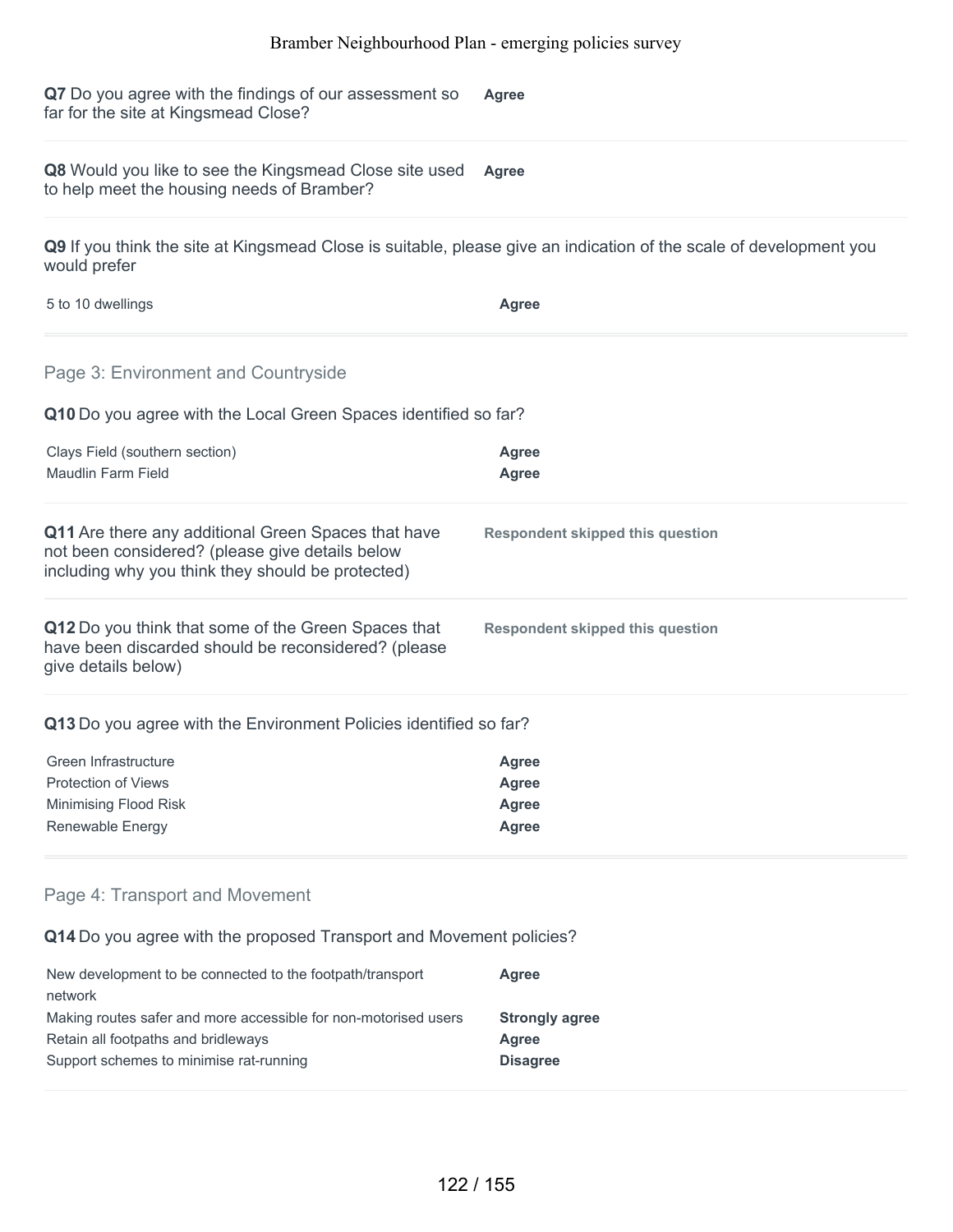**Q7** Do you agree with the findings of our assessment so far for the site at Kingsmead Close? **Agree**

**Q8** Would you like to see the Kingsmead Close site used to help meet the housing needs of Bramber? **Agree**

**Q9** If you think the site at Kingsmead Close is suitable, please give an indication of the scale of development you would prefer

| | |
|---|---|
| 5 to 10 dwellings | **Agree** |

## Page 3: Environment and Countryside

**Q10** Do you agree with the Local Green Spaces identified so far?

| | |
|---|---|
| Clays Field (southern section) | **Agree** |
| Maudlin Farm Field | **Agree** |

**Q11** Are there any additional Green Spaces that have not been considered? (please give details below including why you think they should be protected) **Respondent skipped this question**

**Q12** Do you think that some of the Green Spaces that have been discarded should be reconsidered? (please give details below) **Respondent skipped this question**

**Q13** Do you agree with the Environment Policies identified so far?

| | |
|---|---|
| Green Infrastructure | **Agree** |
| Protection of Views | **Agree** |
| Minimising Flood Risk | **Agree** |
| Renewable Energy | **Agree** |

## Page 4: Transport and Movement

**Q14** Do you agree with the proposed Transport and Movement policies?

| | |
|---|---|
| New development to be connected to the footpath/transport network | **Agree** |
| Making routes safer and more accessible for non-motorised users | **Strongly agree** |
| Retain all footpaths and bridleways | **Agree** |
| Support schemes to minimise rat-running | **Disagree** |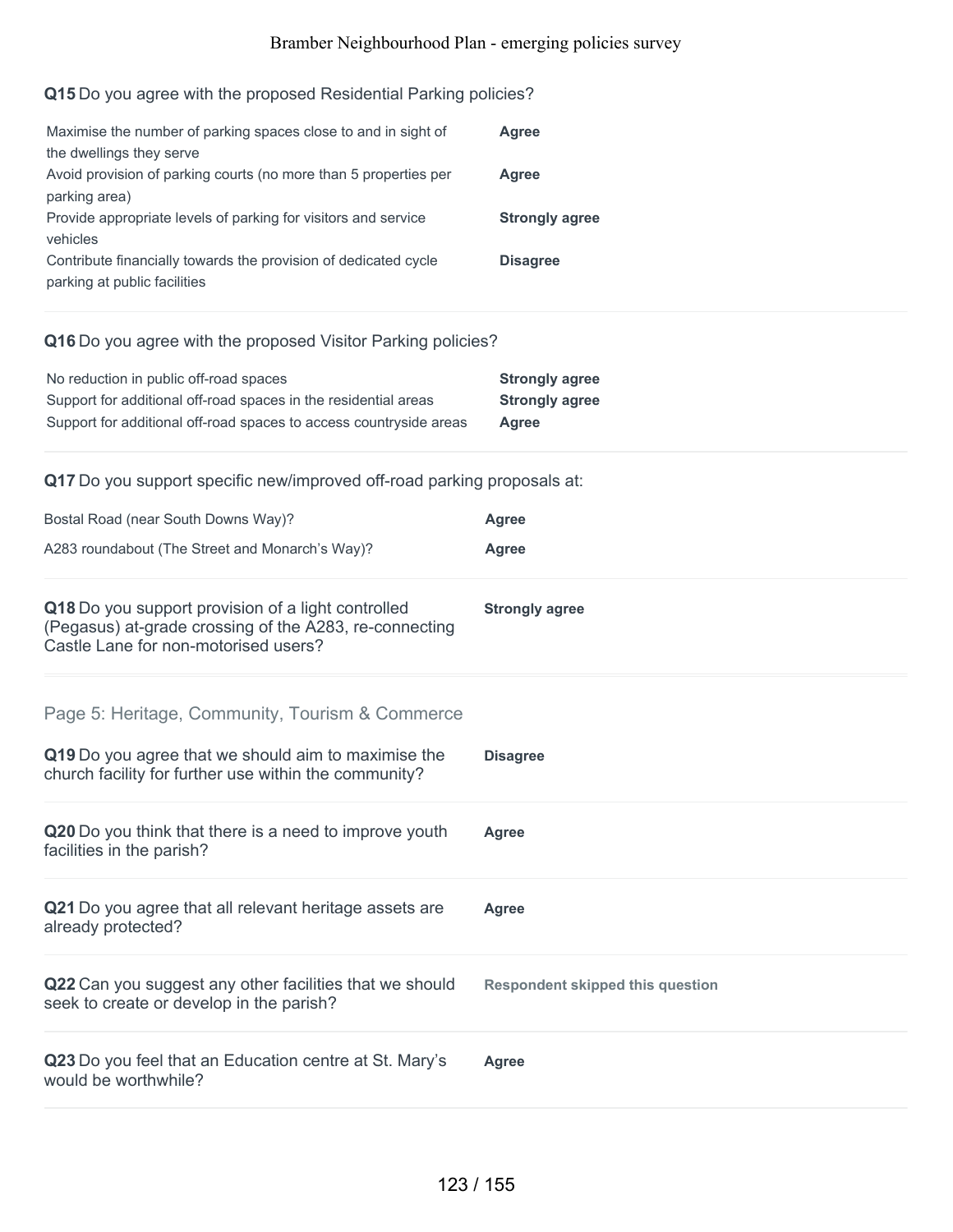**Q15** Do you agree with the proposed Residential Parking policies?

| | |
|---|---|
| Maximise the number of parking spaces close to and in sight of the dwellings they serve | **Agree** |
| Avoid provision of parking courts (no more than 5 properties per parking area) | **Agree** |
| Provide appropriate levels of parking for visitors and service vehicles | **Strongly agree** |
| Contribute financially towards the provision of dedicated cycle parking at public facilities | **Disagree** |

**Q16** Do you agree with the proposed Visitor Parking policies?

| | |
|---|---|
| No reduction in public off-road spaces | **Strongly agree** |
| Support for additional off-road spaces in the residential areas | **Strongly agree** |
| Support for additional off-road spaces to access countryside areas | **Agree** |

**Q17** Do you support specific new/improved off-road parking proposals at:

| | |
|---|---|
| Bostal Road (near South Downs Way)? | **Agree** |
| A283 roundabout (The Street and Monarch's Way)? | **Agree** |

**Q18** Do you support provision of a light controlled (Pegasus) at-grade crossing of the A283, re-connecting Castle Lane for non-motorised users? **Strongly agree**

## Page 5: Heritage, Community, Tourism & Commerce

**Q19** Do you agree that we should aim to maximise the church facility for further use within the community? **Disagree**

**Q20** Do you think that there is a need to improve youth facilities in the parish? **Agree**

**Q21** Do you agree that all relevant heritage assets are already protected? **Agree**

**Q22** Can you suggest any other facilities that we should seek to create or develop in the parish? **Respondent skipped this question**

**Q23** Do you feel that an Education centre at St. Mary's would be worthwhile? **Agree**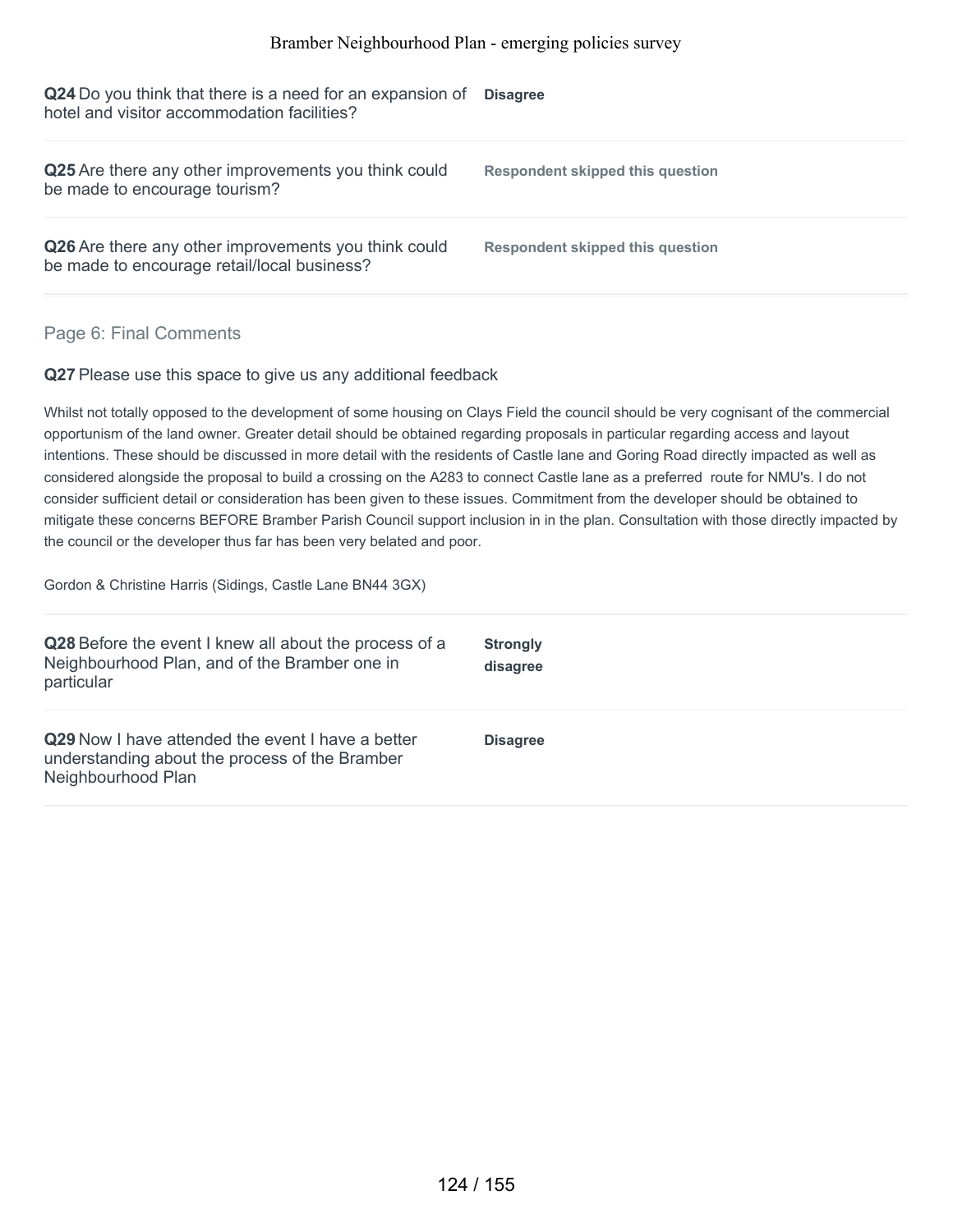**Q24** Do you think that there is a need for an expansion of hotel and visitor accommodation facilities?

**Disagree**

**Q25** Are there any other improvements you think could be made to encourage tourism?

**Respondent skipped this question**

**Q26** Are there any other improvements you think could be made to encourage retail/local business?

**Respondent skipped this question**

## Page 6: Final Comments

**Q27** Please use this space to give us any additional feedback

Whilst not totally opposed to the development of some housing on Clays Field the council should be very cognisant of the commercial opportunism of the land owner. Greater detail should be obtained regarding proposals in particular regarding access and layout intentions. These should be discussed in more detail with the residents of Castle lane and Goring Road directly impacted as well as considered alongside the proposal to build a crossing on the A283 to connect Castle lane as a preferred route for NMU's. I do not consider sufficient detail or consideration has been given to these issues. Commitment from the developer should be obtained to mitigate these concerns BEFORE Bramber Parish Council support inclusion in in the plan. Consultation with those directly impacted by the council or the developer thus far has been very belated and poor.

Gordon & Christine Harris (Sidings, Castle Lane BN44 3GX)

**Q28** Before the event I knew all about the process of a Neighbourhood Plan, and of the Bramber one in particular

**Strongly disagree**

**Q29** Now I have attended the event I have a better understanding about the process of the Bramber Neighbourhood Plan

**Disagree**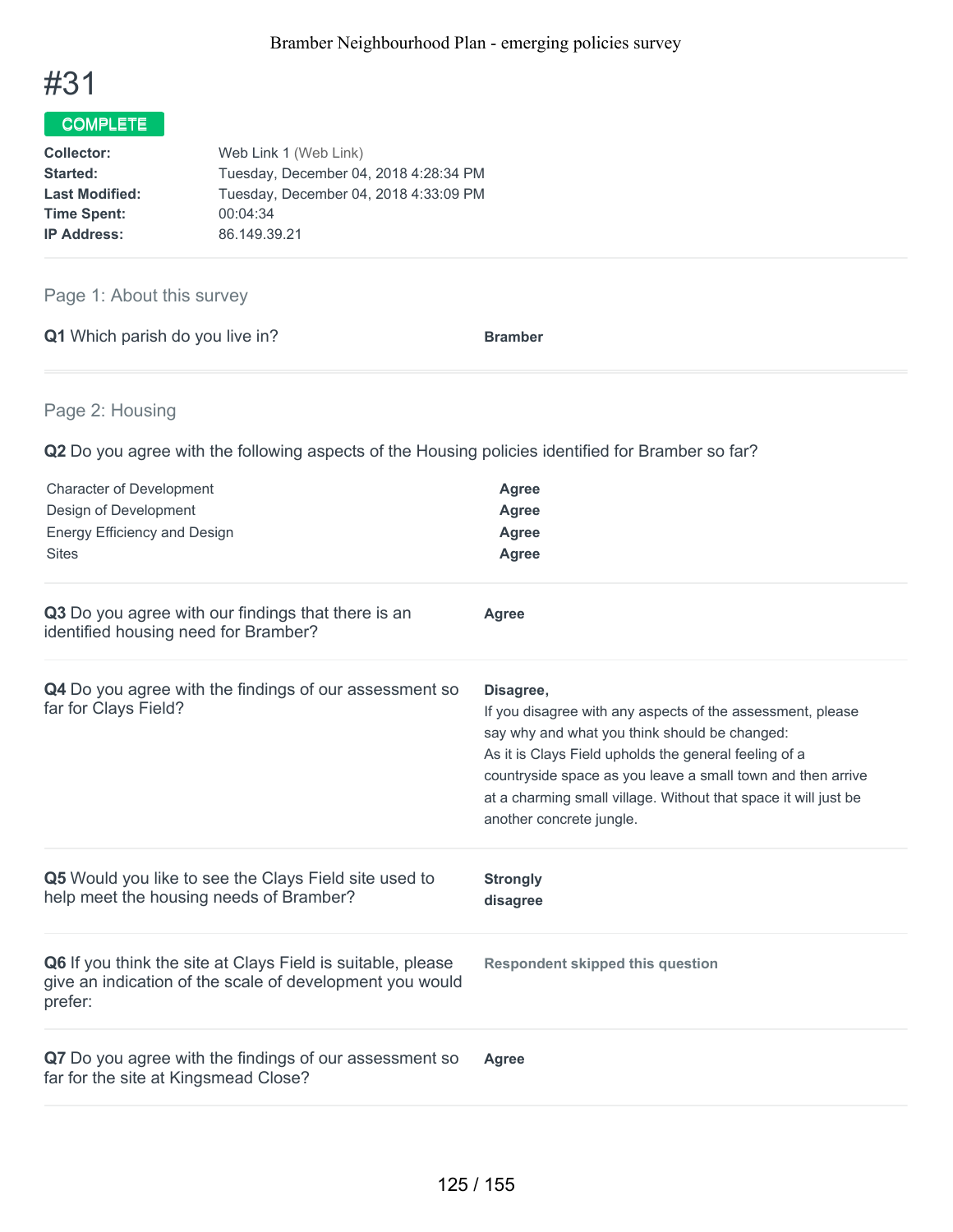# #31

**COMPLETE**

| | |
|---|---|
| **Collector:** | Web Link 1 (Web Link) |
| **Started:** | Tuesday, December 04, 2018 4:28:34 PM |
| **Last Modified:** | Tuesday, December 04, 2018 4:33:09 PM |
| **Time Spent:** | 00:04:34 |
| **IP Address:** | 86.149.39.21 |

## Page 1: About this survey

**Q1** Which parish do you live in?

**Bramber**

## Page 2: Housing

**Q2** Do you agree with the following aspects of the Housing policies identified for Bramber so far?

| | |
|---|---|
| Character of Development | **Agree** |
| Design of Development | **Agree** |
| Energy Efficiency and Design | **Agree** |
| Sites | **Agree** |

**Q3** Do you agree with our findings that there is an identified housing need for Bramber?

**Agree**

**Q4** Do you agree with the findings of our assessment so far for Clays Field?

**Disagree,**

If you disagree with any aspects of the assessment, please say why and what you think should be changed:

As it is Clays Field upholds the general feeling of a countryside space as you leave a small town and then arrive at a charming small village. Without that space it will just be another concrete jungle.

**Q5** Would you like to see the Clays Field site used to help meet the housing needs of Bramber?

**Strongly disagree**

**Q6** If you think the site at Clays Field is suitable, please give an indication of the scale of development you would prefer:

**Respondent skipped this question**

**Q7** Do you agree with the findings of our assessment so far for the site at Kingsmead Close?

**Agree**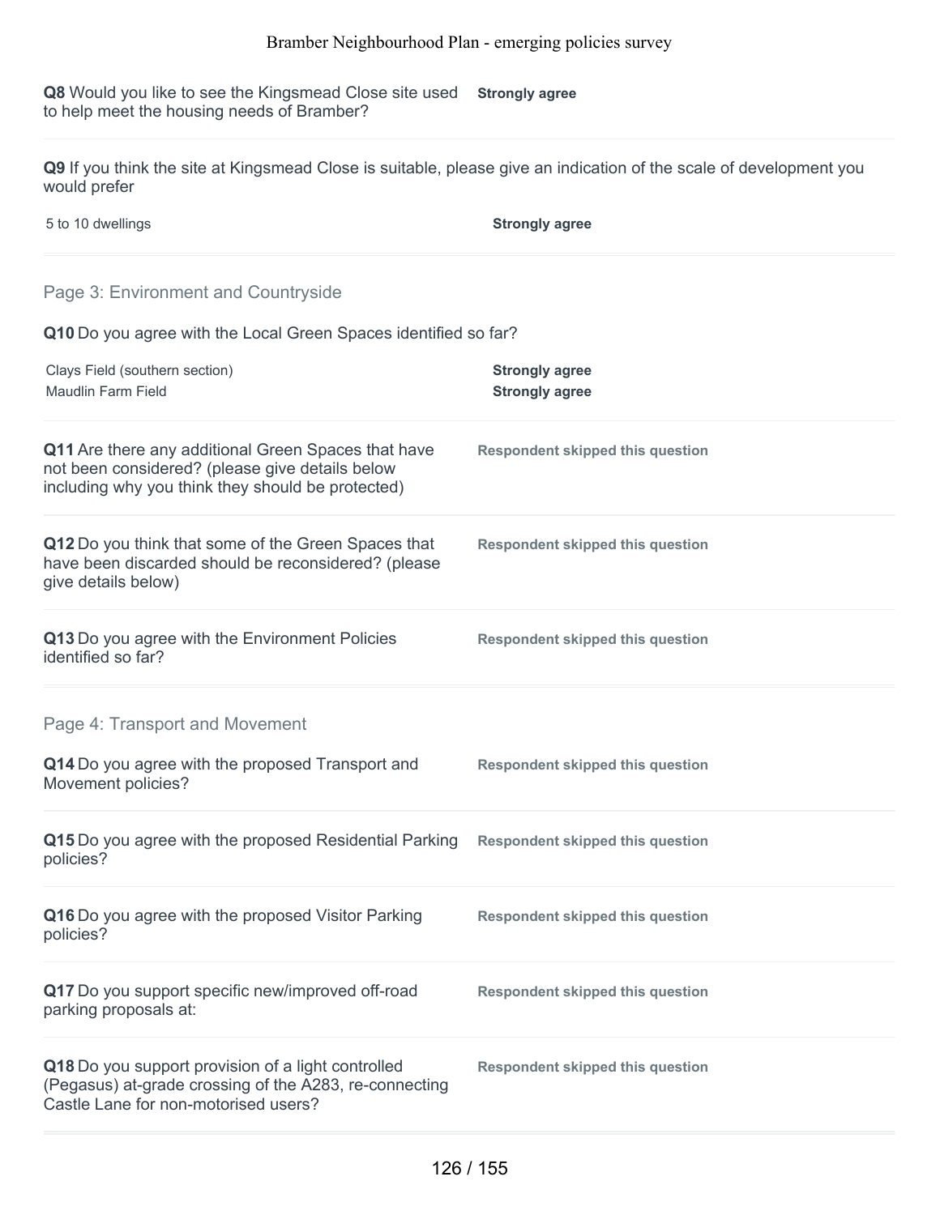**Q8** Would you like to see the Kingsmead Close site used to help meet the housing needs of Bramber? **Strongly agree**

**Q9** If you think the site at Kingsmead Close is suitable, please give an indication of the scale of development you would prefer

| | |
|---|---|
| 5 to 10 dwellings | **Strongly agree** |

## Page 3: Environment and Countryside

**Q10** Do you agree with the Local Green Spaces identified so far?

| | |
|---|---|
| Clays Field (southern section) | **Strongly agree** |
| Maudlin Farm Field | **Strongly agree** |

**Q11** Are there any additional Green Spaces that have not been considered? (please give details below including why you think they should be protected) **Respondent skipped this question**

**Q12** Do you think that some of the Green Spaces that have been discarded should be reconsidered? (please give details below) **Respondent skipped this question**

**Q13** Do you agree with the Environment Policies identified so far? **Respondent skipped this question**

## Page 4: Transport and Movement

**Q14** Do you agree with the proposed Transport and Movement policies? **Respondent skipped this question**

**Q15** Do you agree with the proposed Residential Parking policies? **Respondent skipped this question**

**Q16** Do you agree with the proposed Visitor Parking policies? **Respondent skipped this question**

**Q17** Do you support specific new/improved off-road parking proposals at: **Respondent skipped this question**

**Q18** Do you support provision of a light controlled (Pegasus) at-grade crossing of the A283, re-connecting Castle Lane for non-motorised users? **Respondent skipped this question**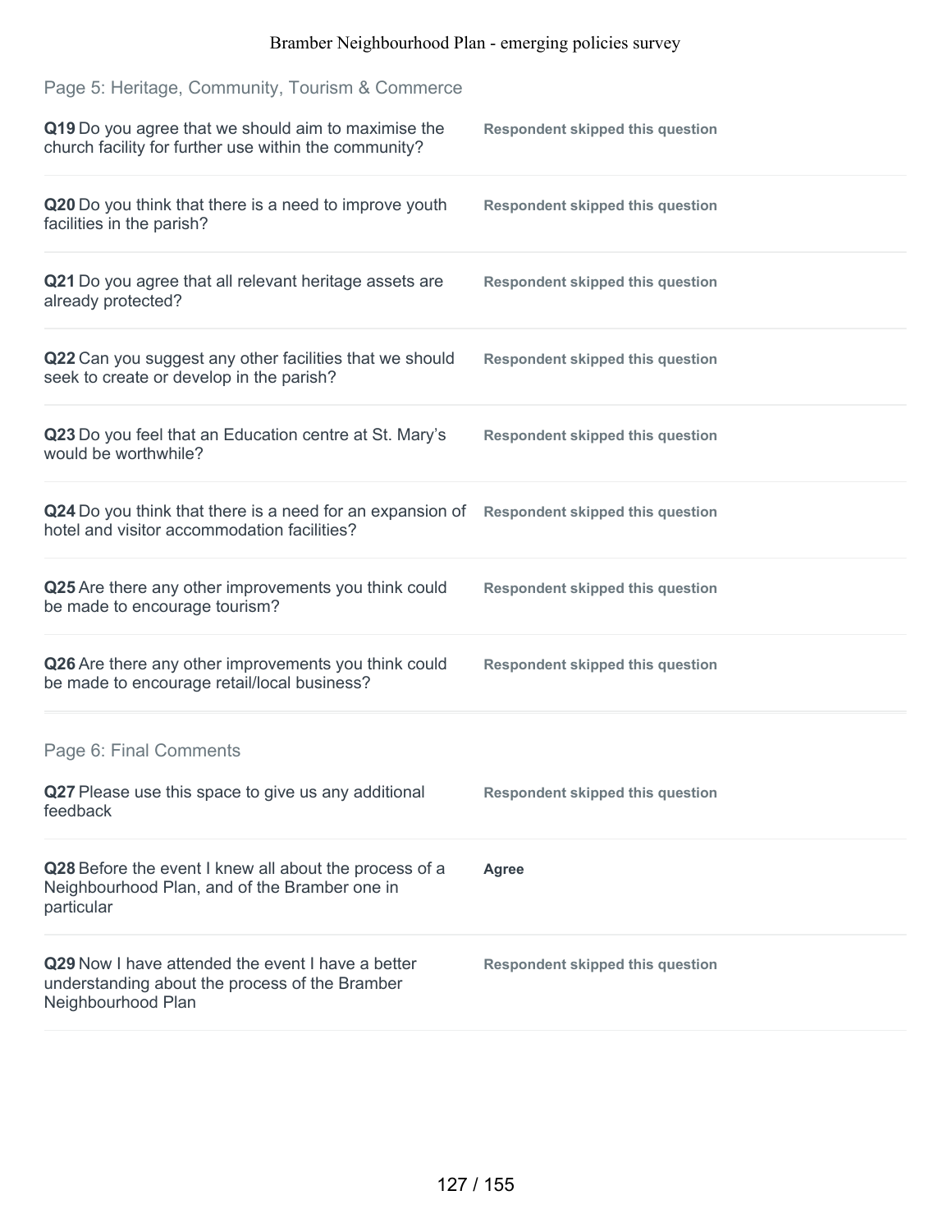## Page 5: Heritage, Community, Tourism & Commerce

**Q19** Do you agree that we should aim to maximise the church facility for further use within the community?

**Respondent skipped this question**

**Q20** Do you think that there is a need to improve youth facilities in the parish?

**Respondent skipped this question**

**Q21** Do you agree that all relevant heritage assets are already protected?

**Respondent skipped this question**

**Q22** Can you suggest any other facilities that we should seek to create or develop in the parish?

**Respondent skipped this question**

**Q23** Do you feel that an Education centre at St. Mary's would be worthwhile?

**Respondent skipped this question**

**Q24** Do you think that there is a need for an expansion of hotel and visitor accommodation facilities?

**Respondent skipped this question**

**Q25** Are there any other improvements you think could be made to encourage tourism?

**Respondent skipped this question**

**Q26** Are there any other improvements you think could be made to encourage retail/local business?

**Respondent skipped this question**

## Page 6: Final Comments

**Q27** Please use this space to give us any additional feedback

**Respondent skipped this question**

**Q28** Before the event I knew all about the process of a Neighbourhood Plan, and of the Bramber one in particular

**Agree**

**Q29** Now I have attended the event I have a better understanding about the process of the Bramber Neighbourhood Plan

**Respondent skipped this question**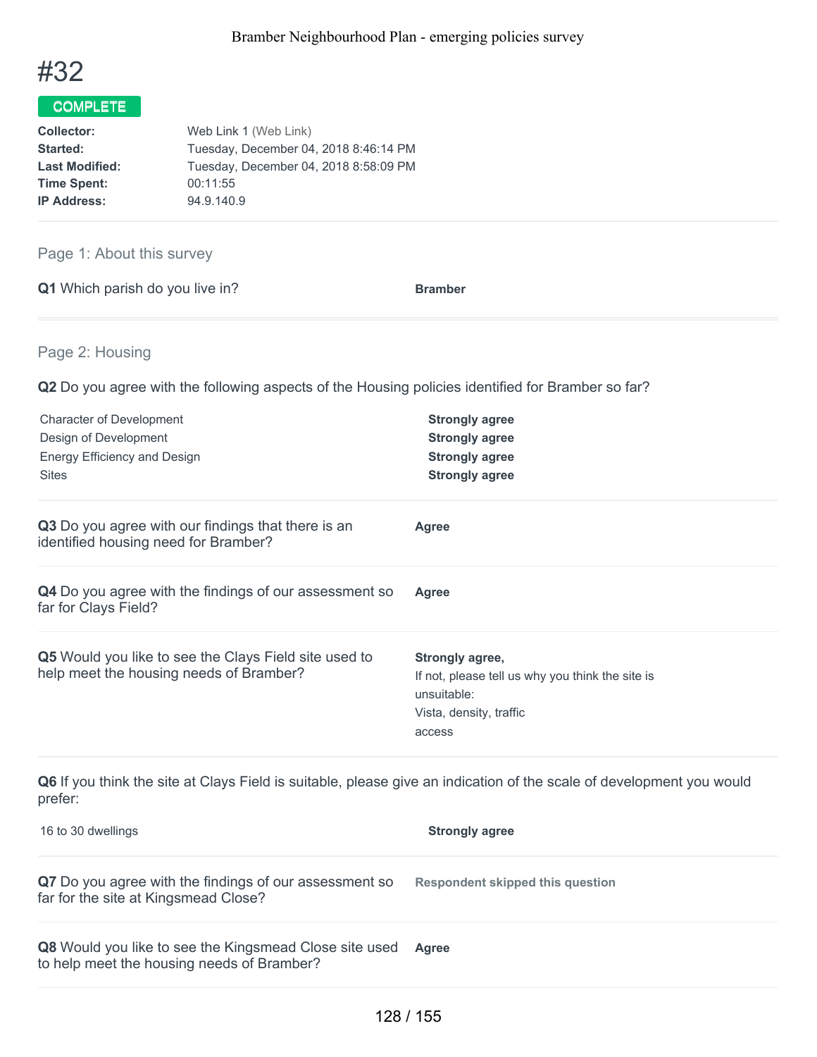# #32

**COMPLETE**

| | |
|---|---|
| **Collector:** | Web Link 1 (Web Link) |
| **Started:** | Tuesday, December 04, 2018 8:46:14 PM |
| **Last Modified:** | Tuesday, December 04, 2018 8:58:09 PM |
| **Time Spent:** | 00:11:55 |
| **IP Address:** | 94.9.140.9 |

## Page 1: About this survey

**Q1** Which parish do you live in?

**Bramber**

## Page 2: Housing

**Q2** Do you agree with the following aspects of the Housing policies identified for Bramber so far?

| | |
|---|---|
| Character of Development | **Strongly agree** |
| Design of Development | **Strongly agree** |
| Energy Efficiency and Design | **Strongly agree** |
| Sites | **Strongly agree** |

**Q3** Do you agree with our findings that there is an identified housing need for Bramber?

**Agree**

**Q4** Do you agree with the findings of our assessment so far for Clays Field?

**Agree**

**Q5** Would you like to see the Clays Field site used to help meet the housing needs of Bramber?

**Strongly agree,**

If not, please tell us why you think the site is unsuitable:

Vista, density, traffic access

**Q6** If you think the site at Clays Field is suitable, please give an indication of the scale of development you would prefer:

| | |
|---|---|
| 16 to 30 dwellings | **Strongly agree** |

**Q7** Do you agree with the findings of our assessment so far for the site at Kingsmead Close?

**Respondent skipped this question**

**Q8** Would you like to see the Kingsmead Close site used to help meet the housing needs of Bramber?

**Agree**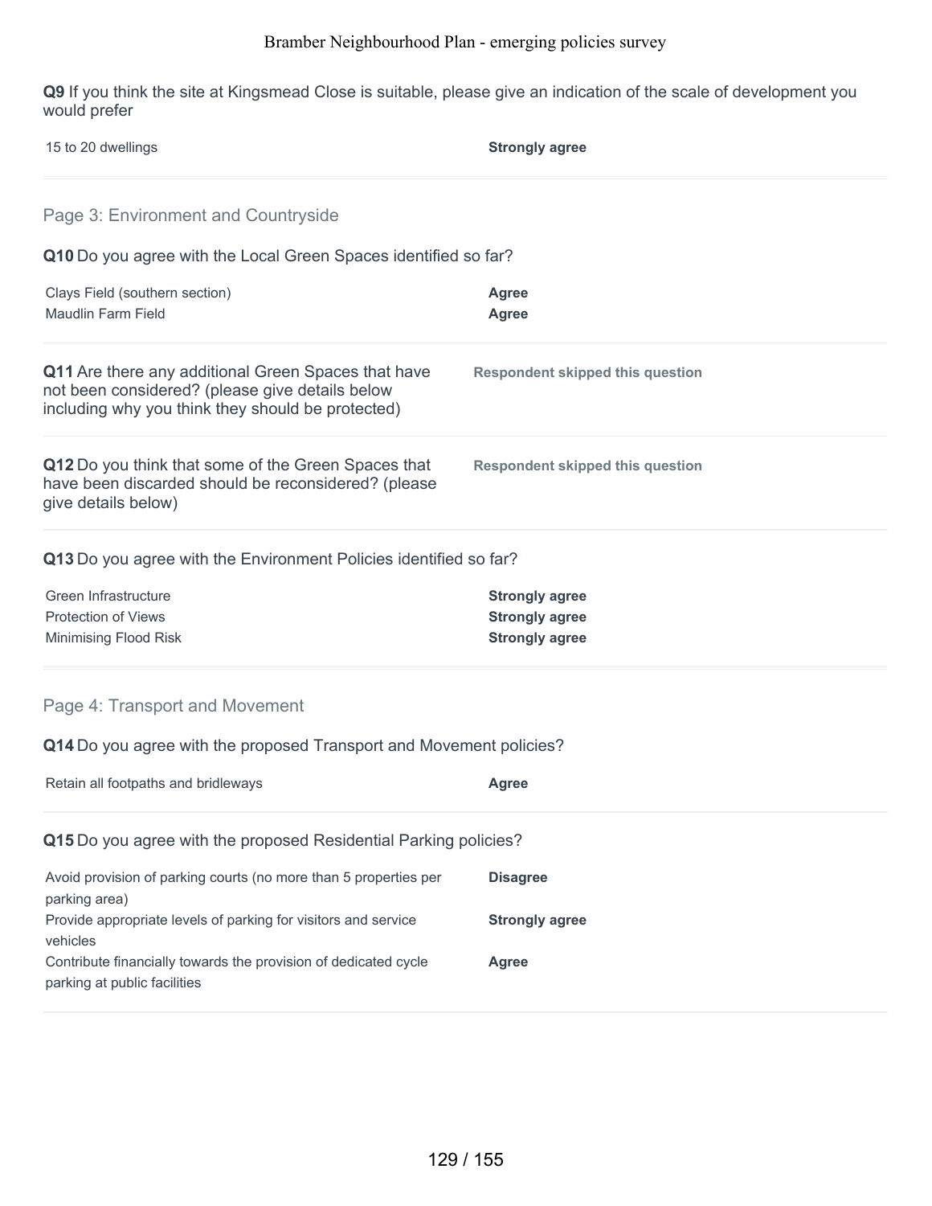**Q9** If you think the site at Kingsmead Close is suitable, please give an indication of the scale of development you would prefer

| | |
|---|---|
| 15 to 20 dwellings | **Strongly agree** |

## Page 3: Environment and Countryside

**Q10** Do you agree with the Local Green Spaces identified so far?

| | |
|---|---|
| Clays Field (southern section) | **Agree** |
| Maudlin Farm Field | **Agree** |

**Q11** Are there any additional Green Spaces that have not been considered? (please give details below including why you think they should be protected)

**Respondent skipped this question**

**Q12** Do you think that some of the Green Spaces that have been discarded should be reconsidered? (please give details below)

**Respondent skipped this question**

**Q13** Do you agree with the Environment Policies identified so far?

| | |
|---|---|
| Green Infrastructure | **Strongly agree** |
| Protection of Views | **Strongly agree** |
| Minimising Flood Risk | **Strongly agree** |

## Page 4: Transport and Movement

**Q14** Do you agree with the proposed Transport and Movement policies?

| | |
|---|---|
| Retain all footpaths and bridleways | **Agree** |

**Q15** Do you agree with the proposed Residential Parking policies?

| | |
|---|---|
| Avoid provision of parking courts (no more than 5 properties per parking area) | **Disagree** |
| Provide appropriate levels of parking for visitors and service vehicles | **Strongly agree** |
| Contribute financially towards the provision of dedicated cycle parking at public facilities | **Agree** |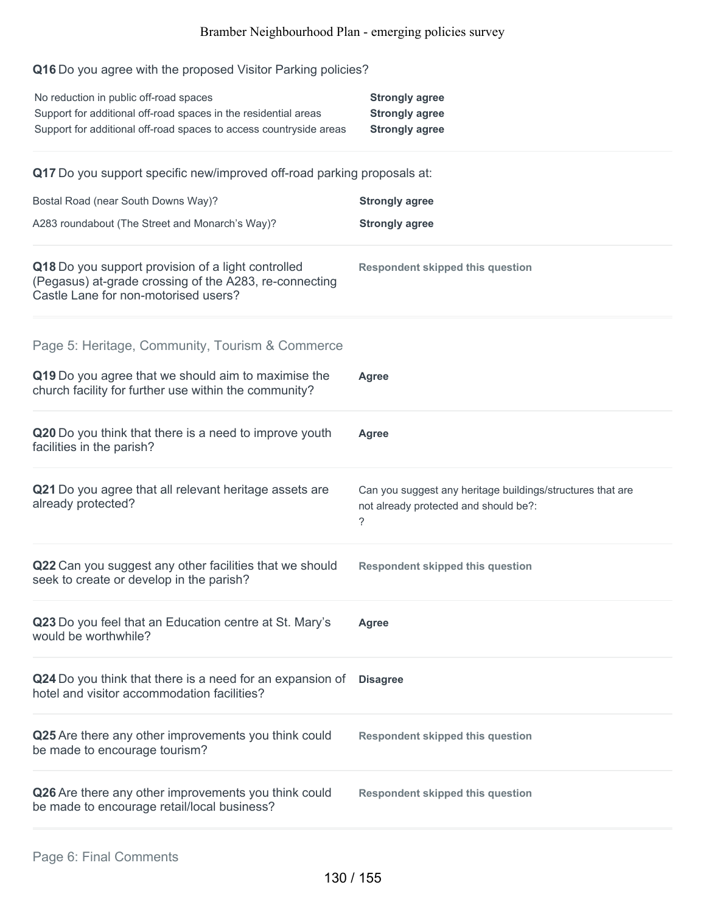**Q16** Do you agree with the proposed Visitor Parking policies?

| | |
|---|---|
| No reduction in public off-road spaces | **Strongly agree** |
| Support for additional off-road spaces in the residential areas | **Strongly agree** |
| Support for additional off-road spaces to access countryside areas | **Strongly agree** |

**Q17** Do you support specific new/improved off-road parking proposals at:

| | |
|---|---|
| Bostal Road (near South Downs Way)? | **Strongly agree** |
| A283 roundabout (The Street and Monarch's Way)? | **Strongly agree** |

**Q18** Do you support provision of a light controlled (Pegasus) at-grade crossing of the A283, re-connecting Castle Lane for non-motorised users?

**Respondent skipped this question**

## Page 5: Heritage, Community, Tourism & Commerce

**Q19** Do you agree that we should aim to maximise the church facility for further use within the community?

**Agree**

**Q20** Do you think that there is a need to improve youth facilities in the parish?

**Agree**

**Q21** Do you agree that all relevant heritage assets are already protected?

Can you suggest any heritage buildings/structures that are not already protected and should be?:
?

**Q22** Can you suggest any other facilities that we should seek to create or develop in the parish?

**Respondent skipped this question**

**Q23** Do you feel that an Education centre at St. Mary's would be worthwhile?

**Agree**

**Q24** Do you think that there is a need for an expansion of hotel and visitor accommodation facilities?

**Disagree**

**Q25** Are there any other improvements you think could be made to encourage tourism?

**Respondent skipped this question**

**Q26** Are there any other improvements you think could be made to encourage retail/local business?

**Respondent skipped this question**

## Page 6: Final Comments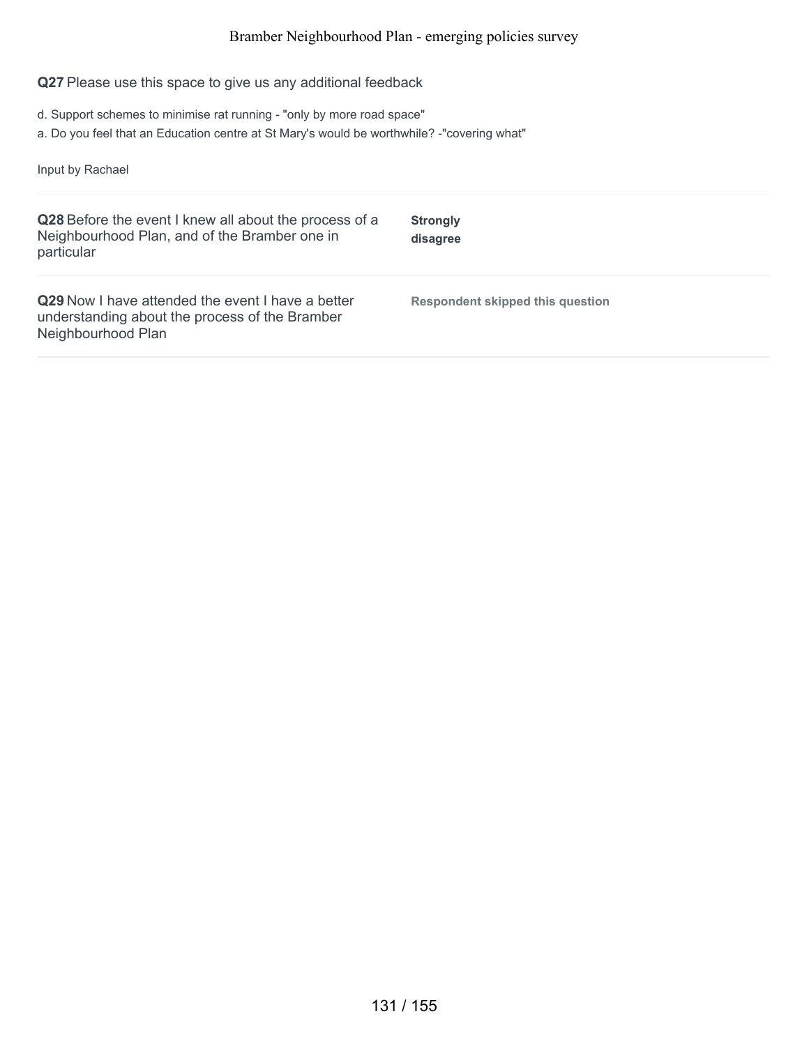**Q27** Please use this space to give us any additional feedback

d. Support schemes to minimise rat running - "only by more road space"
a. Do you feel that an Education centre at St Mary's would be worthwhile? -"covering what"

Input by Rachael

| | |
|---|---|
| **Q28** Before the event I knew all about the process of a Neighbourhood Plan, and of the Bramber one in particular | **Strongly disagree** |
| **Q29** Now I have attended the event I have a better understanding about the process of the Bramber Neighbourhood Plan | **Respondent skipped this question** |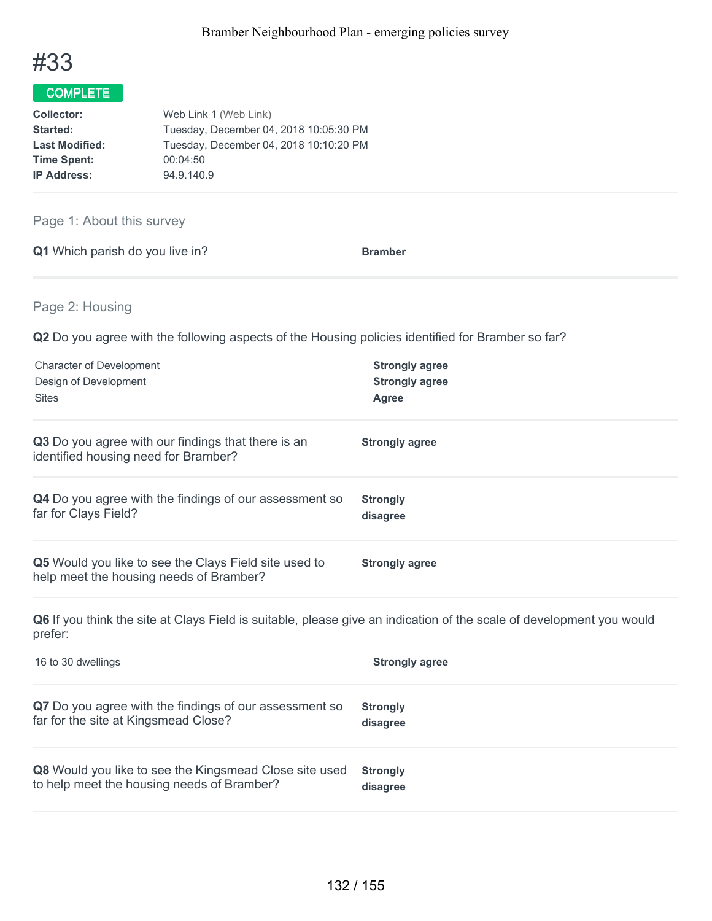# #33

**COMPLETE**

| | |
|---|---|
| **Collector:** | Web Link 1 (Web Link) |
| **Started:** | Tuesday, December 04, 2018 10:05:30 PM |
| **Last Modified:** | Tuesday, December 04, 2018 10:10:20 PM |
| **Time Spent:** | 00:04:50 |
| **IP Address:** | 94.9.140.9 |

## Page 1: About this survey

**Q1** Which parish do you live in? — **Bramber**

## Page 2: Housing

**Q2** Do you agree with the following aspects of the Housing policies identified for Bramber so far?

| | |
|---|---|
| Character of Development | **Strongly agree** |
| Design of Development | **Strongly agree** |
| Sites | **Agree** |

**Q3** Do you agree with our findings that there is an identified housing need for Bramber? — **Strongly agree**

**Q4** Do you agree with the findings of our assessment so far for Clays Field? — **Strongly disagree**

**Q5** Would you like to see the Clays Field site used to help meet the housing needs of Bramber? — **Strongly agree**

**Q6** If you think the site at Clays Field is suitable, please give an indication of the scale of development you would prefer:

| | |
|---|---|
| 16 to 30 dwellings | **Strongly agree** |

**Q7** Do you agree with the findings of our assessment so far for the site at Kingsmead Close? — **Strongly disagree**

**Q8** Would you like to see the Kingsmead Close site used to help meet the housing needs of Bramber? — **Strongly disagree**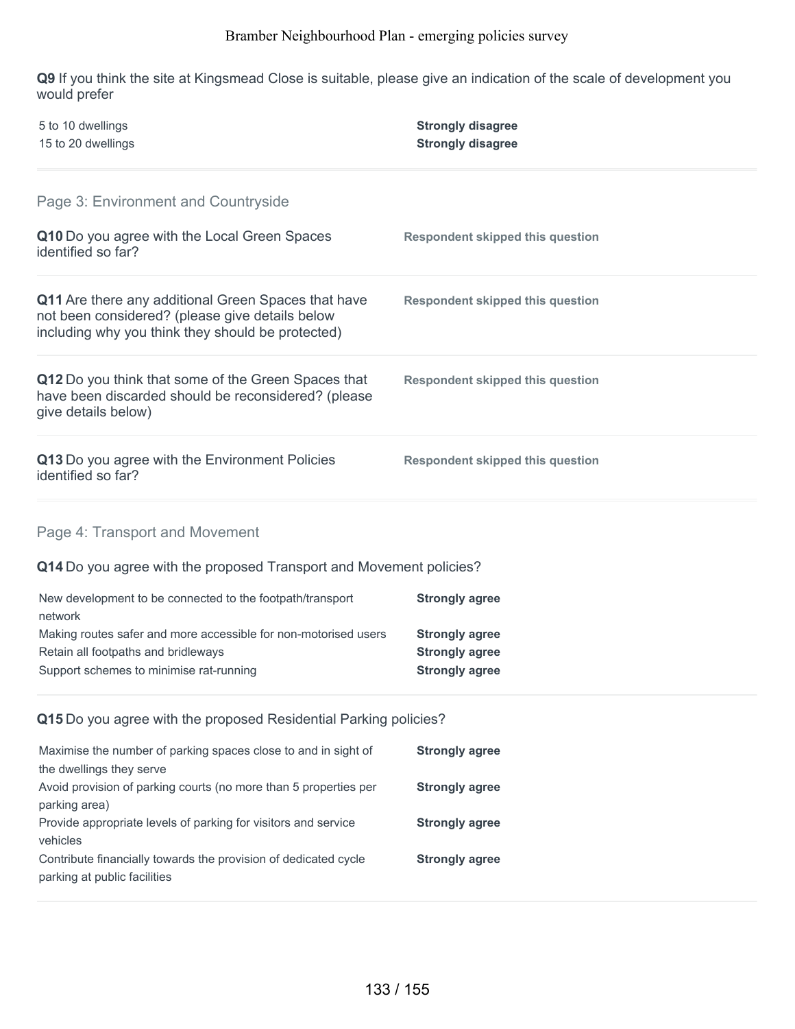**Q9** If you think the site at Kingsmead Close is suitable, please give an indication of the scale of development you would prefer

| | |
|---|---|
| 5 to 10 dwellings | **Strongly disagree** |
| 15 to 20 dwellings | **Strongly disagree** |

## Page 3: Environment and Countryside

| | |
|---|---|
| **Q10** Do you agree with the Local Green Spaces identified so far? | **Respondent skipped this question** |
| **Q11** Are there any additional Green Spaces that have not been considered? (please give details below including why you think they should be protected) | **Respondent skipped this question** |
| **Q12** Do you think that some of the Green Spaces that have been discarded should be reconsidered? (please give details below) | **Respondent skipped this question** |
| **Q13** Do you agree with the Environment Policies identified so far? | **Respondent skipped this question** |

## Page 4: Transport and Movement

**Q14** Do you agree with the proposed Transport and Movement policies?

| | |
|---|---|
| New development to be connected to the footpath/transport network | **Strongly agree** |
| Making routes safer and more accessible for non-motorised users | **Strongly agree** |
| Retain all footpaths and bridleways | **Strongly agree** |
| Support schemes to minimise rat-running | **Strongly agree** |

**Q15** Do you agree with the proposed Residential Parking policies?

| | |
|---|---|
| Maximise the number of parking spaces close to and in sight of the dwellings they serve | **Strongly agree** |
| Avoid provision of parking courts (no more than 5 properties per parking area) | **Strongly agree** |
| Provide appropriate levels of parking for visitors and service vehicles | **Strongly agree** |
| Contribute financially towards the provision of dedicated cycle parking at public facilities | **Strongly agree** |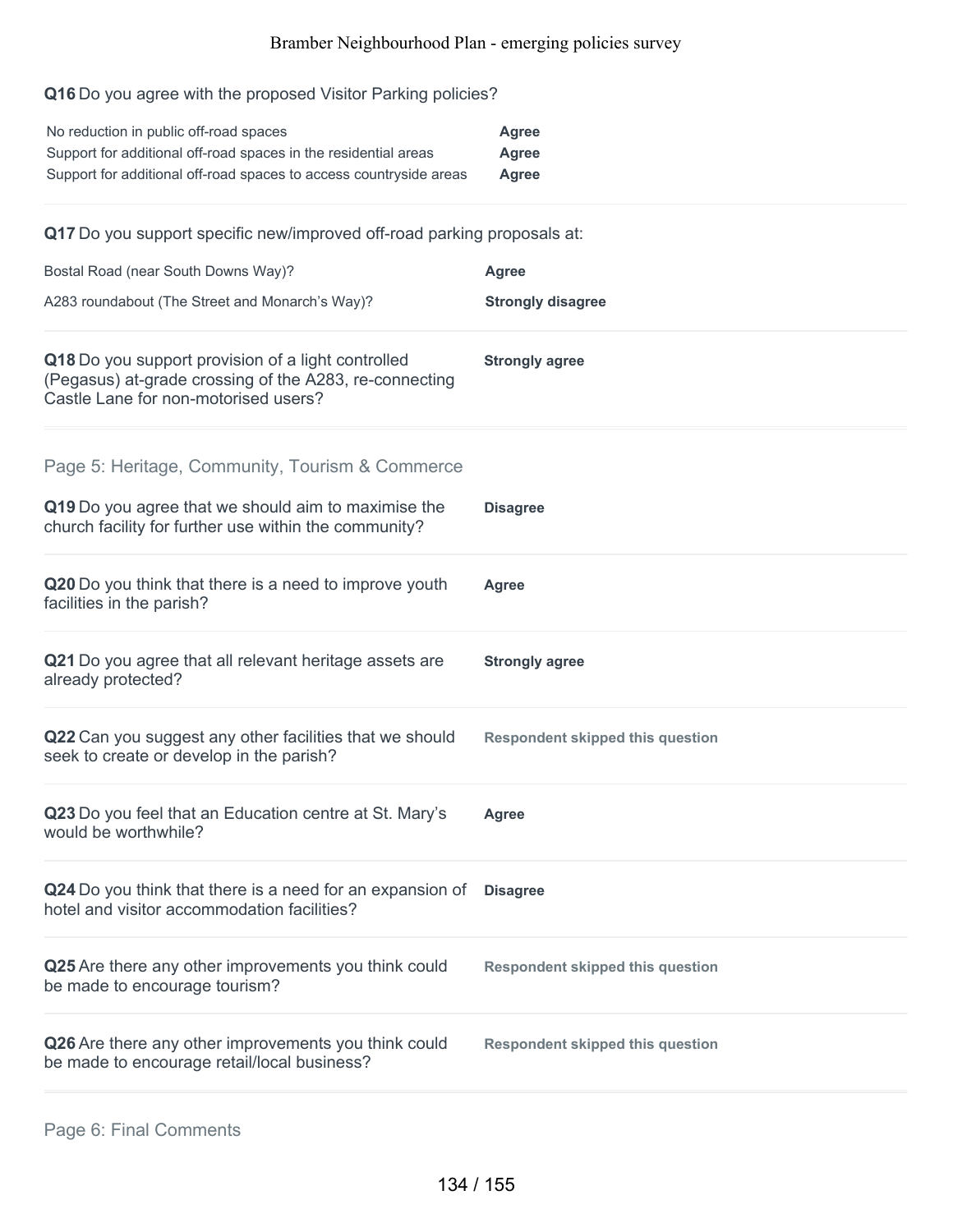**Q16** Do you agree with the proposed Visitor Parking policies?

| | |
|---|---|
| No reduction in public off-road spaces | **Agree** |
| Support for additional off-road spaces in the residential areas | **Agree** |
| Support for additional off-road spaces to access countryside areas | **Agree** |

**Q17** Do you support specific new/improved off-road parking proposals at:

| | |
|---|---|
| Bostal Road (near South Downs Way)? | **Agree** |
| A283 roundabout (The Street and Monarch's Way)? | **Strongly disagree** |

**Q18** Do you support provision of a light controlled (Pegasus) at-grade crossing of the A283, re-connecting Castle Lane for non-motorised users? — **Strongly agree**

## Page 5: Heritage, Community, Tourism & Commerce

**Q19** Do you agree that we should aim to maximise the church facility for further use within the community? — **Disagree**

**Q20** Do you think that there is a need to improve youth facilities in the parish? — **Agree**

**Q21** Do you agree that all relevant heritage assets are already protected? — **Strongly agree**

**Q22** Can you suggest any other facilities that we should seek to create or develop in the parish? — **Respondent skipped this question**

**Q23** Do you feel that an Education centre at St. Mary's would be worthwhile? — **Agree**

**Q24** Do you think that there is a need for an expansion of hotel and visitor accommodation facilities? — **Disagree**

**Q25** Are there any other improvements you think could be made to encourage tourism? — **Respondent skipped this question**

**Q26** Are there any other improvements you think could be made to encourage retail/local business? — **Respondent skipped this question**

## Page 6: Final Comments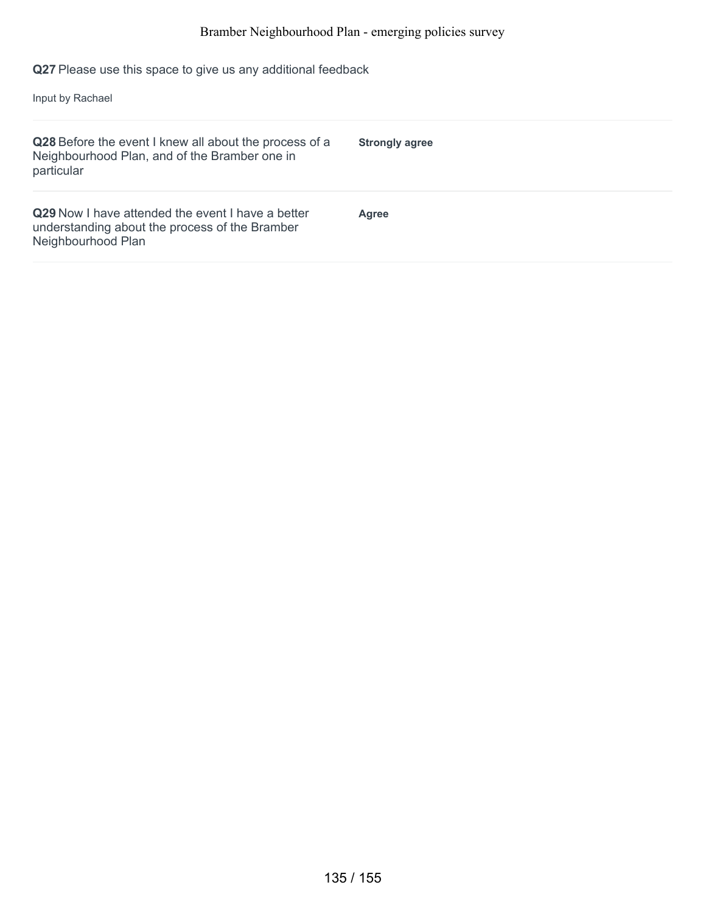**Q27** Please use this space to give us any additional feedback

Input by Rachael

| | |
|---|---|
| **Q28** Before the event I knew all about the process of a Neighbourhood Plan, and of the Bramber one in particular | **Strongly agree** |
| **Q29** Now I have attended the event I have a better understanding about the process of the Bramber Neighbourhood Plan | **Agree** |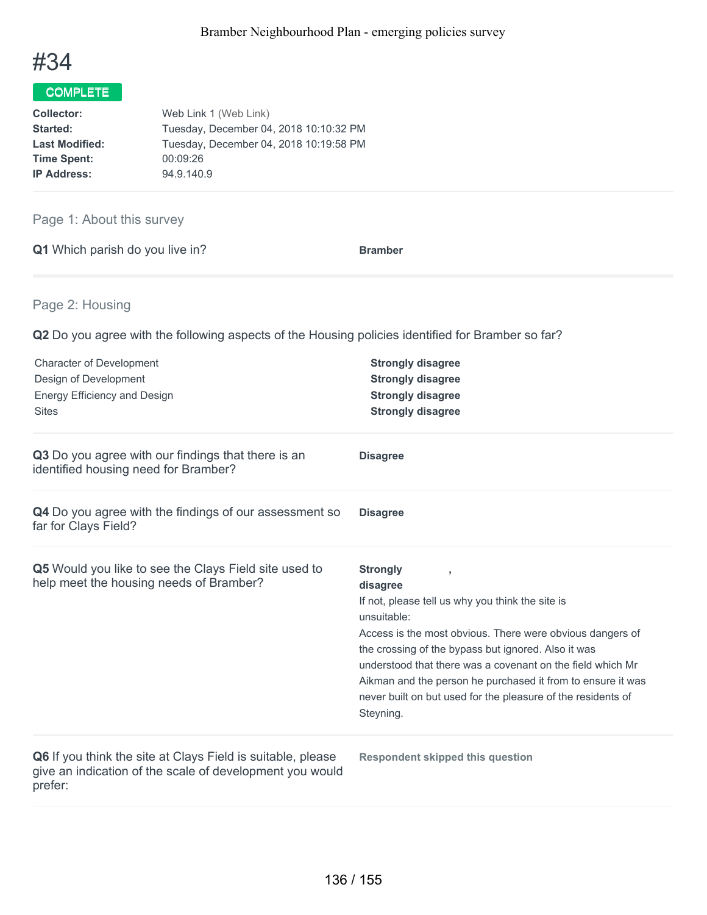# #34

**COMPLETE**

| | |
|---|---|
| **Collector:** | Web Link 1 (Web Link) |
| **Started:** | Tuesday, December 04, 2018 10:10:32 PM |
| **Last Modified:** | Tuesday, December 04, 2018 10:19:58 PM |
| **Time Spent:** | 00:09:26 |
| **IP Address:** | 94.9.140.9 |

## Page 1: About this survey

**Q1** Which parish do you live in?

**Bramber**

## Page 2: Housing

**Q2** Do you agree with the following aspects of the Housing policies identified for Bramber so far?

| | |
|---|---|
| Character of Development | **Strongly disagree** |
| Design of Development | **Strongly disagree** |
| Energy Efficiency and Design | **Strongly disagree** |
| Sites | **Strongly disagree** |

**Q3** Do you agree with our findings that there is an identified housing need for Bramber?

**Disagree**

**Q4** Do you agree with the findings of our assessment so far for Clays Field?

**Disagree**

**Q5** Would you like to see the Clays Field site used to help meet the housing needs of Bramber?

**Strongly disagree**,

If not, please tell us why you think the site is unsuitable:

Access is the most obvious. There were obvious dangers of the crossing of the bypass but ignored. Also it was understood that there was a covenant on the field which Mr Aikman and the person he purchased it from to ensure it was never built on but used for the pleasure of the residents of Steyning.

**Q6** If you think the site at Clays Field is suitable, please give an indication of the scale of development you would prefer:

**Respondent skipped this question**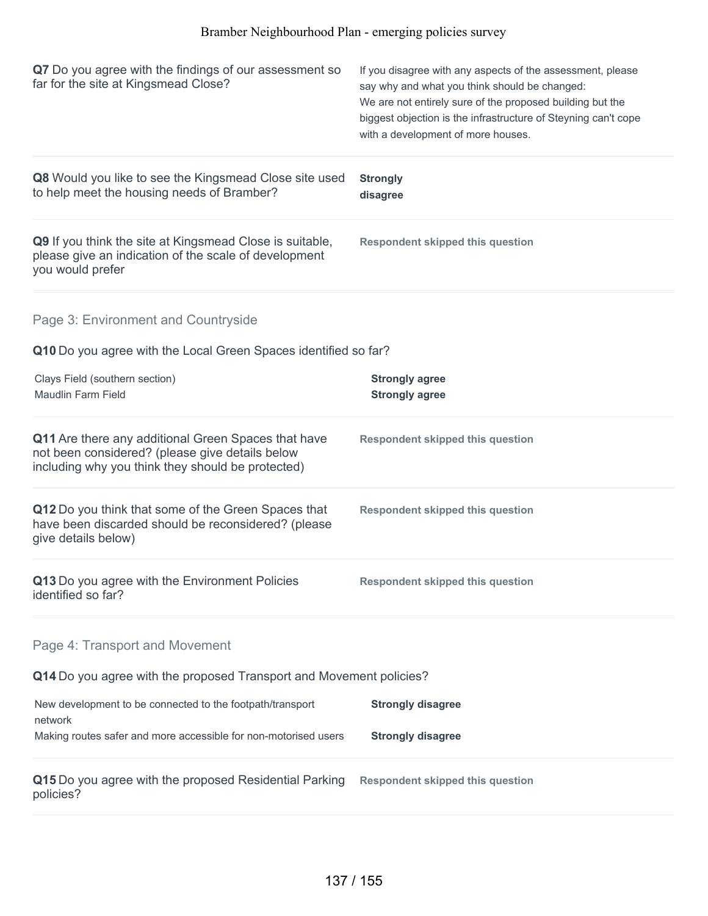**Q7** Do you agree with the findings of our assessment so far for the site at Kingsmead Close?

If you disagree with any aspects of the assessment, please say why and what you think should be changed:
We are not entirely sure of the proposed building but the biggest objection is the infrastructure of Steyning can't cope with a development of more houses.

**Q8** Would you like to see the Kingsmead Close site used to help meet the housing needs of Bramber?

**Strongly disagree**

**Q9** If you think the site at Kingsmead Close is suitable, please give an indication of the scale of development you would prefer

**Respondent skipped this question**

## Page 3: Environment and Countryside

**Q10** Do you agree with the Local Green Spaces identified so far?

| | |
|---|---|
| Clays Field (southern section) | **Strongly agree** |
| Maudlin Farm Field | **Strongly agree** |

**Q11** Are there any additional Green Spaces that have not been considered? (please give details below including why you think they should be protected)

**Respondent skipped this question**

**Q12** Do you think that some of the Green Spaces that have been discarded should be reconsidered? (please give details below)

**Respondent skipped this question**

**Q13** Do you agree with the Environment Policies identified so far?

**Respondent skipped this question**

## Page 4: Transport and Movement

**Q14** Do you agree with the proposed Transport and Movement policies?

| | |
|---|---|
| New development to be connected to the footpath/transport network | **Strongly disagree** |
| Making routes safer and more accessible for non-motorised users | **Strongly disagree** |

**Q15** Do you agree with the proposed Residential Parking policies?

**Respondent skipped this question**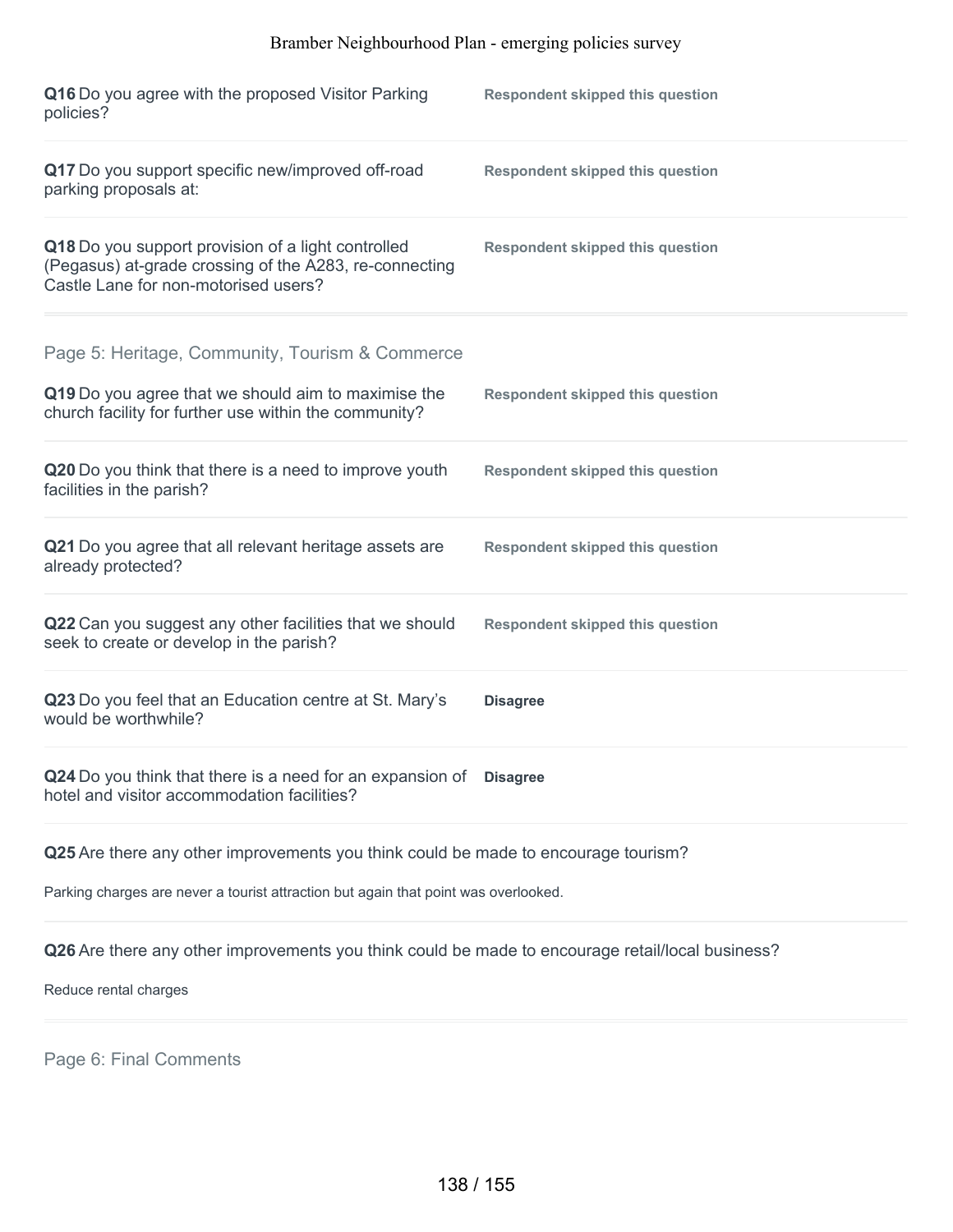**Q16** Do you agree with the proposed Visitor Parking policies?

**Respondent skipped this question**

**Q17** Do you support specific new/improved off-road parking proposals at:

**Respondent skipped this question**

**Q18** Do you support provision of a light controlled (Pegasus) at-grade crossing of the A283, re-connecting Castle Lane for non-motorised users?

**Respondent skipped this question**

## Page 5: Heritage, Community, Tourism & Commerce

**Q19** Do you agree that we should aim to maximise the church facility for further use within the community?

**Respondent skipped this question**

**Q20** Do you think that there is a need to improve youth facilities in the parish?

**Respondent skipped this question**

**Q21** Do you agree that all relevant heritage assets are already protected?

**Respondent skipped this question**

**Q22** Can you suggest any other facilities that we should seek to create or develop in the parish?

**Respondent skipped this question**

**Q23** Do you feel that an Education centre at St. Mary's would be worthwhile?

**Disagree**

**Q24** Do you think that there is a need for an expansion of hotel and visitor accommodation facilities?

**Disagree**

**Q25** Are there any other improvements you think could be made to encourage tourism?

Parking charges are never a tourist attraction but again that point was overlooked.

**Q26** Are there any other improvements you think could be made to encourage retail/local business?

Reduce rental charges

## Page 6: Final Comments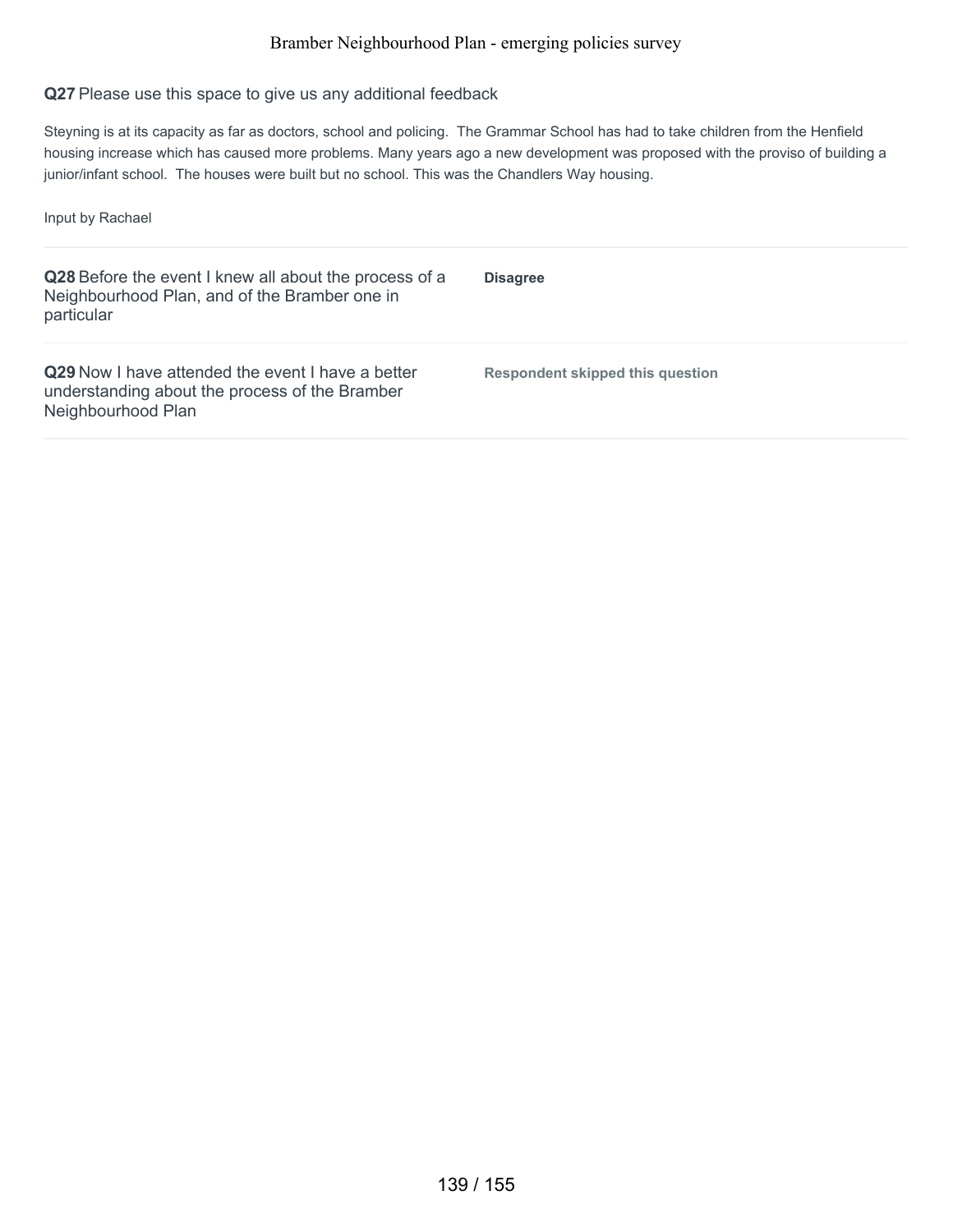**Q27** Please use this space to give us any additional feedback

Steyning is at its capacity as far as doctors, school and policing. The Grammar School has had to take children from the Henfield housing increase which has caused more problems. Many years ago a new development was proposed with the proviso of building a junior/infant school. The houses were built but no school. This was the Chandlers Way housing.

Input by Rachael

| | |
|---|---|
| **Q28** Before the event I knew all about the process of a Neighbourhood Plan, and of the Bramber one in particular | **Disagree** |
| **Q29** Now I have attended the event I have a better understanding about the process of the Bramber Neighbourhood Plan | **Respondent skipped this question** |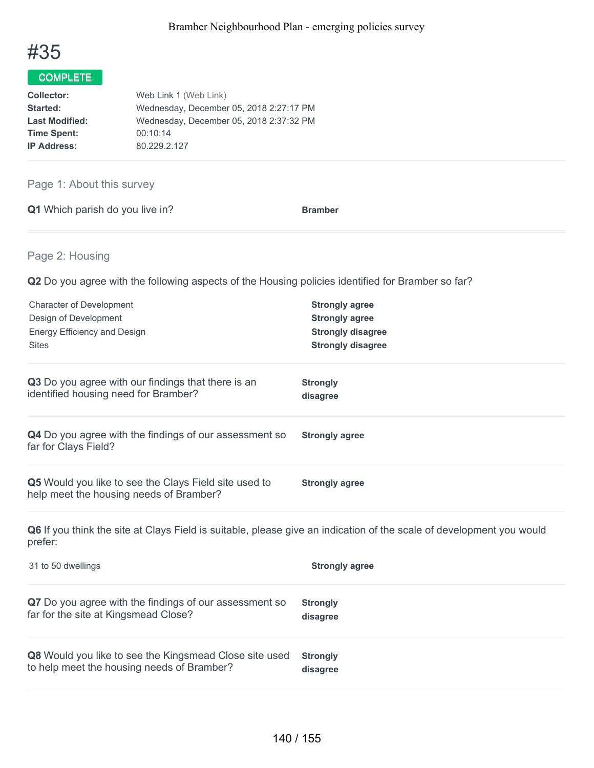# #35

**COMPLETE**

| | |
|---|---|
| **Collector:** | Web Link 1 (Web Link) |
| **Started:** | Wednesday, December 05, 2018 2:27:17 PM |
| **Last Modified:** | Wednesday, December 05, 2018 2:37:32 PM |
| **Time Spent:** | 00:10:14 |
| **IP Address:** | 80.229.2.127 |

## Page 1: About this survey

**Q1** Which parish do you live in? **Bramber**

## Page 2: Housing

**Q2** Do you agree with the following aspects of the Housing policies identified for Bramber so far?

| | |
|---|---|
| Character of Development | **Strongly agree** |
| Design of Development | **Strongly agree** |
| Energy Efficiency and Design | **Strongly disagree** |
| Sites | **Strongly disagree** |

**Q3** Do you agree with our findings that there is an identified housing need for Bramber? **Strongly disagree**

**Q4** Do you agree with the findings of our assessment so far for Clays Field? **Strongly agree**

**Q5** Would you like to see the Clays Field site used to help meet the housing needs of Bramber? **Strongly agree**

**Q6** If you think the site at Clays Field is suitable, please give an indication of the scale of development you would prefer:

| | |
|---|---|
| 31 to 50 dwellings | **Strongly agree** |

**Q7** Do you agree with the findings of our assessment so far for the site at Kingsmead Close? **Strongly disagree**

**Q8** Would you like to see the Kingsmead Close site used to help meet the housing needs of Bramber? **Strongly disagree**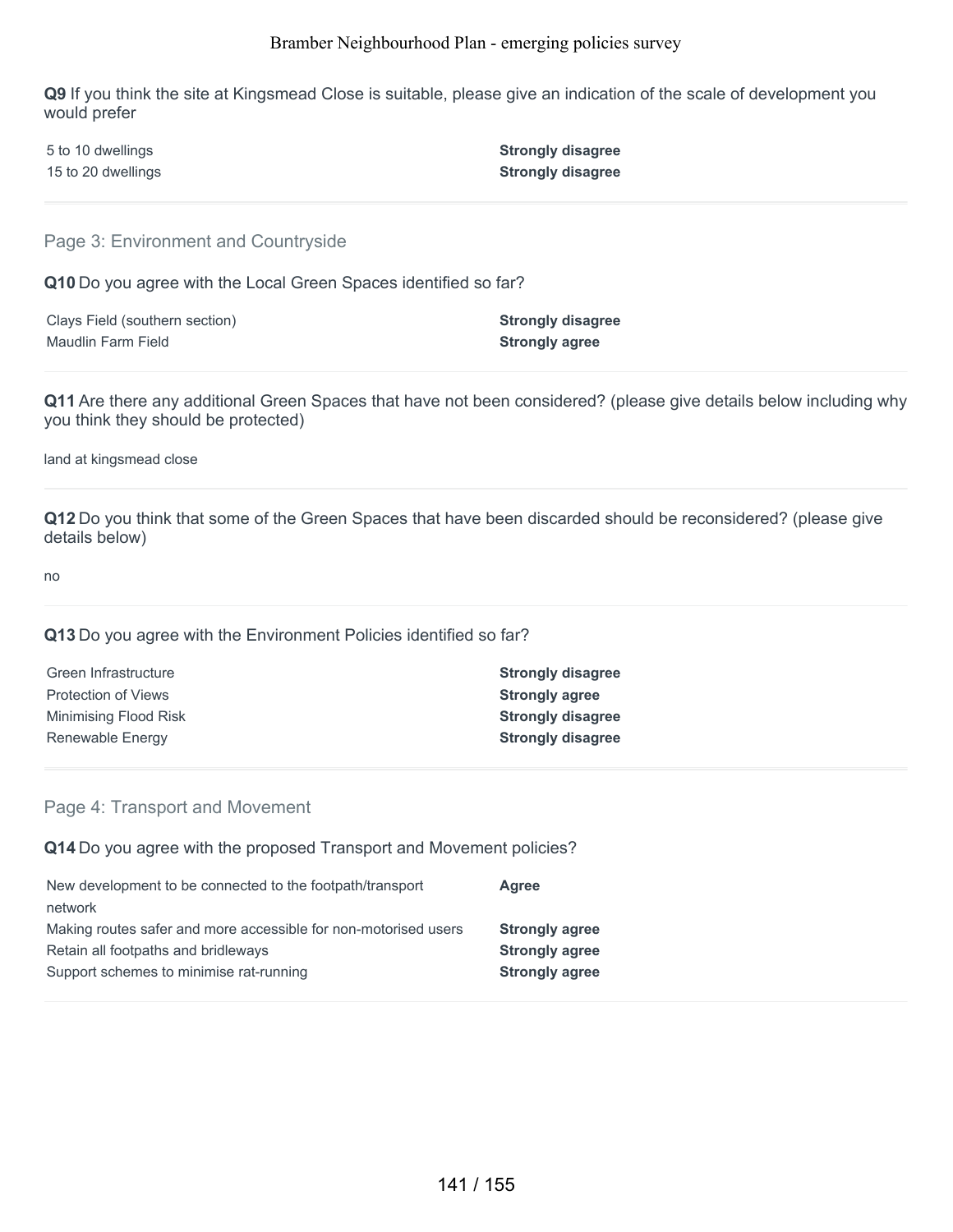**Q9** If you think the site at Kingsmead Close is suitable, please give an indication of the scale of development you would prefer

| | |
|---|---|
| 5 to 10 dwellings | **Strongly disagree** |
| 15 to 20 dwellings | **Strongly disagree** |

## Page 3: Environment and Countryside

**Q10** Do you agree with the Local Green Spaces identified so far?

| | |
|---|---|
| Clays Field (southern section) | **Strongly disagree** |
| Maudlin Farm Field | **Strongly agree** |

**Q11** Are there any additional Green Spaces that have not been considered? (please give details below including why you think they should be protected)

land at kingsmead close

**Q12** Do you think that some of the Green Spaces that have been discarded should be reconsidered? (please give details below)

no

**Q13** Do you agree with the Environment Policies identified so far?

| | |
|---|---|
| Green Infrastructure | **Strongly disagree** |
| Protection of Views | **Strongly agree** |
| Minimising Flood Risk | **Strongly disagree** |
| Renewable Energy | **Strongly disagree** |

## Page 4: Transport and Movement

**Q14** Do you agree with the proposed Transport and Movement policies?

| | |
|---|---|
| New development to be connected to the footpath/transport network | **Agree** |
| Making routes safer and more accessible for non-motorised users | **Strongly agree** |
| Retain all footpaths and bridleways | **Strongly agree** |
| Support schemes to minimise rat-running | **Strongly agree** |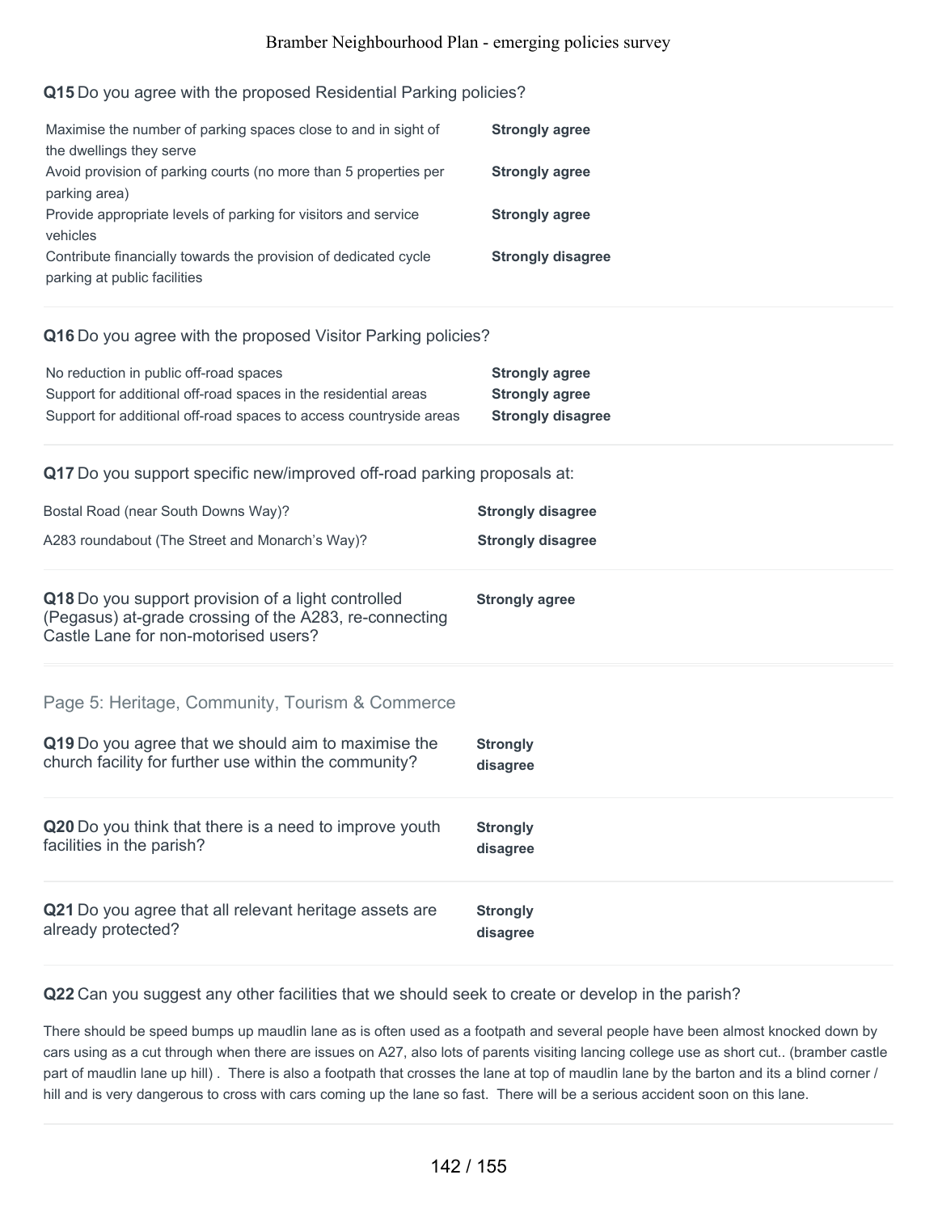**Q15** Do you agree with the proposed Residential Parking policies?

| | |
|---|---|
| Maximise the number of parking spaces close to and in sight of the dwellings they serve | **Strongly agree** |
| Avoid provision of parking courts (no more than 5 properties per parking area) | **Strongly agree** |
| Provide appropriate levels of parking for visitors and service vehicles | **Strongly agree** |
| Contribute financially towards the provision of dedicated cycle parking at public facilities | **Strongly disagree** |

**Q16** Do you agree with the proposed Visitor Parking policies?

| | |
|---|---|
| No reduction in public off-road spaces | **Strongly agree** |
| Support for additional off-road spaces in the residential areas | **Strongly agree** |
| Support for additional off-road spaces to access countryside areas | **Strongly disagree** |

**Q17** Do you support specific new/improved off-road parking proposals at:

| | |
|---|---|
| Bostal Road (near South Downs Way)? | **Strongly disagree** |
| A283 roundabout (The Street and Monarch's Way)? | **Strongly disagree** |

**Q18** Do you support provision of a light controlled (Pegasus) at-grade crossing of the A283, re-connecting Castle Lane for non-motorised users? **Strongly agree**

## Page 5: Heritage, Community, Tourism & Commerce

**Q19** Do you agree that we should aim to maximise the church facility for further use within the community? **Strongly disagree**

**Q20** Do you think that there is a need to improve youth facilities in the parish? **Strongly disagree**

**Q21** Do you agree that all relevant heritage assets are already protected? **Strongly disagree**

**Q22** Can you suggest any other facilities that we should seek to create or develop in the parish?

There should be speed bumps up maudlin lane as is often used as a footpath and several people have been almost knocked down by cars using as a cut through when there are issues on A27, also lots of parents visiting lancing college use as short cut.. (bramber castle part of maudlin lane up hill) . There is also a footpath that crosses the lane at top of maudlin lane by the barton and its a blind corner / hill and is very dangerous to cross with cars coming up the lane so fast. There will be a serious accident soon on this lane.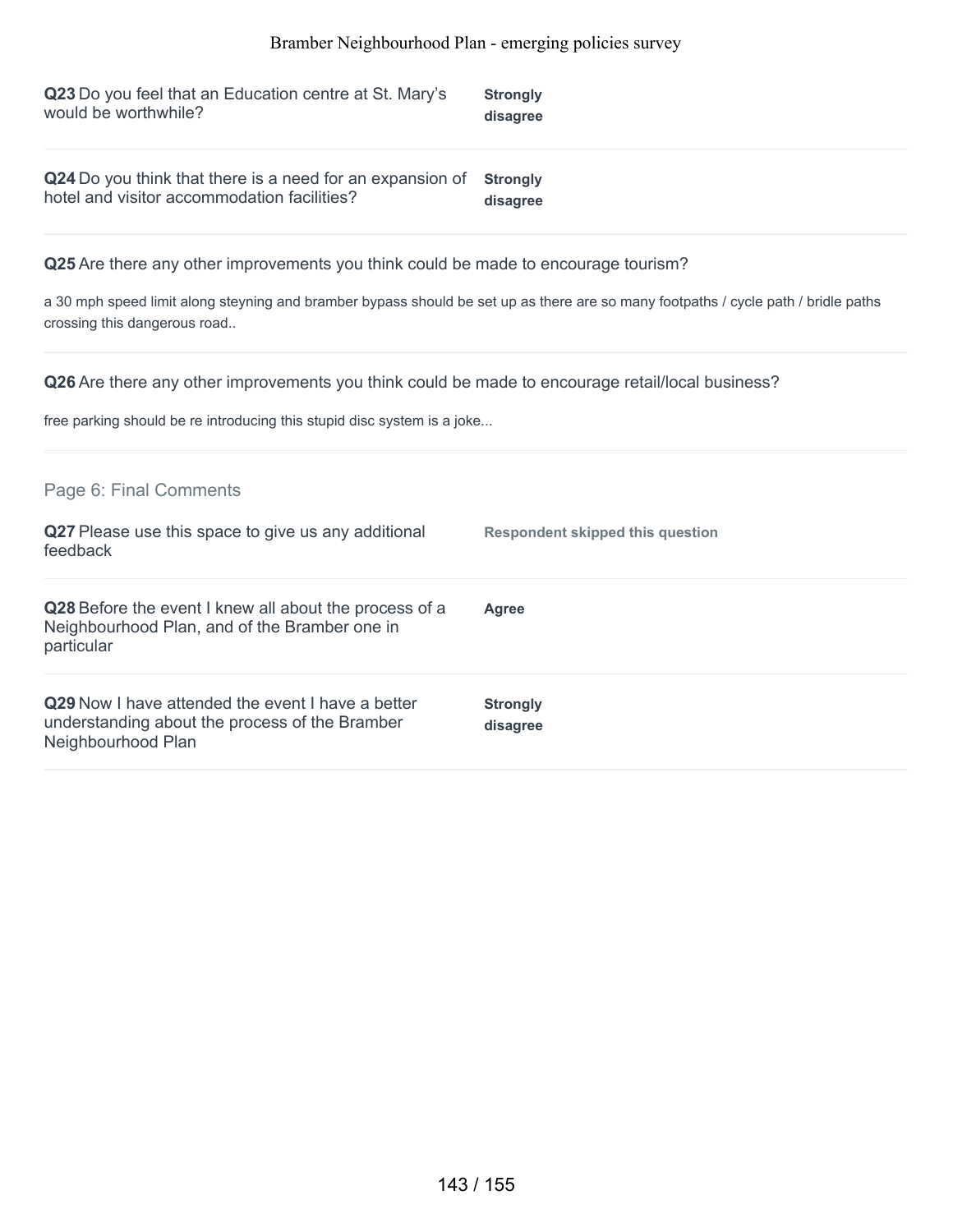**Q23** Do you feel that an Education centre at St. Mary's would be worthwhile?

**Strongly disagree**

---

**Q24** Do you think that there is a need for an expansion of hotel and visitor accommodation facilities?

**Strongly disagree**

---

**Q25** Are there any other improvements you think could be made to encourage tourism?

a 30 mph speed limit along steyning and bramber bypass should be set up as there are so many footpaths / cycle path / bridle paths crossing this dangerous road..

---

**Q26** Are there any other improvements you think could be made to encourage retail/local business?

free parking should be re introducing this stupid disc system is a joke...

---

## Page 6: Final Comments

**Q27** Please use this space to give us any additional feedback

**Respondent skipped this question**

---

**Q28** Before the event I knew all about the process of a Neighbourhood Plan, and of the Bramber one in particular

**Agree**

---

**Q29** Now I have attended the event I have a better understanding about the process of the Bramber Neighbourhood Plan

**Strongly disagree**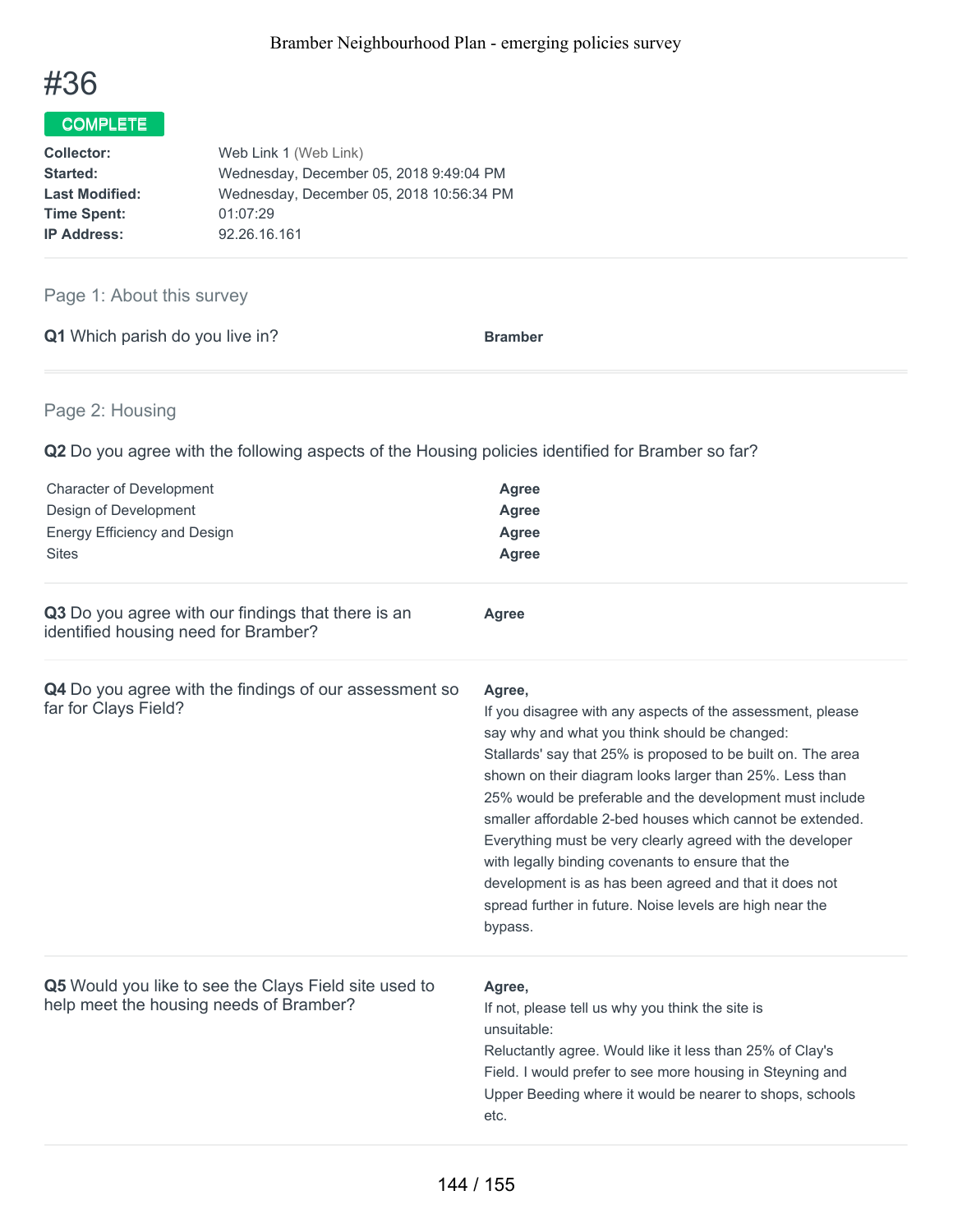# #36

**COMPLETE**

| | |
|---|---|
| **Collector:** | Web Link 1 (Web Link) |
| **Started:** | Wednesday, December 05, 2018 9:49:04 PM |
| **Last Modified:** | Wednesday, December 05, 2018 10:56:34 PM |
| **Time Spent:** | 01:07:29 |
| **IP Address:** | 92.26.16.161 |

## Page 1: About this survey

**Q1** Which parish do you live in?

**Bramber**

## Page 2: Housing

**Q2** Do you agree with the following aspects of the Housing policies identified for Bramber so far?

| | |
|---|---|
| Character of Development | **Agree** |
| Design of Development | **Agree** |
| Energy Efficiency and Design | **Agree** |
| Sites | **Agree** |

**Q3** Do you agree with our findings that there is an identified housing need for Bramber?

**Agree**

**Q4** Do you agree with the findings of our assessment so far for Clays Field?

**Agree,**

If you disagree with any aspects of the assessment, please say why and what you think should be changed:

Stallards' say that 25% is proposed to be built on. The area shown on their diagram looks larger than 25%. Less than 25% would be preferable and the development must include smaller affordable 2-bed houses which cannot be extended. Everything must be very clearly agreed with the developer with legally binding covenants to ensure that the development is as has been agreed and that it does not spread further in future. Noise levels are high near the bypass.

**Q5** Would you like to see the Clays Field site used to help meet the housing needs of Bramber?

**Agree,**

If not, please tell us why you think the site is unsuitable:

Reluctantly agree. Would like it less than 25% of Clay's Field. I would prefer to see more housing in Steyning and Upper Beeding where it would be nearer to shops, schools etc.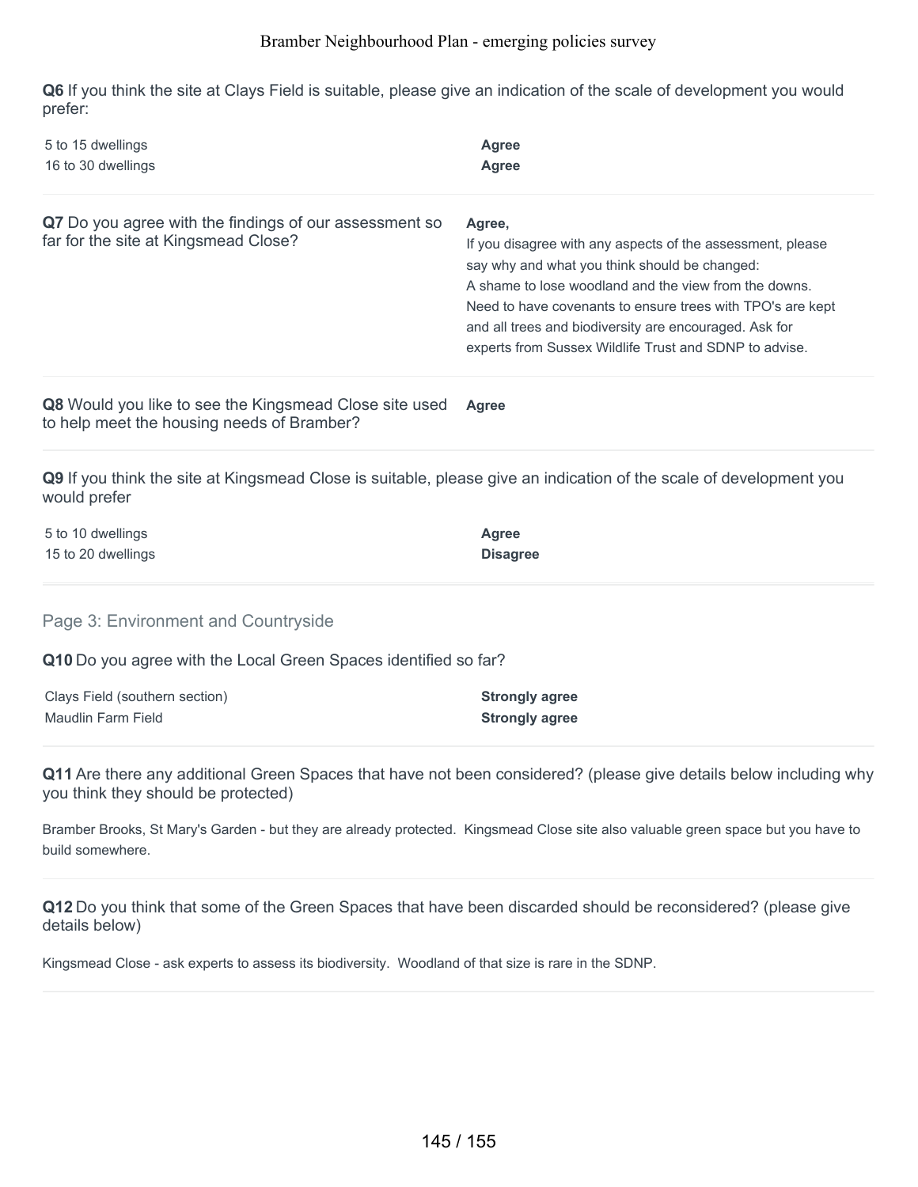**Q6** If you think the site at Clays Field is suitable, please give an indication of the scale of development you would prefer:

| | |
|---|---|
| 5 to 15 dwellings | **Agree** |
| 16 to 30 dwellings | **Agree** |

**Q7** Do you agree with the findings of our assessment so far for the site at Kingsmead Close?

**Agree,**

If you disagree with any aspects of the assessment, please say why and what you think should be changed:

A shame to lose woodland and the view from the downs. Need to have covenants to ensure trees with TPO's are kept and all trees and biodiversity are encouraged. Ask for experts from Sussex Wildlife Trust and SDNP to advise.

**Q8** Would you like to see the Kingsmead Close site used to help meet the housing needs of Bramber?

**Agree**

**Q9** If you think the site at Kingsmead Close is suitable, please give an indication of the scale of development you would prefer

| | |
|---|---|
| 5 to 10 dwellings | **Agree** |
| 15 to 20 dwellings | **Disagree** |

## Page 3: Environment and Countryside

**Q10** Do you agree with the Local Green Spaces identified so far?

| | |
|---|---|
| Clays Field (southern section) | **Strongly agree** |
| Maudlin Farm Field | **Strongly agree** |

**Q11** Are there any additional Green Spaces that have not been considered? (please give details below including why you think they should be protected)

Bramber Brooks, St Mary's Garden - but they are already protected. Kingsmead Close site also valuable green space but you have to build somewhere.

**Q12** Do you think that some of the Green Spaces that have been discarded should be reconsidered? (please give details below)

Kingsmead Close - ask experts to assess its biodiversity. Woodland of that size is rare in the SDNP.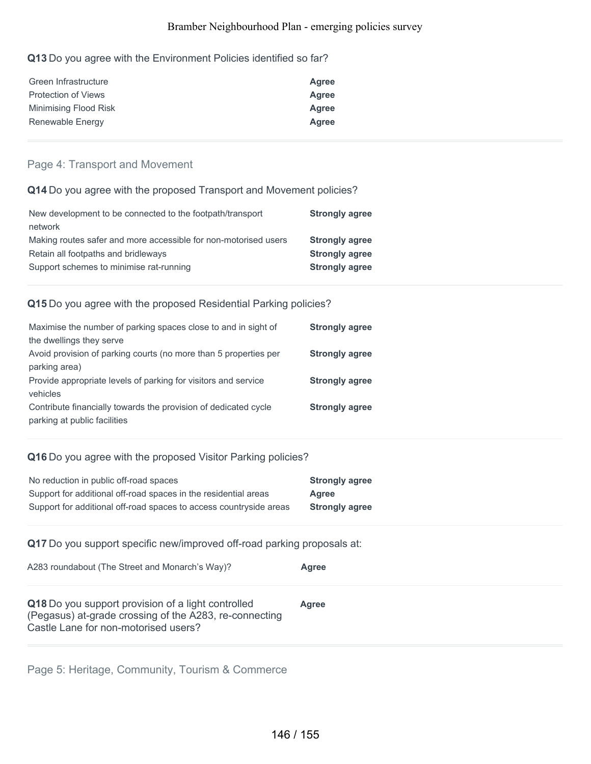**Q13** Do you agree with the Environment Policies identified so far?

| | |
|---|---|
| Green Infrastructure | **Agree** |
| Protection of Views | **Agree** |
| Minimising Flood Risk | **Agree** |
| Renewable Energy | **Agree** |

## Page 4: Transport and Movement

**Q14** Do you agree with the proposed Transport and Movement policies?

| | |
|---|---|
| New development to be connected to the footpath/transport network | **Strongly agree** |
| Making routes safer and more accessible for non-motorised users | **Strongly agree** |
| Retain all footpaths and bridleways | **Strongly agree** |
| Support schemes to minimise rat-running | **Strongly agree** |

**Q15** Do you agree with the proposed Residential Parking policies?

| | |
|---|---|
| Maximise the number of parking spaces close to and in sight of the dwellings they serve | **Strongly agree** |
| Avoid provision of parking courts (no more than 5 properties per parking area) | **Strongly agree** |
| Provide appropriate levels of parking for visitors and service vehicles | **Strongly agree** |
| Contribute financially towards the provision of dedicated cycle parking at public facilities | **Strongly agree** |

**Q16** Do you agree with the proposed Visitor Parking policies?

| | |
|---|---|
| No reduction in public off-road spaces | **Strongly agree** |
| Support for additional off-road spaces in the residential areas | **Agree** |
| Support for additional off-road spaces to access countryside areas | **Strongly agree** |

**Q17** Do you support specific new/improved off-road parking proposals at:

| | |
|---|---|
| A283 roundabout (The Street and Monarch's Way)? | **Agree** |

**Q18** Do you support provision of a light controlled (Pegasus) at-grade crossing of the A283, re-connecting Castle Lane for non-motorised users? **Agree**

## Page 5: Heritage, Community, Tourism & Commerce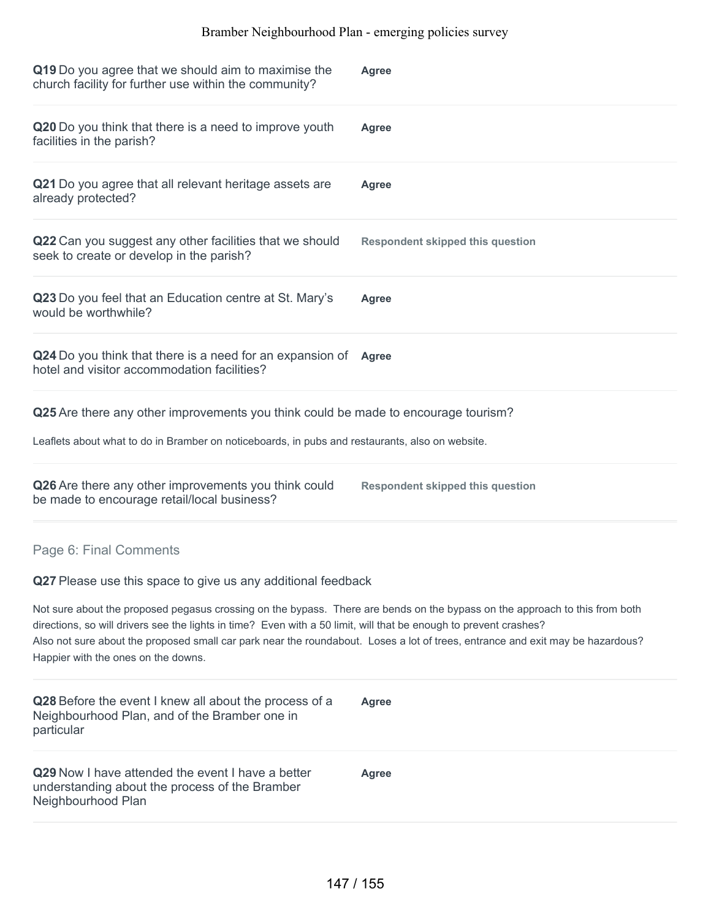**Q19** Do you agree that we should aim to maximise the church facility for further use within the community?

**Agree**

**Q20** Do you think that there is a need to improve youth facilities in the parish?

**Agree**

**Q21** Do you agree that all relevant heritage assets are already protected?

**Agree**

**Q22** Can you suggest any other facilities that we should seek to create or develop in the parish?

**Respondent skipped this question**

**Q23** Do you feel that an Education centre at St. Mary's would be worthwhile?

**Agree**

**Q24** Do you think that there is a need for an expansion of hotel and visitor accommodation facilities?

**Agree**

**Q25** Are there any other improvements you think could be made to encourage tourism?

Leaflets about what to do in Bramber on noticeboards, in pubs and restaurants, also on website.

**Q26** Are there any other improvements you think could be made to encourage retail/local business?

**Respondent skipped this question**

## Page 6: Final Comments

**Q27** Please use this space to give us any additional feedback

Not sure about the proposed pegasus crossing on the bypass. There are bends on the bypass on the approach to this from both directions, so will drivers see the lights in time? Even with a 50 limit, will that be enough to prevent crashes?
Also not sure about the proposed small car park near the roundabout. Loses a lot of trees, entrance and exit may be hazardous? Happier with the ones on the downs.

**Q28** Before the event I knew all about the process of a Neighbourhood Plan, and of the Bramber one in particular

**Agree**

**Q29** Now I have attended the event I have a better understanding about the process of the Bramber Neighbourhood Plan

**Agree**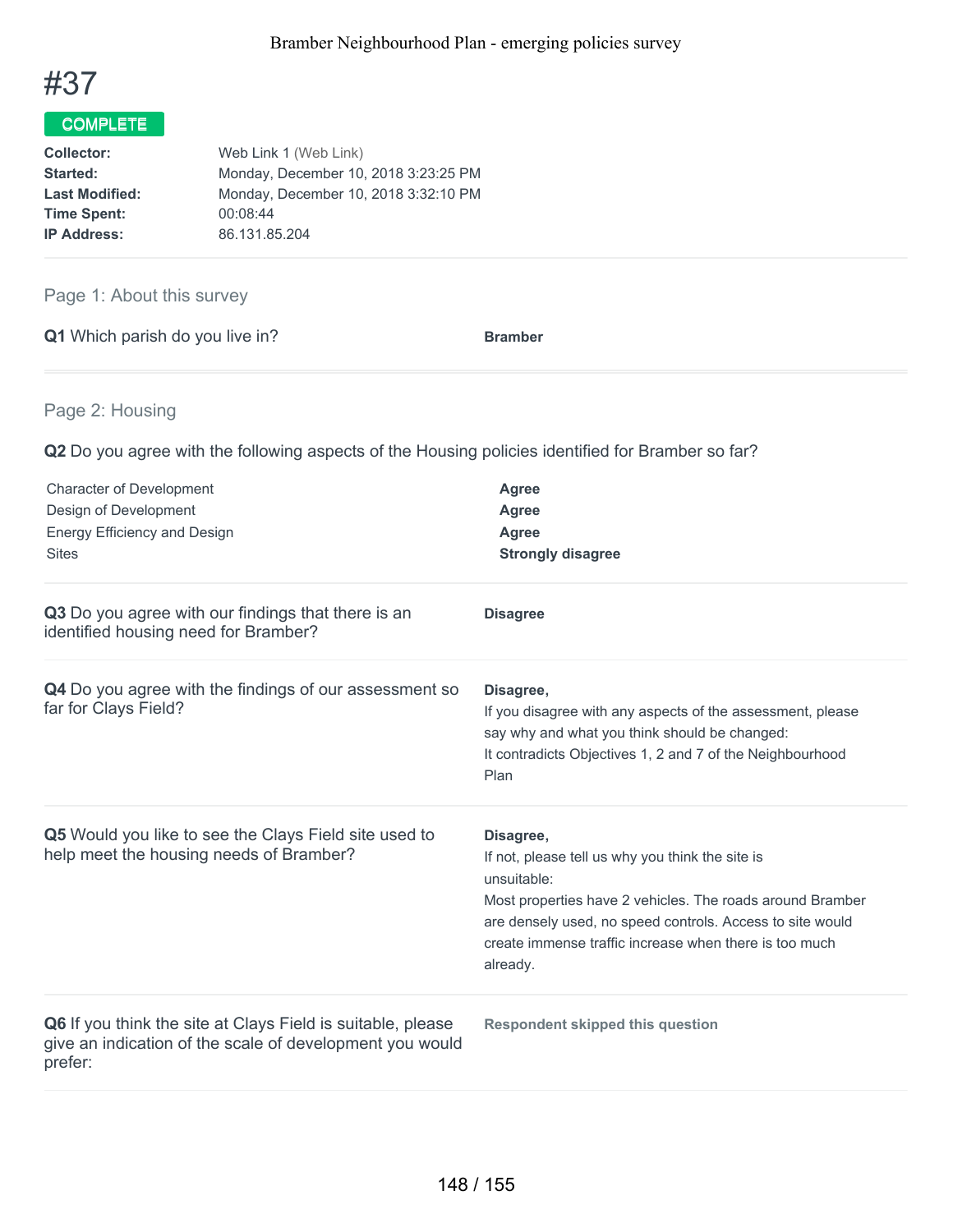# #37

**COMPLETE**

| | |
|---|---|
| **Collector:** | Web Link 1 (Web Link) |
| **Started:** | Monday, December 10, 2018 3:23:25 PM |
| **Last Modified:** | Monday, December 10, 2018 3:32:10 PM |
| **Time Spent:** | 00:08:44 |
| **IP Address:** | 86.131.85.204 |

## Page 1: About this survey

**Q1** Which parish do you live in?

**Bramber**

## Page 2: Housing

**Q2** Do you agree with the following aspects of the Housing policies identified for Bramber so far?

| | |
|---|---|
| Character of Development | **Agree** |
| Design of Development | **Agree** |
| Energy Efficiency and Design | **Agree** |
| Sites | **Strongly disagree** |

**Q3** Do you agree with our findings that there is an identified housing need for Bramber?

**Disagree**

**Q4** Do you agree with the findings of our assessment so far for Clays Field?

**Disagree,**

If you disagree with any aspects of the assessment, please say why and what you think should be changed:

It contradicts Objectives 1, 2 and 7 of the Neighbourhood Plan

**Q5** Would you like to see the Clays Field site used to help meet the housing needs of Bramber?

**Disagree,**

If not, please tell us why you think the site is unsuitable:

Most properties have 2 vehicles. The roads around Bramber are densely used, no speed controls. Access to site would create immense traffic increase when there is too much already.

**Q6** If you think the site at Clays Field is suitable, please give an indication of the scale of development you would prefer:

**Respondent skipped this question**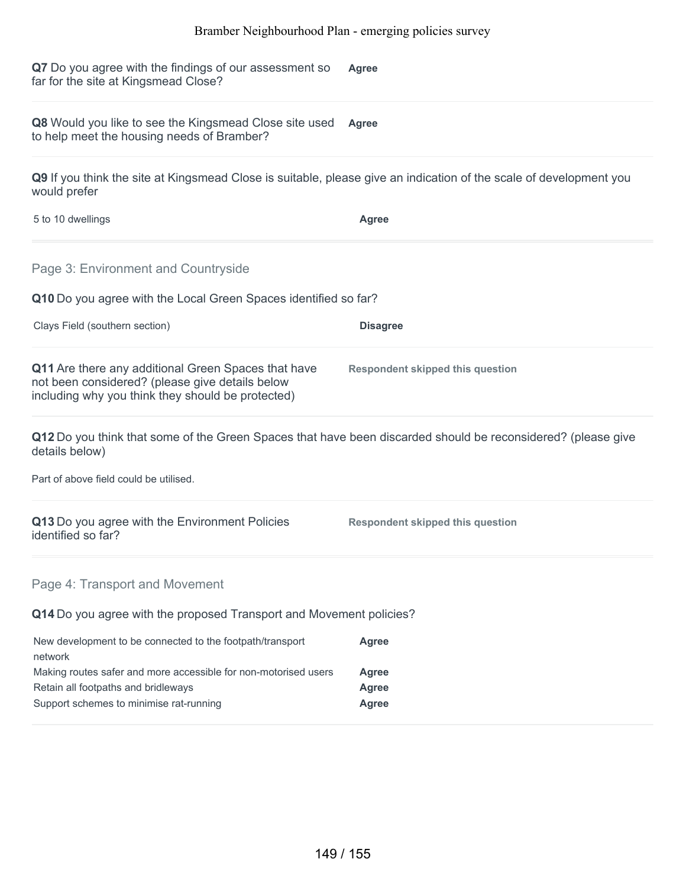**Q7** Do you agree with the findings of our assessment so far for the site at Kingsmead Close? **Agree**

**Q8** Would you like to see the Kingsmead Close site used to help meet the housing needs of Bramber? **Agree**

**Q9** If you think the site at Kingsmead Close is suitable, please give an indication of the scale of development you would prefer

| | |
|---|---|
| 5 to 10 dwellings | **Agree** |

## Page 3: Environment and Countryside

**Q10** Do you agree with the Local Green Spaces identified so far?

| | |
|---|---|
| Clays Field (southern section) | **Disagree** |

**Q11** Are there any additional Green Spaces that have not been considered? (please give details below including why you think they should be protected) **Respondent skipped this question**

**Q12** Do you think that some of the Green Spaces that have been discarded should be reconsidered? (please give details below)

Part of above field could be utilised.

**Q13** Do you agree with the Environment Policies identified so far? **Respondent skipped this question**

## Page 4: Transport and Movement

**Q14** Do you agree with the proposed Transport and Movement policies?

| | |
|---|---|
| New development to be connected to the footpath/transport network | **Agree** |
| Making routes safer and more accessible for non-motorised users | **Agree** |
| Retain all footpaths and bridleways | **Agree** |
| Support schemes to minimise rat-running | **Agree** |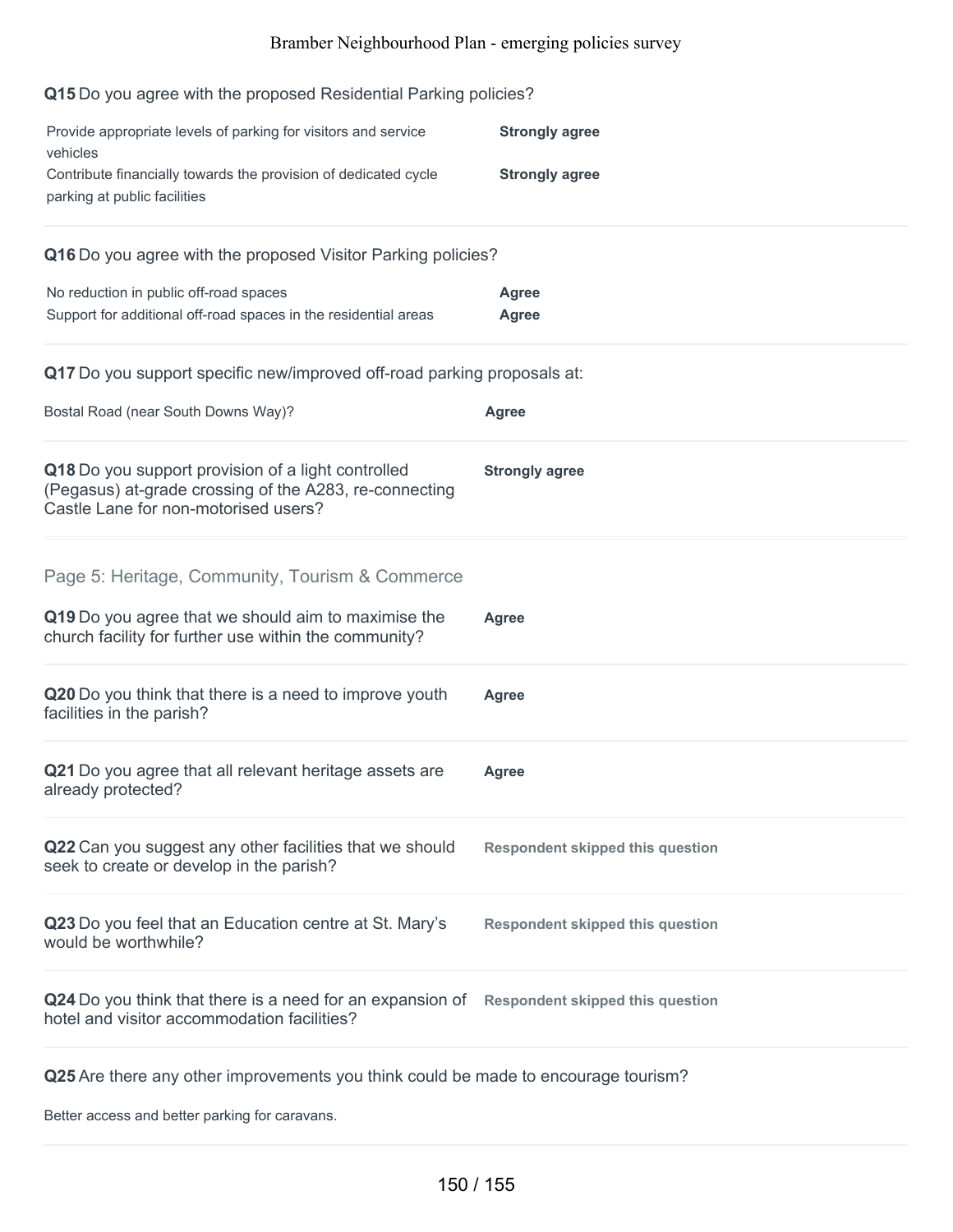**Q15** Do you agree with the proposed Residential Parking policies?

| | |
|---|---|
| Provide appropriate levels of parking for visitors and service vehicles | **Strongly agree** |
| Contribute financially towards the provision of dedicated cycle parking at public facilities | **Strongly agree** |

**Q16** Do you agree with the proposed Visitor Parking policies?

| | |
|---|---|
| No reduction in public off-road spaces | **Agree** |
| Support for additional off-road spaces in the residential areas | **Agree** |

**Q17** Do you support specific new/improved off-road parking proposals at:

| | |
|---|---|
| Bostal Road (near South Downs Way)? | **Agree** |

**Q18** Do you support provision of a light controlled (Pegasus) at-grade crossing of the A283, re-connecting Castle Lane for non-motorised users? **Strongly agree**

## Page 5: Heritage, Community, Tourism & Commerce

**Q19** Do you agree that we should aim to maximise the church facility for further use within the community? **Agree**

**Q20** Do you think that there is a need to improve youth facilities in the parish? **Agree**

**Q21** Do you agree that all relevant heritage assets are already protected? **Agree**

**Q22** Can you suggest any other facilities that we should seek to create or develop in the parish? **Respondent skipped this question**

**Q23** Do you feel that an Education centre at St. Mary's would be worthwhile? **Respondent skipped this question**

**Q24** Do you think that there is a need for an expansion of hotel and visitor accommodation facilities? **Respondent skipped this question**

**Q25** Are there any other improvements you think could be made to encourage tourism?

Better access and better parking for caravans.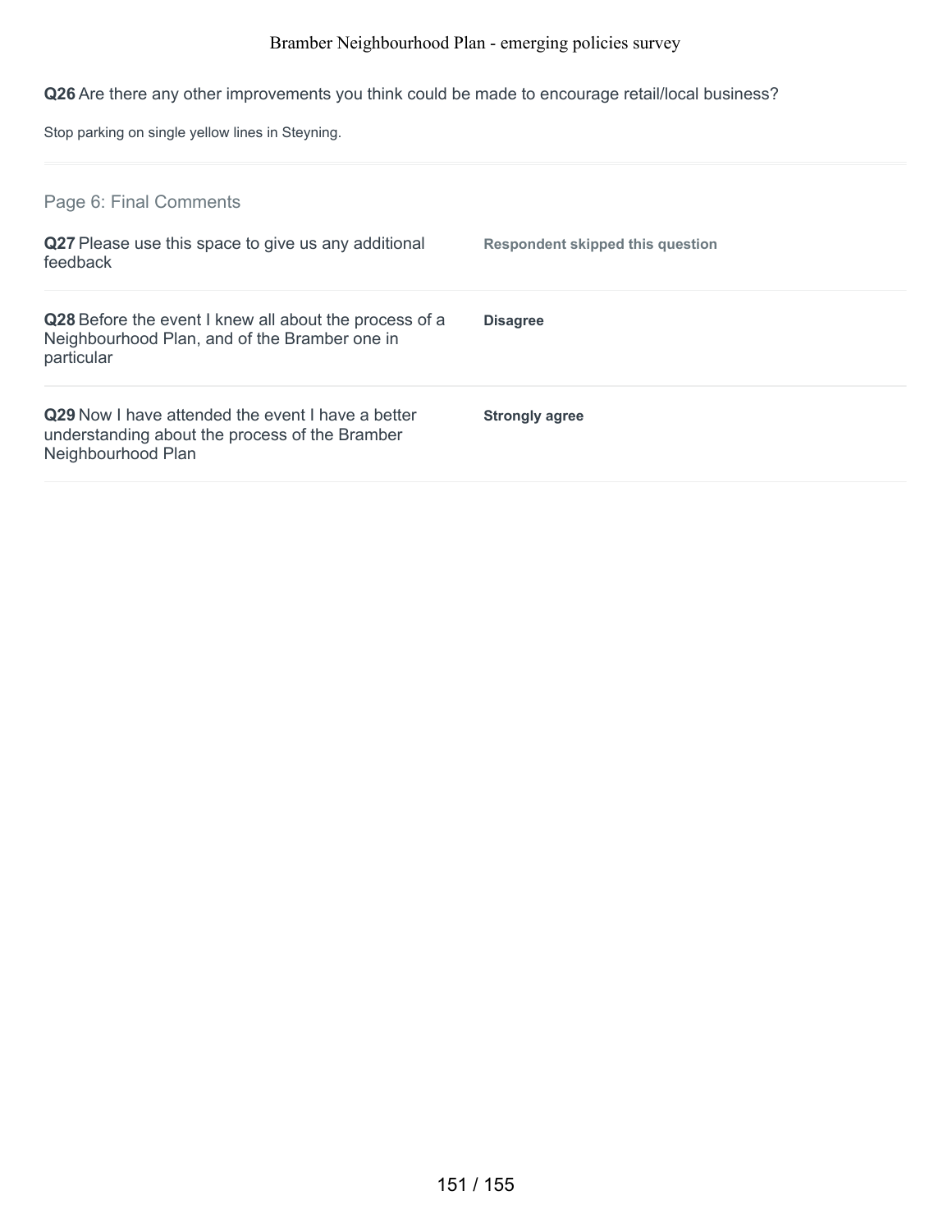**Q26** Are there any other improvements you think could be made to encourage retail/local business?

Stop parking on single yellow lines in Steyning.

## Page 6: Final Comments

| | |
|---|---|
| **Q27** Please use this space to give us any additional feedback | **Respondent skipped this question** |
| **Q28** Before the event I knew all about the process of a Neighbourhood Plan, and of the Bramber one in particular | **Disagree** |
| **Q29** Now I have attended the event I have a better understanding about the process of the Bramber Neighbourhood Plan | **Strongly agree** |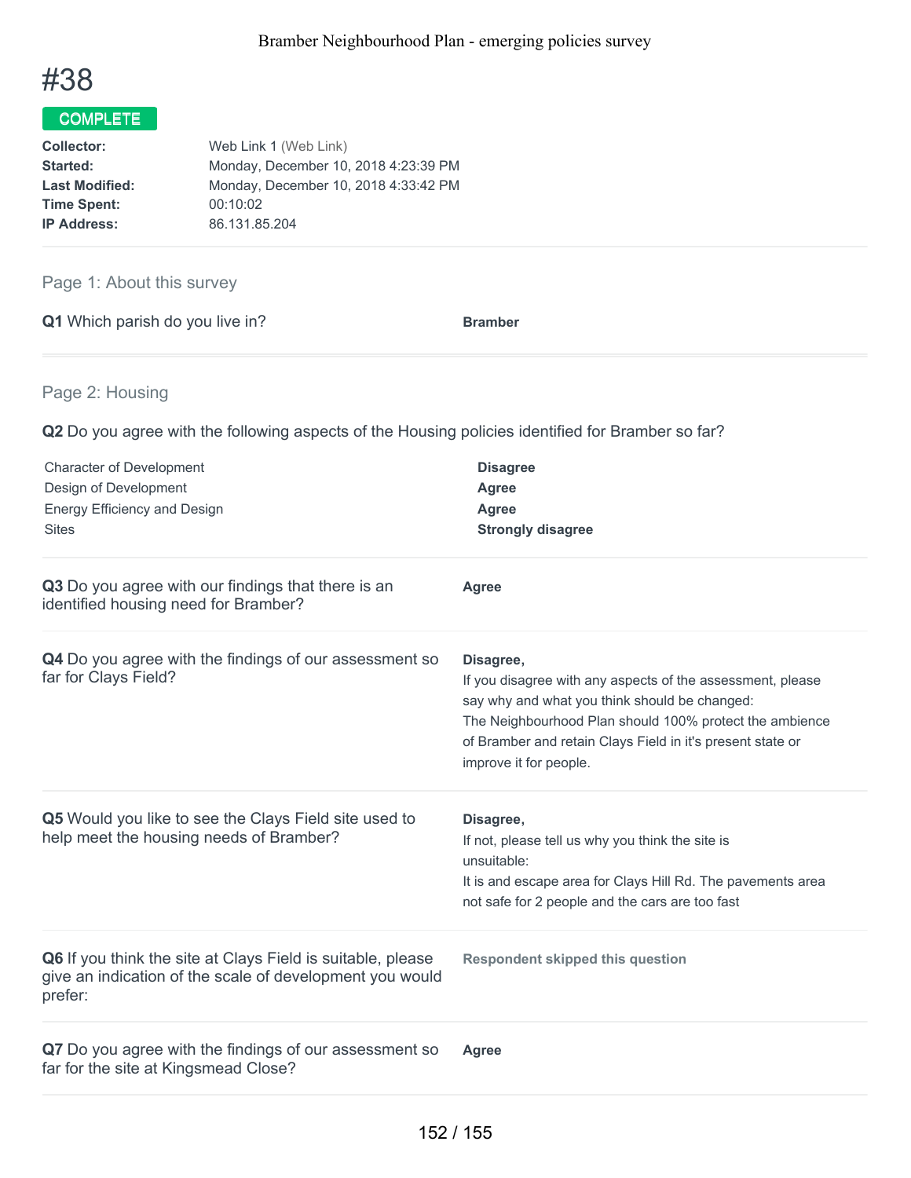# #38

**COMPLETE**

**Collector:** Web Link 1 (Web Link)
**Started:** Monday, December 10, 2018 4:23:39 PM
**Last Modified:** Monday, December 10, 2018 4:33:42 PM
**Time Spent:** 00:10:02
**IP Address:** 86.131.85.204

## Page 1: About this survey

**Q1** Which parish do you live in?

**Bramber**

## Page 2: Housing

**Q2** Do you agree with the following aspects of the Housing policies identified for Bramber so far?

| | |
|---|---|
| Character of Development | **Disagree** |
| Design of Development | **Agree** |
| Energy Efficiency and Design | **Agree** |
| Sites | **Strongly disagree** |

**Q3** Do you agree with our findings that there is an identified housing need for Bramber?

**Agree**

**Q4** Do you agree with the findings of our assessment so far for Clays Field?

**Disagree,**
If you disagree with any aspects of the assessment, please say why and what you think should be changed:
The Neighbourhood Plan should 100% protect the ambience of Bramber and retain Clays Field in it's present state or improve it for people.

**Q5** Would you like to see the Clays Field site used to help meet the housing needs of Bramber?

**Disagree,**
If not, please tell us why you think the site is unsuitable:
It is and escape area for Clays Hill Rd. The pavements area not safe for 2 people and the cars are too fast

**Q6** If you think the site at Clays Field is suitable, please give an indication of the scale of development you would prefer:

**Respondent skipped this question**

**Q7** Do you agree with the findings of our assessment so far for the site at Kingsmead Close?

**Agree**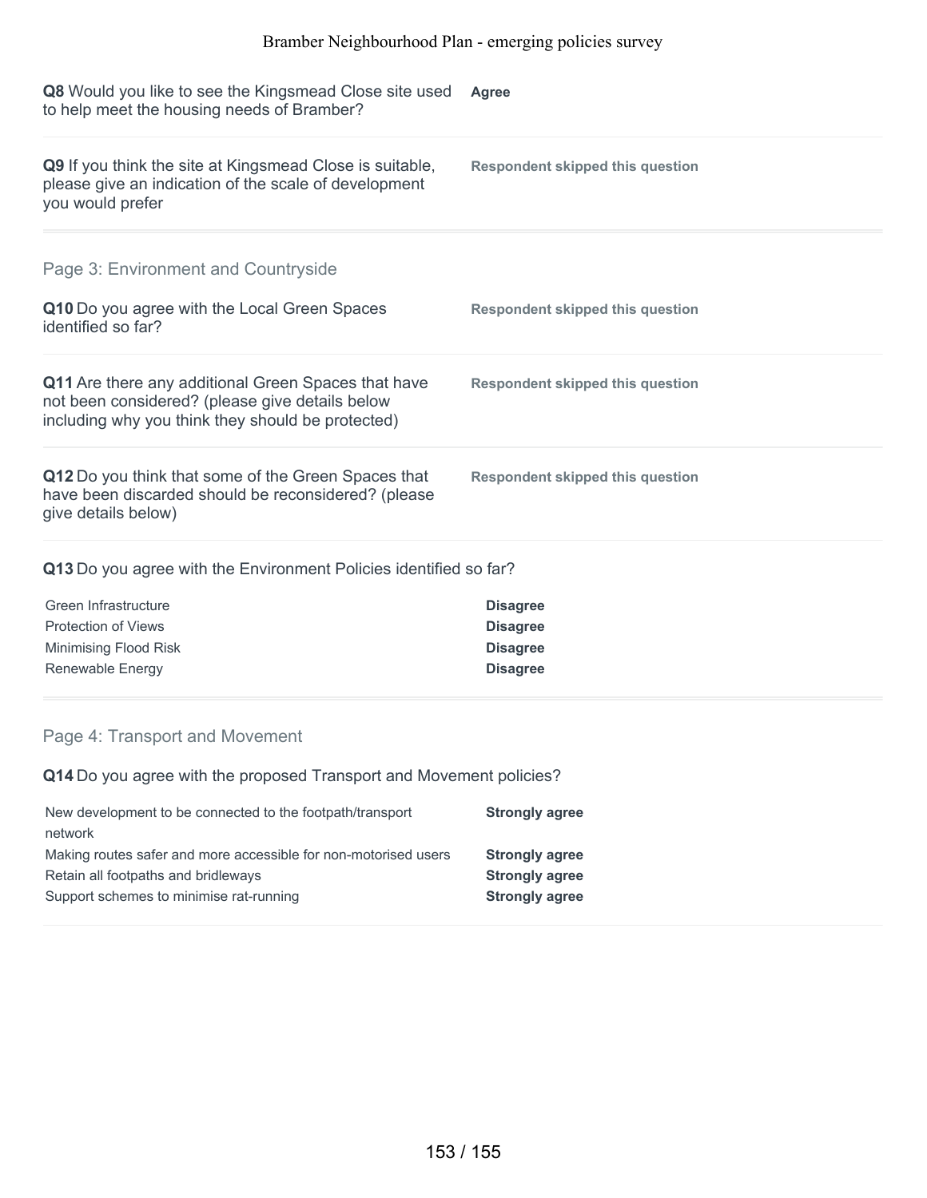**Q8** Would you like to see the Kingsmead Close site used to help meet the housing needs of Bramber?

**Agree**

**Q9** If you think the site at Kingsmead Close is suitable, please give an indication of the scale of development you would prefer

**Respondent skipped this question**

## Page 3: Environment and Countryside

**Q10** Do you agree with the Local Green Spaces identified so far?

**Respondent skipped this question**

**Q11** Are there any additional Green Spaces that have not been considered? (please give details below including why you think they should be protected)

**Respondent skipped this question**

**Q12** Do you think that some of the Green Spaces that have been discarded should be reconsidered? (please give details below)

**Respondent skipped this question**

**Q13** Do you agree with the Environment Policies identified so far?

| | |
|---|---|
| Green Infrastructure | **Disagree** |
| Protection of Views | **Disagree** |
| Minimising Flood Risk | **Disagree** |
| Renewable Energy | **Disagree** |

## Page 4: Transport and Movement

**Q14** Do you agree with the proposed Transport and Movement policies?

| | |
|---|---|
| New development to be connected to the footpath/transport network | **Strongly agree** |
| Making routes safer and more accessible for non-motorised users | **Strongly agree** |
| Retain all footpaths and bridleways | **Strongly agree** |
| Support schemes to minimise rat-running | **Strongly agree** |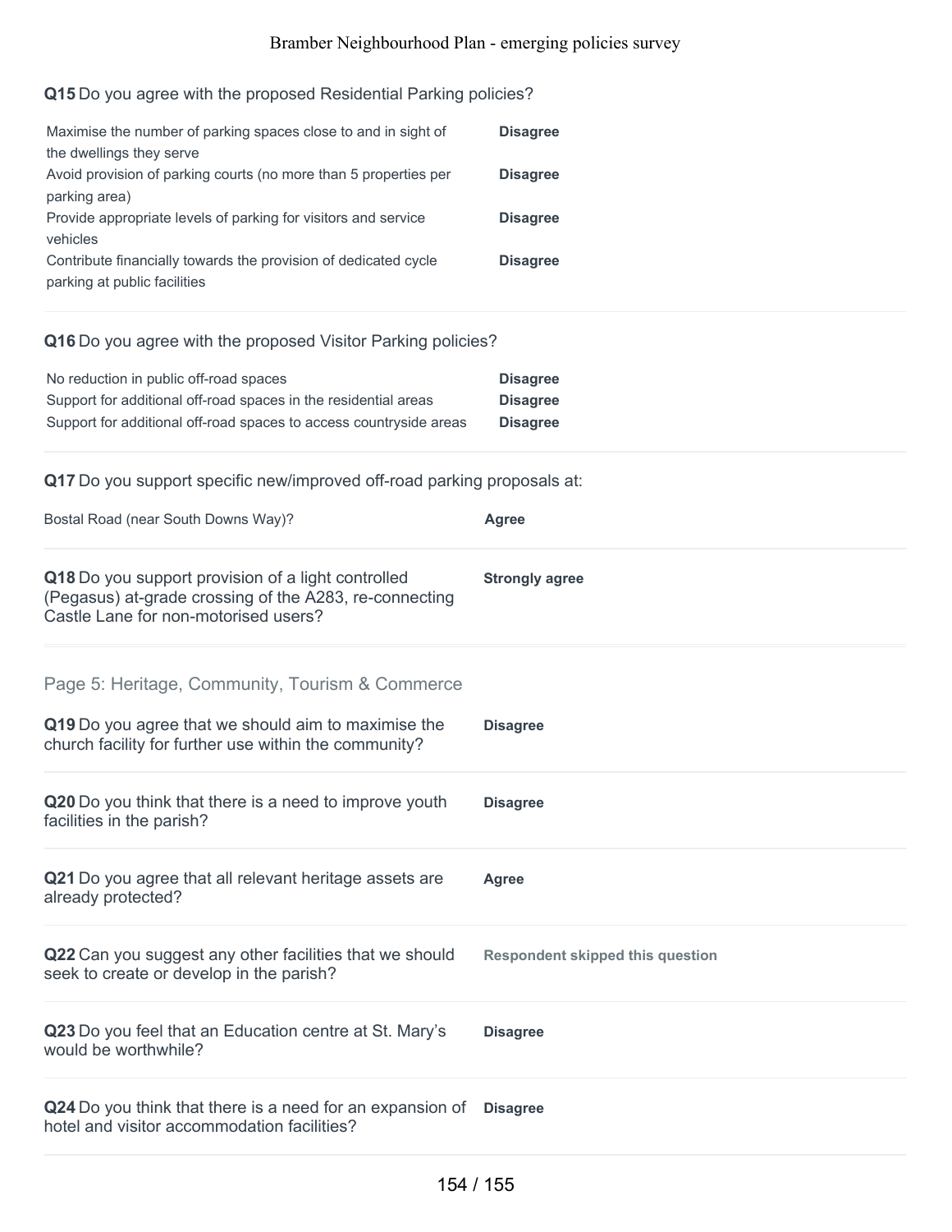**Q15** Do you agree with the proposed Residential Parking policies?

| | |
|---|---|
| Maximise the number of parking spaces close to and in sight of the dwellings they serve | **Disagree** |
| Avoid provision of parking courts (no more than 5 properties per parking area) | **Disagree** |
| Provide appropriate levels of parking for visitors and service vehicles | **Disagree** |
| Contribute financially towards the provision of dedicated cycle parking at public facilities | **Disagree** |

**Q16** Do you agree with the proposed Visitor Parking policies?

| | |
|---|---|
| No reduction in public off-road spaces | **Disagree** |
| Support for additional off-road spaces in the residential areas | **Disagree** |
| Support for additional off-road spaces to access countryside areas | **Disagree** |

**Q17** Do you support specific new/improved off-road parking proposals at:

| | |
|---|---|
| Bostal Road (near South Downs Way)? | **Agree** |

**Q18** Do you support provision of a light controlled (Pegasus) at-grade crossing of the A283, re-connecting Castle Lane for non-motorised users? **Strongly agree**

## Page 5: Heritage, Community, Tourism & Commerce

**Q19** Do you agree that we should aim to maximise the church facility for further use within the community? **Disagree**

**Q20** Do you think that there is a need to improve youth facilities in the parish? **Disagree**

**Q21** Do you agree that all relevant heritage assets are already protected? **Agree**

**Q22** Can you suggest any other facilities that we should seek to create or develop in the parish? **Respondent skipped this question**

**Q23** Do you feel that an Education centre at St. Mary's would be worthwhile? **Disagree**

**Q24** Do you think that there is a need for an expansion of hotel and visitor accommodation facilities? **Disagree**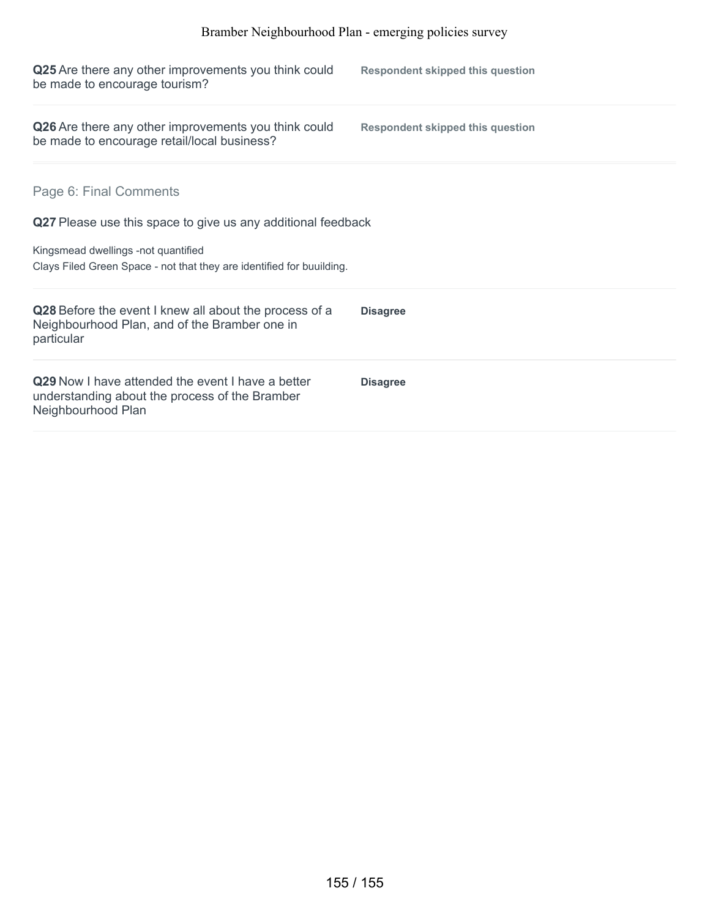**Q25** Are there any other improvements you think could be made to encourage tourism?

**Respondent skipped this question**

**Q26** Are there any other improvements you think could be made to encourage retail/local business?

**Respondent skipped this question**

## Page 6: Final Comments

**Q27** Please use this space to give us any additional feedback

Kingsmead dwellings -not quantified
Clays Filed Green Space - not that they are identified for buuilding.

**Q28** Before the event I knew all about the process of a Neighbourhood Plan, and of the Bramber one in particular

**Disagree**

**Q29** Now I have attended the event I have a better understanding about the process of the Bramber Neighbourhood Plan

**Disagree**